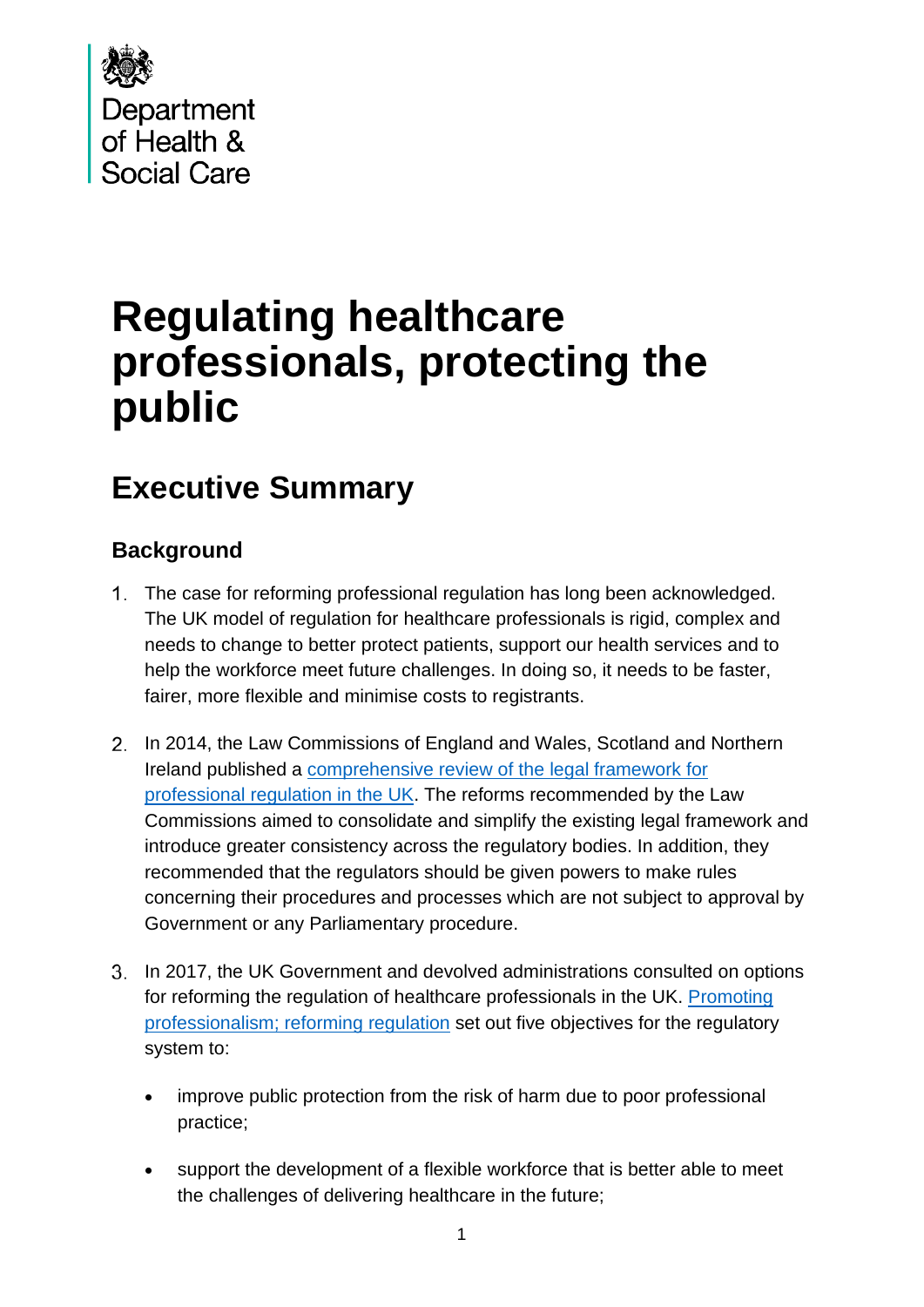Department of Health & Social Care

# Regulating healthcare professionals, protecting the public

## Executive Summary

### Background

1. The case for reforming professional regulation has long been acknowledged. The UK model of regulation for healthcare professionals is rigid, complex and needs to change to better protect patients, support our health services and to help the workforce meet future challenges. In doing so, it needs to be faster, fairer, more flexible and minimise costs to registrants.

2. In 2014, the Law Commissions of England and Wales, Scotland and Northern Ireland published a comprehensive review of the legal framework for professional regulation in the UK. The reforms recommended by the Law Commissions aimed to consolidate and simplify the existing legal framework and introduce greater consistency across the regulatory bodies. In addition, they recommended that the regulators should be given powers to make rules concerning their procedures and processes which are not subject to approval by Government or any Parliamentary procedure.

3. In 2017, the UK Government and devolved administrations consulted on options for reforming the regulation of healthcare professionals in the UK. Promoting professionalism; reforming regulation set out five objectives for the regulatory system to:

   - improve public protection from the risk of harm due to poor professional practice;
   - support the development of a flexible workforce that is better able to meet the challenges of delivering healthcare in the future;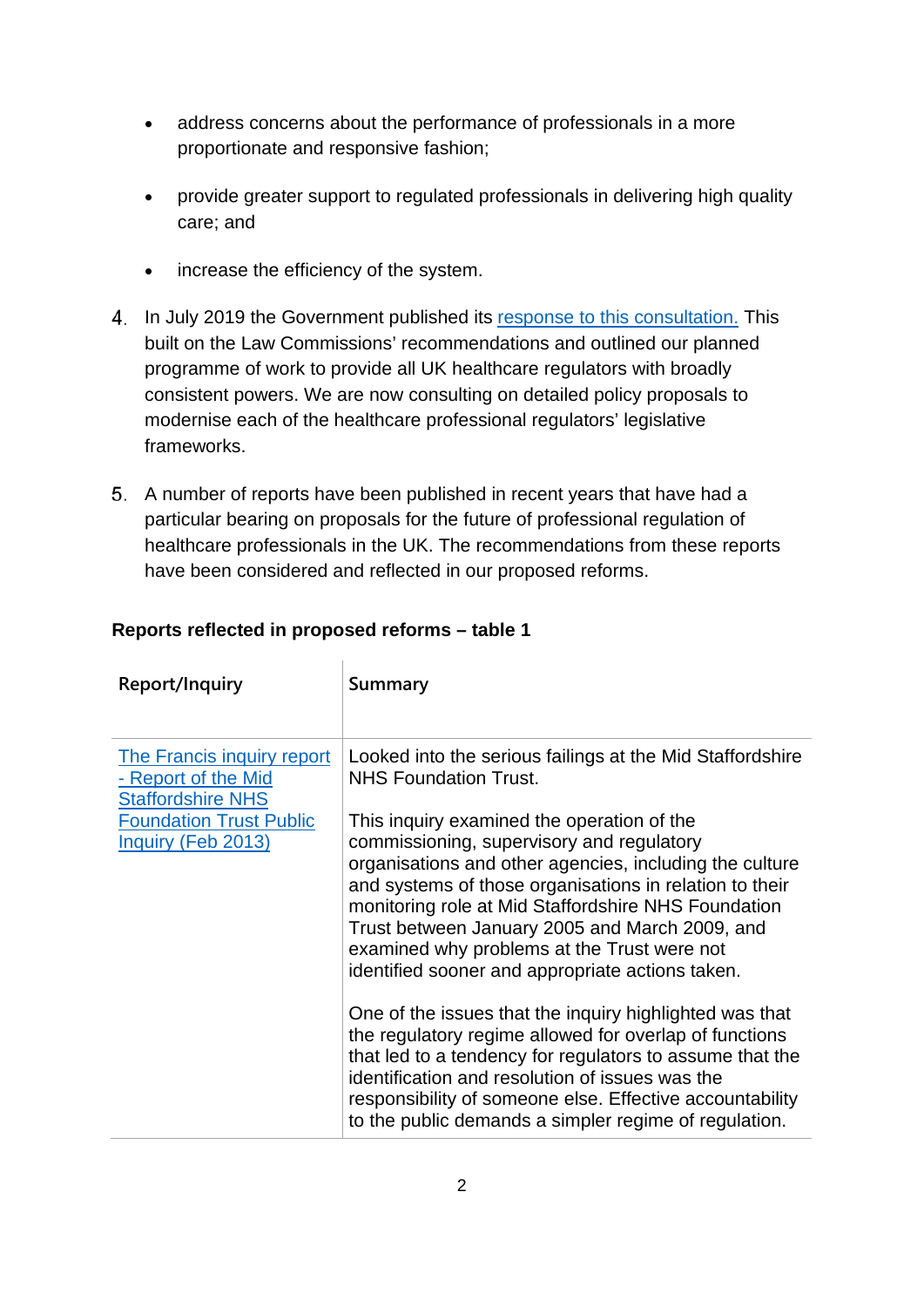- address concerns about the performance of professionals in a more proportionate and responsive fashion;
- provide greater support to regulated professionals in delivering high quality care; and
- increase the efficiency of the system.

4. In July 2019 the Government published its response to this consultation. This built on the Law Commissions' recommendations and outlined our planned programme of work to provide all UK healthcare regulators with broadly consistent powers. We are now consulting on detailed policy proposals to modernise each of the healthcare professional regulators' legislative frameworks.

5. A number of reports have been published in recent years that have had a particular bearing on proposals for the future of professional regulation of healthcare professionals in the UK. The recommendations from these reports have been considered and reflected in our proposed reforms.

**Reports reflected in proposed reforms – table 1**

| Report/Inquiry | Summary |
|---|---|
| The Francis inquiry report - Report of the Mid Staffordshire NHS Foundation Trust Public Inquiry (Feb 2013) | Looked into the serious failings at the Mid Staffordshire NHS Foundation Trust.<br><br>This inquiry examined the operation of the commissioning, supervisory and regulatory organisations and other agencies, including the culture and systems of those organisations in relation to their monitoring role at Mid Staffordshire NHS Foundation Trust between January 2005 and March 2009, and examined why problems at the Trust were not identified sooner and appropriate actions taken.<br><br>One of the issues that the inquiry highlighted was that the regulatory regime allowed for overlap of functions that led to a tendency for regulators to assume that the identification and resolution of issues was the responsibility of someone else. Effective accountability to the public demands a simpler regime of regulation. |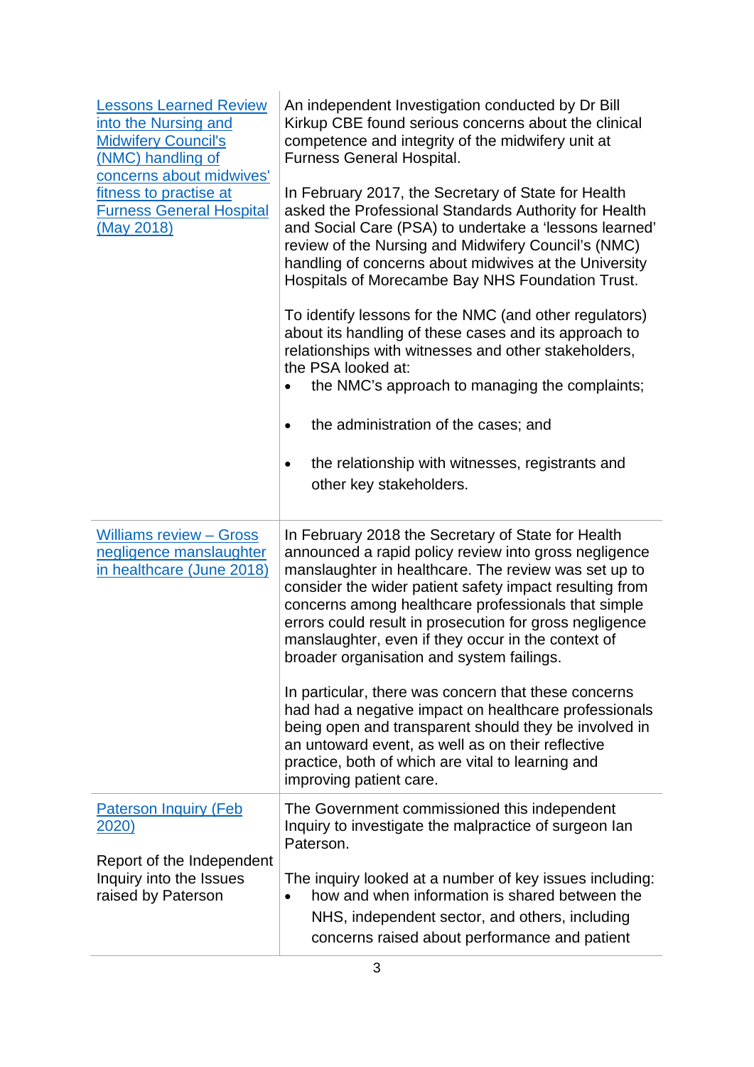| | |
|---|---|
| [Lessons Learned Review into the Nursing and Midwifery Council's (NMC) handling of concerns about midwives' fitness to practise at Furness General Hospital (May 2018)]() | An independent Investigation conducted by Dr Bill Kirkup CBE found serious concerns about the clinical competence and integrity of the midwifery unit at Furness General Hospital.<br><br>In February 2017, the Secretary of State for Health asked the Professional Standards Authority for Health and Social Care (PSA) to undertake a 'lessons learned' review of the Nursing and Midwifery Council's (NMC) handling of concerns about midwives at the University Hospitals of Morecambe Bay NHS Foundation Trust.<br><br>To identify lessons for the NMC (and other regulators) about its handling of these cases and its approach to relationships with witnesses and other stakeholders, the PSA looked at:<br>• the NMC's approach to managing the complaints;<br>• the administration of the cases; and<br>• the relationship with witnesses, registrants and other key stakeholders. |
| [Williams review – Gross negligence manslaughter in healthcare (June 2018)]() | In February 2018 the Secretary of State for Health announced a rapid policy review into gross negligence manslaughter in healthcare. The review was set up to consider the wider patient safety impact resulting from concerns among healthcare professionals that simple errors could result in prosecution for gross negligence manslaughter, even if they occur in the context of broader organisation and system failings.<br><br>In particular, there was concern that these concerns had had a negative impact on healthcare professionals being open and transparent should they be involved in an untoward event, as well as on their reflective practice, both of which are vital to learning and improving patient care. |
| [Paterson Inquiry (Feb 2020)]()<br><br>Report of the Independent Inquiry into the Issues raised by Paterson | The Government commissioned this independent Inquiry to investigate the malpractice of surgeon Ian Paterson.<br><br>The inquiry looked at a number of key issues including:<br>• how and when information is shared between the NHS, independent sector, and others, including concerns raised about performance and patient |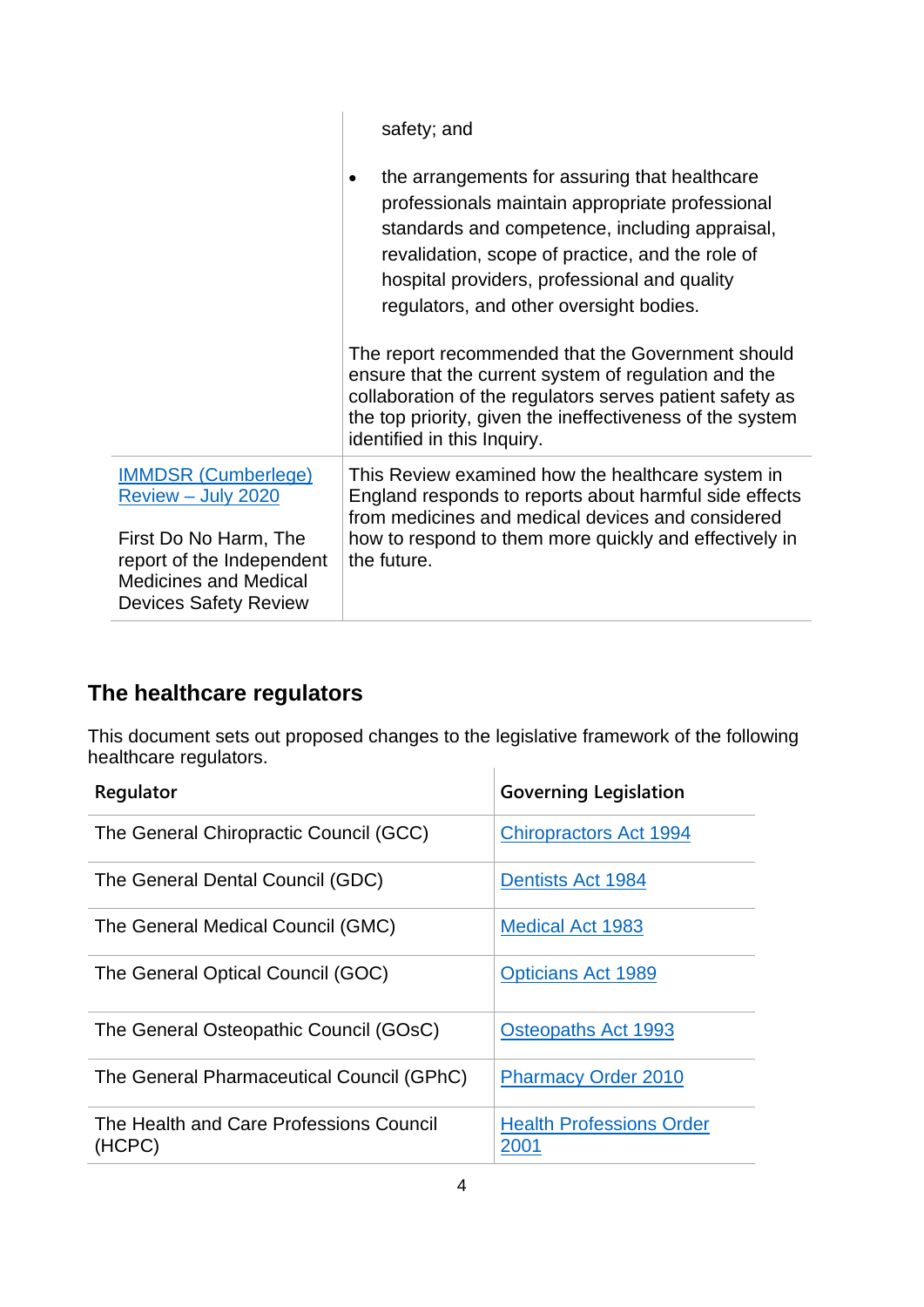| | |
|---|---|
| | safety; and<br><br>• the arrangements for assuring that healthcare professionals maintain appropriate professional standards and competence, including appraisal, revalidation, scope of practice, and the role of hospital providers, professional and quality regulators, and other oversight bodies.<br><br>The report recommended that the Government should ensure that the current system of regulation and the collaboration of the regulators serves patient safety as the top priority, given the ineffectiveness of the system identified in this Inquiry. |
| IMMDSR (Cumberlege) Review – July 2020<br><br>First Do No Harm, The report of the Independent Medicines and Medical Devices Safety Review | This Review examined how the healthcare system in England responds to reports about harmful side effects from medicines and medical devices and considered how to respond to them more quickly and effectively in the future. |

## The healthcare regulators

This document sets out proposed changes to the legislative framework of the following healthcare regulators.

| Regulator | Governing Legislation |
|---|---|
| The General Chiropractic Council (GCC) | Chiropractors Act 1994 |
| The General Dental Council (GDC) | Dentists Act 1984 |
| The General Medical Council (GMC) | Medical Act 1983 |
| The General Optical Council (GOC) | Opticians Act 1989 |
| The General Osteopathic Council (GOsC) | Osteopaths Act 1993 |
| The General Pharmaceutical Council (GPhC) | Pharmacy Order 2010 |
| The Health and Care Professions Council (HCPC) | Health Professions Order 2001 |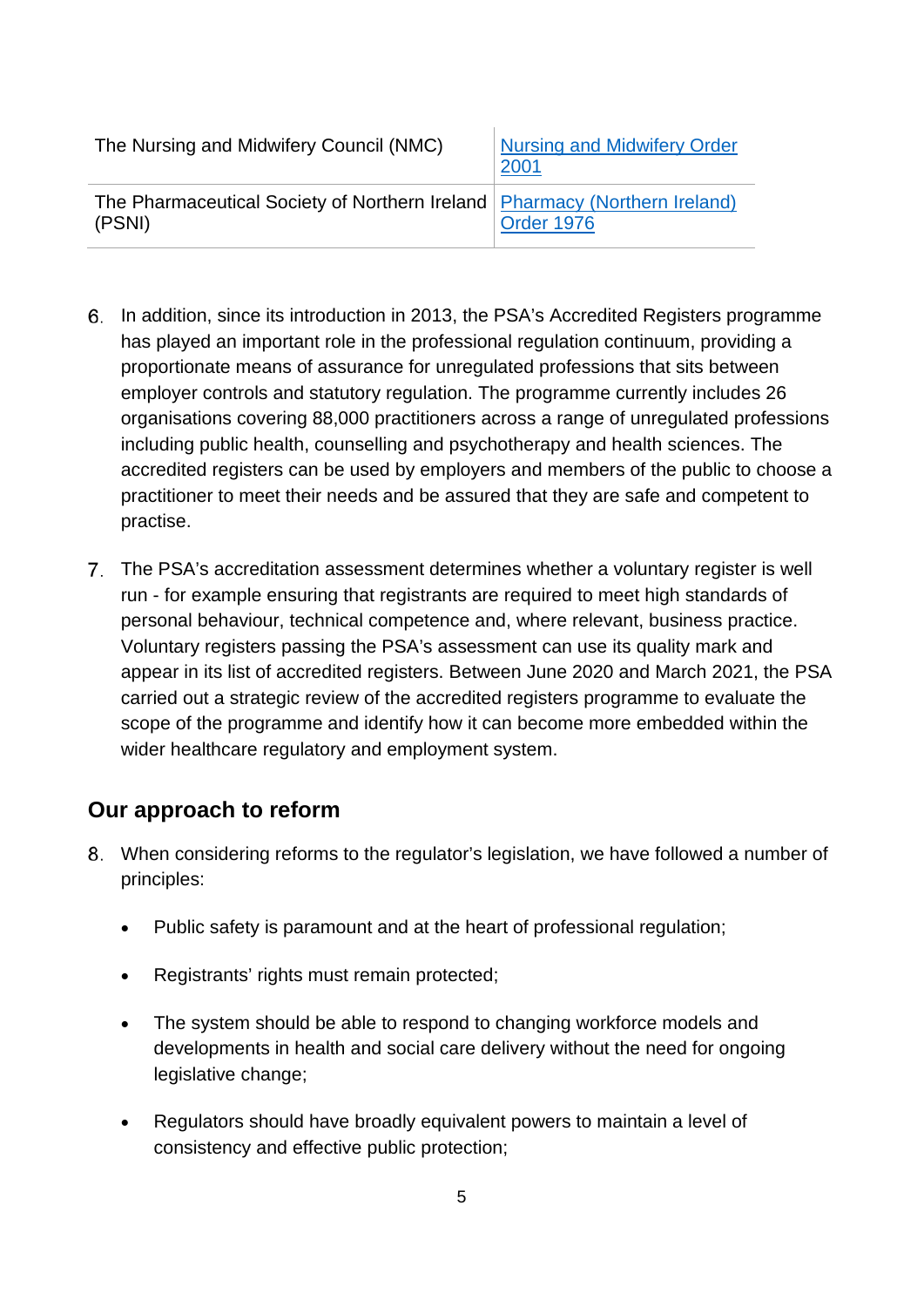| | |
|---|---|
| The Nursing and Midwifery Council (NMC) | [Nursing and Midwifery Order 2001]() |
| The Pharmaceutical Society of Northern Ireland (PSNI) | [Pharmacy (Northern Ireland) Order 1976]() |

6. In addition, since its introduction in 2013, the PSA's Accredited Registers programme has played an important role in the professional regulation continuum, providing a proportionate means of assurance for unregulated professions that sits between employer controls and statutory regulation. The programme currently includes 26 organisations covering 88,000 practitioners across a range of unregulated professions including public health, counselling and psychotherapy and health sciences. The accredited registers can be used by employers and members of the public to choose a practitioner to meet their needs and be assured that they are safe and competent to practise.

7. The PSA's accreditation assessment determines whether a voluntary register is well run - for example ensuring that registrants are required to meet high standards of personal behaviour, technical competence and, where relevant, business practice. Voluntary registers passing the PSA's assessment can use its quality mark and appear in its list of accredited registers. Between June 2020 and March 2021, the PSA carried out a strategic review of the accredited registers programme to evaluate the scope of the programme and identify how it can become more embedded within the wider healthcare regulatory and employment system.

## Our approach to reform

8. When considering reforms to the regulator's legislation, we have followed a number of principles:

   - Public safety is paramount and at the heart of professional regulation;
   - Registrants' rights must remain protected;
   - The system should be able to respond to changing workforce models and developments in health and social care delivery without the need for ongoing legislative change;
   - Regulators should have broadly equivalent powers to maintain a level of consistency and effective public protection;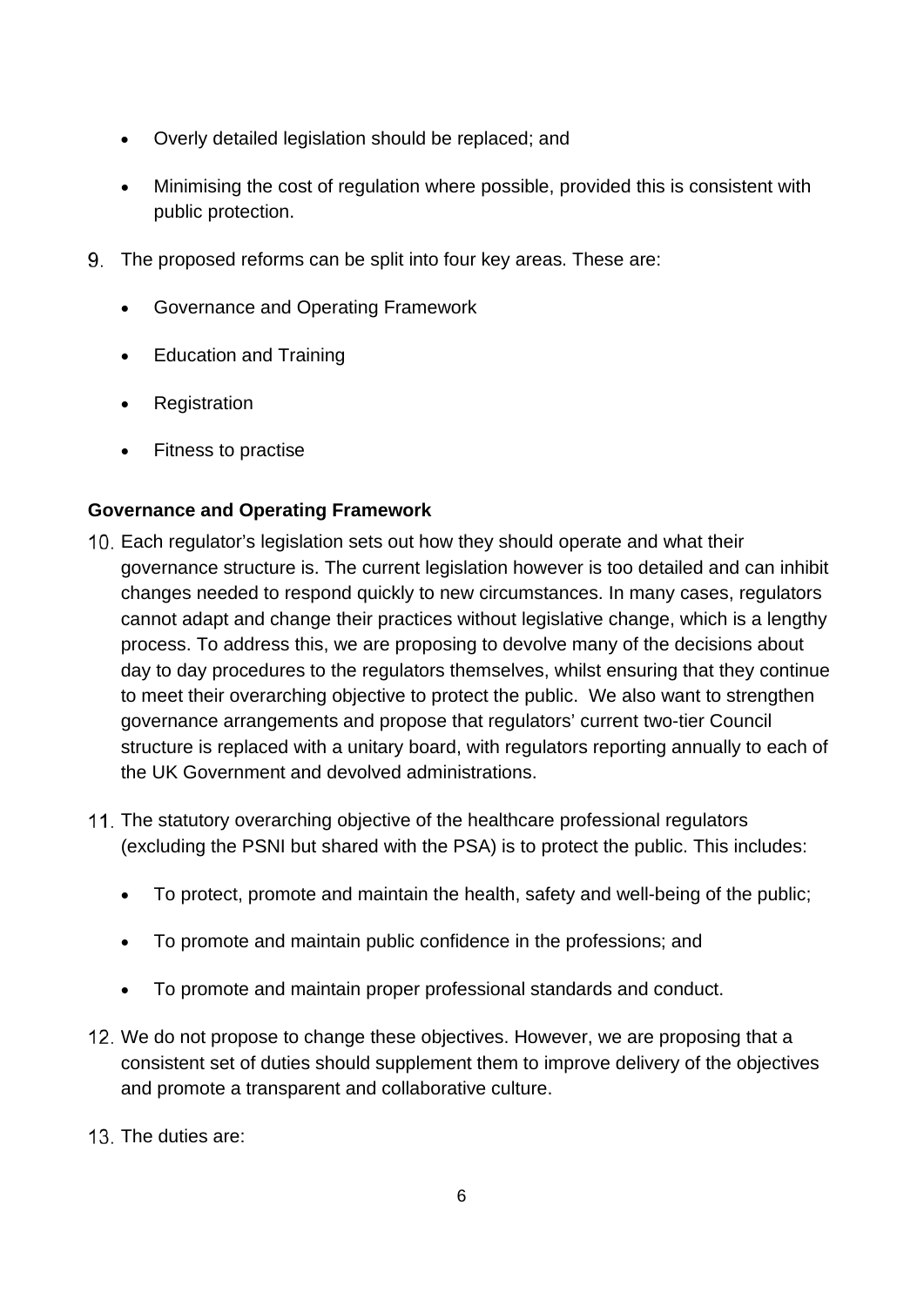- Overly detailed legislation should be replaced; and
- Minimising the cost of regulation where possible, provided this is consistent with public protection.

9. The proposed reforms can be split into four key areas. These are:

   - Governance and Operating Framework
   - Education and Training
   - Registration
   - Fitness to practise

**Governance and Operating Framework**

10. Each regulator's legislation sets out how they should operate and what their governance structure is. The current legislation however is too detailed and can inhibit changes needed to respond quickly to new circumstances. In many cases, regulators cannot adapt and change their practices without legislative change, which is a lengthy process. To address this, we are proposing to devolve many of the decisions about day to day procedures to the regulators themselves, whilst ensuring that they continue to meet their overarching objective to protect the public. We also want to strengthen governance arrangements and propose that regulators' current two-tier Council structure is replaced with a unitary board, with regulators reporting annually to each of the UK Government and devolved administrations.

11. The statutory overarching objective of the healthcare professional regulators (excluding the PSNI but shared with the PSA) is to protect the public. This includes:

    - To protect, promote and maintain the health, safety and well-being of the public;
    - To promote and maintain public confidence in the professions; and
    - To promote and maintain proper professional standards and conduct.

12. We do not propose to change these objectives. However, we are proposing that a consistent set of duties should supplement them to improve delivery of the objectives and promote a transparent and collaborative culture.

13. The duties are: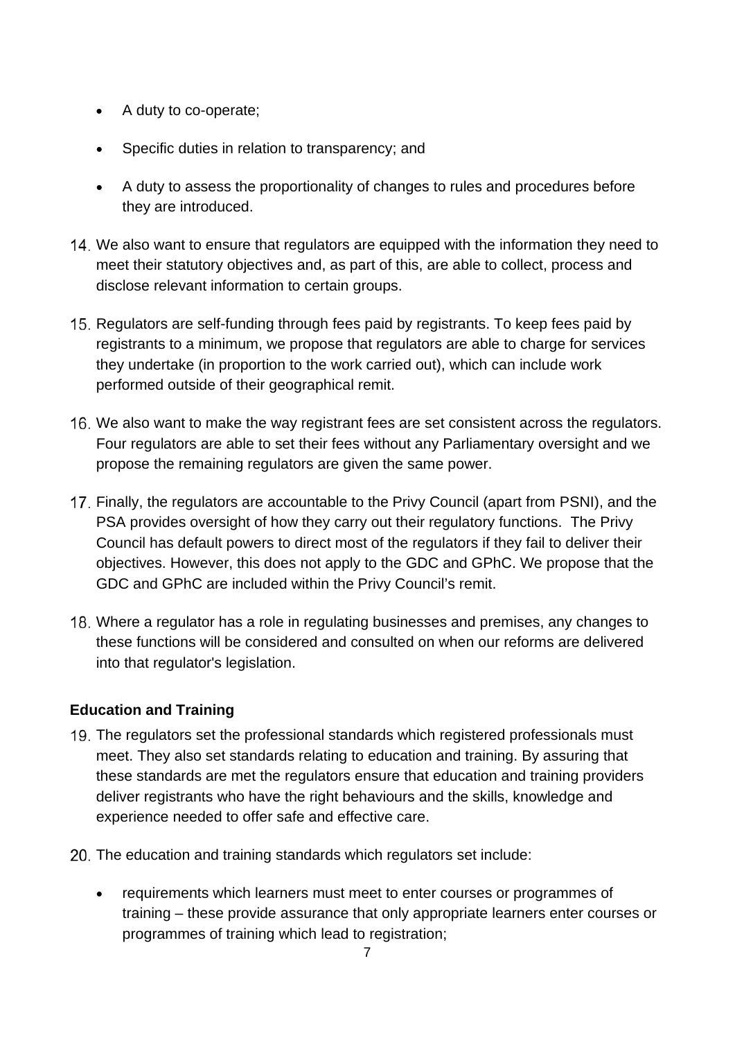- A duty to co-operate;
- Specific duties in relation to transparency; and
- A duty to assess the proportionality of changes to rules and procedures before they are introduced.

14. We also want to ensure that regulators are equipped with the information they need to meet their statutory objectives and, as part of this, are able to collect, process and disclose relevant information to certain groups.

15. Regulators are self-funding through fees paid by registrants. To keep fees paid by registrants to a minimum, we propose that regulators are able to charge for services they undertake (in proportion to the work carried out), which can include work performed outside of their geographical remit.

16. We also want to make the way registrant fees are set consistent across the regulators. Four regulators are able to set their fees without any Parliamentary oversight and we propose the remaining regulators are given the same power.

17. Finally, the regulators are accountable to the Privy Council (apart from PSNI), and the PSA provides oversight of how they carry out their regulatory functions. The Privy Council has default powers to direct most of the regulators if they fail to deliver their objectives. However, this does not apply to the GDC and GPhC. We propose that the GDC and GPhC are included within the Privy Council's remit.

18. Where a regulator has a role in regulating businesses and premises, any changes to these functions will be considered and consulted on when our reforms are delivered into that regulator's legislation.

**Education and Training**

19. The regulators set the professional standards which registered professionals must meet. They also set standards relating to education and training. By assuring that these standards are met the regulators ensure that education and training providers deliver registrants who have the right behaviours and the skills, knowledge and experience needed to offer safe and effective care.

20. The education and training standards which regulators set include:

    - requirements which learners must meet to enter courses or programmes of training – these provide assurance that only appropriate learners enter courses or programmes of training which lead to registration;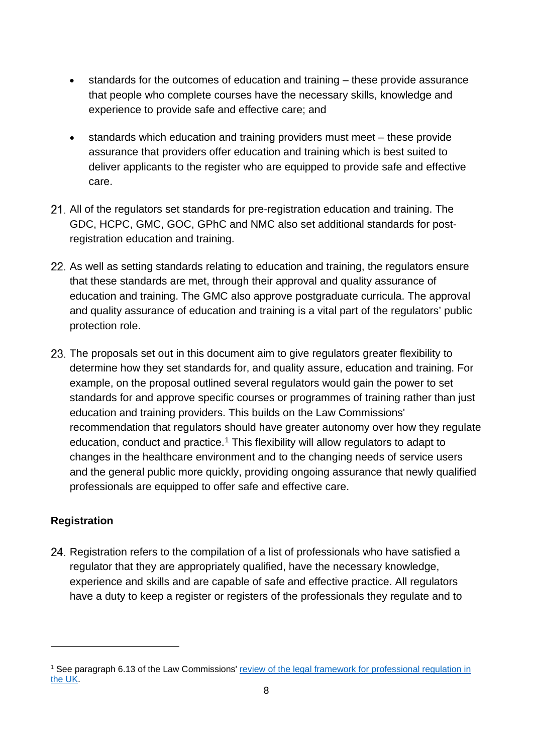- standards for the outcomes of education and training – these provide assurance that people who complete courses have the necessary skills, knowledge and experience to provide safe and effective care; and

- standards which education and training providers must meet – these provide assurance that providers offer education and training which is best suited to deliver applicants to the register who are equipped to provide safe and effective care.

21. All of the regulators set standards for pre-registration education and training. The GDC, HCPC, GMC, GOC, GPhC and NMC also set additional standards for post-registration education and training.

22. As well as setting standards relating to education and training, the regulators ensure that these standards are met, through their approval and quality assurance of education and training. The GMC also approve postgraduate curricula. The approval and quality assurance of education and training is a vital part of the regulators' public protection role.

23. The proposals set out in this document aim to give regulators greater flexibility to determine how they set standards for, and quality assure, education and training. For example, on the proposal outlined several regulators would gain the power to set standards for and approve specific courses or programmes of training rather than just education and training providers. This builds on the Law Commissions' recommendation that regulators should have greater autonomy over how they regulate education, conduct and practice.[1] This flexibility will allow regulators to adapt to changes in the healthcare environment and to the changing needs of service users and the general public more quickly, providing ongoing assurance that newly qualified professionals are equipped to offer safe and effective care.

**Registration**

24. Registration refers to the compilation of a list of professionals who have satisfied a regulator that they are appropriately qualified, have the necessary knowledge, experience and skills and are capable of safe and effective practice. All regulators have a duty to keep a register or registers of the professionals they regulate and to

---

[1] See paragraph 6.13 of the Law Commissions' [review of the legal framework for professional regulation in the UK](#).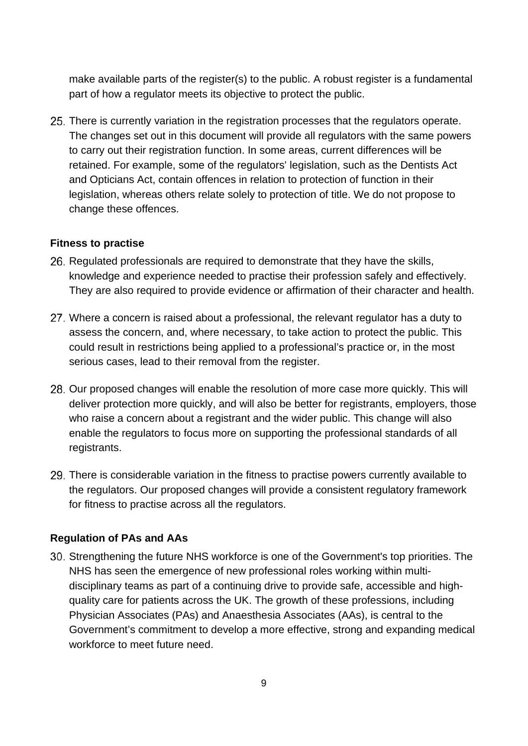make available parts of the register(s) to the public. A robust register is a fundamental part of how a regulator meets its objective to protect the public.

25. There is currently variation in the registration processes that the regulators operate. The changes set out in this document will provide all regulators with the same powers to carry out their registration function. In some areas, current differences will be retained. For example, some of the regulators' legislation, such as the Dentists Act and Opticians Act, contain offences in relation to protection of function in their legislation, whereas others relate solely to protection of title. We do not propose to change these offences.

**Fitness to practise**

26. Regulated professionals are required to demonstrate that they have the skills, knowledge and experience needed to practise their profession safely and effectively. They are also required to provide evidence or affirmation of their character and health.

27. Where a concern is raised about a professional, the relevant regulator has a duty to assess the concern, and, where necessary, to take action to protect the public. This could result in restrictions being applied to a professional's practice or, in the most serious cases, lead to their removal from the register.

28. Our proposed changes will enable the resolution of more case more quickly. This will deliver protection more quickly, and will also be better for registrants, employers, those who raise a concern about a registrant and the wider public. This change will also enable the regulators to focus more on supporting the professional standards of all registrants.

29. There is considerable variation in the fitness to practise powers currently available to the regulators. Our proposed changes will provide a consistent regulatory framework for fitness to practise across all the regulators.

**Regulation of PAs and AAs**

30. Strengthening the future NHS workforce is one of the Government's top priorities. The NHS has seen the emergence of new professional roles working within multi-disciplinary teams as part of a continuing drive to provide safe, accessible and high-quality care for patients across the UK. The growth of these professions, including Physician Associates (PAs) and Anaesthesia Associates (AAs), is central to the Government's commitment to develop a more effective, strong and expanding medical workforce to meet future need.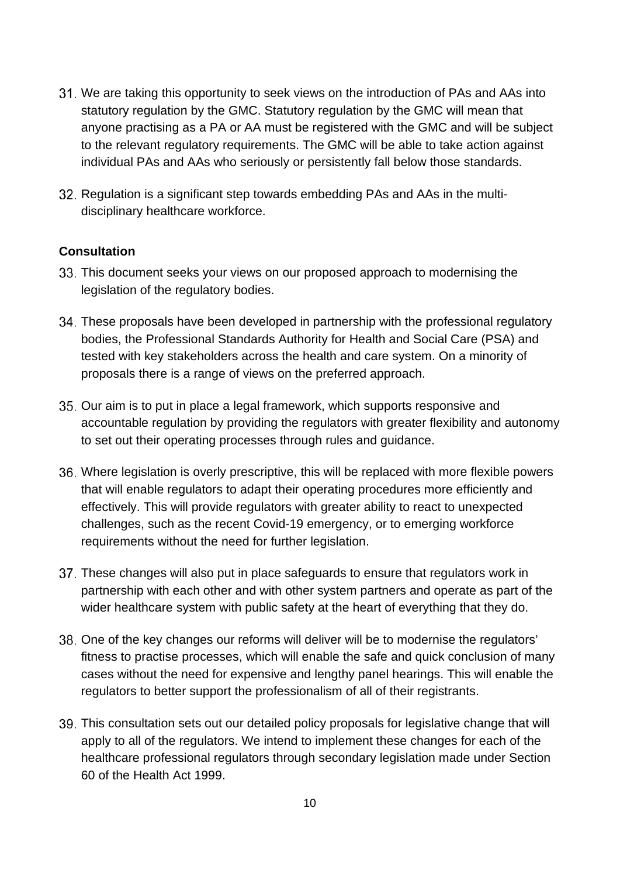31. We are taking this opportunity to seek views on the introduction of PAs and AAs into statutory regulation by the GMC. Statutory regulation by the GMC will mean that anyone practising as a PA or AA must be registered with the GMC and will be subject to the relevant regulatory requirements. The GMC will be able to take action against individual PAs and AAs who seriously or persistently fall below those standards.

32. Regulation is a significant step towards embedding PAs and AAs in the multi-disciplinary healthcare workforce.

**Consultation**

33. This document seeks your views on our proposed approach to modernising the legislation of the regulatory bodies.

34. These proposals have been developed in partnership with the professional regulatory bodies, the Professional Standards Authority for Health and Social Care (PSA) and tested with key stakeholders across the health and care system. On a minority of proposals there is a range of views on the preferred approach.

35. Our aim is to put in place a legal framework, which supports responsive and accountable regulation by providing the regulators with greater flexibility and autonomy to set out their operating processes through rules and guidance.

36. Where legislation is overly prescriptive, this will be replaced with more flexible powers that will enable regulators to adapt their operating procedures more efficiently and effectively. This will provide regulators with greater ability to react to unexpected challenges, such as the recent Covid-19 emergency, or to emerging workforce requirements without the need for further legislation.

37. These changes will also put in place safeguards to ensure that regulators work in partnership with each other and with other system partners and operate as part of the wider healthcare system with public safety at the heart of everything that they do.

38. One of the key changes our reforms will deliver will be to modernise the regulators' fitness to practise processes, which will enable the safe and quick conclusion of many cases without the need for expensive and lengthy panel hearings. This will enable the regulators to better support the professionalism of all of their registrants.

39. This consultation sets out our detailed policy proposals for legislative change that will apply to all of the regulators. We intend to implement these changes for each of the healthcare professional regulators through secondary legislation made under Section 60 of the Health Act 1999.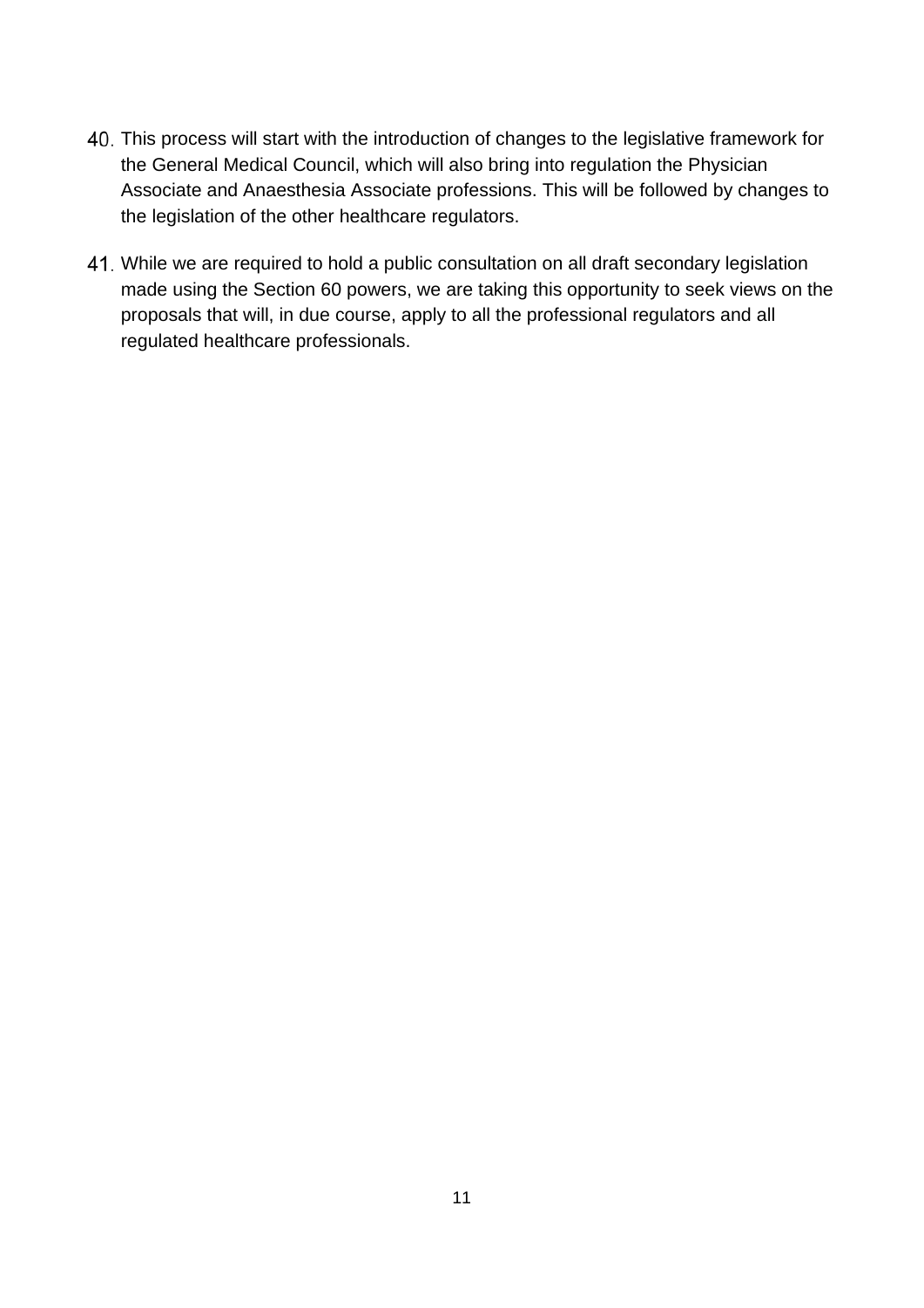40. This process will start with the introduction of changes to the legislative framework for the General Medical Council, which will also bring into regulation the Physician Associate and Anaesthesia Associate professions. This will be followed by changes to the legislation of the other healthcare regulators.

41. While we are required to hold a public consultation on all draft secondary legislation made using the Section 60 powers, we are taking this opportunity to seek views on the proposals that will, in due course, apply to all the professional regulators and all regulated healthcare professionals.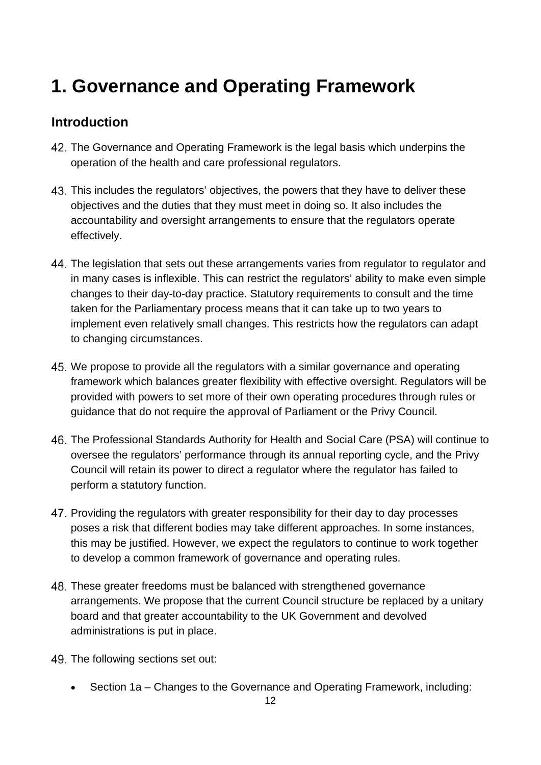# 1. Governance and Operating Framework

## Introduction

42. The Governance and Operating Framework is the legal basis which underpins the operation of the health and care professional regulators.

43. This includes the regulators' objectives, the powers that they have to deliver these objectives and the duties that they must meet in doing so. It also includes the accountability and oversight arrangements to ensure that the regulators operate effectively.

44. The legislation that sets out these arrangements varies from regulator to regulator and in many cases is inflexible. This can restrict the regulators' ability to make even simple changes to their day-to-day practice. Statutory requirements to consult and the time taken for the Parliamentary process means that it can take up to two years to implement even relatively small changes. This restricts how the regulators can adapt to changing circumstances.

45. We propose to provide all the regulators with a similar governance and operating framework which balances greater flexibility with effective oversight. Regulators will be provided with powers to set more of their own operating procedures through rules or guidance that do not require the approval of Parliament or the Privy Council.

46. The Professional Standards Authority for Health and Social Care (PSA) will continue to oversee the regulators' performance through its annual reporting cycle, and the Privy Council will retain its power to direct a regulator where the regulator has failed to perform a statutory function.

47. Providing the regulators with greater responsibility for their day to day processes poses a risk that different bodies may take different approaches. In some instances, this may be justified. However, we expect the regulators to continue to work together to develop a common framework of governance and operating rules.

48. These greater freedoms must be balanced with strengthened governance arrangements. We propose that the current Council structure be replaced by a unitary board and that greater accountability to the UK Government and devolved administrations is put in place.

49. The following sections set out:

- Section 1a – Changes to the Governance and Operating Framework, including: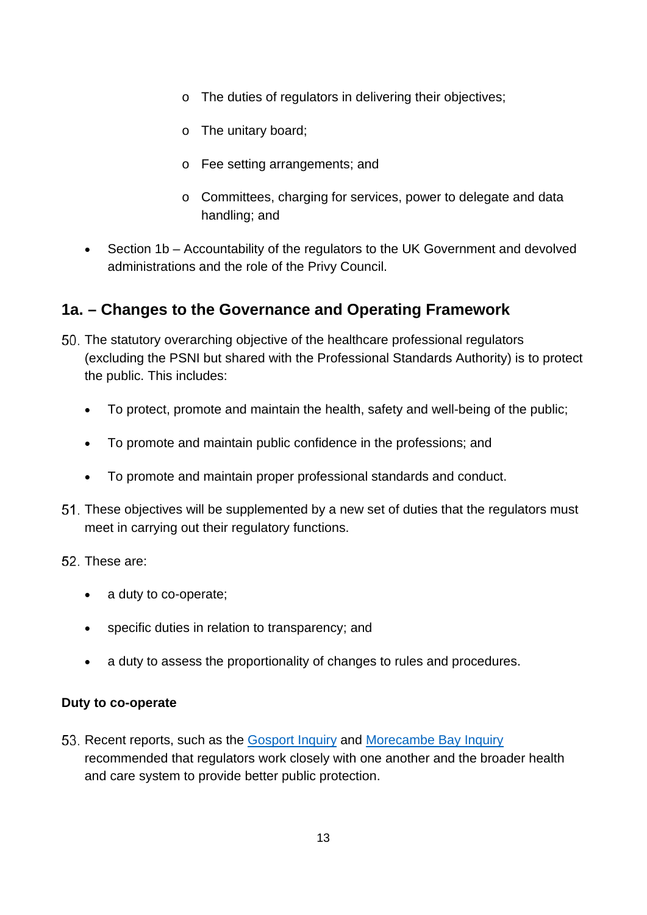- The duties of regulators in delivering their objectives;
    - The unitary board;
    - Fee setting arrangements; and
    - Committees, charging for services, power to delegate and data handling; and
- Section 1b – Accountability of the regulators to the UK Government and devolved administrations and the role of the Privy Council.

## 1a. – Changes to the Governance and Operating Framework

50. The statutory overarching objective of the healthcare professional regulators (excluding the PSNI but shared with the Professional Standards Authority) is to protect the public. This includes:

    - To protect, promote and maintain the health, safety and well-being of the public;
    - To promote and maintain public confidence in the professions; and
    - To promote and maintain proper professional standards and conduct.

51. These objectives will be supplemented by a new set of duties that the regulators must meet in carrying out their regulatory functions.

52. These are:

    - a duty to co-operate;
    - specific duties in relation to transparency; and
    - a duty to assess the proportionality of changes to rules and procedures.

**Duty to co-operate**

53. Recent reports, such as the Gosport Inquiry and Morecambe Bay Inquiry recommended that regulators work closely with one another and the broader health and care system to provide better public protection.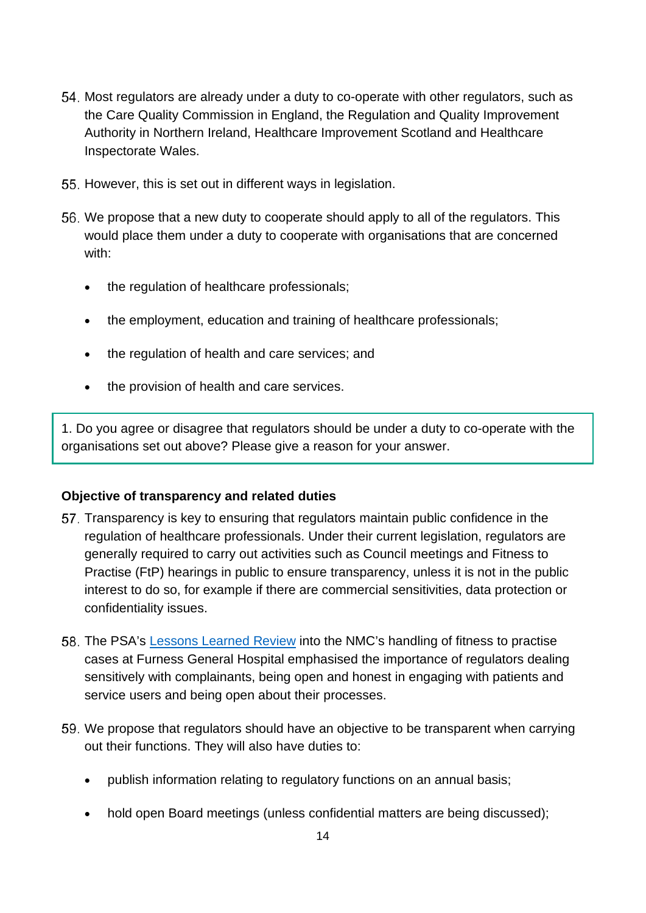54. Most regulators are already under a duty to co-operate with other regulators, such as the Care Quality Commission in England, the Regulation and Quality Improvement Authority in Northern Ireland, Healthcare Improvement Scotland and Healthcare Inspectorate Wales.

55. However, this is set out in different ways in legislation.

56. We propose that a new duty to cooperate should apply to all of the regulators. This would place them under a duty to cooperate with organisations that are concerned with:

    - the regulation of healthcare professionals;
    - the employment, education and training of healthcare professionals;
    - the regulation of health and care services; and
    - the provision of health and care services.

> 1. Do you agree or disagree that regulators should be under a duty to co-operate with the organisations set out above? Please give a reason for your answer.

**Objective of transparency and related duties**

57. Transparency is key to ensuring that regulators maintain public confidence in the regulation of healthcare professionals. Under their current legislation, regulators are generally required to carry out activities such as Council meetings and Fitness to Practise (FtP) hearings in public to ensure transparency, unless it is not in the public interest to do so, for example if there are commercial sensitivities, data protection or confidentiality issues.

58. The PSA's Lessons Learned Review into the NMC's handling of fitness to practise cases at Furness General Hospital emphasised the importance of regulators dealing sensitively with complainants, being open and honest in engaging with patients and service users and being open about their processes.

59. We propose that regulators should have an objective to be transparent when carrying out their functions. They will also have duties to:

    - publish information relating to regulatory functions on an annual basis;
    - hold open Board meetings (unless confidential matters are being discussed);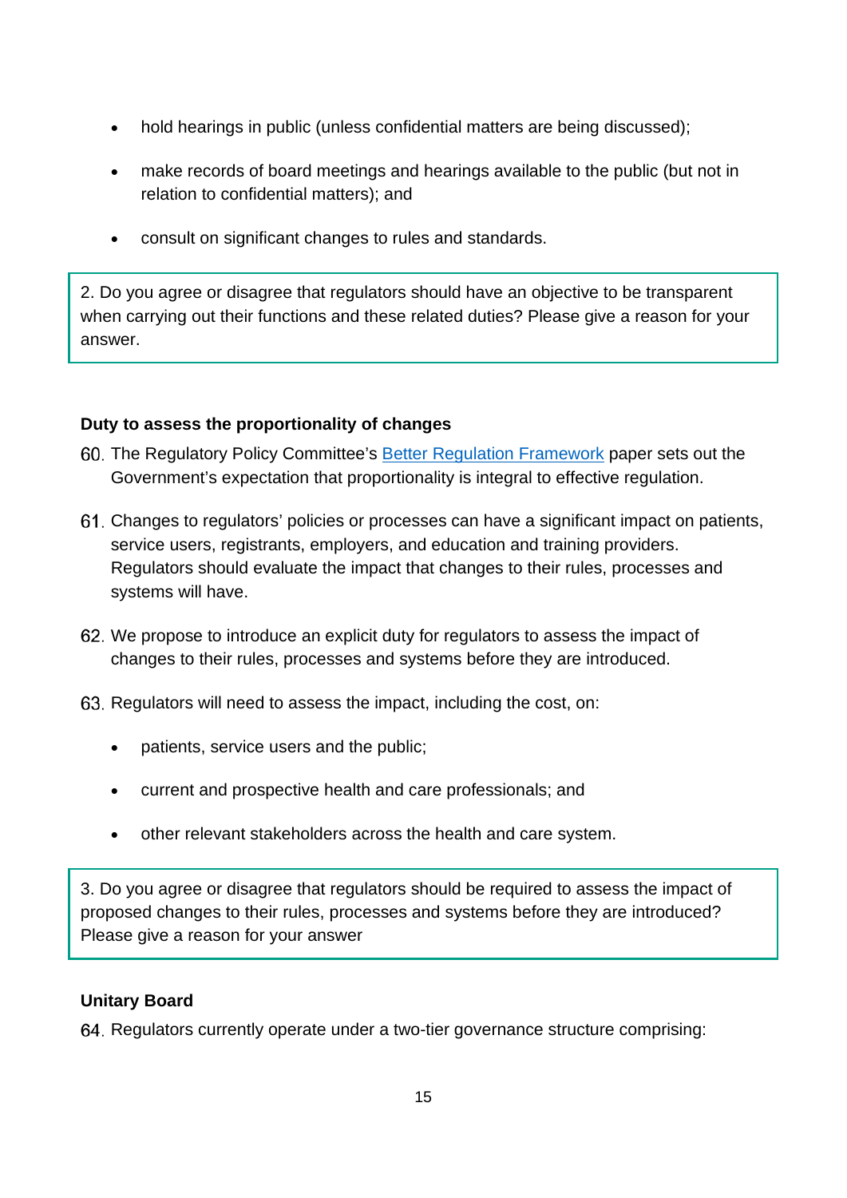- hold hearings in public (unless confidential matters are being discussed);
- make records of board meetings and hearings available to the public (but not in relation to confidential matters); and
- consult on significant changes to rules and standards.

> 2. Do you agree or disagree that regulators should have an objective to be transparent when carrying out their functions and these related duties? Please give a reason for your answer.

**Duty to assess the proportionality of changes**

60. The Regulatory Policy Committee's [Better Regulation Framework] paper sets out the Government's expectation that proportionality is integral to effective regulation.

61. Changes to regulators' policies or processes can have a significant impact on patients, service users, registrants, employers, and education and training providers. Regulators should evaluate the impact that changes to their rules, processes and systems will have.

62. We propose to introduce an explicit duty for regulators to assess the impact of changes to their rules, processes and systems before they are introduced.

63. Regulators will need to assess the impact, including the cost, on:

    - patients, service users and the public;
    - current and prospective health and care professionals; and
    - other relevant stakeholders across the health and care system.

> 3. Do you agree or disagree that regulators should be required to assess the impact of proposed changes to their rules, processes and systems before they are introduced? Please give a reason for your answer

**Unitary Board**

64. Regulators currently operate under a two-tier governance structure comprising: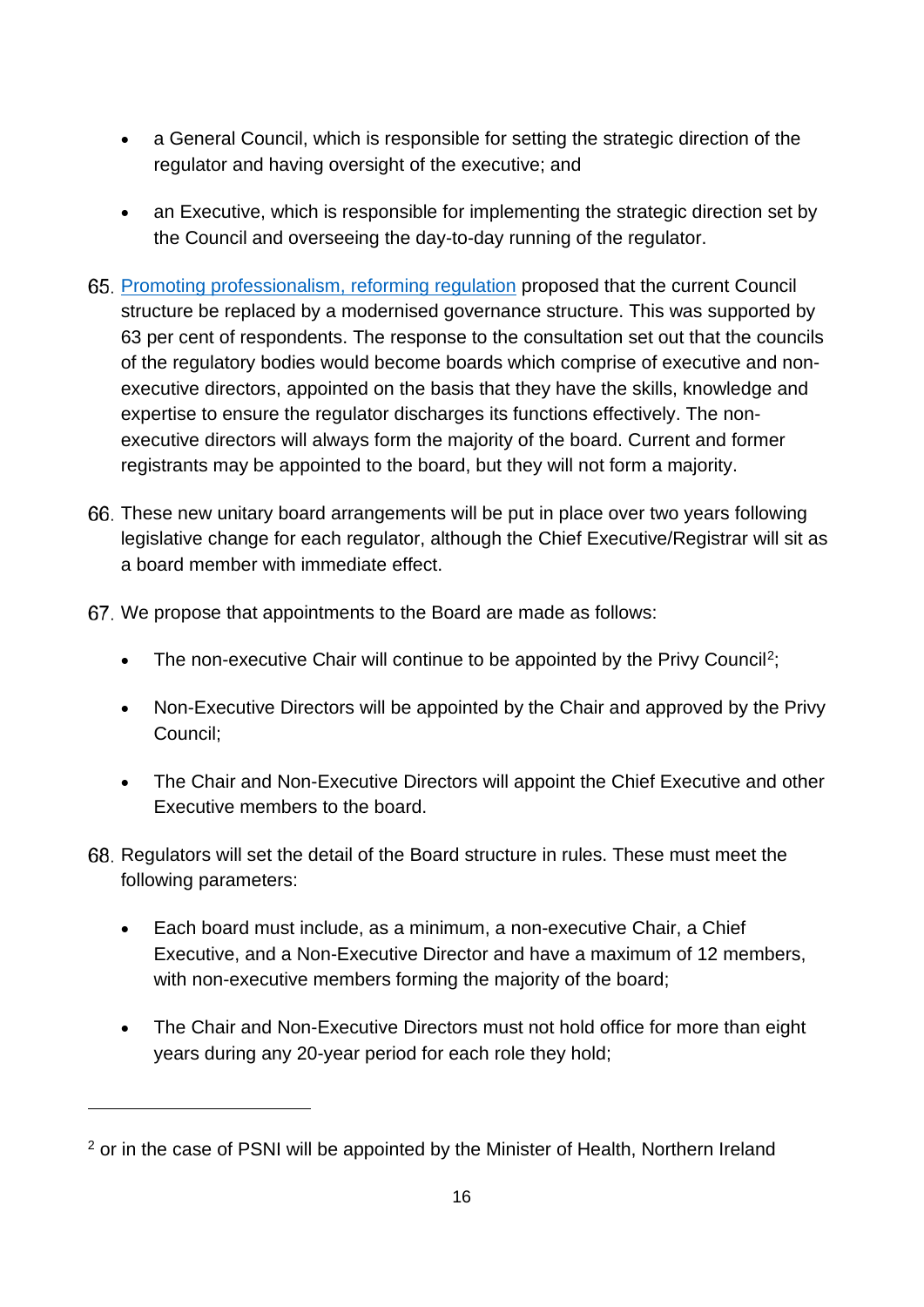- a General Council, which is responsible for setting the strategic direction of the regulator and having oversight of the executive; and
- an Executive, which is responsible for implementing the strategic direction set by the Council and overseeing the day-to-day running of the regulator.

65. [Promoting professionalism, reforming regulation]() proposed that the current Council structure be replaced by a modernised governance structure. This was supported by 63 per cent of respondents. The response to the consultation set out that the councils of the regulatory bodies would become boards which comprise of executive and non-executive directors, appointed on the basis that they have the skills, knowledge and expertise to ensure the regulator discharges its functions effectively. The non-executive directors will always form the majority of the board. Current and former registrants may be appointed to the board, but they will not form a majority.

66. These new unitary board arrangements will be put in place over two years following legislative change for each regulator, although the Chief Executive/Registrar will sit as a board member with immediate effect.

67. We propose that appointments to the Board are made as follows:

    - The non-executive Chair will continue to be appointed by the Privy Council[2];
    - Non-Executive Directors will be appointed by the Chair and approved by the Privy Council;
    - The Chair and Non-Executive Directors will appoint the Chief Executive and other Executive members to the board.

68. Regulators will set the detail of the Board structure in rules. These must meet the following parameters:

    - Each board must include, as a minimum, a non-executive Chair, a Chief Executive, and a Non-Executive Director and have a maximum of 12 members, with non-executive members forming the majority of the board;
    - The Chair and Non-Executive Directors must not hold office for more than eight years during any 20-year period for each role they hold;

---

[2] or in the case of PSNI will be appointed by the Minister of Health, Northern Ireland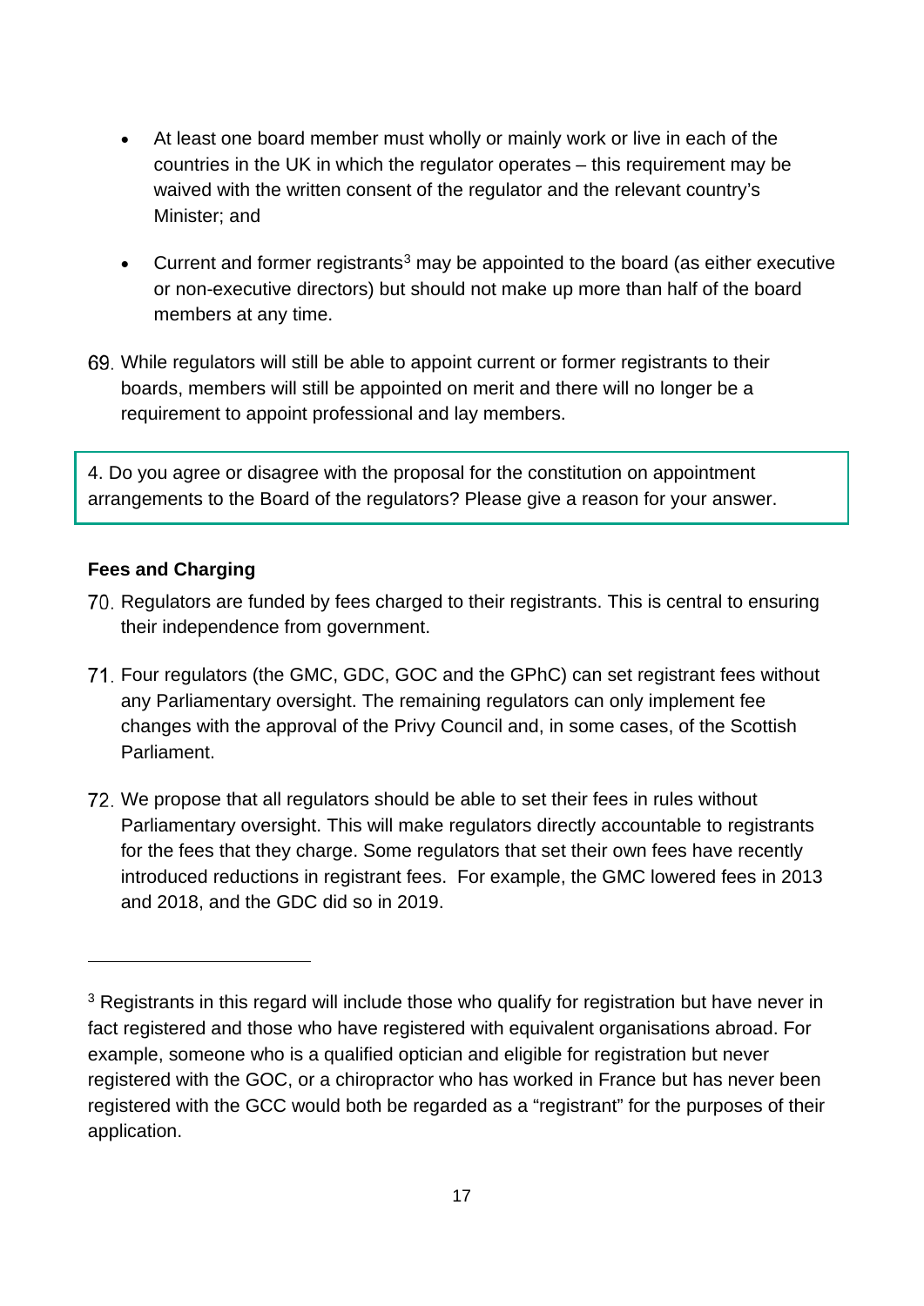- At least one board member must wholly or mainly work or live in each of the countries in the UK in which the regulator operates – this requirement may be waived with the written consent of the regulator and the relevant country's Minister; and

- Current and former registrants[3] may be appointed to the board (as either executive or non-executive directors) but should not make up more than half of the board members at any time.

69. While regulators will still be able to appoint current or former registrants to their boards, members will still be appointed on merit and there will no longer be a requirement to appoint professional and lay members.

> 4. Do you agree or disagree with the proposal for the constitution on appointment arrangements to the Board of the regulators? Please give a reason for your answer.

**Fees and Charging**

70. Regulators are funded by fees charged to their registrants. This is central to ensuring their independence from government.

71. Four regulators (the GMC, GDC, GOC and the GPhC) can set registrant fees without any Parliamentary oversight. The remaining regulators can only implement fee changes with the approval of the Privy Council and, in some cases, of the Scottish Parliament.

72. We propose that all regulators should be able to set their fees in rules without Parliamentary oversight. This will make regulators directly accountable to registrants for the fees that they charge. Some regulators that set their own fees have recently introduced reductions in registrant fees. For example, the GMC lowered fees in 2013 and 2018, and the GDC did so in 2019.

---

[3] Registrants in this regard will include those who qualify for registration but have never in fact registered and those who have registered with equivalent organisations abroad. For example, someone who is a qualified optician and eligible for registration but never registered with the GOC, or a chiropractor who has worked in France but has never been registered with the GCC would both be regarded as a "registrant" for the purposes of their application.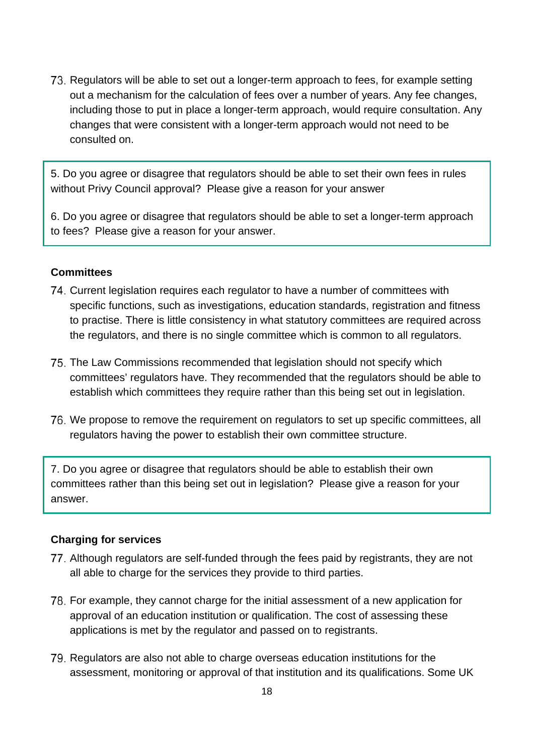73. Regulators will be able to set out a longer-term approach to fees, for example setting out a mechanism for the calculation of fees over a number of years. Any fee changes, including those to put in place a longer-term approach, would require consultation. Any changes that were consistent with a longer-term approach would not need to be consulted on.

> 5. Do you agree or disagree that regulators should be able to set their own fees in rules without Privy Council approval? Please give a reason for your answer
>
> 6. Do you agree or disagree that regulators should be able to set a longer-term approach to fees? Please give a reason for your answer.

**Committees**

74. Current legislation requires each regulator to have a number of committees with specific functions, such as investigations, education standards, registration and fitness to practise. There is little consistency in what statutory committees are required across the regulators, and there is no single committee which is common to all regulators.

75. The Law Commissions recommended that legislation should not specify which committees' regulators have. They recommended that the regulators should be able to establish which committees they require rather than this being set out in legislation.

76. We propose to remove the requirement on regulators to set up specific committees, all regulators having the power to establish their own committee structure.

> 7. Do you agree or disagree that regulators should be able to establish their own committees rather than this being set out in legislation? Please give a reason for your answer.

**Charging for services**

77. Although regulators are self-funded through the fees paid by registrants, they are not all able to charge for the services they provide to third parties.

78. For example, they cannot charge for the initial assessment of a new application for approval of an education institution or qualification. The cost of assessing these applications is met by the regulator and passed on to registrants.

79. Regulators are also not able to charge overseas education institutions for the assessment, monitoring or approval of that institution and its qualifications. Some UK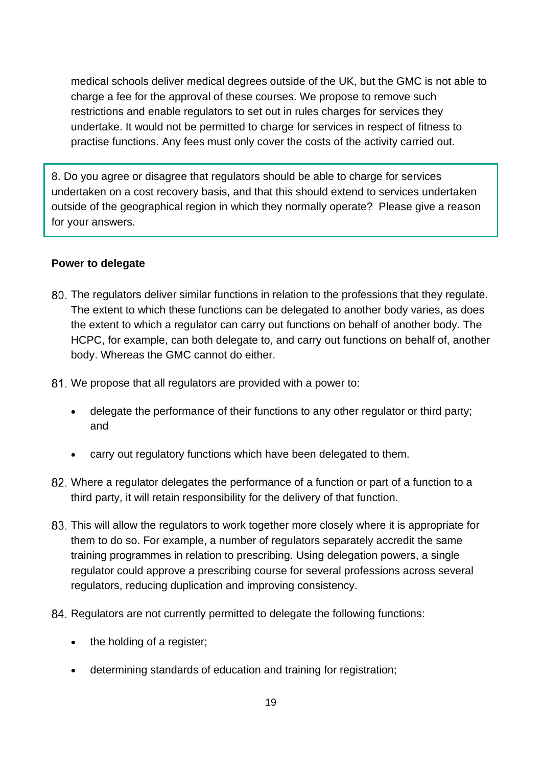medical schools deliver medical degrees outside of the UK, but the GMC is not able to charge a fee for the approval of these courses. We propose to remove such restrictions and enable regulators to set out in rules charges for services they undertake. It would not be permitted to charge for services in respect of fitness to practise functions. Any fees must only cover the costs of the activity carried out.

> 8. Do you agree or disagree that regulators should be able to charge for services undertaken on a cost recovery basis, and that this should extend to services undertaken outside of the geographical region in which they normally operate? Please give a reason for your answers.

**Power to delegate**

80. The regulators deliver similar functions in relation to the professions that they regulate. The extent to which these functions can be delegated to another body varies, as does the extent to which a regulator can carry out functions on behalf of another body. The HCPC, for example, can both delegate to, and carry out functions on behalf of, another body. Whereas the GMC cannot do either.

81. We propose that all regulators are provided with a power to:

    - delegate the performance of their functions to any other regulator or third party; and
    - carry out regulatory functions which have been delegated to them.

82. Where a regulator delegates the performance of a function or part of a function to a third party, it will retain responsibility for the delivery of that function.

83. This will allow the regulators to work together more closely where it is appropriate for them to do so. For example, a number of regulators separately accredit the same training programmes in relation to prescribing. Using delegation powers, a single regulator could approve a prescribing course for several professions across several regulators, reducing duplication and improving consistency.

84. Regulators are not currently permitted to delegate the following functions:

    - the holding of a register;
    - determining standards of education and training for registration;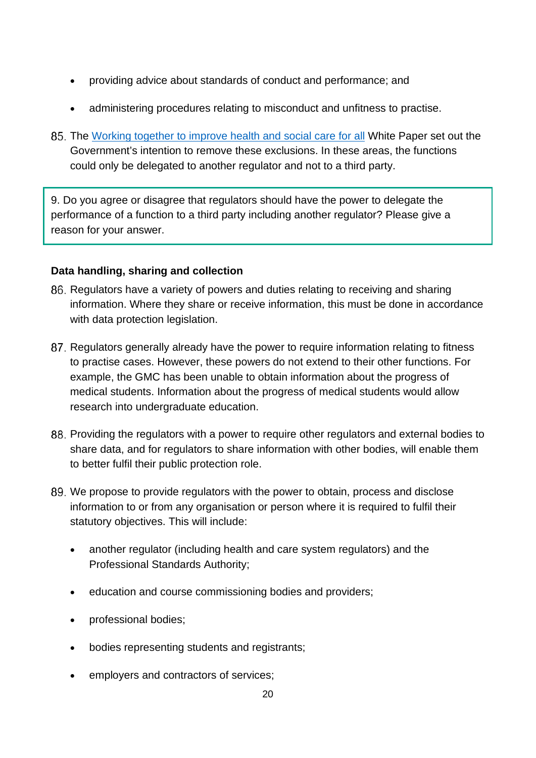- providing advice about standards of conduct and performance; and
- administering procedures relating to misconduct and unfitness to practise.

85. The [Working together to improve health and social care for all](#) White Paper set out the Government's intention to remove these exclusions. In these areas, the functions could only be delegated to another regulator and not to a third party.

> 9. Do you agree or disagree that regulators should have the power to delegate the performance of a function to a third party including another regulator? Please give a reason for your answer.

**Data handling, sharing and collection**

86. Regulators have a variety of powers and duties relating to receiving and sharing information. Where they share or receive information, this must be done in accordance with data protection legislation.

87. Regulators generally already have the power to require information relating to fitness to practise cases. However, these powers do not extend to their other functions. For example, the GMC has been unable to obtain information about the progress of medical students. Information about the progress of medical students would allow research into undergraduate education.

88. Providing the regulators with a power to require other regulators and external bodies to share data, and for regulators to share information with other bodies, will enable them to better fulfil their public protection role.

89. We propose to provide regulators with the power to obtain, process and disclose information to or from any organisation or person where it is required to fulfil their statutory objectives. This will include:

    - another regulator (including health and care system regulators) and the Professional Standards Authority;
    - education and course commissioning bodies and providers;
    - professional bodies;
    - bodies representing students and registrants;
    - employers and contractors of services;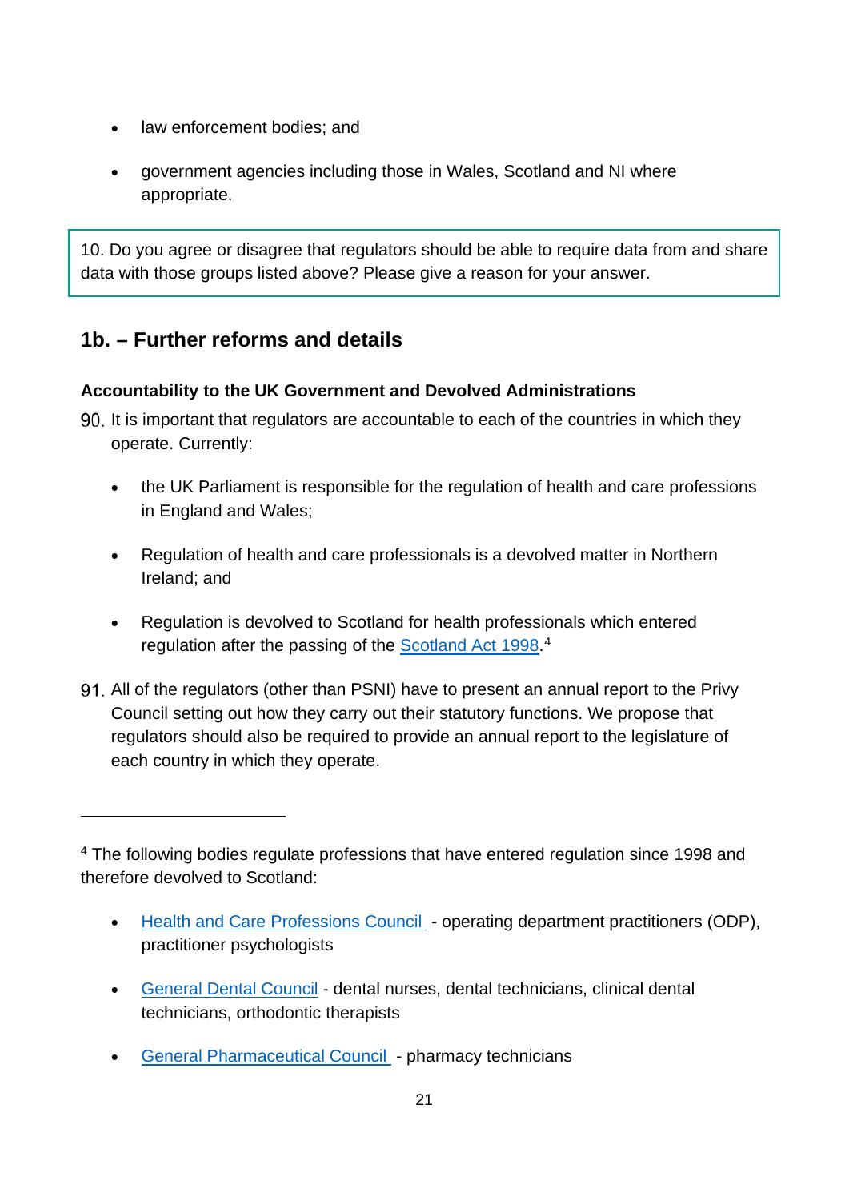- law enforcement bodies; and
- government agencies including those in Wales, Scotland and NI where appropriate.

> 10. Do you agree or disagree that regulators should be able to require data from and share data with those groups listed above? Please give a reason for your answer.

## 1b. – Further reforms and details

### Accountability to the UK Government and Devolved Administrations

90. It is important that regulators are accountable to each of the countries in which they operate. Currently:

    - the UK Parliament is responsible for the regulation of health and care professions in England and Wales;
    - Regulation of health and care professionals is a devolved matter in Northern Ireland; and
    - Regulation is devolved to Scotland for health professionals which entered regulation after the passing of the Scotland Act 1998.[4]

91. All of the regulators (other than PSNI) have to present an annual report to the Privy Council setting out how they carry out their statutory functions. We propose that regulators should also be required to provide an annual report to the legislature of each country in which they operate.

---

[4] The following bodies regulate professions that have entered regulation since 1998 and therefore devolved to Scotland:

- Health and Care Professions Council - operating department practitioners (ODP), practitioner psychologists
- General Dental Council - dental nurses, dental technicians, clinical dental technicians, orthodontic therapists
- General Pharmaceutical Council - pharmacy technicians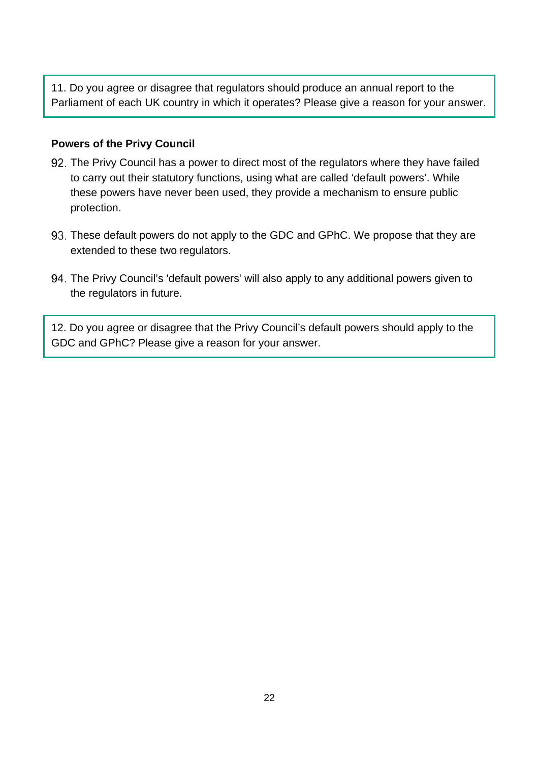> 11. Do you agree or disagree that regulators should produce an annual report to the Parliament of each UK country in which it operates? Please give a reason for your answer.

**Powers of the Privy Council**

92. The Privy Council has a power to direct most of the regulators where they have failed to carry out their statutory functions, using what are called 'default powers'. While these powers have never been used, they provide a mechanism to ensure public protection.

93. These default powers do not apply to the GDC and GPhC. We propose that they are extended to these two regulators.

94. The Privy Council's 'default powers' will also apply to any additional powers given to the regulators in future.

> 12. Do you agree or disagree that the Privy Council's default powers should apply to the GDC and GPhC? Please give a reason for your answer.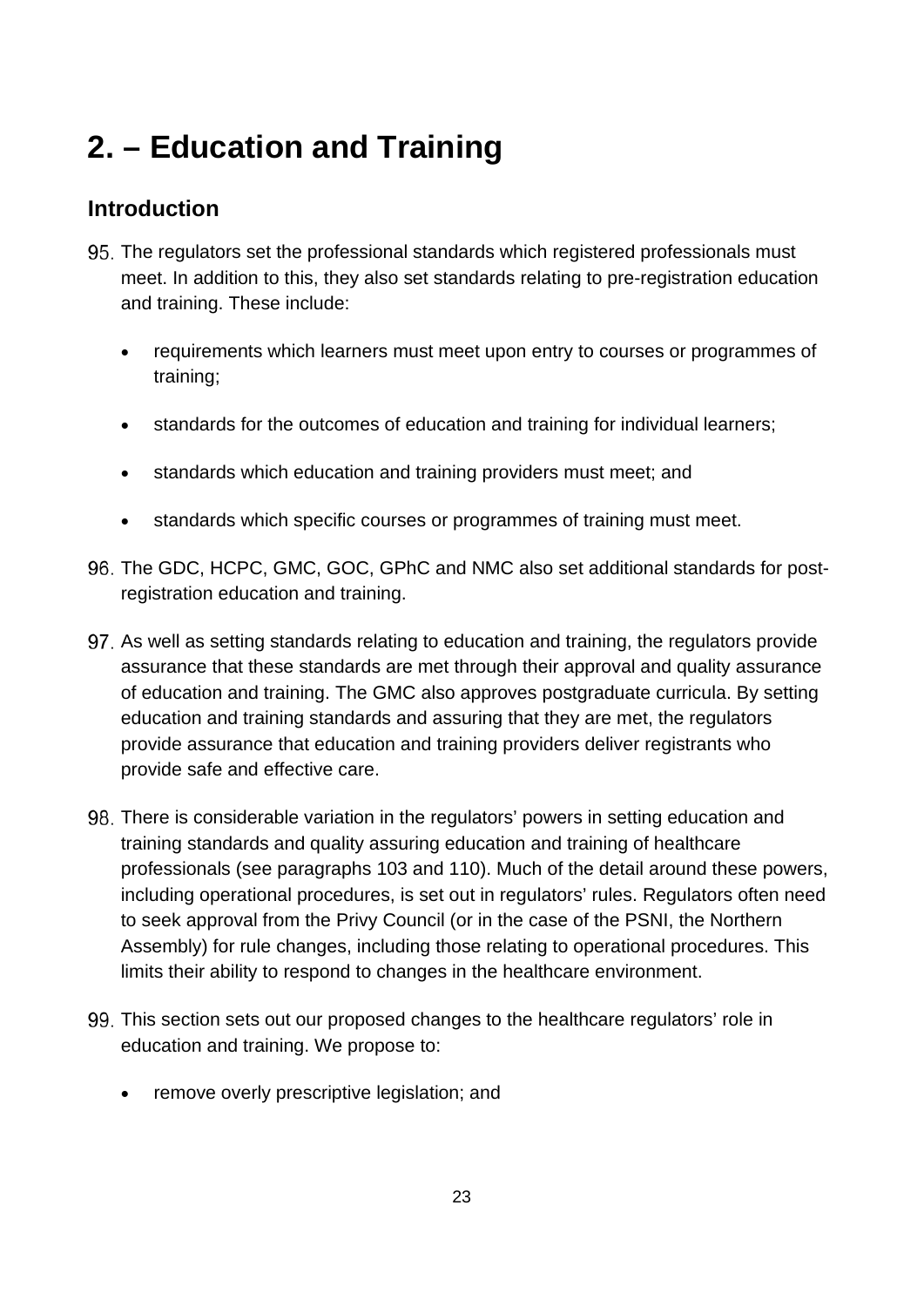# 2. – Education and Training

## Introduction

95. The regulators set the professional standards which registered professionals must meet. In addition to this, they also set standards relating to pre-registration education and training. These include:

    - requirements which learners must meet upon entry to courses or programmes of training;
    - standards for the outcomes of education and training for individual learners;
    - standards which education and training providers must meet; and
    - standards which specific courses or programmes of training must meet.

96. The GDC, HCPC, GMC, GOC, GPhC and NMC also set additional standards for post-registration education and training.

97. As well as setting standards relating to education and training, the regulators provide assurance that these standards are met through their approval and quality assurance of education and training. The GMC also approves postgraduate curricula. By setting education and training standards and assuring that they are met, the regulators provide assurance that education and training providers deliver registrants who provide safe and effective care.

98. There is considerable variation in the regulators' powers in setting education and training standards and quality assuring education and training of healthcare professionals (see paragraphs 103 and 110). Much of the detail around these powers, including operational procedures, is set out in regulators' rules. Regulators often need to seek approval from the Privy Council (or in the case of the PSNI, the Northern Assembly) for rule changes, including those relating to operational procedures. This limits their ability to respond to changes in the healthcare environment.

99. This section sets out our proposed changes to the healthcare regulators' role in education and training. We propose to:

    - remove overly prescriptive legislation; and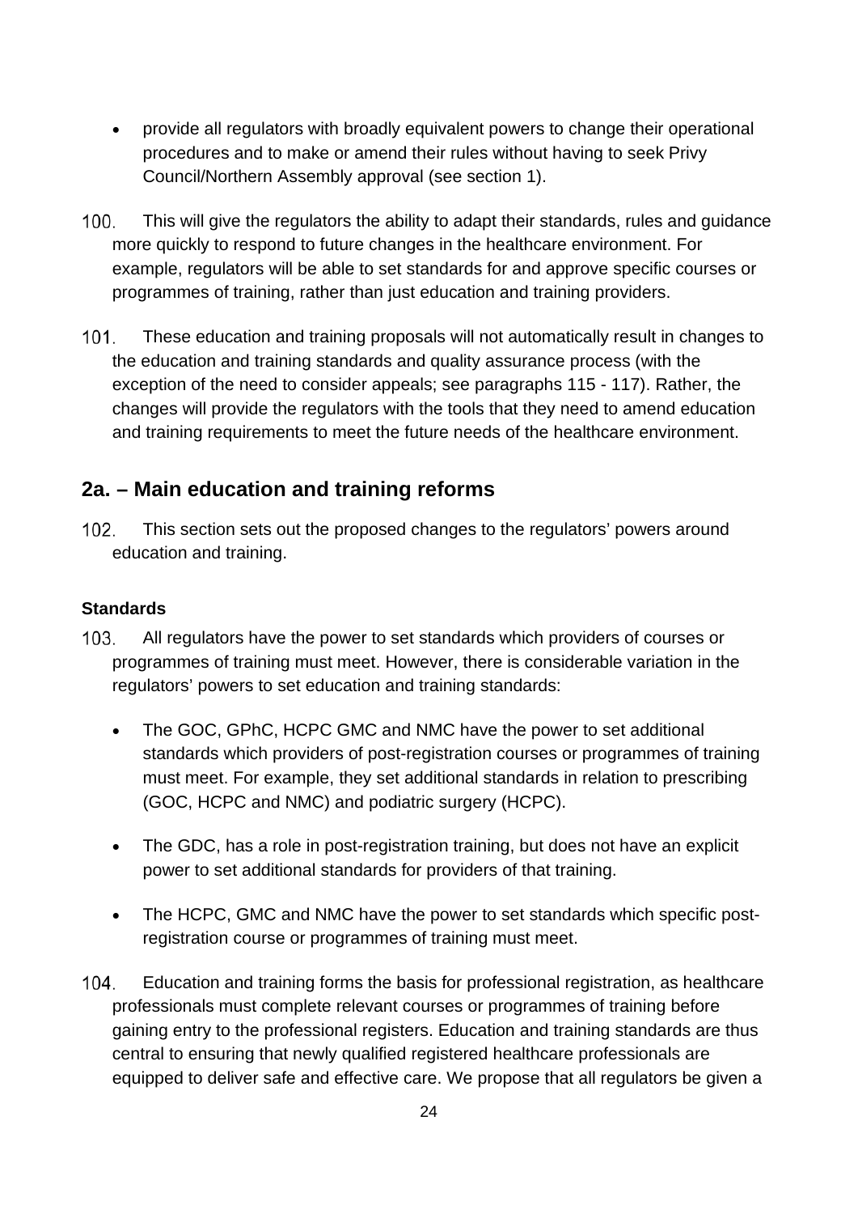- provide all regulators with broadly equivalent powers to change their operational procedures and to make or amend their rules without having to seek Privy Council/Northern Assembly approval (see section 1).

100. This will give the regulators the ability to adapt their standards, rules and guidance more quickly to respond to future changes in the healthcare environment. For example, regulators will be able to set standards for and approve specific courses or programmes of training, rather than just education and training providers.

101. These education and training proposals will not automatically result in changes to the education and training standards and quality assurance process (with the exception of the need to consider appeals; see paragraphs 115 - 117). Rather, the changes will provide the regulators with the tools that they need to amend education and training requirements to meet the future needs of the healthcare environment.

## 2a. – Main education and training reforms

102. This section sets out the proposed changes to the regulators' powers around education and training.

### Standards

103. All regulators have the power to set standards which providers of courses or programmes of training must meet. However, there is considerable variation in the regulators' powers to set education and training standards:

- The GOC, GPhC, HCPC GMC and NMC have the power to set additional standards which providers of post-registration courses or programmes of training must meet. For example, they set additional standards in relation to prescribing (GOC, HCPC and NMC) and podiatric surgery (HCPC).

- The GDC, has a role in post-registration training, but does not have an explicit power to set additional standards for providers of that training.

- The HCPC, GMC and NMC have the power to set standards which specific post-registration course or programmes of training must meet.

104. Education and training forms the basis for professional registration, as healthcare professionals must complete relevant courses or programmes of training before gaining entry to the professional registers. Education and training standards are thus central to ensuring that newly qualified registered healthcare professionals are equipped to deliver safe and effective care. We propose that all regulators be given a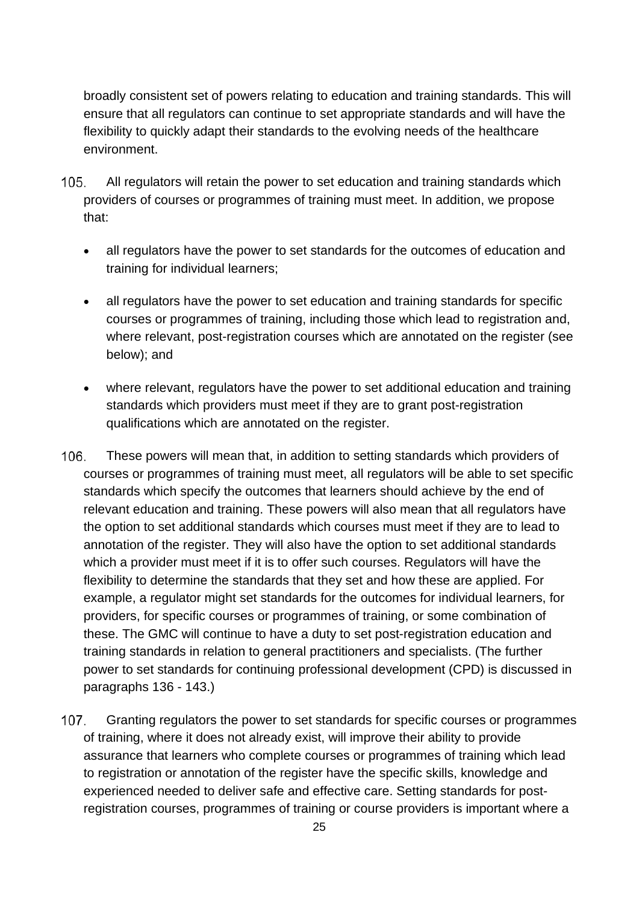broadly consistent set of powers relating to education and training standards. This will ensure that all regulators can continue to set appropriate standards and will have the flexibility to quickly adapt their standards to the evolving needs of the healthcare environment.

105. All regulators will retain the power to set education and training standards which providers of courses or programmes of training must meet. In addition, we propose that:

- all regulators have the power to set standards for the outcomes of education and training for individual learners;
- all regulators have the power to set education and training standards for specific courses or programmes of training, including those which lead to registration and, where relevant, post-registration courses which are annotated on the register (see below); and
- where relevant, regulators have the power to set additional education and training standards which providers must meet if they are to grant post-registration qualifications which are annotated on the register.

106. These powers will mean that, in addition to setting standards which providers of courses or programmes of training must meet, all regulators will be able to set specific standards which specify the outcomes that learners should achieve by the end of relevant education and training. These powers will also mean that all regulators have the option to set additional standards which courses must meet if they are to lead to annotation of the register. They will also have the option to set additional standards which a provider must meet if it is to offer such courses. Regulators will have the flexibility to determine the standards that they set and how these are applied. For example, a regulator might set standards for the outcomes for individual learners, for providers, for specific courses or programmes of training, or some combination of these. The GMC will continue to have a duty to set post-registration education and training standards in relation to general practitioners and specialists. (The further power to set standards for continuing professional development (CPD) is discussed in paragraphs 136 - 143.)

107. Granting regulators the power to set standards for specific courses or programmes of training, where it does not already exist, will improve their ability to provide assurance that learners who complete courses or programmes of training which lead to registration or annotation of the register have the specific skills, knowledge and experienced needed to deliver safe and effective care. Setting standards for post-registration courses, programmes of training or course providers is important where a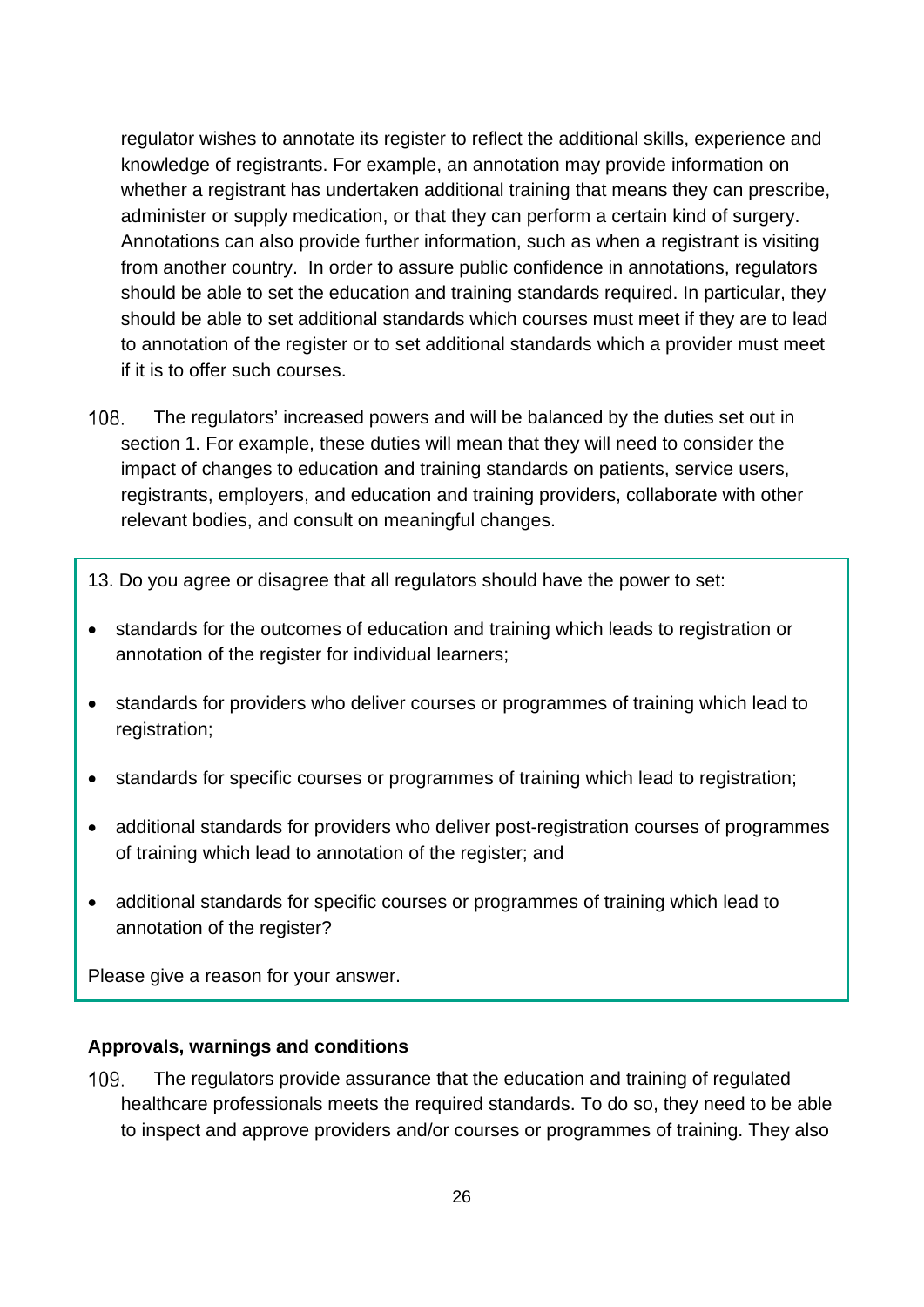regulator wishes to annotate its register to reflect the additional skills, experience and knowledge of registrants. For example, an annotation may provide information on whether a registrant has undertaken additional training that means they can prescribe, administer or supply medication, or that they can perform a certain kind of surgery. Annotations can also provide further information, such as when a registrant is visiting from another country. In order to assure public confidence in annotations, regulators should be able to set the education and training standards required. In particular, they should be able to set additional standards which courses must meet if they are to lead to annotation of the register or to set additional standards which a provider must meet if it is to offer such courses.

108. The regulators' increased powers and will be balanced by the duties set out in section 1. For example, these duties will mean that they will need to consider the impact of changes to education and training standards on patients, service users, registrants, employers, and education and training providers, collaborate with other relevant bodies, and consult on meaningful changes.

13. Do you agree or disagree that all regulators should have the power to set:

- standards for the outcomes of education and training which leads to registration or annotation of the register for individual learners;
- standards for providers who deliver courses or programmes of training which lead to registration;
- standards for specific courses or programmes of training which lead to registration;
- additional standards for providers who deliver post-registration courses of programmes of training which lead to annotation of the register; and
- additional standards for specific courses or programmes of training which lead to annotation of the register?

Please give a reason for your answer.

**Approvals, warnings and conditions**

109. The regulators provide assurance that the education and training of regulated healthcare professionals meets the required standards. To do so, they need to be able to inspect and approve providers and/or courses or programmes of training. They also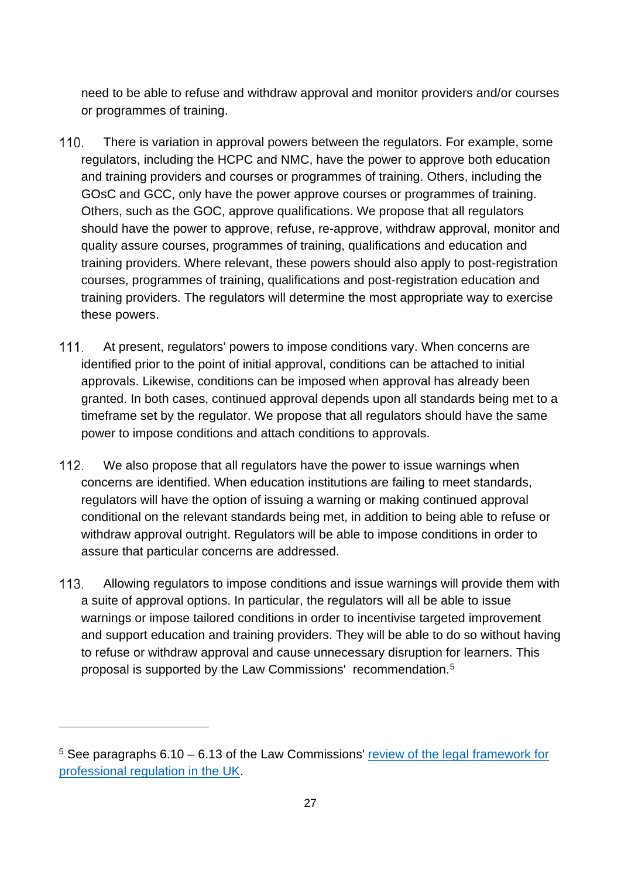need to be able to refuse and withdraw approval and monitor providers and/or courses or programmes of training.

110. There is variation in approval powers between the regulators. For example, some regulators, including the HCPC and NMC, have the power to approve both education and training providers and courses or programmes of training. Others, including the GOsC and GCC, only have the power approve courses or programmes of training. Others, such as the GOC, approve qualifications. We propose that all regulators should have the power to approve, refuse, re-approve, withdraw approval, monitor and quality assure courses, programmes of training, qualifications and education and training providers. Where relevant, these powers should also apply to post-registration courses, programmes of training, qualifications and post-registration education and training providers. The regulators will determine the most appropriate way to exercise these powers.

111. At present, regulators' powers to impose conditions vary. When concerns are identified prior to the point of initial approval, conditions can be attached to initial approvals. Likewise, conditions can be imposed when approval has already been granted. In both cases, continued approval depends upon all standards being met to a timeframe set by the regulator. We propose that all regulators should have the same power to impose conditions and attach conditions to approvals.

112. We also propose that all regulators have the power to issue warnings when concerns are identified. When education institutions are failing to meet standards, regulators will have the option of issuing a warning or making continued approval conditional on the relevant standards being met, in addition to being able to refuse or withdraw approval outright. Regulators will be able to impose conditions in order to assure that particular concerns are addressed.

113. Allowing regulators to impose conditions and issue warnings will provide them with a suite of approval options. In particular, the regulators will all be able to issue warnings or impose tailored conditions in order to incentivise targeted improvement and support education and training providers. They will be able to do so without having to refuse or withdraw approval and cause unnecessary disruption for learners. This proposal is supported by the Law Commissions' recommendation.[5]

---

[5] See paragraphs 6.10 – 6.13 of the Law Commissions' [review of the legal framework for professional regulation in the UK](#).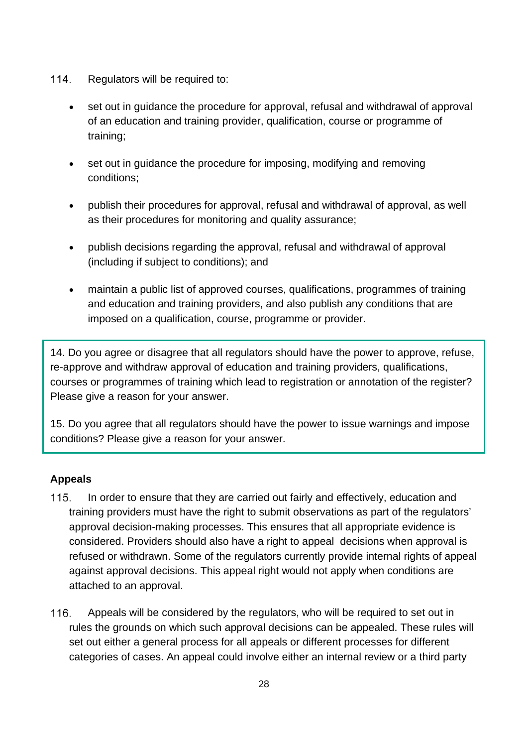114. Regulators will be required to:

- set out in guidance the procedure for approval, refusal and withdrawal of approval of an education and training provider, qualification, course or programme of training;
- set out in guidance the procedure for imposing, modifying and removing conditions;
- publish their procedures for approval, refusal and withdrawal of approval, as well as their procedures for monitoring and quality assurance;
- publish decisions regarding the approval, refusal and withdrawal of approval (including if subject to conditions); and
- maintain a public list of approved courses, qualifications, programmes of training and education and training providers, and also publish any conditions that are imposed on a qualification, course, programme or provider.

> 14. Do you agree or disagree that all regulators should have the power to approve, refuse, re-approve and withdraw approval of education and training providers, qualifications, courses or programmes of training which lead to registration or annotation of the register? Please give a reason for your answer.
>
> 15. Do you agree that all regulators should have the power to issue warnings and impose conditions? Please give a reason for your answer.

**Appeals**

115. In order to ensure that they are carried out fairly and effectively, education and training providers must have the right to submit observations as part of the regulators' approval decision-making processes. This ensures that all appropriate evidence is considered. Providers should also have a right to appeal decisions when approval is refused or withdrawn. Some of the regulators currently provide internal rights of appeal against approval decisions. This appeal right would not apply when conditions are attached to an approval.

116. Appeals will be considered by the regulators, who will be required to set out in rules the grounds on which such approval decisions can be appealed. These rules will set out either a general process for all appeals or different processes for different categories of cases. An appeal could involve either an internal review or a third party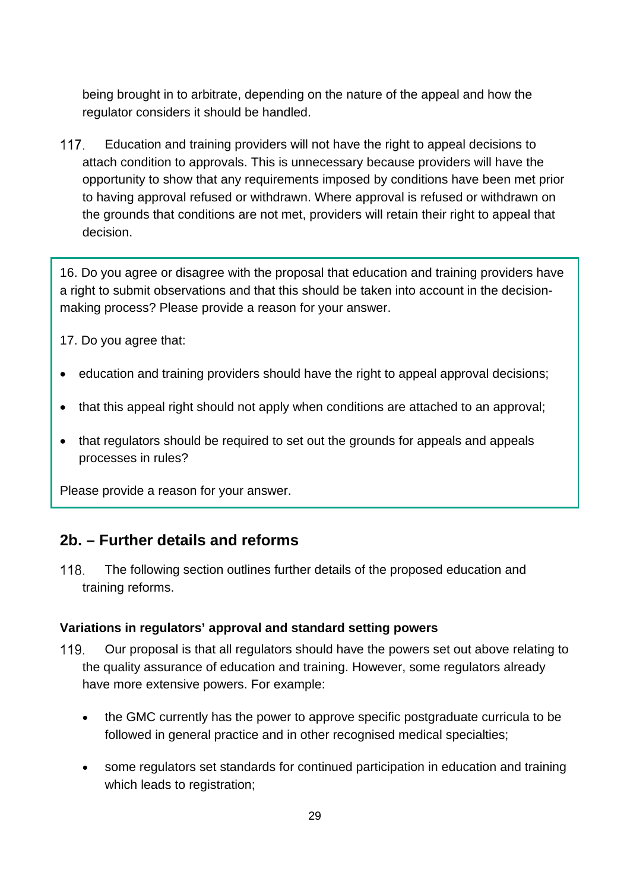being brought in to arbitrate, depending on the nature of the appeal and how the regulator considers it should be handled.

117. Education and training providers will not have the right to appeal decisions to attach condition to approvals. This is unnecessary because providers will have the opportunity to show that any requirements imposed by conditions have been met prior to having approval refused or withdrawn. Where approval is refused or withdrawn on the grounds that conditions are not met, providers will retain their right to appeal that decision.

16. Do you agree or disagree with the proposal that education and training providers have a right to submit observations and that this should be taken into account in the decision-making process? Please provide a reason for your answer.

17. Do you agree that:

- education and training providers should have the right to appeal approval decisions;
- that this appeal right should not apply when conditions are attached to an approval;
- that regulators should be required to set out the grounds for appeals and appeals processes in rules?

Please provide a reason for your answer.

## 2b. – Further details and reforms

118. The following section outlines further details of the proposed education and training reforms.

### Variations in regulators' approval and standard setting powers

119. Our proposal is that all regulators should have the powers set out above relating to the quality assurance of education and training. However, some regulators already have more extensive powers. For example:

- the GMC currently has the power to approve specific postgraduate curricula to be followed in general practice and in other recognised medical specialties;
- some regulators set standards for continued participation in education and training which leads to registration;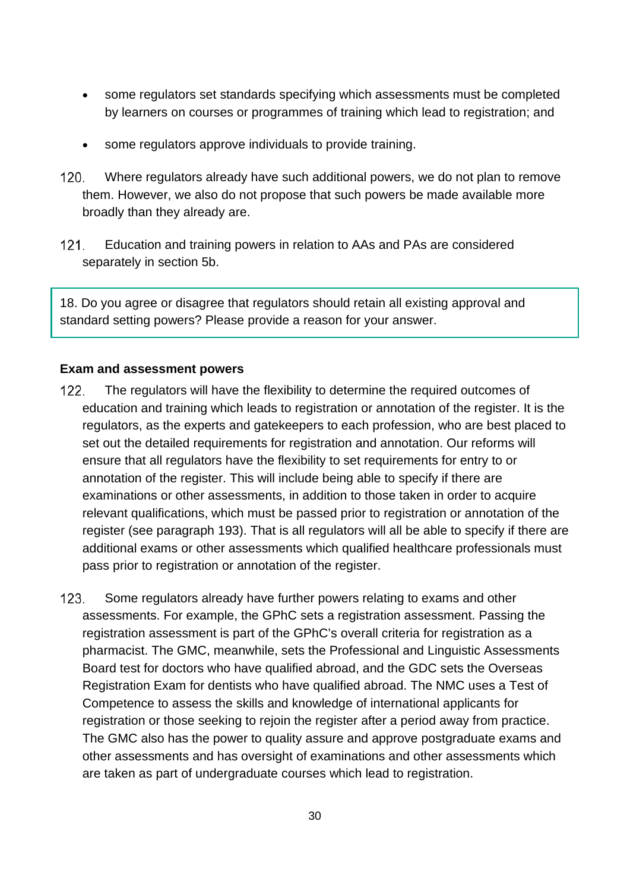- some regulators set standards specifying which assessments must be completed by learners on courses or programmes of training which lead to registration; and
- some regulators approve individuals to provide training.

120. Where regulators already have such additional powers, we do not plan to remove them. However, we also do not propose that such powers be made available more broadly than they already are.

121. Education and training powers in relation to AAs and PAs are considered separately in section 5b.

> 18. Do you agree or disagree that regulators should retain all existing approval and standard setting powers? Please provide a reason for your answer.

**Exam and assessment powers**

122. The regulators will have the flexibility to determine the required outcomes of education and training which leads to registration or annotation of the register. It is the regulators, as the experts and gatekeepers to each profession, who are best placed to set out the detailed requirements for registration and annotation. Our reforms will ensure that all regulators have the flexibility to set requirements for entry to or annotation of the register. This will include being able to specify if there are examinations or other assessments, in addition to those taken in order to acquire relevant qualifications, which must be passed prior to registration or annotation of the register (see paragraph 193). That is all regulators will all be able to specify if there are additional exams or other assessments which qualified healthcare professionals must pass prior to registration or annotation of the register.

123. Some regulators already have further powers relating to exams and other assessments. For example, the GPhC sets a registration assessment. Passing the registration assessment is part of the GPhC's overall criteria for registration as a pharmacist. The GMC, meanwhile, sets the Professional and Linguistic Assessments Board test for doctors who have qualified abroad, and the GDC sets the Overseas Registration Exam for dentists who have qualified abroad. The NMC uses a Test of Competence to assess the skills and knowledge of international applicants for registration or those seeking to rejoin the register after a period away from practice. The GMC also has the power to quality assure and approve postgraduate exams and other assessments and has oversight of examinations and other assessments which are taken as part of undergraduate courses which lead to registration.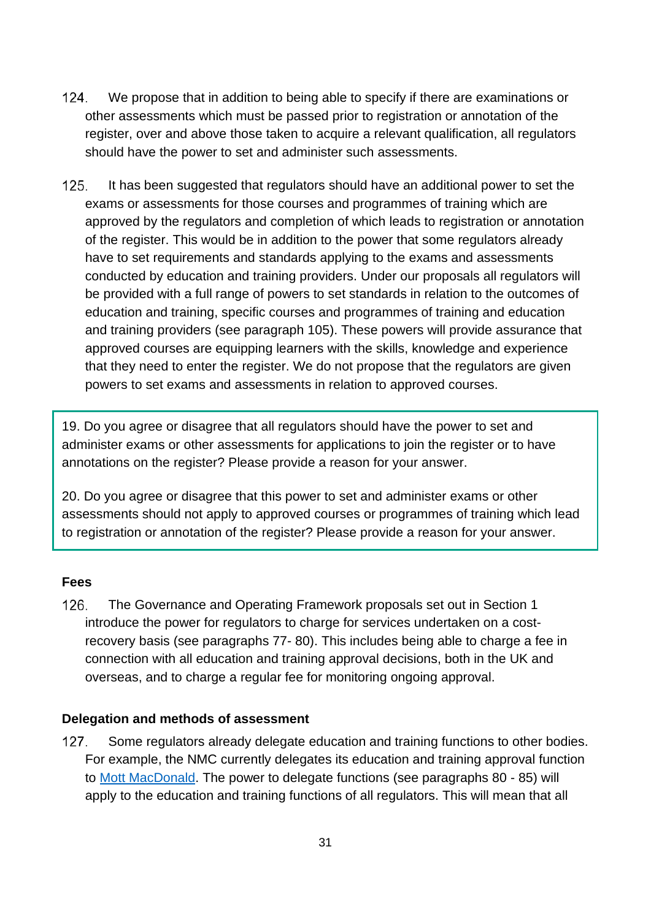124. We propose that in addition to being able to specify if there are examinations or other assessments which must be passed prior to registration or annotation of the register, over and above those taken to acquire a relevant qualification, all regulators should have the power to set and administer such assessments.

125. It has been suggested that regulators should have an additional power to set the exams or assessments for those courses and programmes of training which are approved by the regulators and completion of which leads to registration or annotation of the register. This would be in addition to the power that some regulators already have to set requirements and standards applying to the exams and assessments conducted by education and training providers. Under our proposals all regulators will be provided with a full range of powers to set standards in relation to the outcomes of education and training, specific courses and programmes of training and education and training providers (see paragraph 105). These powers will provide assurance that approved courses are equipping learners with the skills, knowledge and experience that they need to enter the register. We do not propose that the regulators are given powers to set exams and assessments in relation to approved courses.

> 19. Do you agree or disagree that all regulators should have the power to set and administer exams or other assessments for applications to join the register or to have annotations on the register? Please provide a reason for your answer.
>
> 20. Do you agree or disagree that this power to set and administer exams or other assessments should not apply to approved courses or programmes of training which lead to registration or annotation of the register? Please provide a reason for your answer.

**Fees**

126. The Governance and Operating Framework proposals set out in Section 1 introduce the power for regulators to charge for services undertaken on a cost-recovery basis (see paragraphs 77- 80). This includes being able to charge a fee in connection with all education and training approval decisions, both in the UK and overseas, and to charge a regular fee for monitoring ongoing approval.

**Delegation and methods of assessment**

127. Some regulators already delegate education and training functions to other bodies. For example, the NMC currently delegates its education and training approval function to Mott MacDonald. The power to delegate functions (see paragraphs 80 - 85) will apply to the education and training functions of all regulators. This will mean that all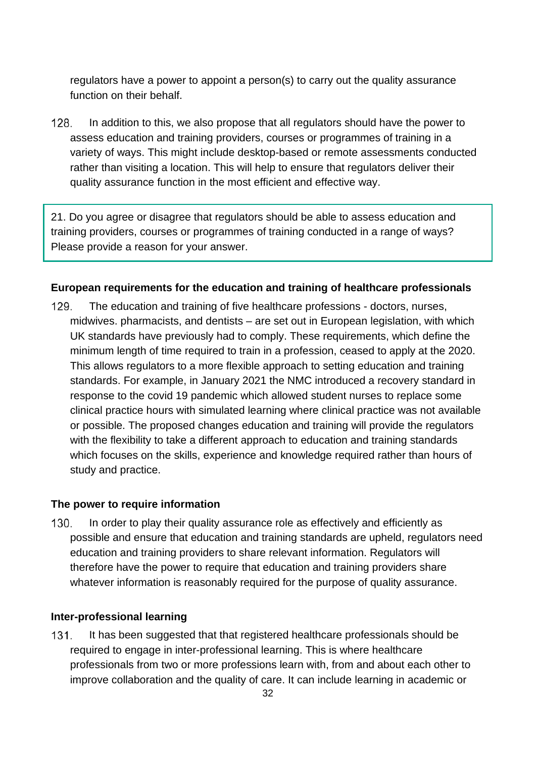regulators have a power to appoint a person(s) to carry out the quality assurance function on their behalf.

128. In addition to this, we also propose that all regulators should have the power to assess education and training providers, courses or programmes of training in a variety of ways. This might include desktop-based or remote assessments conducted rather than visiting a location. This will help to ensure that regulators deliver their quality assurance function in the most efficient and effective way.

> 21. Do you agree or disagree that regulators should be able to assess education and training providers, courses or programmes of training conducted in a range of ways? Please provide a reason for your answer.

### European requirements for the education and training of healthcare professionals

129. The education and training of five healthcare professions - doctors, nurses, midwives. pharmacists, and dentists – are set out in European legislation, with which UK standards have previously had to comply. These requirements, which define the minimum length of time required to train in a profession, ceased to apply at the 2020. This allows regulators to a more flexible approach to setting education and training standards. For example, in January 2021 the NMC introduced a recovery standard in response to the covid 19 pandemic which allowed student nurses to replace some clinical practice hours with simulated learning where clinical practice was not available or possible. The proposed changes education and training will provide the regulators with the flexibility to take a different approach to education and training standards which focuses on the skills, experience and knowledge required rather than hours of study and practice.

### The power to require information

130. In order to play their quality assurance role as effectively and efficiently as possible and ensure that education and training standards are upheld, regulators need education and training providers to share relevant information. Regulators will therefore have the power to require that education and training providers share whatever information is reasonably required for the purpose of quality assurance.

### Inter-professional learning

131. It has been suggested that that registered healthcare professionals should be required to engage in inter-professional learning. This is where healthcare professionals from two or more professions learn with, from and about each other to improve collaboration and the quality of care. It can include learning in academic or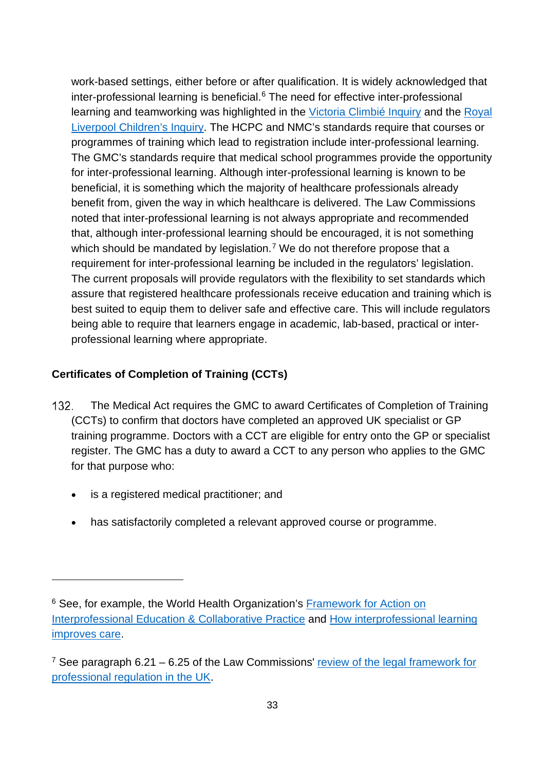work-based settings, either before or after qualification. It is widely acknowledged that inter-professional learning is beneficial.[6] The need for effective inter-professional learning and teamworking was highlighted in the Victoria Climbié Inquiry and the Royal Liverpool Children's Inquiry. The HCPC and NMC's standards require that courses or programmes of training which lead to registration include inter-professional learning. The GMC's standards require that medical school programmes provide the opportunity for inter-professional learning. Although inter-professional learning is known to be beneficial, it is something which the majority of healthcare professionals already benefit from, given the way in which healthcare is delivered. The Law Commissions noted that inter-professional learning is not always appropriate and recommended that, although inter-professional learning should be encouraged, it is not something which should be mandated by legislation.[7] We do not therefore propose that a requirement for inter-professional learning be included in the regulators' legislation. The current proposals will provide regulators with the flexibility to set standards which assure that registered healthcare professionals receive education and training which is best suited to equip them to deliver safe and effective care. This will include regulators being able to require that learners engage in academic, lab-based, practical or inter-professional learning where appropriate.

**Certificates of Completion of Training (CCTs)**

132. The Medical Act requires the GMC to award Certificates of Completion of Training (CCTs) to confirm that doctors have completed an approved UK specialist or GP training programme. Doctors with a CCT are eligible for entry onto the GP or specialist register. The GMC has a duty to award a CCT to any person who applies to the GMC for that purpose who:

- is a registered medical practitioner; and
- has satisfactorily completed a relevant approved course or programme.

---

[6] See, for example, the World Health Organization's Framework for Action on Interprofessional Education & Collaborative Practice and How interprofessional learning improves care.

[7] See paragraph 6.21 – 6.25 of the Law Commissions' review of the legal framework for professional regulation in the UK.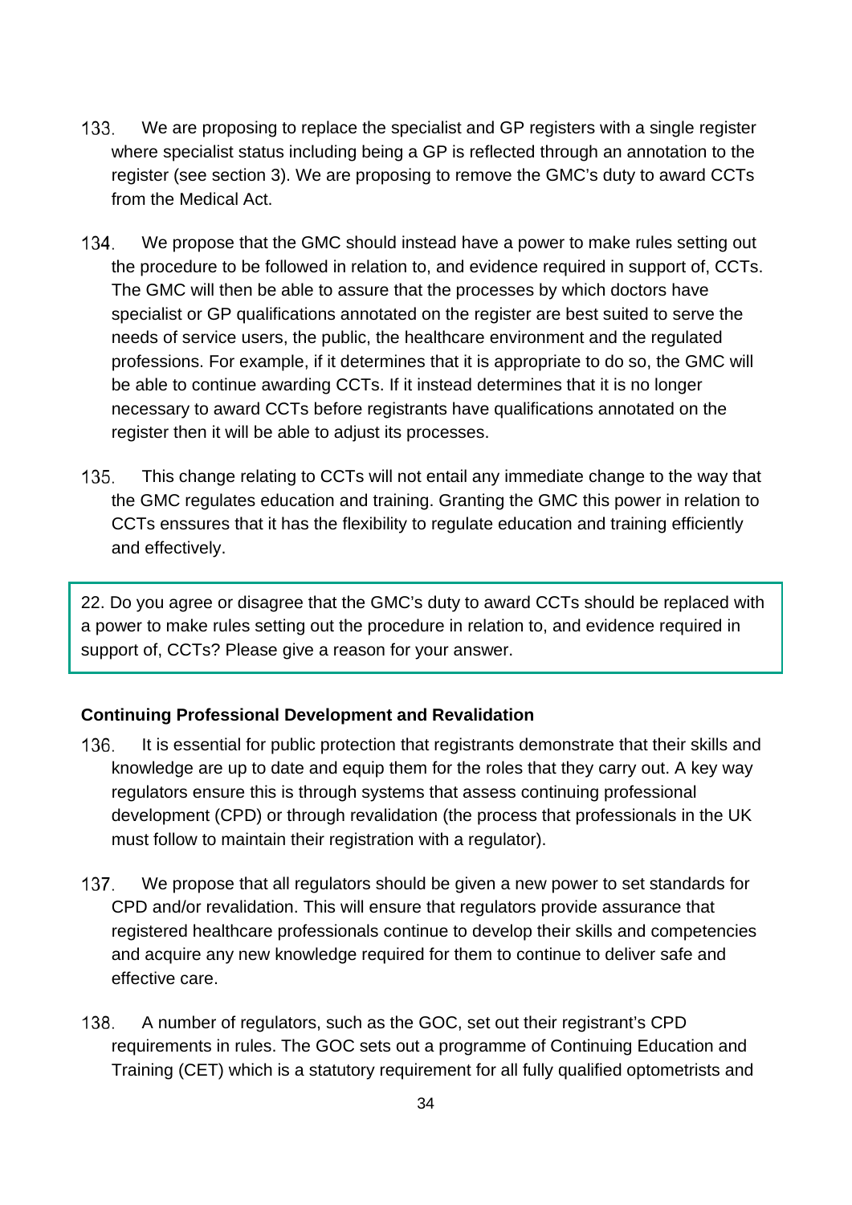133. We are proposing to replace the specialist and GP registers with a single register where specialist status including being a GP is reflected through an annotation to the register (see section 3). We are proposing to remove the GMC's duty to award CCTs from the Medical Act.

134. We propose that the GMC should instead have a power to make rules setting out the procedure to be followed in relation to, and evidence required in support of, CCTs. The GMC will then be able to assure that the processes by which doctors have specialist or GP qualifications annotated on the register are best suited to serve the needs of service users, the public, the healthcare environment and the regulated professions. For example, if it determines that it is appropriate to do so, the GMC will be able to continue awarding CCTs. If it instead determines that it is no longer necessary to award CCTs before registrants have qualifications annotated on the register then it will be able to adjust its processes.

135. This change relating to CCTs will not entail any immediate change to the way that the GMC regulates education and training. Granting the GMC this power in relation to CCTs enssures that it has the flexibility to regulate education and training efficiently and effectively.

> 22. Do you agree or disagree that the GMC's duty to award CCTs should be replaced with a power to make rules setting out the procedure in relation to, and evidence required in support of, CCTs? Please give a reason for your answer.

**Continuing Professional Development and Revalidation**

136. It is essential for public protection that registrants demonstrate that their skills and knowledge are up to date and equip them for the roles that they carry out. A key way regulators ensure this is through systems that assess continuing professional development (CPD) or through revalidation (the process that professionals in the UK must follow to maintain their registration with a regulator).

137. We propose that all regulators should be given a new power to set standards for CPD and/or revalidation. This will ensure that regulators provide assurance that registered healthcare professionals continue to develop their skills and competencies and acquire any new knowledge required for them to continue to deliver safe and effective care.

138. A number of regulators, such as the GOC, set out their registrant's CPD requirements in rules. The GOC sets out a programme of Continuing Education and Training (CET) which is a statutory requirement for all fully qualified optometrists and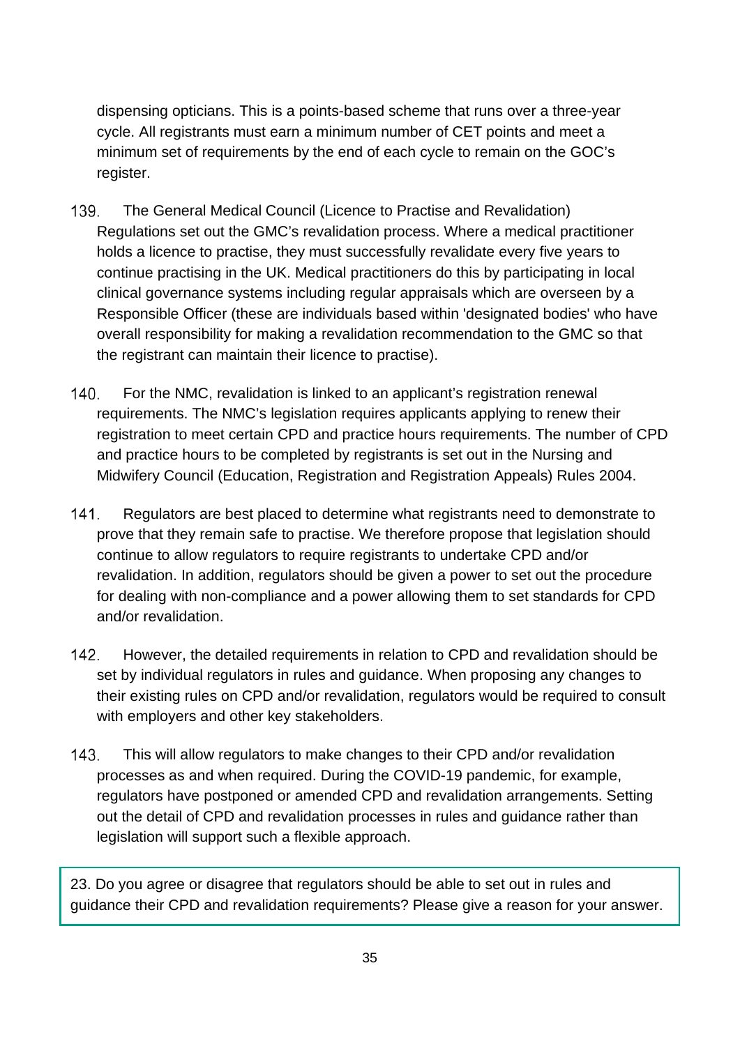dispensing opticians. This is a points-based scheme that runs over a three-year cycle. All registrants must earn a minimum number of CET points and meet a minimum set of requirements by the end of each cycle to remain on the GOC's register.

139. The General Medical Council (Licence to Practise and Revalidation) Regulations set out the GMC's revalidation process. Where a medical practitioner holds a licence to practise, they must successfully revalidate every five years to continue practising in the UK. Medical practitioners do this by participating in local clinical governance systems including regular appraisals which are overseen by a Responsible Officer (these are individuals based within 'designated bodies' who have overall responsibility for making a revalidation recommendation to the GMC so that the registrant can maintain their licence to practise).

140. For the NMC, revalidation is linked to an applicant's registration renewal requirements. The NMC's legislation requires applicants applying to renew their registration to meet certain CPD and practice hours requirements. The number of CPD and practice hours to be completed by registrants is set out in the Nursing and Midwifery Council (Education, Registration and Registration Appeals) Rules 2004.

141. Regulators are best placed to determine what registrants need to demonstrate to prove that they remain safe to practise. We therefore propose that legislation should continue to allow regulators to require registrants to undertake CPD and/or revalidation. In addition, regulators should be given a power to set out the procedure for dealing with non-compliance and a power allowing them to set standards for CPD and/or revalidation.

142. However, the detailed requirements in relation to CPD and revalidation should be set by individual regulators in rules and guidance. When proposing any changes to their existing rules on CPD and/or revalidation, regulators would be required to consult with employers and other key stakeholders.

143. This will allow regulators to make changes to their CPD and/or revalidation processes as and when required. During the COVID-19 pandemic, for example, regulators have postponed or amended CPD and revalidation arrangements. Setting out the detail of CPD and revalidation processes in rules and guidance rather than legislation will support such a flexible approach.

> 23. Do you agree or disagree that regulators should be able to set out in rules and guidance their CPD and revalidation requirements? Please give a reason for your answer.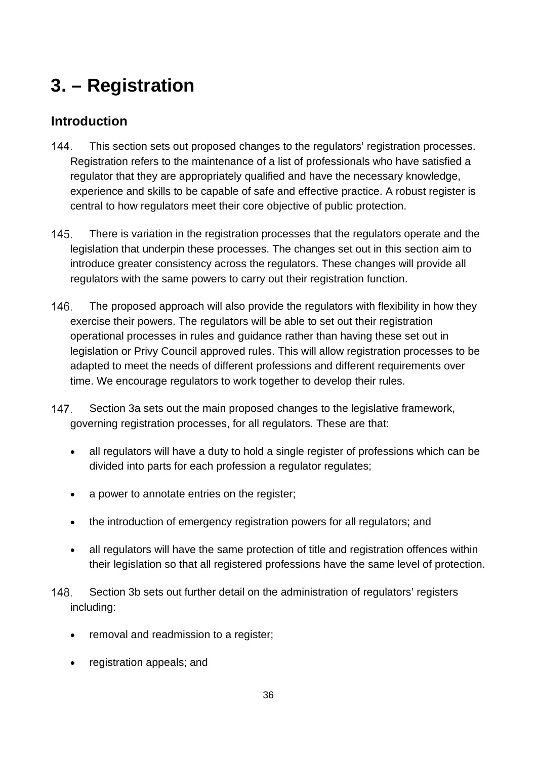# 3. – Registration

## Introduction

144. This section sets out proposed changes to the regulators' registration processes. Registration refers to the maintenance of a list of professionals who have satisfied a regulator that they are appropriately qualified and have the necessary knowledge, experience and skills to be capable of safe and effective practice. A robust register is central to how regulators meet their core objective of public protection.

145. There is variation in the registration processes that the regulators operate and the legislation that underpin these processes. The changes set out in this section aim to introduce greater consistency across the regulators. These changes will provide all regulators with the same powers to carry out their registration function.

146. The proposed approach will also provide the regulators with flexibility in how they exercise their powers. The regulators will be able to set out their registration operational processes in rules and guidance rather than having these set out in legislation or Privy Council approved rules. This will allow registration processes to be adapted to meet the needs of different professions and different requirements over time. We encourage regulators to work together to develop their rules.

147. Section 3a sets out the main proposed changes to the legislative framework, governing registration processes, for all regulators. These are that:

- all regulators will have a duty to hold a single register of professions which can be divided into parts for each profession a regulator regulates;
- a power to annotate entries on the register;
- the introduction of emergency registration powers for all regulators; and
- all regulators will have the same protection of title and registration offences within their legislation so that all registered professions have the same level of protection.

148. Section 3b sets out further detail on the administration of regulators' registers including:

- removal and readmission to a register;
- registration appeals; and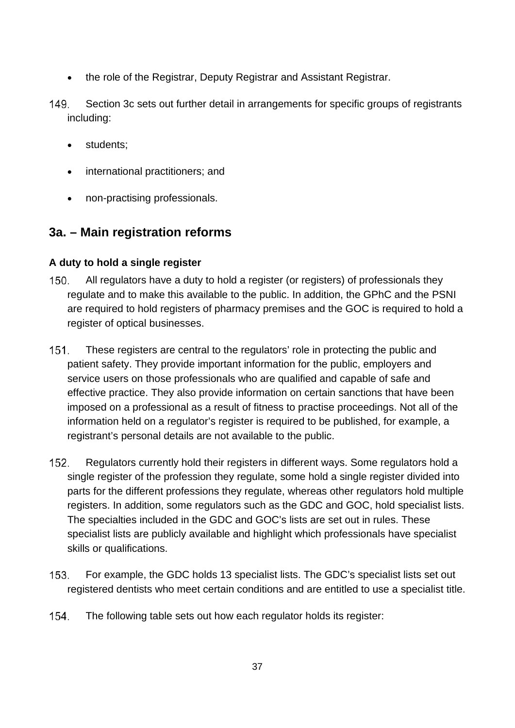- the role of the Registrar, Deputy Registrar and Assistant Registrar.

149. Section 3c sets out further detail in arrangements for specific groups of registrants including:

- students;
- international practitioners; and
- non-practising professionals.

## 3a. – Main registration reforms

**A duty to hold a single register**

150. All regulators have a duty to hold a register (or registers) of professionals they regulate and to make this available to the public. In addition, the GPhC and the PSNI are required to hold registers of pharmacy premises and the GOC is required to hold a register of optical businesses.

151. These registers are central to the regulators' role in protecting the public and patient safety. They provide important information for the public, employers and service users on those professionals who are qualified and capable of safe and effective practice. They also provide information on certain sanctions that have been imposed on a professional as a result of fitness to practise proceedings. Not all of the information held on a regulator's register is required to be published, for example, a registrant's personal details are not available to the public.

152. Regulators currently hold their registers in different ways. Some regulators hold a single register of the profession they regulate, some hold a single register divided into parts for the different professions they regulate, whereas other regulators hold multiple registers. In addition, some regulators such as the GDC and GOC, hold specialist lists. The specialties included in the GDC and GOC's lists are set out in rules. These specialist lists are publicly available and highlight which professionals have specialist skills or qualifications.

153. For example, the GDC holds 13 specialist lists. The GDC's specialist lists set out registered dentists who meet certain conditions and are entitled to use a specialist title.

154. The following table sets out how each regulator holds its register: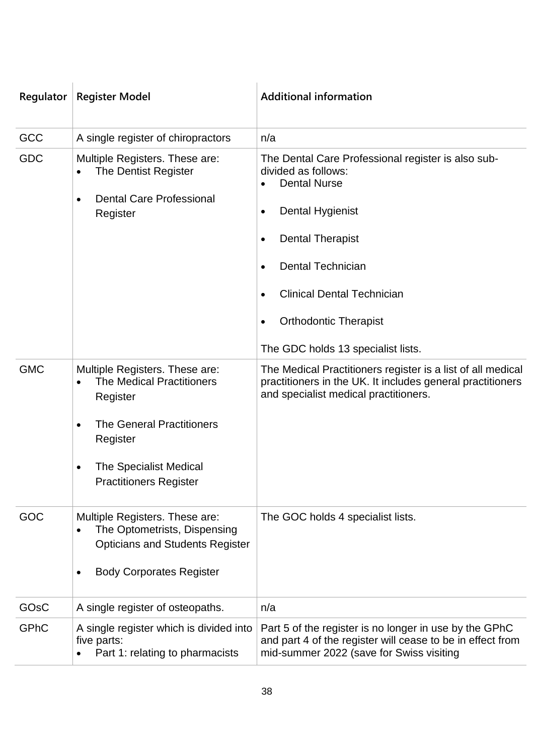| Regulator | Register Model | Additional information |
|---|---|---|
| GCC | A single register of chiropractors | n/a |
| GDC | Multiple Registers. These are:<br>• The Dentist Register<br>• Dental Care Professional Register | The Dental Care Professional register is also sub-divided as follows:<br>• Dental Nurse<br>• Dental Hygienist<br>• Dental Therapist<br>• Dental Technician<br>• Clinical Dental Technician<br>• Orthodontic Therapist<br><br>The GDC holds 13 specialist lists. |
| GMC | Multiple Registers. These are:<br>• The Medical Practitioners Register<br>• The General Practitioners Register<br>• The Specialist Medical Practitioners Register | The Medical Practitioners register is a list of all medical practitioners in the UK. It includes general practitioners and specialist medical practitioners. |
| GOC | Multiple Registers. These are:<br>• The Optometrists, Dispensing Opticians and Students Register<br>• Body Corporates Register | The GOC holds 4 specialist lists. |
| GOsC | A single register of osteopaths. | n/a |
| GPhC | A single register which is divided into five parts:<br>• Part 1: relating to pharmacists | Part 5 of the register is no longer in use by the GPhC and part 4 of the register will cease to be in effect from mid-summer 2022 (save for Swiss visiting |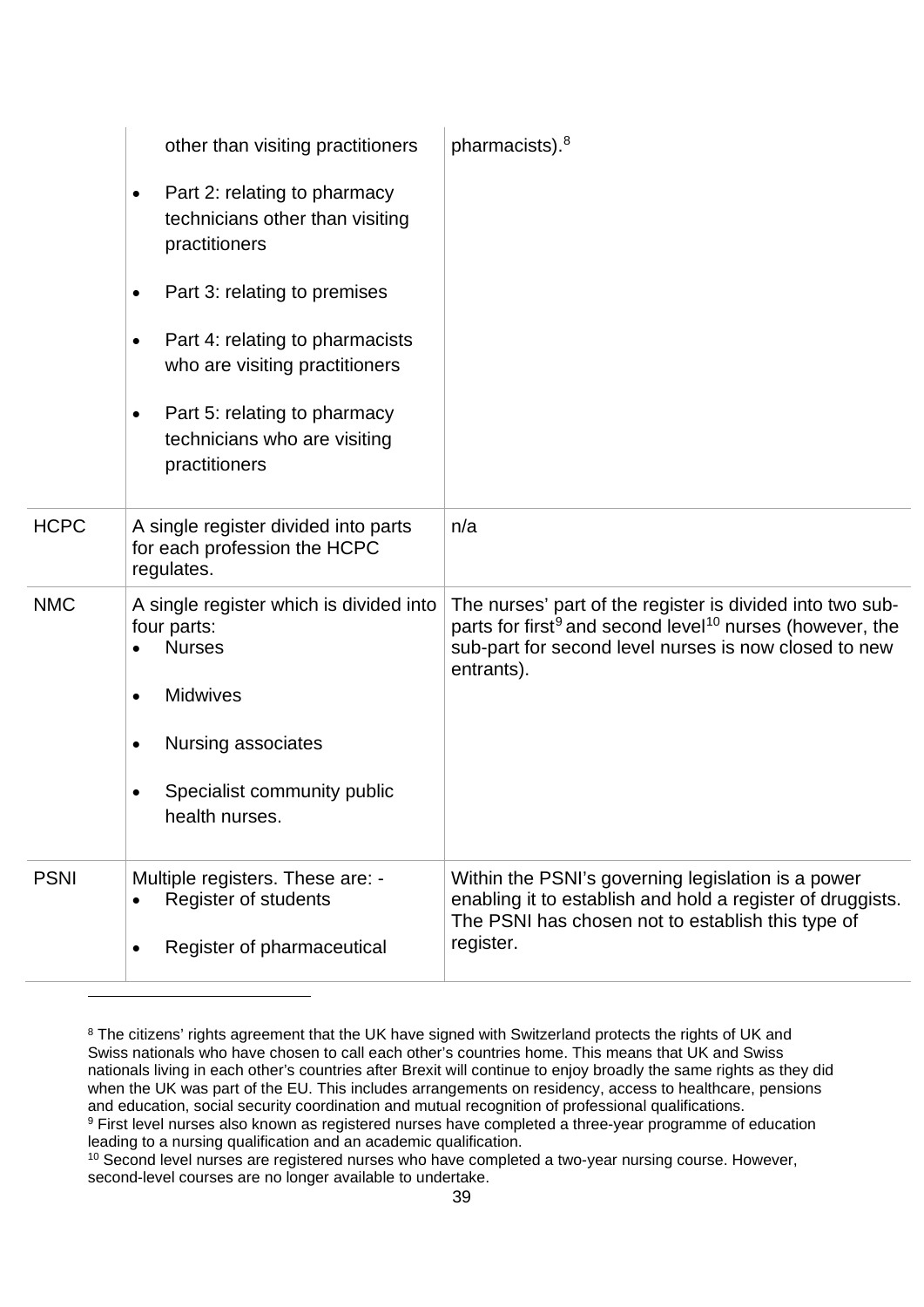| | | |
|---|---|---|
| | other than visiting practitioners<br>• Part 2: relating to pharmacy technicians other than visiting practitioners<br>• Part 3: relating to premises<br>• Part 4: relating to pharmacists who are visiting practitioners<br>• Part 5: relating to pharmacy technicians who are visiting practitioners | pharmacists).[8] |
| HCPC | A single register divided into parts for each profession the HCPC regulates. | n/a |
| NMC | A single register which is divided into four parts:<br>• Nurses<br>• Midwives<br>• Nursing associates<br>• Specialist community public health nurses. | The nurses' part of the register is divided into two sub-parts for first[9] and second level[10] nurses (however, the sub-part for second level nurses is now closed to new entrants). |
| PSNI | Multiple registers. These are: -<br>• Register of students<br>• Register of pharmaceutical | Within the PSNI's governing legislation is a power enabling it to establish and hold a register of druggists. The PSNI has chosen not to establish this type of register. |

[8] The citizens' rights agreement that the UK have signed with Switzerland protects the rights of UK and Swiss nationals who have chosen to call each other's countries home. This means that UK and Swiss nationals living in each other's countries after Brexit will continue to enjoy broadly the same rights as they did when the UK was part of the EU. This includes arrangements on residency, access to healthcare, pensions and education, social security coordination and mutual recognition of professional qualifications.

[9] First level nurses also known as registered nurses have completed a three-year programme of education leading to a nursing qualification and an academic qualification.

[10] Second level nurses are registered nurses who have completed a two-year nursing course. However, second-level courses are no longer available to undertake.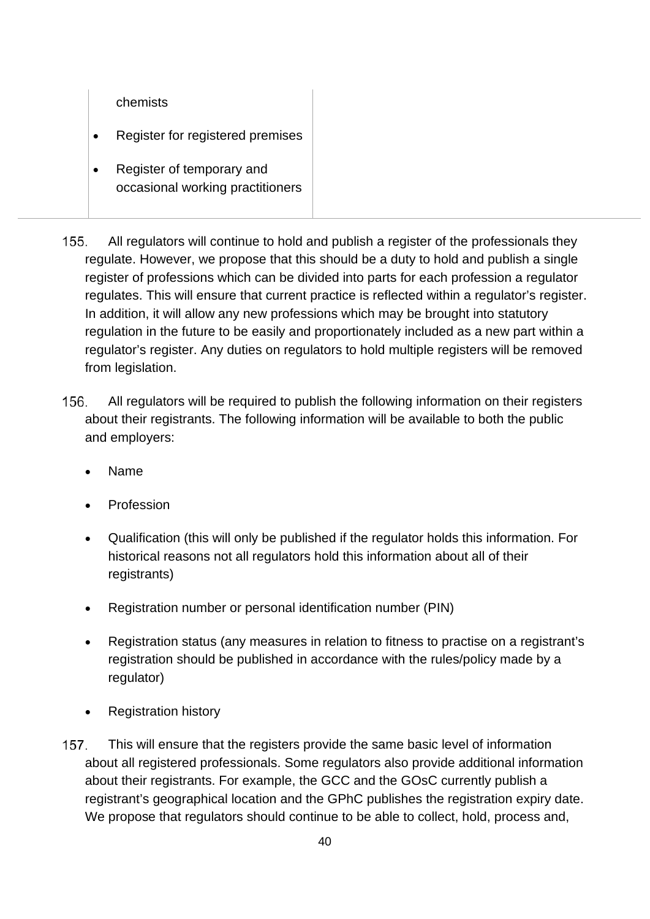| | | |
|---|---|---|
| | chemists<br><br>• Register for registered premises<br><br>• Register of temporary and occasional working practitioners | |

155. All regulators will continue to hold and publish a register of the professionals they regulate. However, we propose that this should be a duty to hold and publish a single register of professions which can be divided into parts for each profession a regulator regulates. This will ensure that current practice is reflected within a regulator's register. In addition, it will allow any new professions which may be brought into statutory regulation in the future to be easily and proportionately included as a new part within a regulator's register. Any duties on regulators to hold multiple registers will be removed from legislation.

156. All regulators will be required to publish the following information on their registers about their registrants. The following information will be available to both the public and employers:

- Name
- Profession
- Qualification (this will only be published if the regulator holds this information. For historical reasons not all regulators hold this information about all of their registrants)
- Registration number or personal identification number (PIN)
- Registration status (any measures in relation to fitness to practise on a registrant's registration should be published in accordance with the rules/policy made by a regulator)
- Registration history

157. This will ensure that the registers provide the same basic level of information about all registered professionals. Some regulators also provide additional information about their registrants. For example, the GCC and the GOsC currently publish a registrant's geographical location and the GPhC publishes the registration expiry date. We propose that regulators should continue to be able to collect, hold, process and,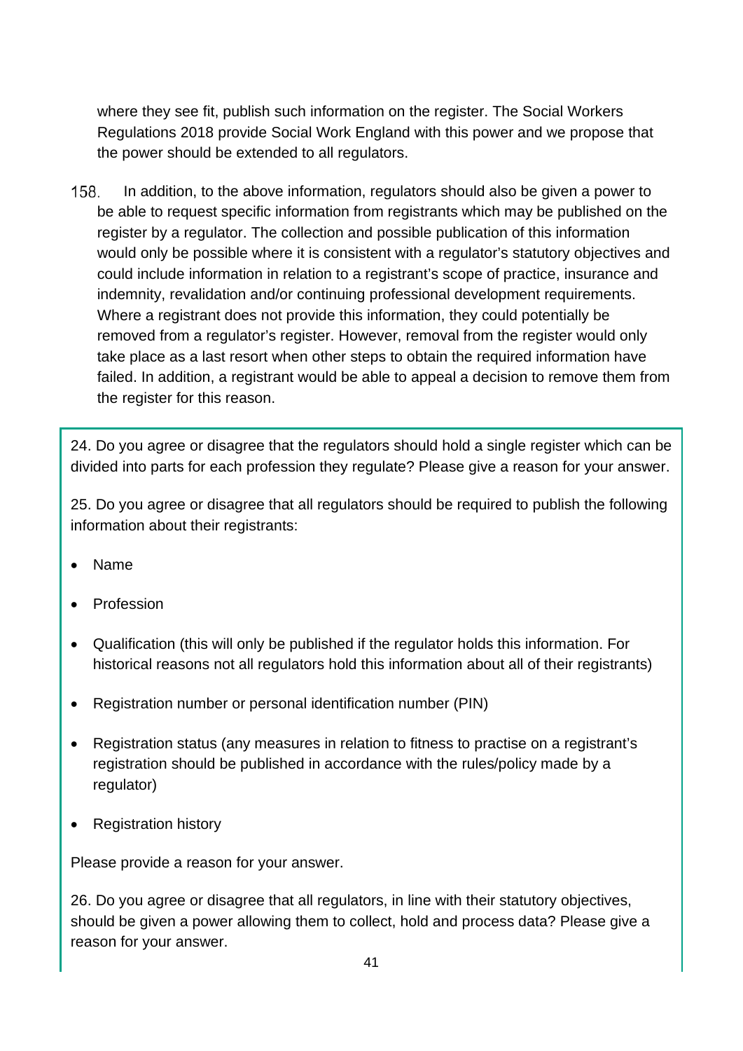where they see fit, publish such information on the register. The Social Workers Regulations 2018 provide Social Work England with this power and we propose that the power should be extended to all regulators.

158. In addition, to the above information, regulators should also be given a power to be able to request specific information from registrants which may be published on the register by a regulator. The collection and possible publication of this information would only be possible where it is consistent with a regulator's statutory objectives and could include information in relation to a registrant's scope of practice, insurance and indemnity, revalidation and/or continuing professional development requirements. Where a registrant does not provide this information, they could potentially be removed from a regulator's register. However, removal from the register would only take place as a last resort when other steps to obtain the required information have failed. In addition, a registrant would be able to appeal a decision to remove them from the register for this reason.

24. Do you agree or disagree that the regulators should hold a single register which can be divided into parts for each profession they regulate? Please give a reason for your answer.

25. Do you agree or disagree that all regulators should be required to publish the following information about their registrants:

- Name
- Profession
- Qualification (this will only be published if the regulator holds this information. For historical reasons not all regulators hold this information about all of their registrants)
- Registration number or personal identification number (PIN)
- Registration status (any measures in relation to fitness to practise on a registrant's registration should be published in accordance with the rules/policy made by a regulator)
- Registration history

Please provide a reason for your answer.

26. Do you agree or disagree that all regulators, in line with their statutory objectives, should be given a power allowing them to collect, hold and process data? Please give a reason for your answer.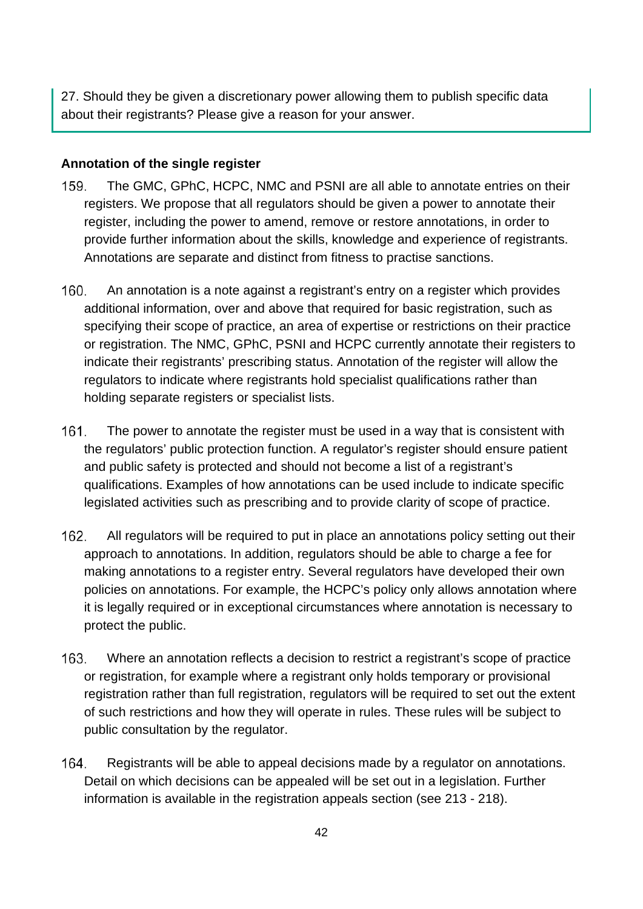27. Should they be given a discretionary power allowing them to publish specific data about their registrants? Please give a reason for your answer.

**Annotation of the single register**

159. The GMC, GPhC, HCPC, NMC and PSNI are all able to annotate entries on their registers. We propose that all regulators should be given a power to annotate their register, including the power to amend, remove or restore annotations, in order to provide further information about the skills, knowledge and experience of registrants. Annotations are separate and distinct from fitness to practise sanctions.

160. An annotation is a note against a registrant's entry on a register which provides additional information, over and above that required for basic registration, such as specifying their scope of practice, an area of expertise or restrictions on their practice or registration. The NMC, GPhC, PSNI and HCPC currently annotate their registers to indicate their registrants' prescribing status. Annotation of the register will allow the regulators to indicate where registrants hold specialist qualifications rather than holding separate registers or specialist lists.

161. The power to annotate the register must be used in a way that is consistent with the regulators' public protection function. A regulator's register should ensure patient and public safety is protected and should not become a list of a registrant's qualifications. Examples of how annotations can be used include to indicate specific legislated activities such as prescribing and to provide clarity of scope of practice.

162. All regulators will be required to put in place an annotations policy setting out their approach to annotations. In addition, regulators should be able to charge a fee for making annotations to a register entry. Several regulators have developed their own policies on annotations. For example, the HCPC's policy only allows annotation where it is legally required or in exceptional circumstances where annotation is necessary to protect the public.

163. Where an annotation reflects a decision to restrict a registrant's scope of practice or registration, for example where a registrant only holds temporary or provisional registration rather than full registration, regulators will be required to set out the extent of such restrictions and how they will operate in rules. These rules will be subject to public consultation by the regulator.

164. Registrants will be able to appeal decisions made by a regulator on annotations. Detail on which decisions can be appealed will be set out in a legislation. Further information is available in the registration appeals section (see 213 - 218).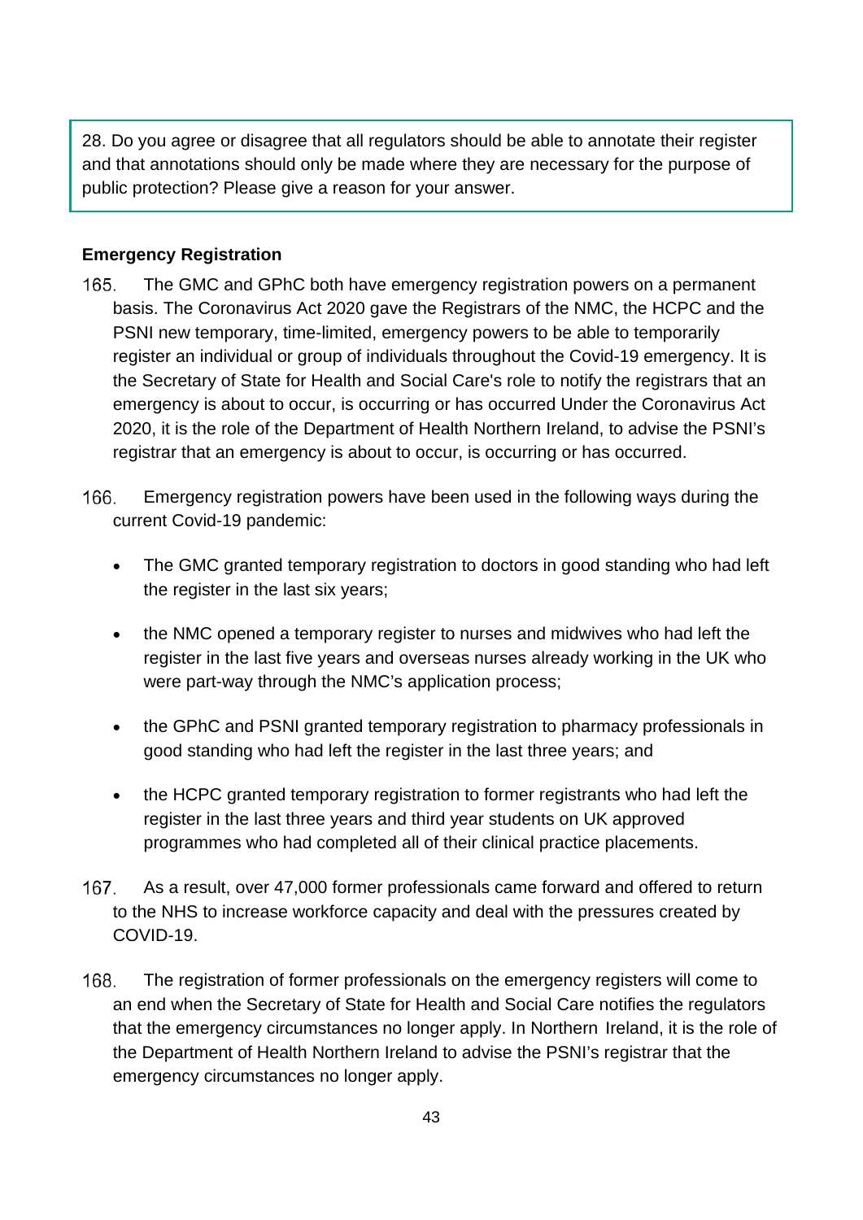> 28. Do you agree or disagree that all regulators should be able to annotate their register and that annotations should only be made where they are necessary for the purpose of public protection? Please give a reason for your answer.

**Emergency Registration**

165. The GMC and GPhC both have emergency registration powers on a permanent basis. The Coronavirus Act 2020 gave the Registrars of the NMC, the HCPC and the PSNI new temporary, time-limited, emergency powers to be able to temporarily register an individual or group of individuals throughout the Covid-19 emergency. It is the Secretary of State for Health and Social Care's role to notify the registrars that an emergency is about to occur, is occurring or has occurred Under the Coronavirus Act 2020, it is the role of the Department of Health Northern Ireland, to advise the PSNI's registrar that an emergency is about to occur, is occurring or has occurred.

166. Emergency registration powers have been used in the following ways during the current Covid-19 pandemic:

- The GMC granted temporary registration to doctors in good standing who had left the register in the last six years;
- the NMC opened a temporary register to nurses and midwives who had left the register in the last five years and overseas nurses already working in the UK who were part-way through the NMC's application process;
- the GPhC and PSNI granted temporary registration to pharmacy professionals in good standing who had left the register in the last three years; and
- the HCPC granted temporary registration to former registrants who had left the register in the last three years and third year students on UK approved programmes who had completed all of their clinical practice placements.

167. As a result, over 47,000 former professionals came forward and offered to return to the NHS to increase workforce capacity and deal with the pressures created by COVID-19.

168. The registration of former professionals on the emergency registers will come to an end when the Secretary of State for Health and Social Care notifies the regulators that the emergency circumstances no longer apply. In Northern Ireland, it is the role of the Department of Health Northern Ireland to advise the PSNI's registrar that the emergency circumstances no longer apply.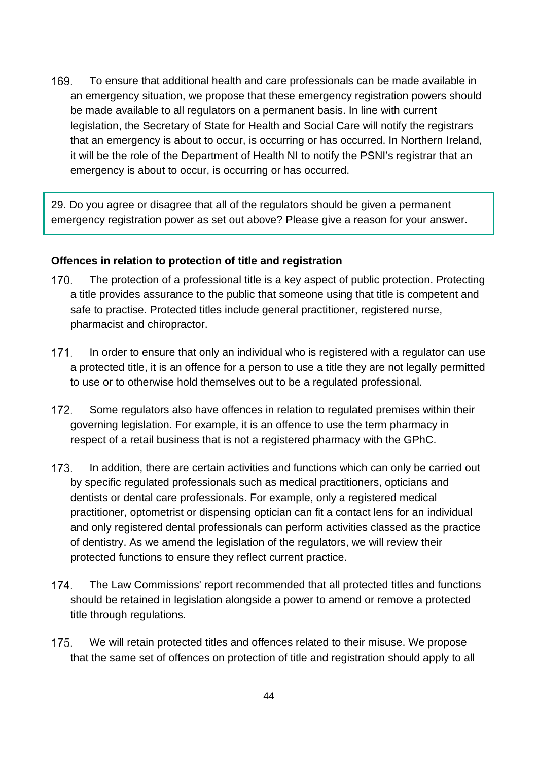169. To ensure that additional health and care professionals can be made available in an emergency situation, we propose that these emergency registration powers should be made available to all regulators on a permanent basis. In line with current legislation, the Secretary of State for Health and Social Care will notify the registrars that an emergency is about to occur, is occurring or has occurred. In Northern Ireland, it will be the role of the Department of Health NI to notify the PSNI's registrar that an emergency is about to occur, is occurring or has occurred.

> 29. Do you agree or disagree that all of the regulators should be given a permanent emergency registration power as set out above? Please give a reason for your answer.

**Offences in relation to protection of title and registration**

170. The protection of a professional title is a key aspect of public protection. Protecting a title provides assurance to the public that someone using that title is competent and safe to practise. Protected titles include general practitioner, registered nurse, pharmacist and chiropractor.

171. In order to ensure that only an individual who is registered with a regulator can use a protected title, it is an offence for a person to use a title they are not legally permitted to use or to otherwise hold themselves out to be a regulated professional.

172. Some regulators also have offences in relation to regulated premises within their governing legislation. For example, it is an offence to use the term pharmacy in respect of a retail business that is not a registered pharmacy with the GPhC.

173. In addition, there are certain activities and functions which can only be carried out by specific regulated professionals such as medical practitioners, opticians and dentists or dental care professionals. For example, only a registered medical practitioner, optometrist or dispensing optician can fit a contact lens for an individual and only registered dental professionals can perform activities classed as the practice of dentistry. As we amend the legislation of the regulators, we will review their protected functions to ensure they reflect current practice.

174. The Law Commissions' report recommended that all protected titles and functions should be retained in legislation alongside a power to amend or remove a protected title through regulations.

175. We will retain protected titles and offences related to their misuse. We propose that the same set of offences on protection of title and registration should apply to all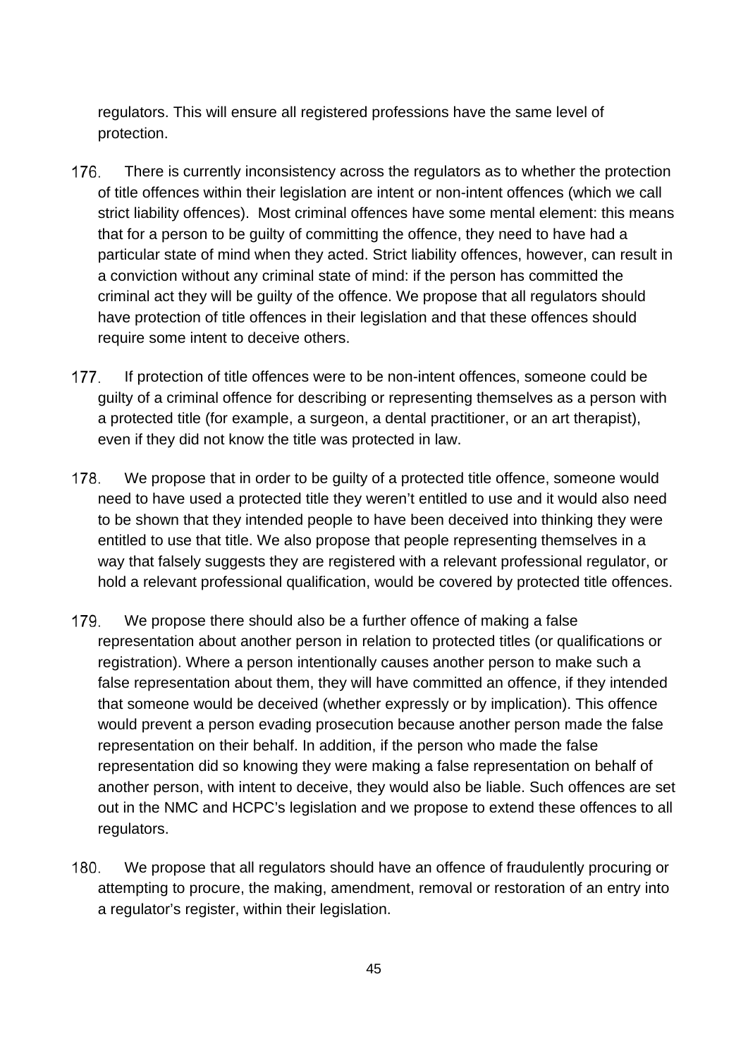regulators. This will ensure all registered professions have the same level of protection.

176. There is currently inconsistency across the regulators as to whether the protection of title offences within their legislation are intent or non-intent offences (which we call strict liability offences). Most criminal offences have some mental element: this means that for a person to be guilty of committing the offence, they need to have had a particular state of mind when they acted. Strict liability offences, however, can result in a conviction without any criminal state of mind: if the person has committed the criminal act they will be guilty of the offence. We propose that all regulators should have protection of title offences in their legislation and that these offences should require some intent to deceive others.

177. If protection of title offences were to be non-intent offences, someone could be guilty of a criminal offence for describing or representing themselves as a person with a protected title (for example, a surgeon, a dental practitioner, or an art therapist), even if they did not know the title was protected in law.

178. We propose that in order to be guilty of a protected title offence, someone would need to have used a protected title they weren't entitled to use and it would also need to be shown that they intended people to have been deceived into thinking they were entitled to use that title. We also propose that people representing themselves in a way that falsely suggests they are registered with a relevant professional regulator, or hold a relevant professional qualification, would be covered by protected title offences.

179. We propose there should also be a further offence of making a false representation about another person in relation to protected titles (or qualifications or registration). Where a person intentionally causes another person to make such a false representation about them, they will have committed an offence, if they intended that someone would be deceived (whether expressly or by implication). This offence would prevent a person evading prosecution because another person made the false representation on their behalf. In addition, if the person who made the false representation did so knowing they were making a false representation on behalf of another person, with intent to deceive, they would also be liable. Such offences are set out in the NMC and HCPC's legislation and we propose to extend these offences to all regulators.

180. We propose that all regulators should have an offence of fraudulently procuring or attempting to procure, the making, amendment, removal or restoration of an entry into a regulator's register, within their legislation.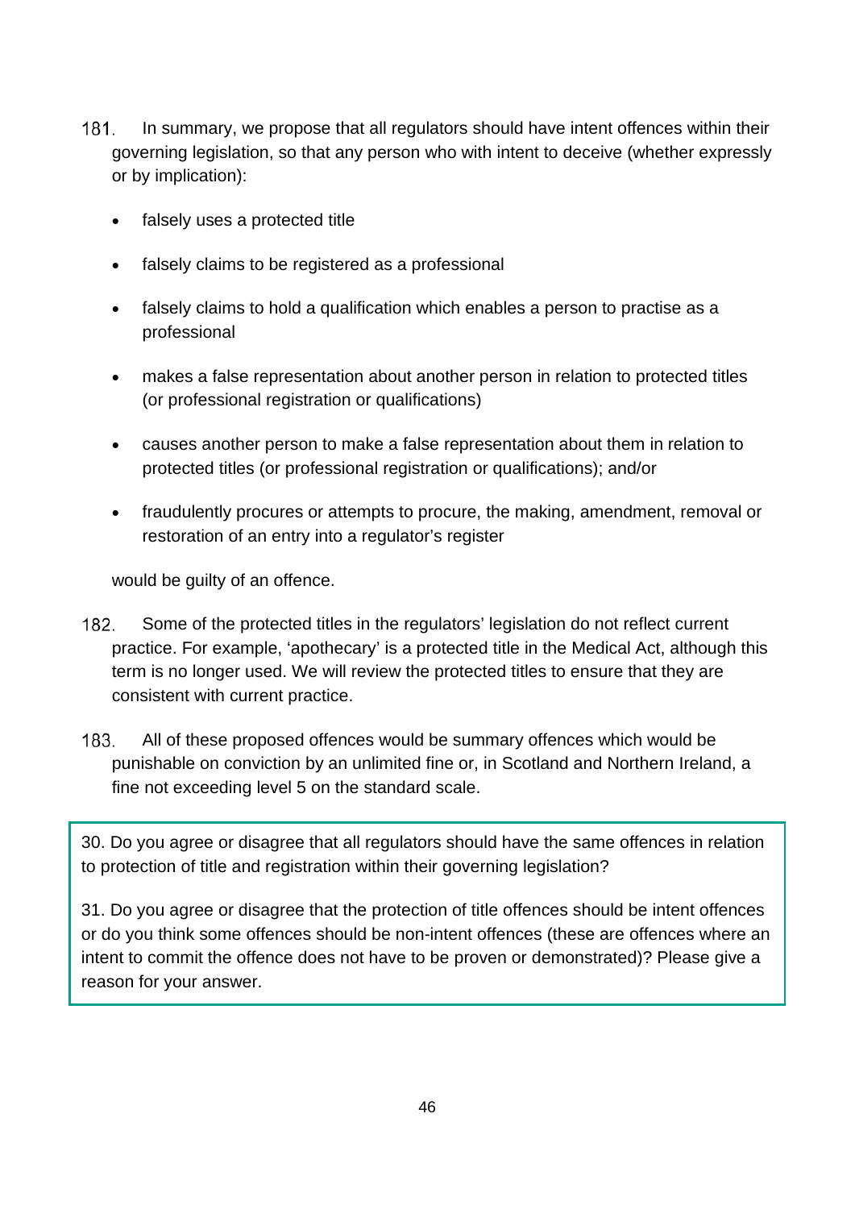181. In summary, we propose that all regulators should have intent offences within their governing legislation, so that any person who with intent to deceive (whether expressly or by implication):

- falsely uses a protected title
- falsely claims to be registered as a professional
- falsely claims to hold a qualification which enables a person to practise as a professional
- makes a false representation about another person in relation to protected titles (or professional registration or qualifications)
- causes another person to make a false representation about them in relation to protected titles (or professional registration or qualifications); and/or
- fraudulently procures or attempts to procure, the making, amendment, removal or restoration of an entry into a regulator's register

would be guilty of an offence.

182. Some of the protected titles in the regulators' legislation do not reflect current practice. For example, 'apothecary' is a protected title in the Medical Act, although this term is no longer used. We will review the protected titles to ensure that they are consistent with current practice.

183. All of these proposed offences would be summary offences which would be punishable on conviction by an unlimited fine or, in Scotland and Northern Ireland, a fine not exceeding level 5 on the standard scale.

> 30. Do you agree or disagree that all regulators should have the same offences in relation to protection of title and registration within their governing legislation?
>
> 31. Do you agree or disagree that the protection of title offences should be intent offences or do you think some offences should be non-intent offences (these are offences where an intent to commit the offence does not have to be proven or demonstrated)? Please give a reason for your answer.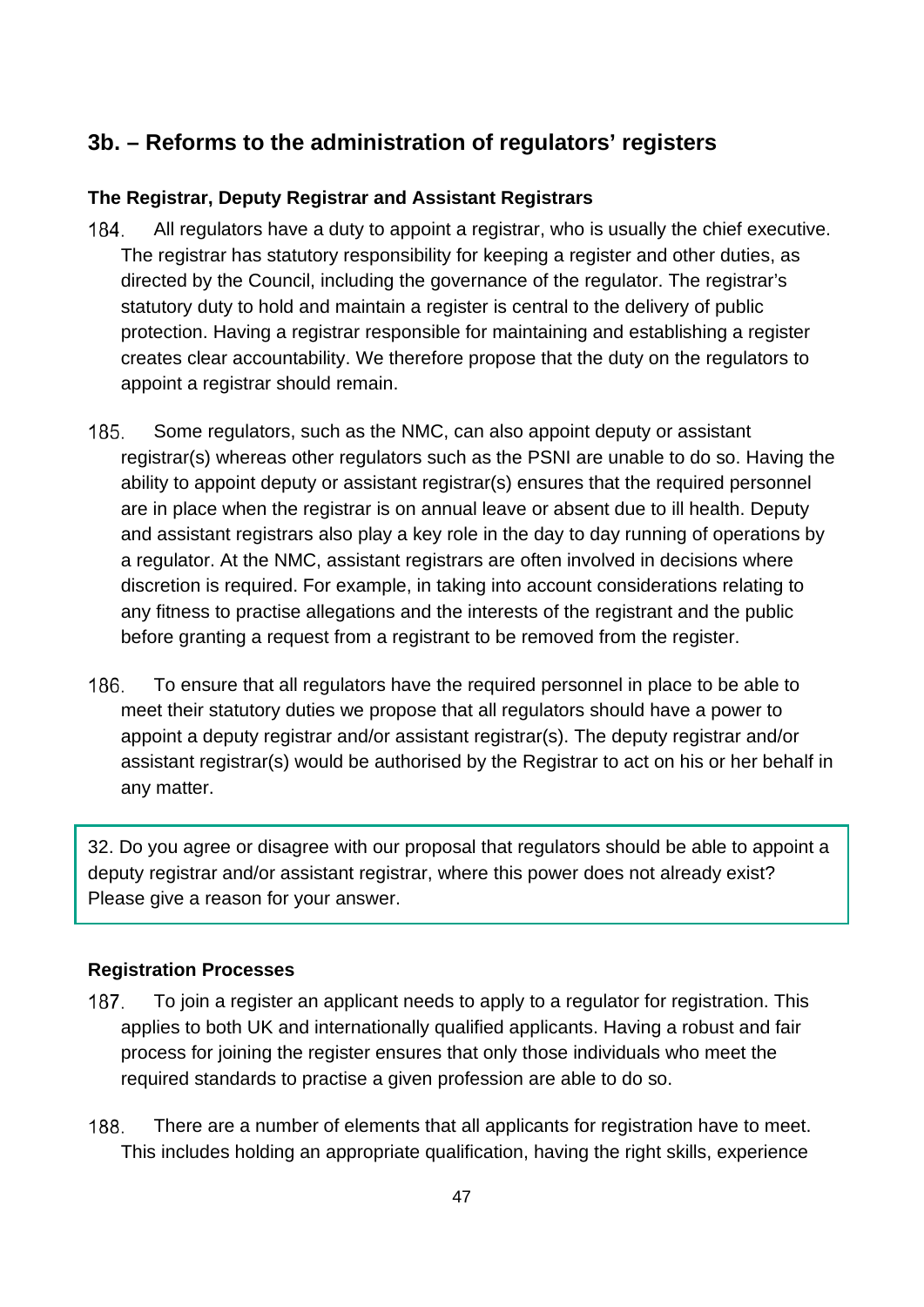## 3b. – Reforms to the administration of regulators' registers

### The Registrar, Deputy Registrar and Assistant Registrars

184. All regulators have a duty to appoint a registrar, who is usually the chief executive. The registrar has statutory responsibility for keeping a register and other duties, as directed by the Council, including the governance of the regulator. The registrar's statutory duty to hold and maintain a register is central to the delivery of public protection. Having a registrar responsible for maintaining and establishing a register creates clear accountability. We therefore propose that the duty on the regulators to appoint a registrar should remain.

185. Some regulators, such as the NMC, can also appoint deputy or assistant registrar(s) whereas other regulators such as the PSNI are unable to do so. Having the ability to appoint deputy or assistant registrar(s) ensures that the required personnel are in place when the registrar is on annual leave or absent due to ill health. Deputy and assistant registrars also play a key role in the day to day running of operations by a regulator. At the NMC, assistant registrars are often involved in decisions where discretion is required. For example, in taking into account considerations relating to any fitness to practise allegations and the interests of the registrant and the public before granting a request from a registrant to be removed from the register.

186. To ensure that all regulators have the required personnel in place to be able to meet their statutory duties we propose that all regulators should have a power to appoint a deputy registrar and/or assistant registrar(s). The deputy registrar and/or assistant registrar(s) would be authorised by the Registrar to act on his or her behalf in any matter.

> 32. Do you agree or disagree with our proposal that regulators should be able to appoint a deputy registrar and/or assistant registrar, where this power does not already exist? Please give a reason for your answer.

### Registration Processes

187. To join a register an applicant needs to apply to a regulator for registration. This applies to both UK and internationally qualified applicants. Having a robust and fair process for joining the register ensures that only those individuals who meet the required standards to practise a given profession are able to do so.

188. There are a number of elements that all applicants for registration have to meet. This includes holding an appropriate qualification, having the right skills, experience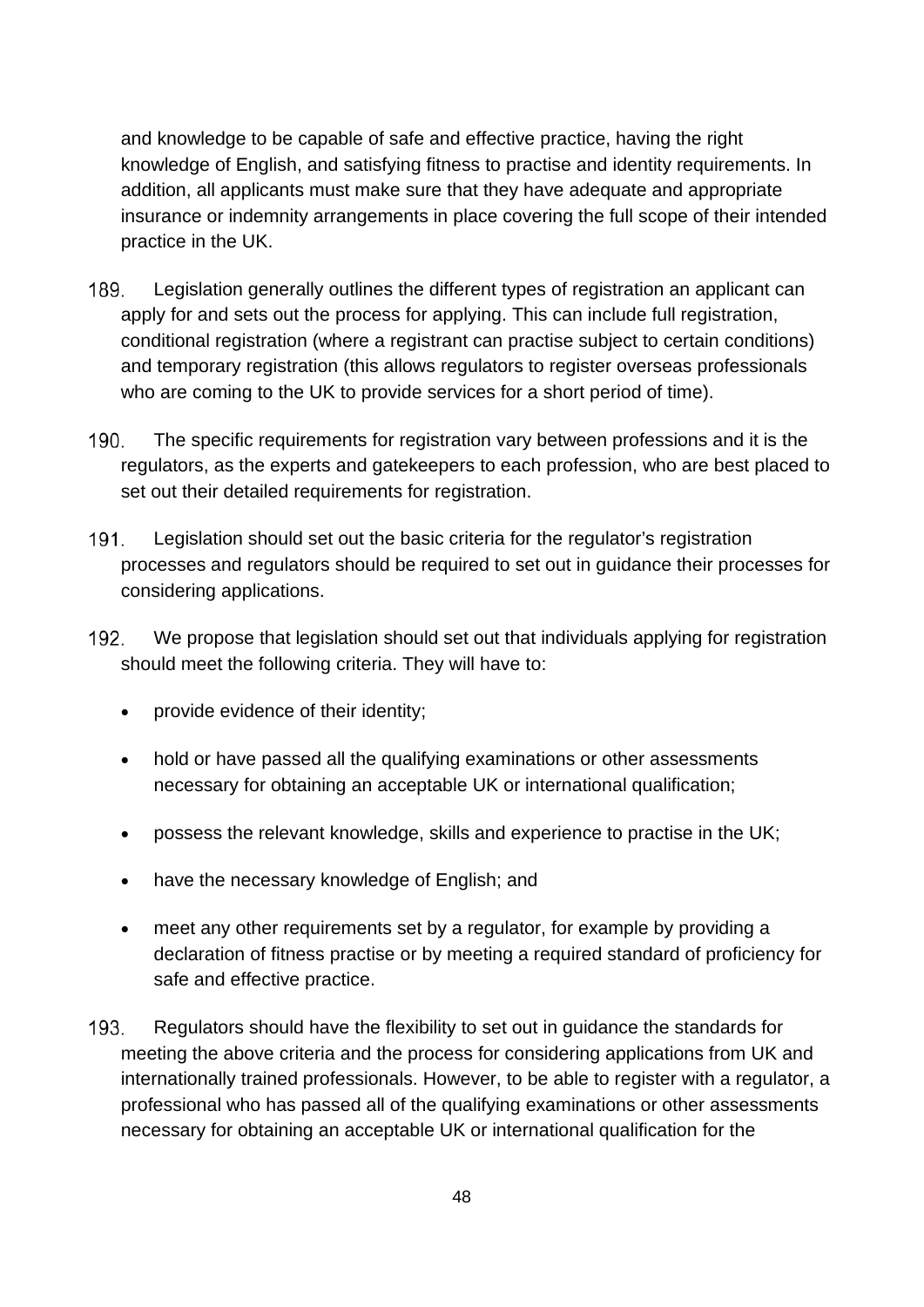and knowledge to be capable of safe and effective practice, having the right knowledge of English, and satisfying fitness to practise and identity requirements. In addition, all applicants must make sure that they have adequate and appropriate insurance or indemnity arrangements in place covering the full scope of their intended practice in the UK.

189. Legislation generally outlines the different types of registration an applicant can apply for and sets out the process for applying. This can include full registration, conditional registration (where a registrant can practise subject to certain conditions) and temporary registration (this allows regulators to register overseas professionals who are coming to the UK to provide services for a short period of time).

190. The specific requirements for registration vary between professions and it is the regulators, as the experts and gatekeepers to each profession, who are best placed to set out their detailed requirements for registration.

191. Legislation should set out the basic criteria for the regulator's registration processes and regulators should be required to set out in guidance their processes for considering applications.

192. We propose that legislation should set out that individuals applying for registration should meet the following criteria. They will have to:

- provide evidence of their identity;
- hold or have passed all the qualifying examinations or other assessments necessary for obtaining an acceptable UK or international qualification;
- possess the relevant knowledge, skills and experience to practise in the UK;
- have the necessary knowledge of English; and
- meet any other requirements set by a regulator, for example by providing a declaration of fitness practise or by meeting a required standard of proficiency for safe and effective practice.

193. Regulators should have the flexibility to set out in guidance the standards for meeting the above criteria and the process for considering applications from UK and internationally trained professionals. However, to be able to register with a regulator, a professional who has passed all of the qualifying examinations or other assessments necessary for obtaining an acceptable UK or international qualification for the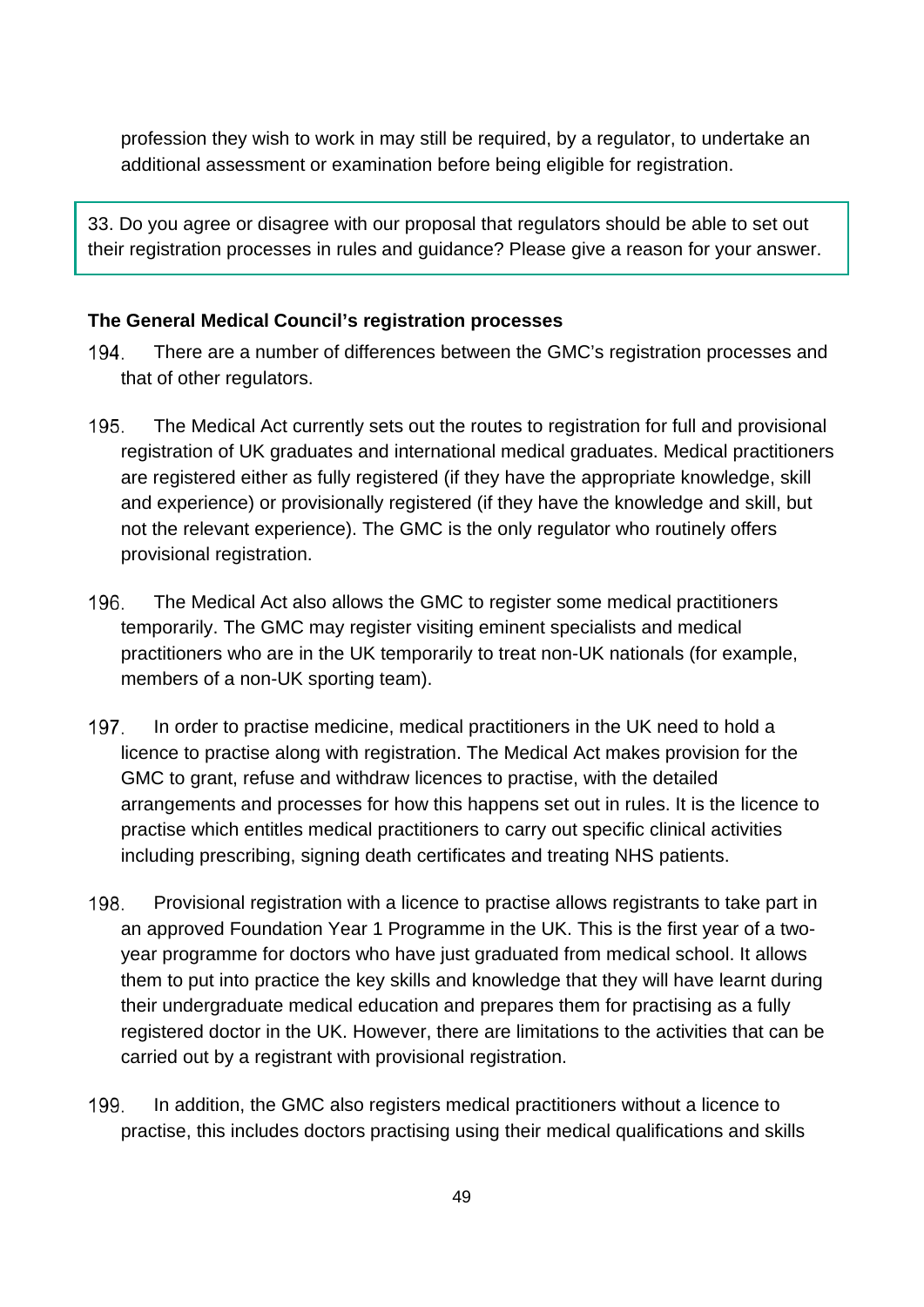profession they wish to work in may still be required, by a regulator, to undertake an additional assessment or examination before being eligible for registration.

> 33. Do you agree or disagree with our proposal that regulators should be able to set out their registration processes in rules and guidance? Please give a reason for your answer.

**The General Medical Council's registration processes**

194. There are a number of differences between the GMC's registration processes and that of other regulators.

195. The Medical Act currently sets out the routes to registration for full and provisional registration of UK graduates and international medical graduates. Medical practitioners are registered either as fully registered (if they have the appropriate knowledge, skill and experience) or provisionally registered (if they have the knowledge and skill, but not the relevant experience). The GMC is the only regulator who routinely offers provisional registration.

196. The Medical Act also allows the GMC to register some medical practitioners temporarily. The GMC may register visiting eminent specialists and medical practitioners who are in the UK temporarily to treat non-UK nationals (for example, members of a non-UK sporting team).

197. In order to practise medicine, medical practitioners in the UK need to hold a licence to practise along with registration. The Medical Act makes provision for the GMC to grant, refuse and withdraw licences to practise, with the detailed arrangements and processes for how this happens set out in rules. It is the licence to practise which entitles medical practitioners to carry out specific clinical activities including prescribing, signing death certificates and treating NHS patients.

198. Provisional registration with a licence to practise allows registrants to take part in an approved Foundation Year 1 Programme in the UK. This is the first year of a two-year programme for doctors who have just graduated from medical school. It allows them to put into practice the key skills and knowledge that they will have learnt during their undergraduate medical education and prepares them for practising as a fully registered doctor in the UK. However, there are limitations to the activities that can be carried out by a registrant with provisional registration.

199. In addition, the GMC also registers medical practitioners without a licence to practise, this includes doctors practising using their medical qualifications and skills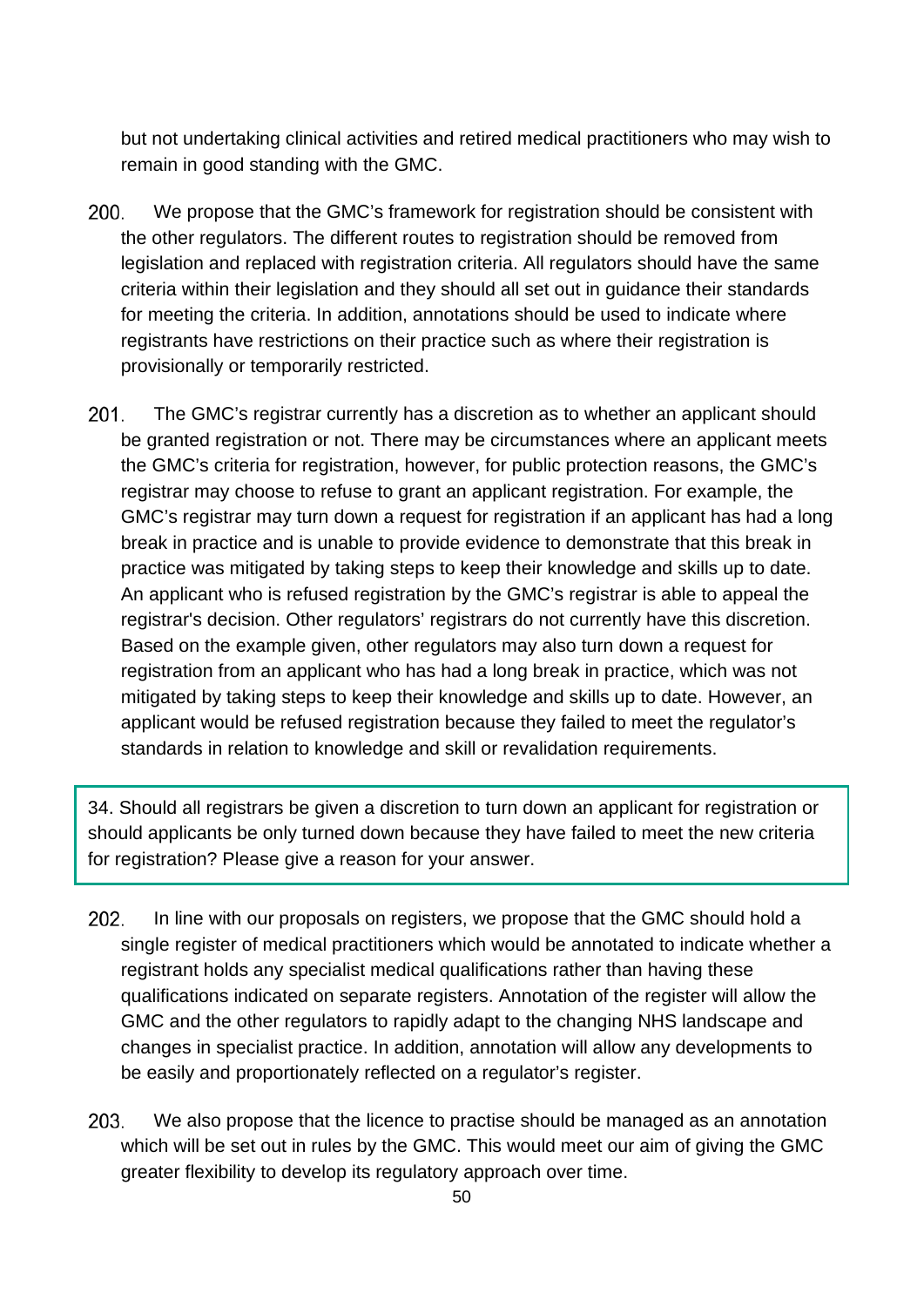but not undertaking clinical activities and retired medical practitioners who may wish to remain in good standing with the GMC.

200. We propose that the GMC's framework for registration should be consistent with the other regulators. The different routes to registration should be removed from legislation and replaced with registration criteria. All regulators should have the same criteria within their legislation and they should all set out in guidance their standards for meeting the criteria. In addition, annotations should be used to indicate where registrants have restrictions on their practice such as where their registration is provisionally or temporarily restricted.

201. The GMC's registrar currently has a discretion as to whether an applicant should be granted registration or not. There may be circumstances where an applicant meets the GMC's criteria for registration, however, for public protection reasons, the GMC's registrar may choose to refuse to grant an applicant registration. For example, the GMC's registrar may turn down a request for registration if an applicant has had a long break in practice and is unable to provide evidence to demonstrate that this break in practice was mitigated by taking steps to keep their knowledge and skills up to date. An applicant who is refused registration by the GMC's registrar is able to appeal the registrar's decision. Other regulators' registrars do not currently have this discretion. Based on the example given, other regulators may also turn down a request for registration from an applicant who has had a long break in practice, which was not mitigated by taking steps to keep their knowledge and skills up to date. However, an applicant would be refused registration because they failed to meet the regulator's standards in relation to knowledge and skill or revalidation requirements.

> 34. Should all registrars be given a discretion to turn down an applicant for registration or should applicants be only turned down because they have failed to meet the new criteria for registration? Please give a reason for your answer.

202. In line with our proposals on registers, we propose that the GMC should hold a single register of medical practitioners which would be annotated to indicate whether a registrant holds any specialist medical qualifications rather than having these qualifications indicated on separate registers. Annotation of the register will allow the GMC and the other regulators to rapidly adapt to the changing NHS landscape and changes in specialist practice. In addition, annotation will allow any developments to be easily and proportionately reflected on a regulator's register.

203. We also propose that the licence to practise should be managed as an annotation which will be set out in rules by the GMC. This would meet our aim of giving the GMC greater flexibility to develop its regulatory approach over time.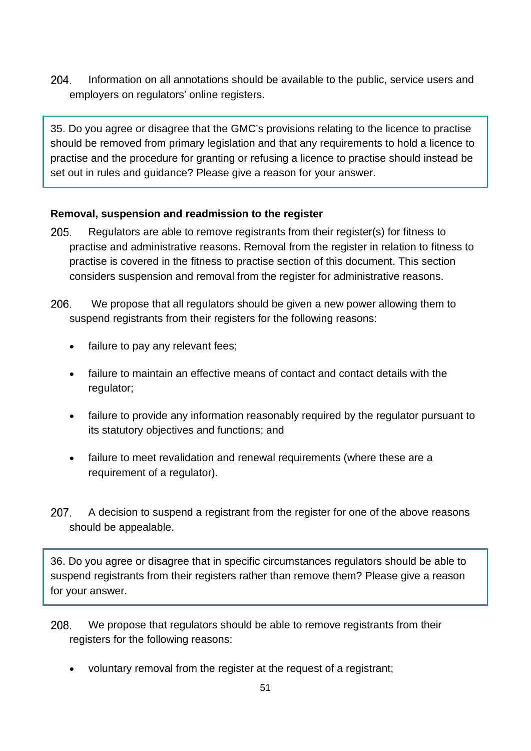204. Information on all annotations should be available to the public, service users and employers on regulators' online registers.

> 35. Do you agree or disagree that the GMC's provisions relating to the licence to practise should be removed from primary legislation and that any requirements to hold a licence to practise and the procedure for granting or refusing a licence to practise should instead be set out in rules and guidance? Please give a reason for your answer.

**Removal, suspension and readmission to the register**

205. Regulators are able to remove registrants from their register(s) for fitness to practise and administrative reasons. Removal from the register in relation to fitness to practise is covered in the fitness to practise section of this document. This section considers suspension and removal from the register for administrative reasons.

206. We propose that all regulators should be given a new power allowing them to suspend registrants from their registers for the following reasons:

- failure to pay any relevant fees;
- failure to maintain an effective means of contact and contact details with the regulator;
- failure to provide any information reasonably required by the regulator pursuant to its statutory objectives and functions; and
- failure to meet revalidation and renewal requirements (where these are a requirement of a regulator).

207. A decision to suspend a registrant from the register for one of the above reasons should be appealable.

> 36. Do you agree or disagree that in specific circumstances regulators should be able to suspend registrants from their registers rather than remove them? Please give a reason for your answer.

208. We propose that regulators should be able to remove registrants from their registers for the following reasons:

- voluntary removal from the register at the request of a registrant;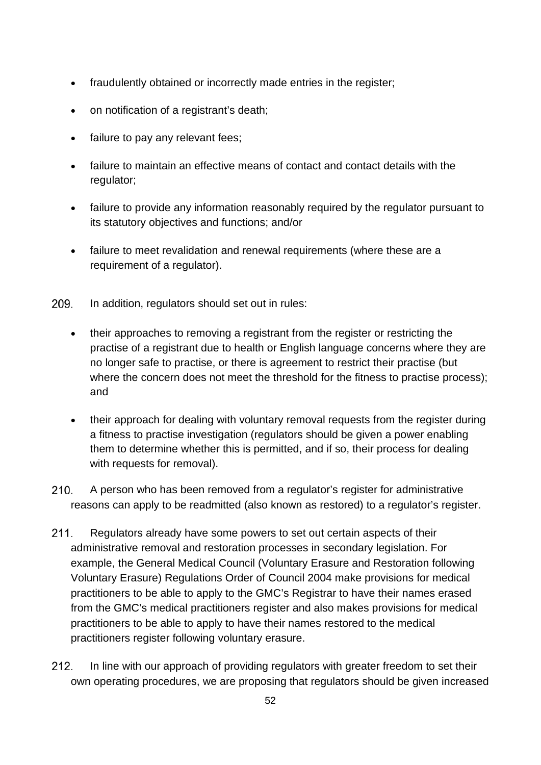- fraudulently obtained or incorrectly made entries in the register;
- on notification of a registrant's death;
- failure to pay any relevant fees;
- failure to maintain an effective means of contact and contact details with the regulator;
- failure to provide any information reasonably required by the regulator pursuant to its statutory objectives and functions; and/or
- failure to meet revalidation and renewal requirements (where these are a requirement of a regulator).

209. In addition, regulators should set out in rules:

- their approaches to removing a registrant from the register or restricting the practise of a registrant due to health or English language concerns where they are no longer safe to practise, or there is agreement to restrict their practise (but where the concern does not meet the threshold for the fitness to practise process); and
- their approach for dealing with voluntary removal requests from the register during a fitness to practise investigation (regulators should be given a power enabling them to determine whether this is permitted, and if so, their process for dealing with requests for removal).

210. A person who has been removed from a regulator's register for administrative reasons can apply to be readmitted (also known as restored) to a regulator's register.

211. Regulators already have some powers to set out certain aspects of their administrative removal and restoration processes in secondary legislation. For example, the General Medical Council (Voluntary Erasure and Restoration following Voluntary Erasure) Regulations Order of Council 2004 make provisions for medical practitioners to be able to apply to the GMC's Registrar to have their names erased from the GMC's medical practitioners register and also makes provisions for medical practitioners to be able to apply to have their names restored to the medical practitioners register following voluntary erasure.

212. In line with our approach of providing regulators with greater freedom to set their own operating procedures, we are proposing that regulators should be given increased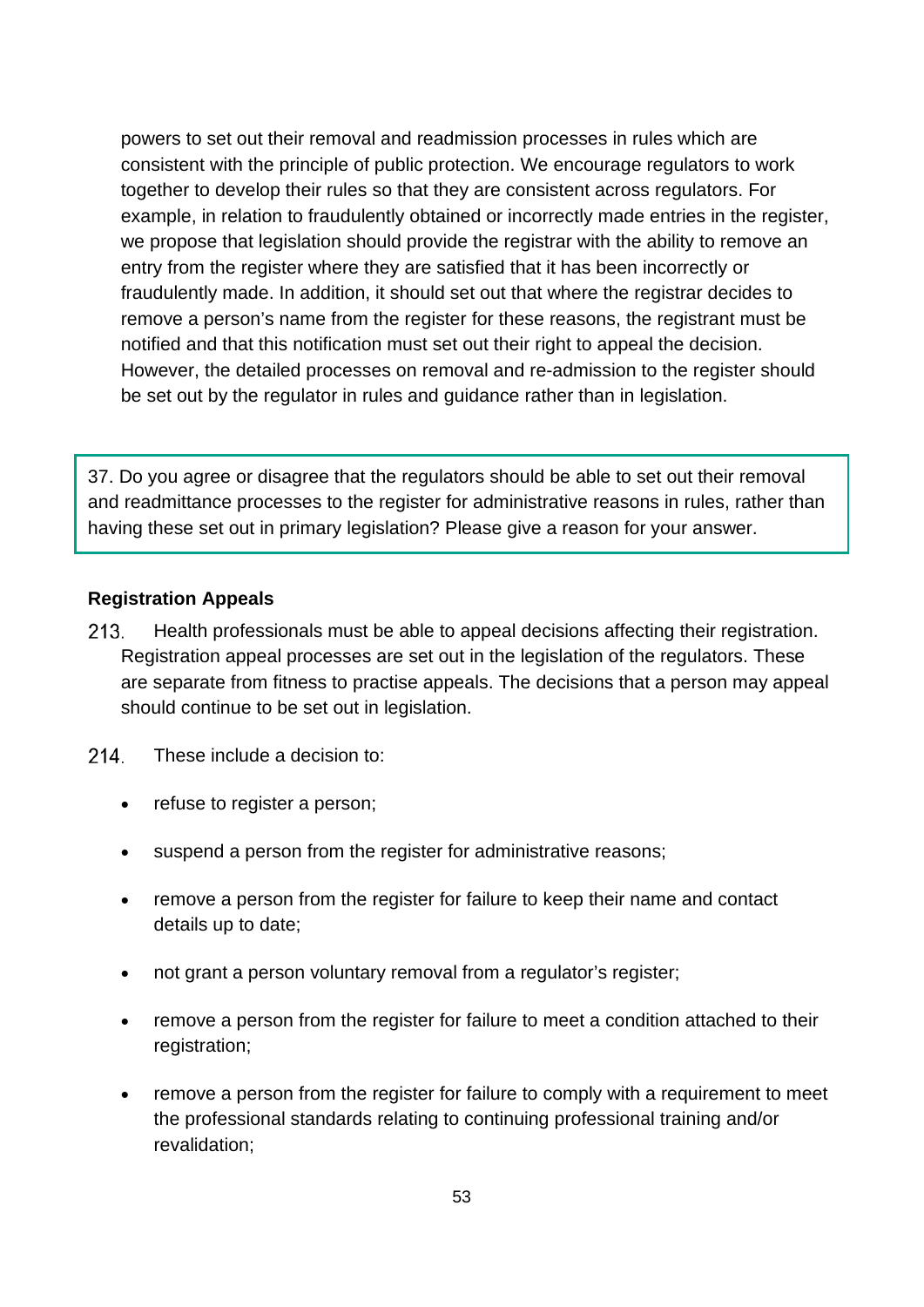powers to set out their removal and readmission processes in rules which are consistent with the principle of public protection. We encourage regulators to work together to develop their rules so that they are consistent across regulators. For example, in relation to fraudulently obtained or incorrectly made entries in the register, we propose that legislation should provide the registrar with the ability to remove an entry from the register where they are satisfied that it has been incorrectly or fraudulently made. In addition, it should set out that where the registrar decides to remove a person's name from the register for these reasons, the registrant must be notified and that this notification must set out their right to appeal the decision. However, the detailed processes on removal and re-admission to the register should be set out by the regulator in rules and guidance rather than in legislation.

> 37. Do you agree or disagree that the regulators should be able to set out their removal and readmittance processes to the register for administrative reasons in rules, rather than having these set out in primary legislation? Please give a reason for your answer.

**Registration Appeals**

213. Health professionals must be able to appeal decisions affecting their registration. Registration appeal processes are set out in the legislation of the regulators. These are separate from fitness to practise appeals. The decisions that a person may appeal should continue to be set out in legislation.

214. These include a decision to:

- refuse to register a person;
- suspend a person from the register for administrative reasons;
- remove a person from the register for failure to keep their name and contact details up to date;
- not grant a person voluntary removal from a regulator's register;
- remove a person from the register for failure to meet a condition attached to their registration;
- remove a person from the register for failure to comply with a requirement to meet the professional standards relating to continuing professional training and/or revalidation;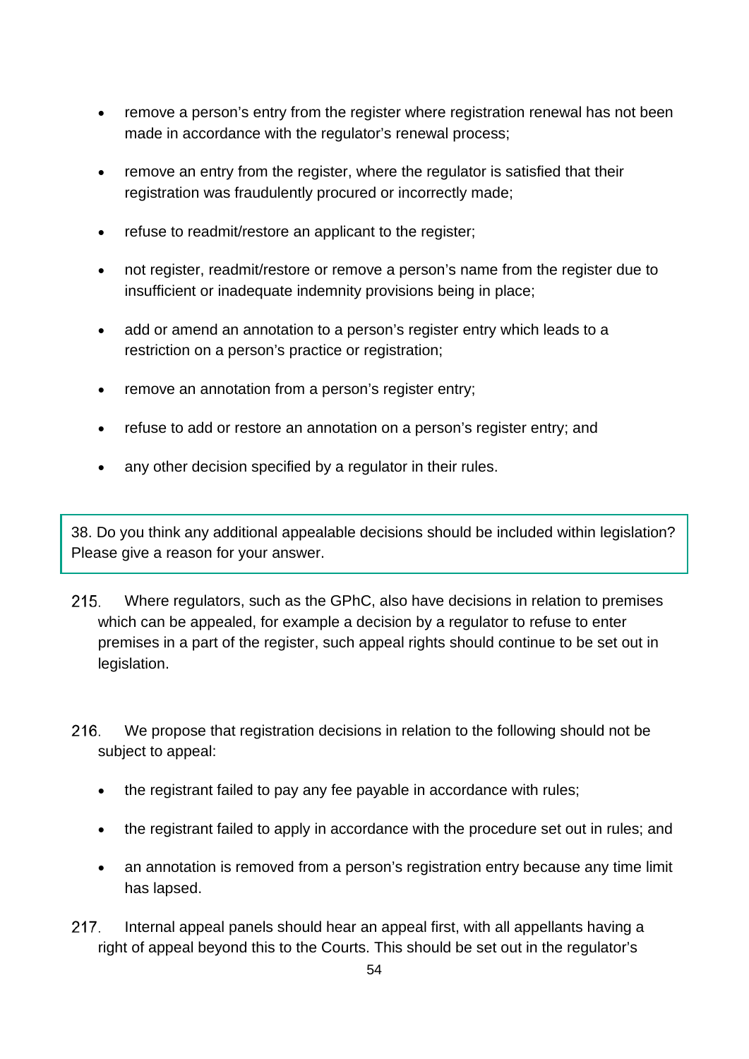- remove a person's entry from the register where registration renewal has not been made in accordance with the regulator's renewal process;
- remove an entry from the register, where the regulator is satisfied that their registration was fraudulently procured or incorrectly made;
- refuse to readmit/restore an applicant to the register;
- not register, readmit/restore or remove a person's name from the register due to insufficient or inadequate indemnity provisions being in place;
- add or amend an annotation to a person's register entry which leads to a restriction on a person's practice or registration;
- remove an annotation from a person's register entry;
- refuse to add or restore an annotation on a person's register entry; and
- any other decision specified by a regulator in their rules.

> 38. Do you think any additional appealable decisions should be included within legislation? Please give a reason for your answer.

215. Where regulators, such as the GPhC, also have decisions in relation to premises which can be appealed, for example a decision by a regulator to refuse to enter premises in a part of the register, such appeal rights should continue to be set out in legislation.

216. We propose that registration decisions in relation to the following should not be subject to appeal:

- the registrant failed to pay any fee payable in accordance with rules;
- the registrant failed to apply in accordance with the procedure set out in rules; and
- an annotation is removed from a person's registration entry because any time limit has lapsed.

217. Internal appeal panels should hear an appeal first, with all appellants having a right of appeal beyond this to the Courts. This should be set out in the regulator's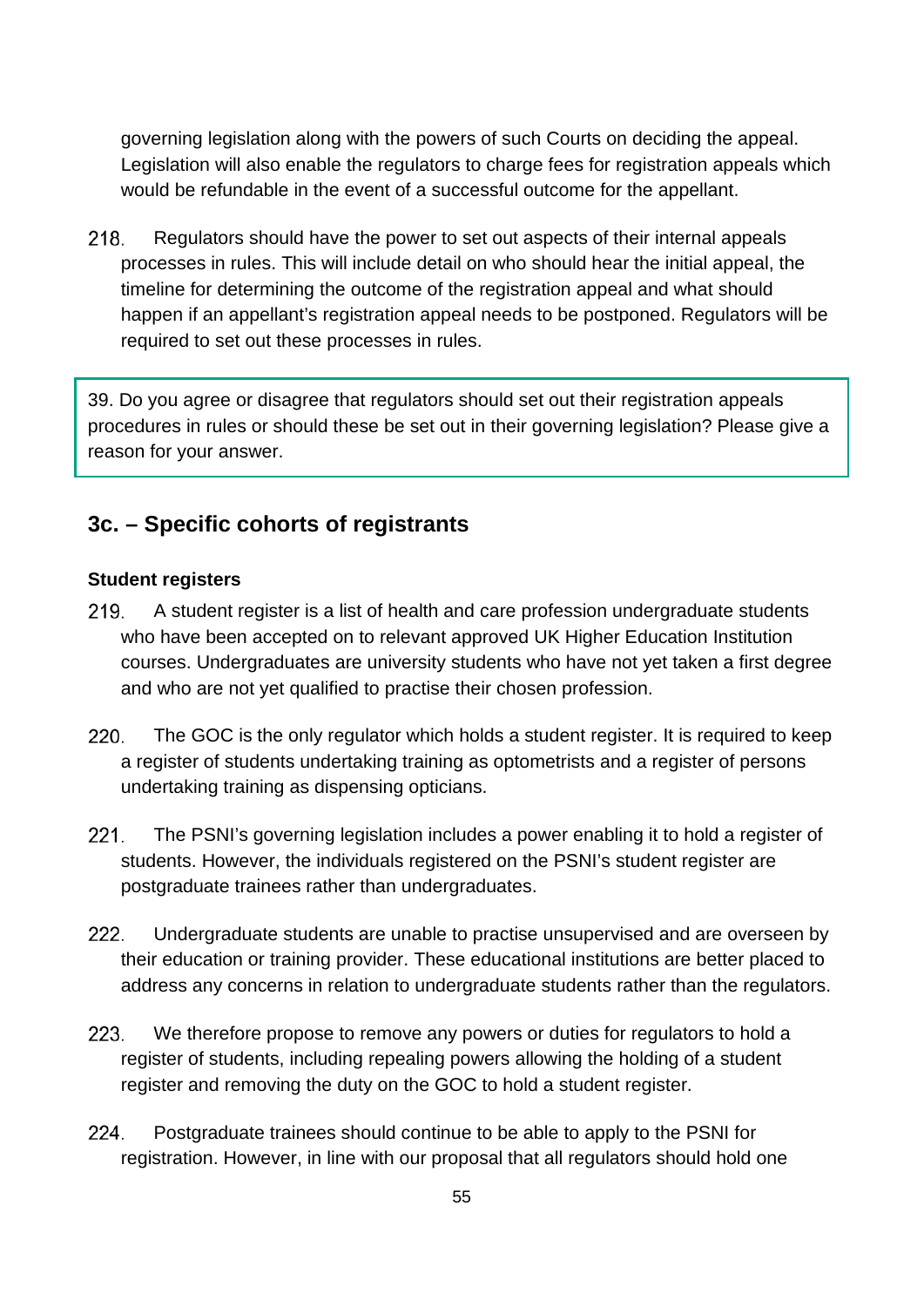governing legislation along with the powers of such Courts on deciding the appeal. Legislation will also enable the regulators to charge fees for registration appeals which would be refundable in the event of a successful outcome for the appellant.

218. Regulators should have the power to set out aspects of their internal appeals processes in rules. This will include detail on who should hear the initial appeal, the timeline for determining the outcome of the registration appeal and what should happen if an appellant's registration appeal needs to be postponed. Regulators will be required to set out these processes in rules.

> 39. Do you agree or disagree that regulators should set out their registration appeals procedures in rules or should these be set out in their governing legislation? Please give a reason for your answer.

## 3c. – Specific cohorts of registrants

**Student registers**

219. A student register is a list of health and care profession undergraduate students who have been accepted on to relevant approved UK Higher Education Institution courses. Undergraduates are university students who have not yet taken a first degree and who are not yet qualified to practise their chosen profession.

220. The GOC is the only regulator which holds a student register. It is required to keep a register of students undertaking training as optometrists and a register of persons undertaking training as dispensing opticians.

221. The PSNI's governing legislation includes a power enabling it to hold a register of students. However, the individuals registered on the PSNI's student register are postgraduate trainees rather than undergraduates.

222. Undergraduate students are unable to practise unsupervised and are overseen by their education or training provider. These educational institutions are better placed to address any concerns in relation to undergraduate students rather than the regulators.

223. We therefore propose to remove any powers or duties for regulators to hold a register of students, including repealing powers allowing the holding of a student register and removing the duty on the GOC to hold a student register.

224. Postgraduate trainees should continue to be able to apply to the PSNI for registration. However, in line with our proposal that all regulators should hold one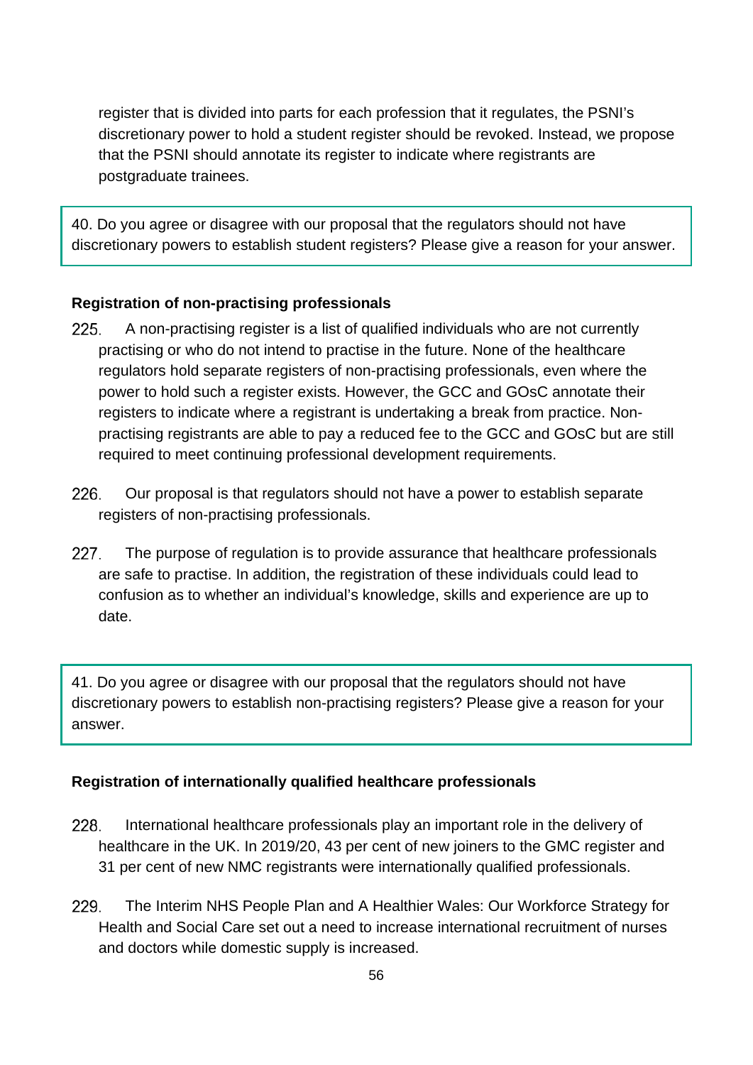register that is divided into parts for each profession that it regulates, the PSNI's discretionary power to hold a student register should be revoked. Instead, we propose that the PSNI should annotate its register to indicate where registrants are postgraduate trainees.

> 40. Do you agree or disagree with our proposal that the regulators should not have discretionary powers to establish student registers? Please give a reason for your answer.

### Registration of non-practising professionals

225. A non-practising register is a list of qualified individuals who are not currently practising or who do not intend to practise in the future. None of the healthcare regulators hold separate registers of non-practising professionals, even where the power to hold such a register exists. However, the GCC and GOsC annotate their registers to indicate where a registrant is undertaking a break from practice. Non-practising registrants are able to pay a reduced fee to the GCC and GOsC but are still required to meet continuing professional development requirements.

226. Our proposal is that regulators should not have a power to establish separate registers of non-practising professionals.

227. The purpose of regulation is to provide assurance that healthcare professionals are safe to practise. In addition, the registration of these individuals could lead to confusion as to whether an individual's knowledge, skills and experience are up to date.

> 41. Do you agree or disagree with our proposal that the regulators should not have discretionary powers to establish non-practising registers? Please give a reason for your answer.

### Registration of internationally qualified healthcare professionals

228. International healthcare professionals play an important role in the delivery of healthcare in the UK. In 2019/20, 43 per cent of new joiners to the GMC register and 31 per cent of new NMC registrants were internationally qualified professionals.

229. The Interim NHS People Plan and A Healthier Wales: Our Workforce Strategy for Health and Social Care set out a need to increase international recruitment of nurses and doctors while domestic supply is increased.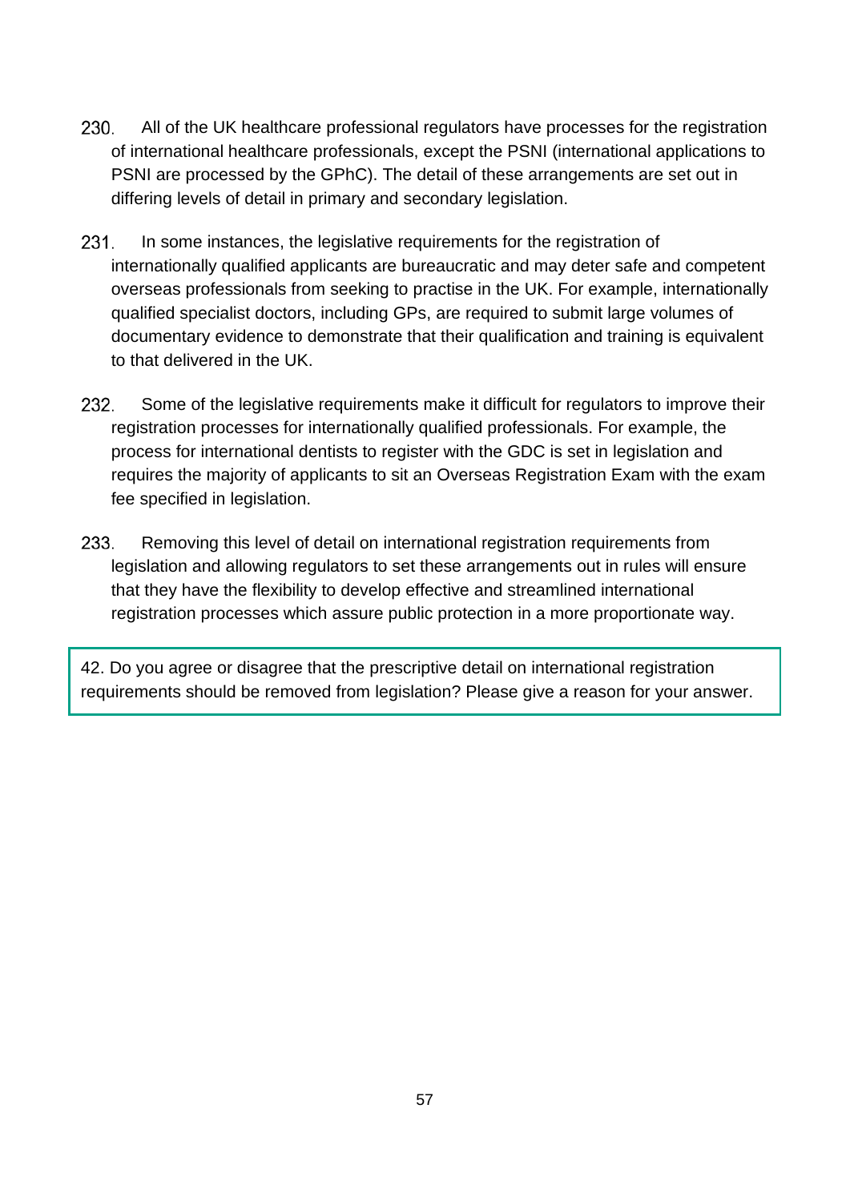230. All of the UK healthcare professional regulators have processes for the registration of international healthcare professionals, except the PSNI (international applications to PSNI are processed by the GPhC). The detail of these arrangements are set out in differing levels of detail in primary and secondary legislation.

231. In some instances, the legislative requirements for the registration of internationally qualified applicants are bureaucratic and may deter safe and competent overseas professionals from seeking to practise in the UK. For example, internationally qualified specialist doctors, including GPs, are required to submit large volumes of documentary evidence to demonstrate that their qualification and training is equivalent to that delivered in the UK.

232. Some of the legislative requirements make it difficult for regulators to improve their registration processes for internationally qualified professionals. For example, the process for international dentists to register with the GDC is set in legislation and requires the majority of applicants to sit an Overseas Registration Exam with the exam fee specified in legislation.

233. Removing this level of detail on international registration requirements from legislation and allowing regulators to set these arrangements out in rules will ensure that they have the flexibility to develop effective and streamlined international registration processes which assure public protection in a more proportionate way.

> 42. Do you agree or disagree that the prescriptive detail on international registration requirements should be removed from legislation? Please give a reason for your answer.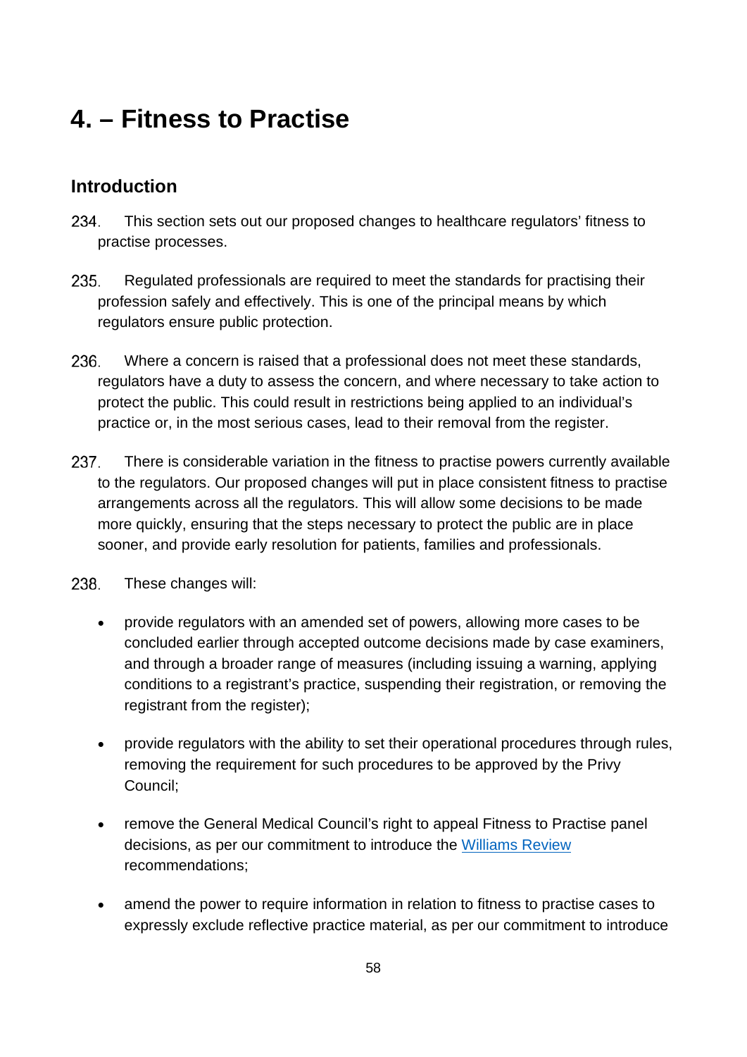# 4. – Fitness to Practise

## Introduction

234. This section sets out our proposed changes to healthcare regulators' fitness to practise processes.

235. Regulated professionals are required to meet the standards for practising their profession safely and effectively. This is one of the principal means by which regulators ensure public protection.

236. Where a concern is raised that a professional does not meet these standards, regulators have a duty to assess the concern, and where necessary to take action to protect the public. This could result in restrictions being applied to an individual's practice or, in the most serious cases, lead to their removal from the register.

237. There is considerable variation in the fitness to practise powers currently available to the regulators. Our proposed changes will put in place consistent fitness to practise arrangements across all the regulators. This will allow some decisions to be made more quickly, ensuring that the steps necessary to protect the public are in place sooner, and provide early resolution for patients, families and professionals.

238. These changes will:

- provide regulators with an amended set of powers, allowing more cases to be concluded earlier through accepted outcome decisions made by case examiners, and through a broader range of measures (including issuing a warning, applying conditions to a registrant's practice, suspending their registration, or removing the registrant from the register);
- provide regulators with the ability to set their operational procedures through rules, removing the requirement for such procedures to be approved by the Privy Council;
- remove the General Medical Council's right to appeal Fitness to Practise panel decisions, as per our commitment to introduce the Williams Review recommendations;
- amend the power to require information in relation to fitness to practise cases to expressly exclude reflective practice material, as per our commitment to introduce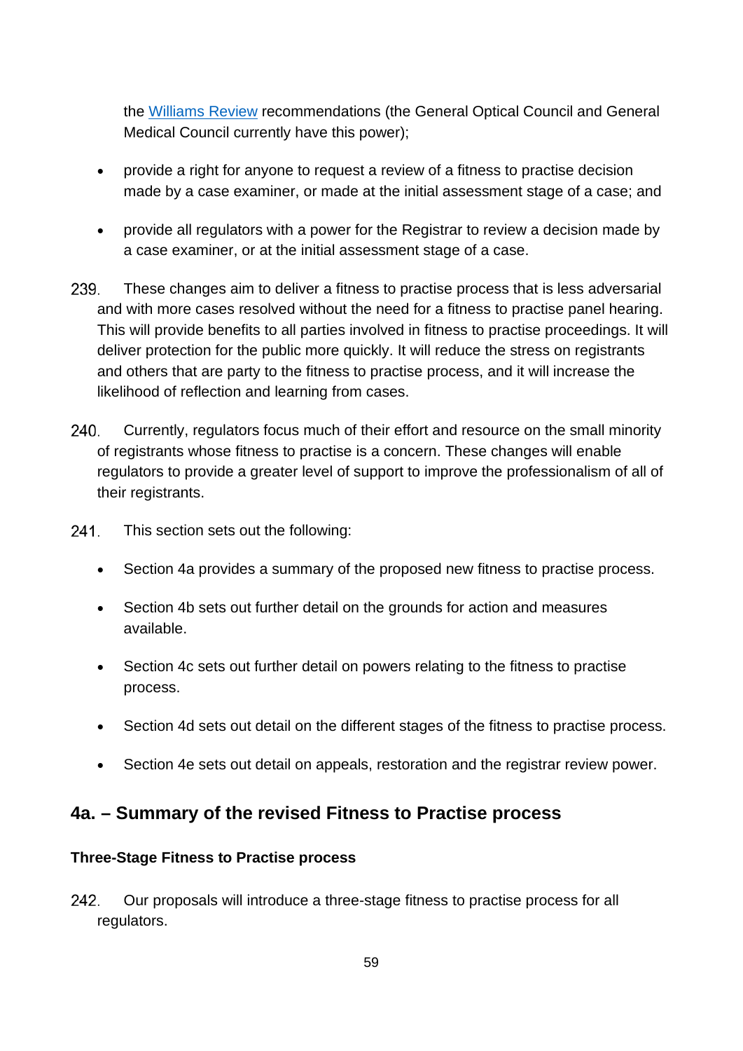the [Williams Review](#) recommendations (the General Optical Council and General Medical Council currently have this power);

- provide a right for anyone to request a review of a fitness to practise decision made by a case examiner, or made at the initial assessment stage of a case; and
- provide all regulators with a power for the Registrar to review a decision made by a case examiner, or at the initial assessment stage of a case.

239. These changes aim to deliver a fitness to practise process that is less adversarial and with more cases resolved without the need for a fitness to practise panel hearing. This will provide benefits to all parties involved in fitness to practise proceedings. It will deliver protection for the public more quickly. It will reduce the stress on registrants and others that are party to the fitness to practise process, and it will increase the likelihood of reflection and learning from cases.

240. Currently, regulators focus much of their effort and resource on the small minority of registrants whose fitness to practise is a concern. These changes will enable regulators to provide a greater level of support to improve the professionalism of all of their registrants.

241. This section sets out the following:

- Section 4a provides a summary of the proposed new fitness to practise process.
- Section 4b sets out further detail on the grounds for action and measures available.
- Section 4c sets out further detail on powers relating to the fitness to practise process.
- Section 4d sets out detail on the different stages of the fitness to practise process.
- Section 4e sets out detail on appeals, restoration and the registrar review power.

## 4a. – Summary of the revised Fitness to Practise process

### Three-Stage Fitness to Practise process

242. Our proposals will introduce a three-stage fitness to practise process for all regulators.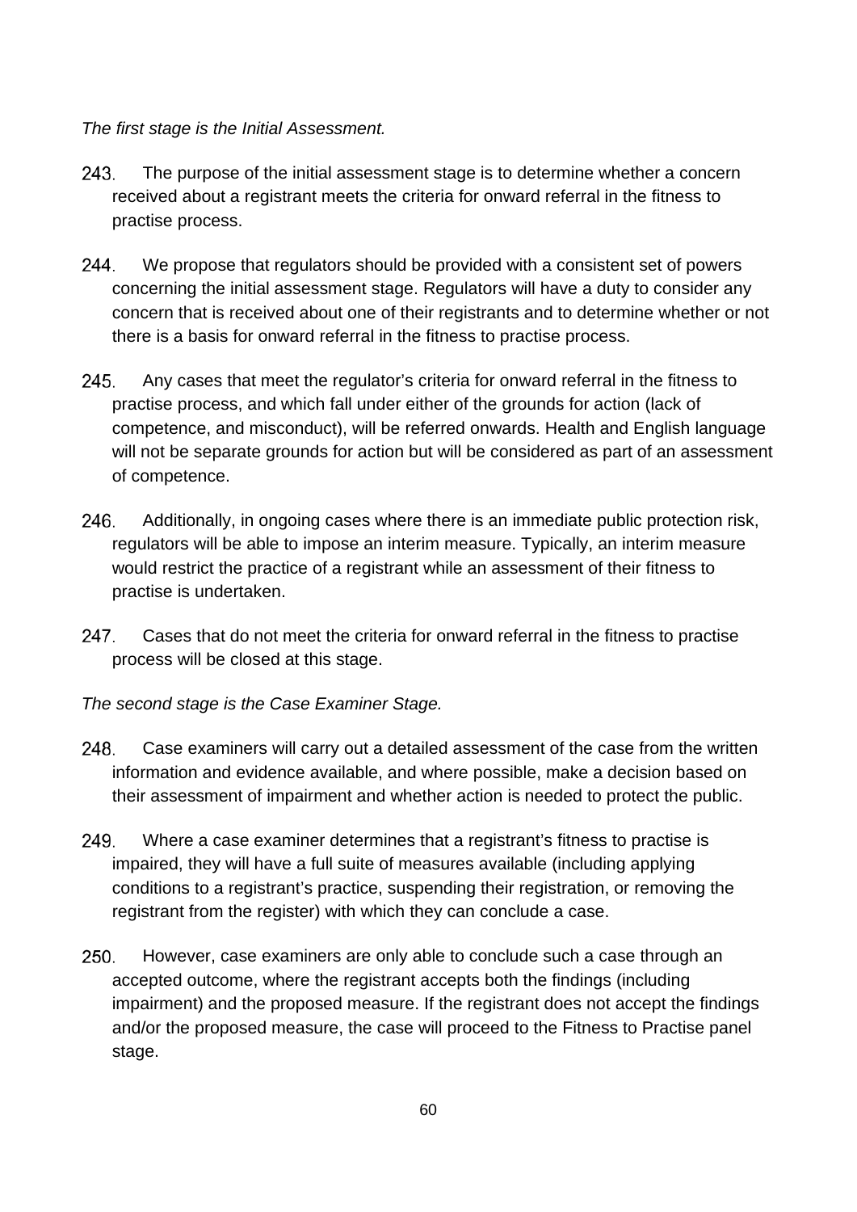*The first stage is the Initial Assessment.*

243. The purpose of the initial assessment stage is to determine whether a concern received about a registrant meets the criteria for onward referral in the fitness to practise process.

244. We propose that regulators should be provided with a consistent set of powers concerning the initial assessment stage. Regulators will have a duty to consider any concern that is received about one of their registrants and to determine whether or not there is a basis for onward referral in the fitness to practise process.

245. Any cases that meet the regulator's criteria for onward referral in the fitness to practise process, and which fall under either of the grounds for action (lack of competence, and misconduct), will be referred onwards. Health and English language will not be separate grounds for action but will be considered as part of an assessment of competence.

246. Additionally, in ongoing cases where there is an immediate public protection risk, regulators will be able to impose an interim measure. Typically, an interim measure would restrict the practice of a registrant while an assessment of their fitness to practise is undertaken.

247. Cases that do not meet the criteria for onward referral in the fitness to practise process will be closed at this stage.

*The second stage is the Case Examiner Stage.*

248. Case examiners will carry out a detailed assessment of the case from the written information and evidence available, and where possible, make a decision based on their assessment of impairment and whether action is needed to protect the public.

249. Where a case examiner determines that a registrant's fitness to practise is impaired, they will have a full suite of measures available (including applying conditions to a registrant's practice, suspending their registration, or removing the registrant from the register) with which they can conclude a case.

250. However, case examiners are only able to conclude such a case through an accepted outcome, where the registrant accepts both the findings (including impairment) and the proposed measure. If the registrant does not accept the findings and/or the proposed measure, the case will proceed to the Fitness to Practise panel stage.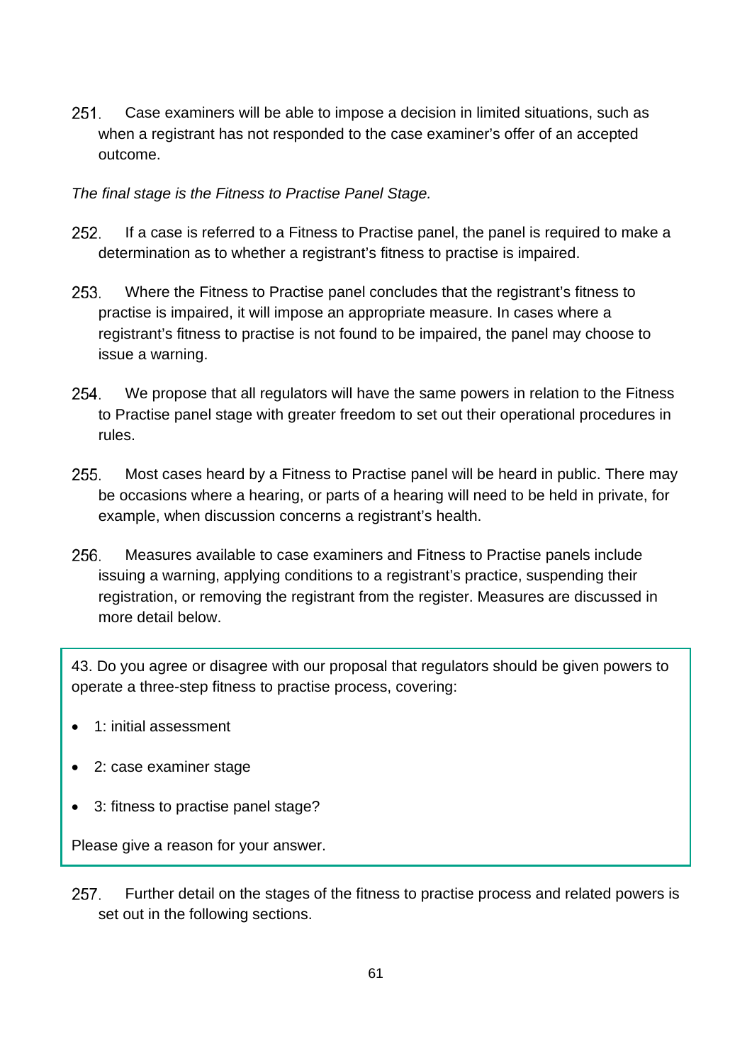251. Case examiners will be able to impose a decision in limited situations, such as when a registrant has not responded to the case examiner's offer of an accepted outcome.

*The final stage is the Fitness to Practise Panel Stage.*

252. If a case is referred to a Fitness to Practise panel, the panel is required to make a determination as to whether a registrant's fitness to practise is impaired.

253. Where the Fitness to Practise panel concludes that the registrant's fitness to practise is impaired, it will impose an appropriate measure. In cases where a registrant's fitness to practise is not found to be impaired, the panel may choose to issue a warning.

254. We propose that all regulators will have the same powers in relation to the Fitness to Practise panel stage with greater freedom to set out their operational procedures in rules.

255. Most cases heard by a Fitness to Practise panel will be heard in public. There may be occasions where a hearing, or parts of a hearing will need to be held in private, for example, when discussion concerns a registrant's health.

256. Measures available to case examiners and Fitness to Practise panels include issuing a warning, applying conditions to a registrant's practice, suspending their registration, or removing the registrant from the register. Measures are discussed in more detail below.

> 43. Do you agree or disagree with our proposal that regulators should be given powers to operate a three-step fitness to practise process, covering:
>
> - 1: initial assessment
> - 2: case examiner stage
> - 3: fitness to practise panel stage?
>
> Please give a reason for your answer.

257. Further detail on the stages of the fitness to practise process and related powers is set out in the following sections.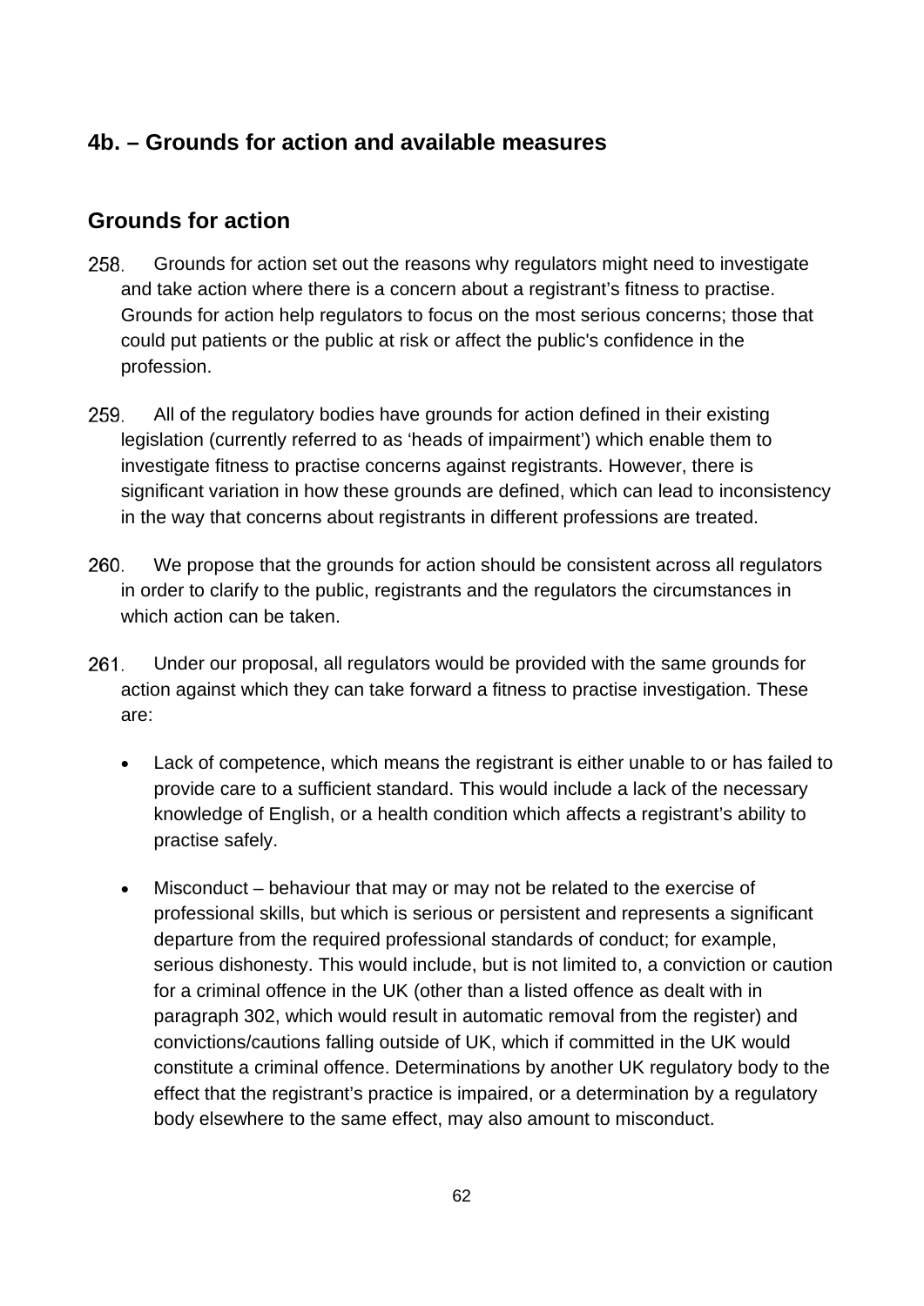## 4b. – Grounds for action and available measures

### Grounds for action

258. Grounds for action set out the reasons why regulators might need to investigate and take action where there is a concern about a registrant's fitness to practise. Grounds for action help regulators to focus on the most serious concerns; those that could put patients or the public at risk or affect the public's confidence in the profession.

259. All of the regulatory bodies have grounds for action defined in their existing legislation (currently referred to as 'heads of impairment') which enable them to investigate fitness to practise concerns against registrants. However, there is significant variation in how these grounds are defined, which can lead to inconsistency in the way that concerns about registrants in different professions are treated.

260. We propose that the grounds for action should be consistent across all regulators in order to clarify to the public, registrants and the regulators the circumstances in which action can be taken.

261. Under our proposal, all regulators would be provided with the same grounds for action against which they can take forward a fitness to practise investigation. These are:

- Lack of competence, which means the registrant is either unable to or has failed to provide care to a sufficient standard. This would include a lack of the necessary knowledge of English, or a health condition which affects a registrant's ability to practise safely.

- Misconduct – behaviour that may or may not be related to the exercise of professional skills, but which is serious or persistent and represents a significant departure from the required professional standards of conduct; for example, serious dishonesty. This would include, but is not limited to, a conviction or caution for a criminal offence in the UK (other than a listed offence as dealt with in paragraph 302, which would result in automatic removal from the register) and convictions/cautions falling outside of UK, which if committed in the UK would constitute a criminal offence. Determinations by another UK regulatory body to the effect that the registrant's practice is impaired, or a determination by a regulatory body elsewhere to the same effect, may also amount to misconduct.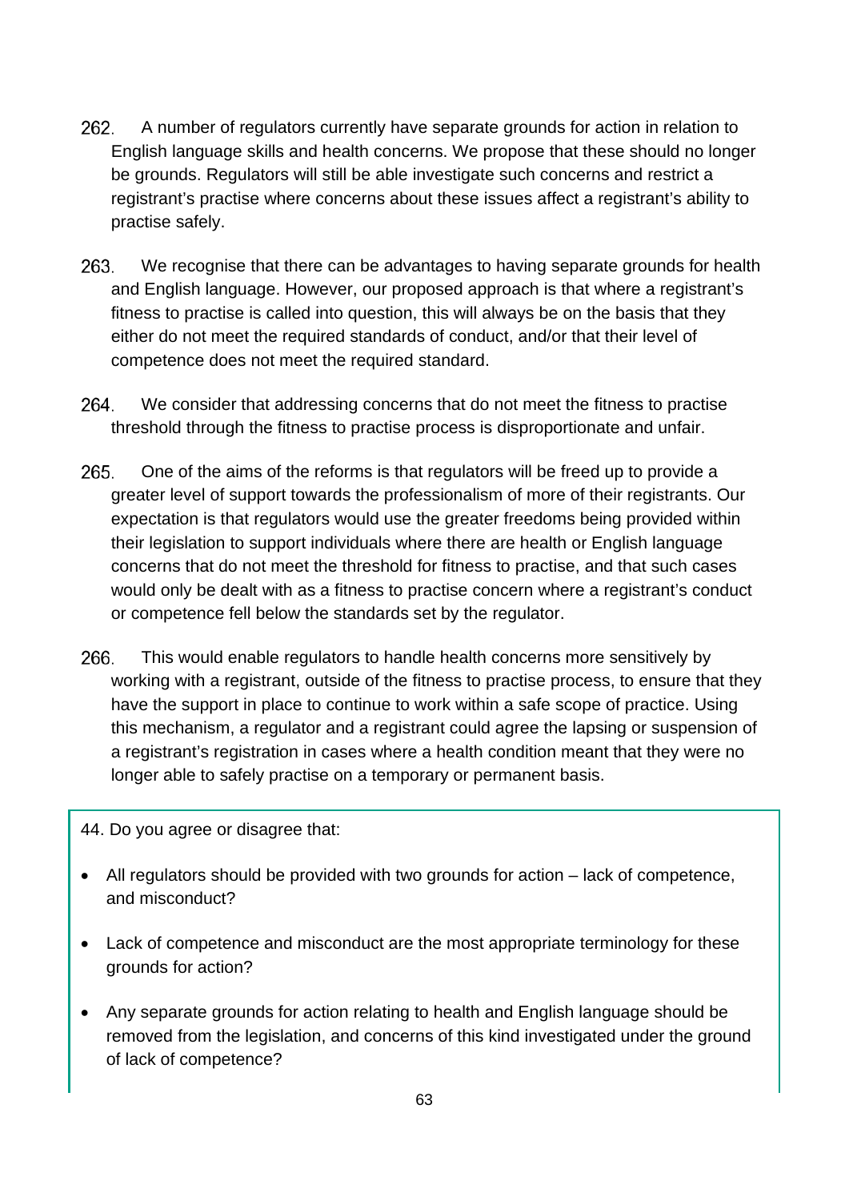262. A number of regulators currently have separate grounds for action in relation to English language skills and health concerns. We propose that these should no longer be grounds. Regulators will still be able investigate such concerns and restrict a registrant's practise where concerns about these issues affect a registrant's ability to practise safely.

263. We recognise that there can be advantages to having separate grounds for health and English language. However, our proposed approach is that where a registrant's fitness to practise is called into question, this will always be on the basis that they either do not meet the required standards of conduct, and/or that their level of competence does not meet the required standard.

264. We consider that addressing concerns that do not meet the fitness to practise threshold through the fitness to practise process is disproportionate and unfair.

265. One of the aims of the reforms is that regulators will be freed up to provide a greater level of support towards the professionalism of more of their registrants. Our expectation is that regulators would use the greater freedoms being provided within their legislation to support individuals where there are health or English language concerns that do not meet the threshold for fitness to practise, and that such cases would only be dealt with as a fitness to practise concern where a registrant's conduct or competence fell below the standards set by the regulator.

266. This would enable regulators to handle health concerns more sensitively by working with a registrant, outside of the fitness to practise process, to ensure that they have the support in place to continue to work within a safe scope of practice. Using this mechanism, a regulator and a registrant could agree the lapsing or suspension of a registrant's registration in cases where a health condition meant that they were no longer able to safely practise on a temporary or permanent basis.

44. Do you agree or disagree that:

- All regulators should be provided with two grounds for action – lack of competence, and misconduct?
- Lack of competence and misconduct are the most appropriate terminology for these grounds for action?
- Any separate grounds for action relating to health and English language should be removed from the legislation, and concerns of this kind investigated under the ground of lack of competence?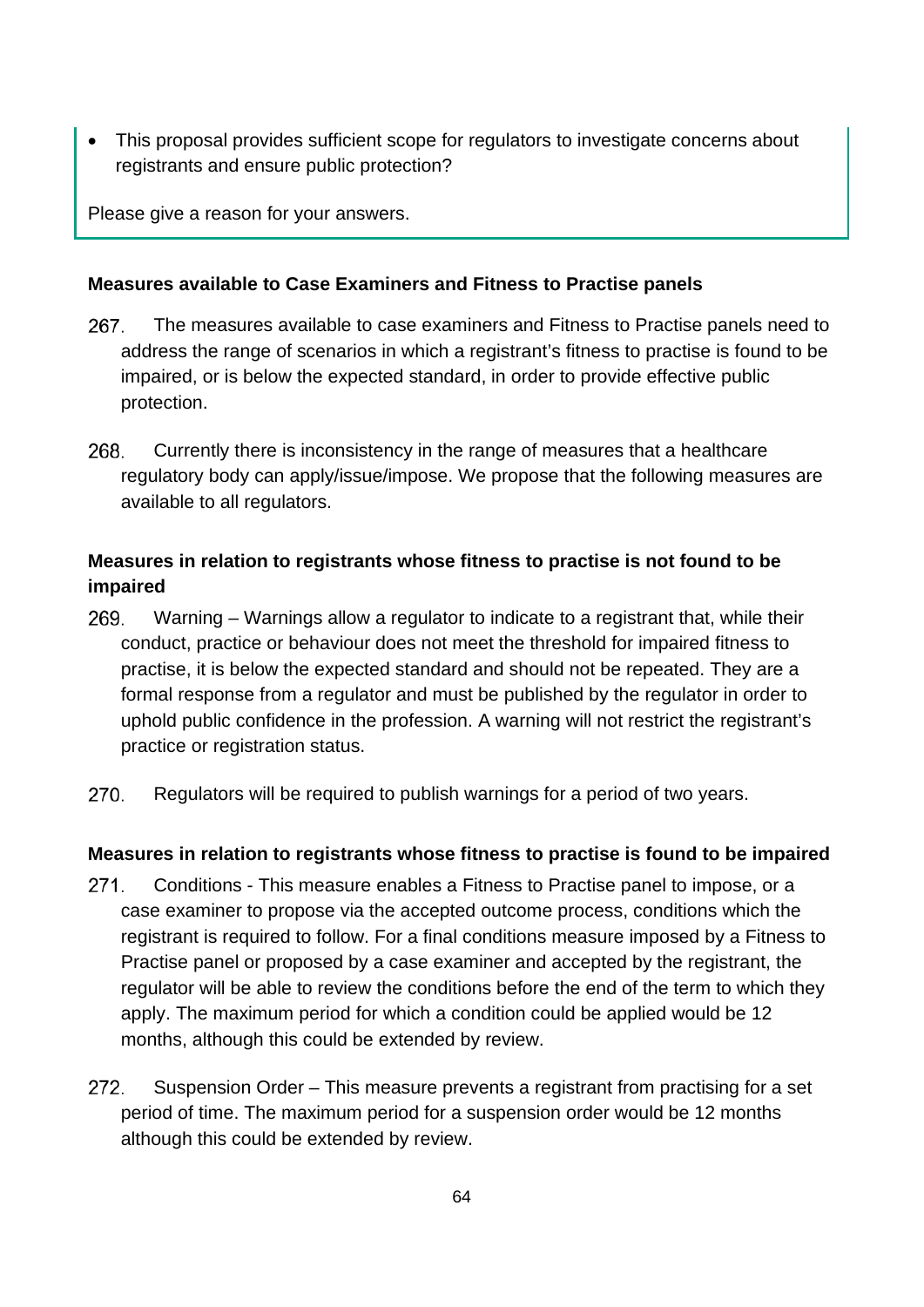- This proposal provides sufficient scope for regulators to investigate concerns about registrants and ensure public protection?

Please give a reason for your answers.

**Measures available to Case Examiners and Fitness to Practise panels**

267. The measures available to case examiners and Fitness to Practise panels need to address the range of scenarios in which a registrant's fitness to practise is found to be impaired, or is below the expected standard, in order to provide effective public protection.

268. Currently there is inconsistency in the range of measures that a healthcare regulatory body can apply/issue/impose. We propose that the following measures are available to all regulators.

**Measures in relation to registrants whose fitness to practise is not found to be impaired**

269. Warning – Warnings allow a regulator to indicate to a registrant that, while their conduct, practice or behaviour does not meet the threshold for impaired fitness to practise, it is below the expected standard and should not be repeated. They are a formal response from a regulator and must be published by the regulator in order to uphold public confidence in the profession. A warning will not restrict the registrant's practice or registration status.

270. Regulators will be required to publish warnings for a period of two years.

**Measures in relation to registrants whose fitness to practise is found to be impaired**

271. Conditions - This measure enables a Fitness to Practise panel to impose, or a case examiner to propose via the accepted outcome process, conditions which the registrant is required to follow. For a final conditions measure imposed by a Fitness to Practise panel or proposed by a case examiner and accepted by the registrant, the regulator will be able to review the conditions before the end of the term to which they apply. The maximum period for which a condition could be applied would be 12 months, although this could be extended by review.

272. Suspension Order – This measure prevents a registrant from practising for a set period of time. The maximum period for a suspension order would be 12 months although this could be extended by review.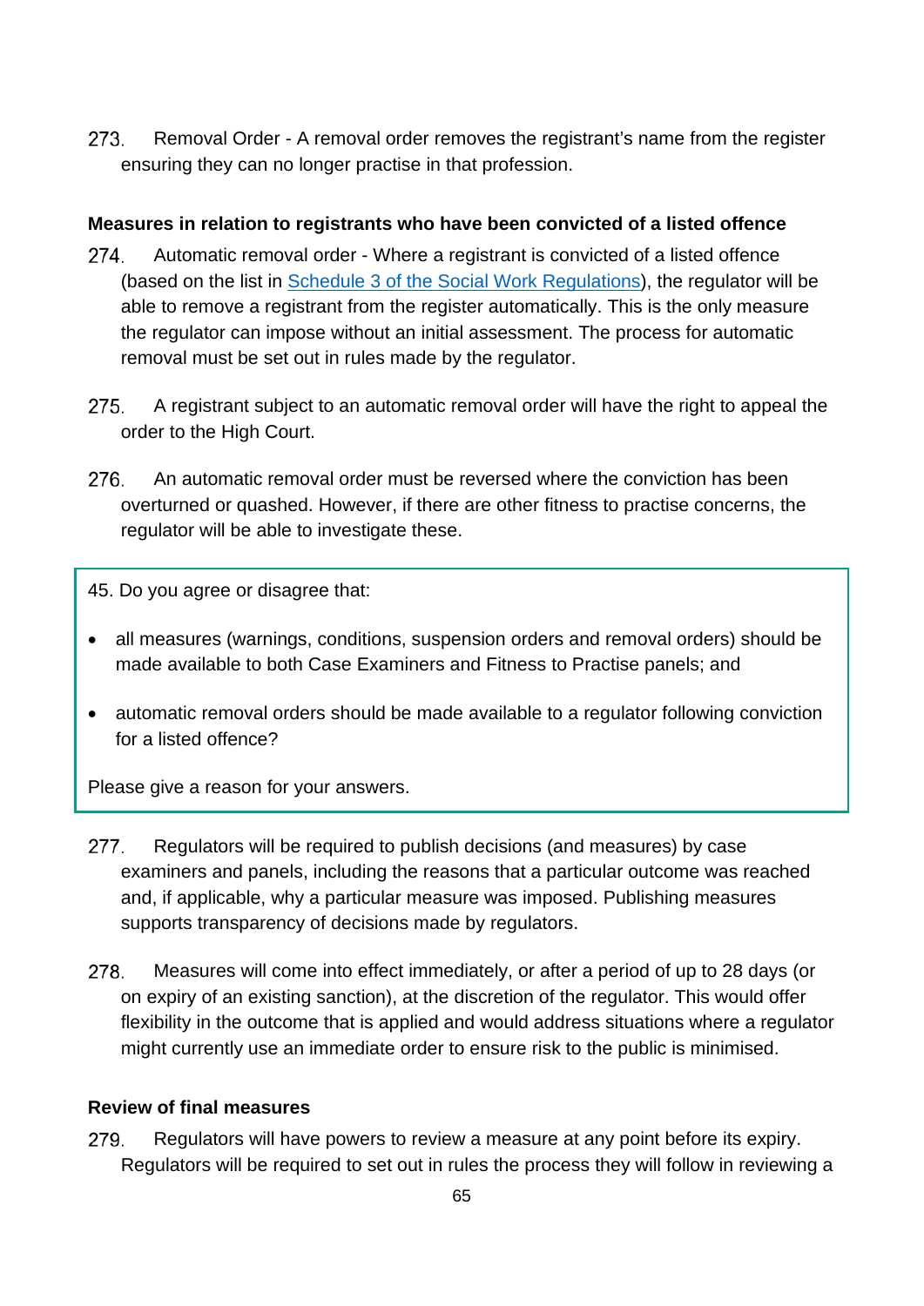273. Removal Order - A removal order removes the registrant's name from the register ensuring they can no longer practise in that profession.

**Measures in relation to registrants who have been convicted of a listed offence**

274. Automatic removal order - Where a registrant is convicted of a listed offence (based on the list in [Schedule 3 of the Social Work Regulations](Schedule 3 of the Social Work Regulations)), the regulator will be able to remove a registrant from the register automatically. This is the only measure the regulator can impose without an initial assessment. The process for automatic removal must be set out in rules made by the regulator.

275. A registrant subject to an automatic removal order will have the right to appeal the order to the High Court.

276. An automatic removal order must be reversed where the conviction has been overturned or quashed. However, if there are other fitness to practise concerns, the regulator will be able to investigate these.

> 45. Do you agree or disagree that:
>
> - all measures (warnings, conditions, suspension orders and removal orders) should be made available to both Case Examiners and Fitness to Practise panels; and
> - automatic removal orders should be made available to a regulator following conviction for a listed offence?
>
> Please give a reason for your answers.

277. Regulators will be required to publish decisions (and measures) by case examiners and panels, including the reasons that a particular outcome was reached and, if applicable, why a particular measure was imposed. Publishing measures supports transparency of decisions made by regulators.

278. Measures will come into effect immediately, or after a period of up to 28 days (or on expiry of an existing sanction), at the discretion of the regulator. This would offer flexibility in the outcome that is applied and would address situations where a regulator might currently use an immediate order to ensure risk to the public is minimised.

**Review of final measures**

279. Regulators will have powers to review a measure at any point before its expiry. Regulators will be required to set out in rules the process they will follow in reviewing a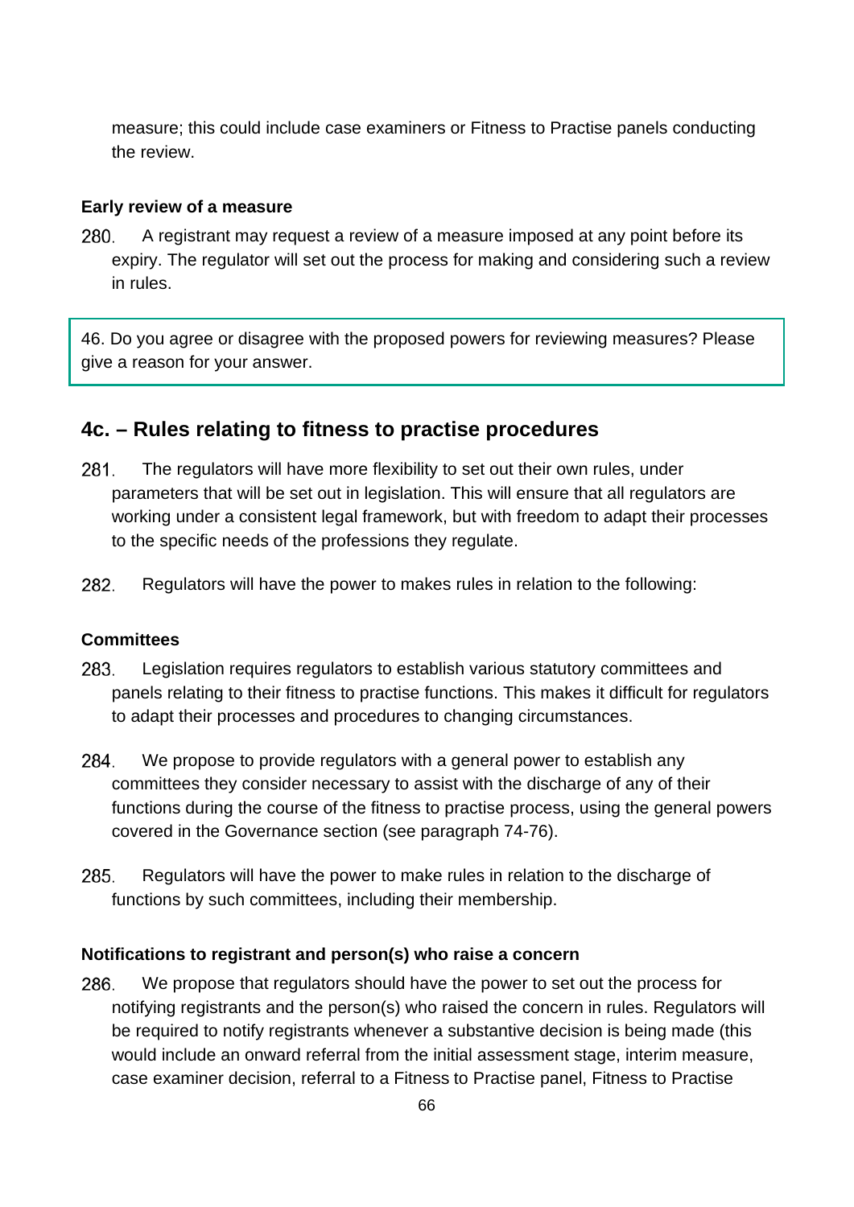measure; this could include case examiners or Fitness to Practise panels conducting the review.

**Early review of a measure**

280. A registrant may request a review of a measure imposed at any point before its expiry. The regulator will set out the process for making and considering such a review in rules.

> 46. Do you agree or disagree with the proposed powers for reviewing measures? Please give a reason for your answer.

## 4c. – Rules relating to fitness to practise procedures

281. The regulators will have more flexibility to set out their own rules, under parameters that will be set out in legislation. This will ensure that all regulators are working under a consistent legal framework, but with freedom to adapt their processes to the specific needs of the professions they regulate.

282. Regulators will have the power to makes rules in relation to the following:

**Committees**

283. Legislation requires regulators to establish various statutory committees and panels relating to their fitness to practise functions. This makes it difficult for regulators to adapt their processes and procedures to changing circumstances.

284. We propose to provide regulators with a general power to establish any committees they consider necessary to assist with the discharge of any of their functions during the course of the fitness to practise process, using the general powers covered in the Governance section (see paragraph 74-76).

285. Regulators will have the power to make rules in relation to the discharge of functions by such committees, including their membership.

**Notifications to registrant and person(s) who raise a concern**

286. We propose that regulators should have the power to set out the process for notifying registrants and the person(s) who raised the concern in rules. Regulators will be required to notify registrants whenever a substantive decision is being made (this would include an onward referral from the initial assessment stage, interim measure, case examiner decision, referral to a Fitness to Practise panel, Fitness to Practise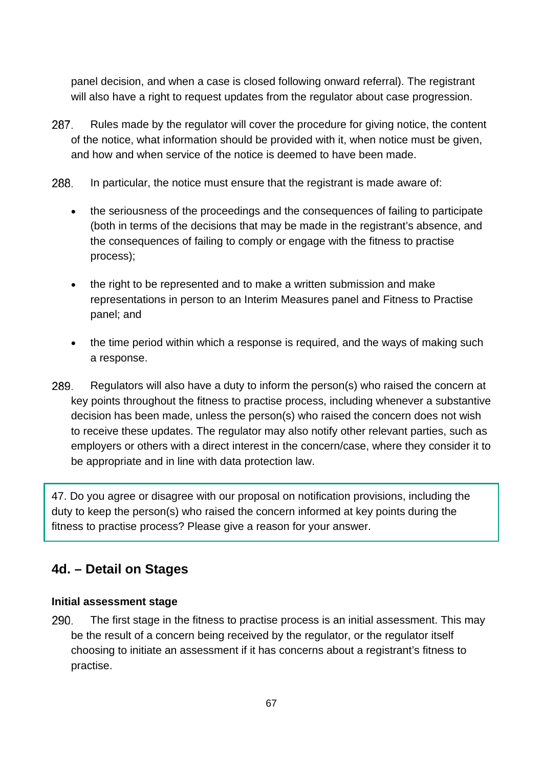panel decision, and when a case is closed following onward referral). The registrant will also have a right to request updates from the regulator about case progression.

287. Rules made by the regulator will cover the procedure for giving notice, the content of the notice, what information should be provided with it, when notice must be given, and how and when service of the notice is deemed to have been made.

288. In particular, the notice must ensure that the registrant is made aware of:

- the seriousness of the proceedings and the consequences of failing to participate (both in terms of the decisions that may be made in the registrant's absence, and the consequences of failing to comply or engage with the fitness to practise process);
- the right to be represented and to make a written submission and make representations in person to an Interim Measures panel and Fitness to Practise panel; and
- the time period within which a response is required, and the ways of making such a response.

289. Regulators will also have a duty to inform the person(s) who raised the concern at key points throughout the fitness to practise process, including whenever a substantive decision has been made, unless the person(s) who raised the concern does not wish to receive these updates. The regulator may also notify other relevant parties, such as employers or others with a direct interest in the concern/case, where they consider it to be appropriate and in line with data protection law.

> 47. Do you agree or disagree with our proposal on notification provisions, including the duty to keep the person(s) who raised the concern informed at key points during the fitness to practise process? Please give a reason for your answer.

## 4d. – Detail on Stages

**Initial assessment stage**

290. The first stage in the fitness to practise process is an initial assessment. This may be the result of a concern being received by the regulator, or the regulator itself choosing to initiate an assessment if it has concerns about a registrant's fitness to practise.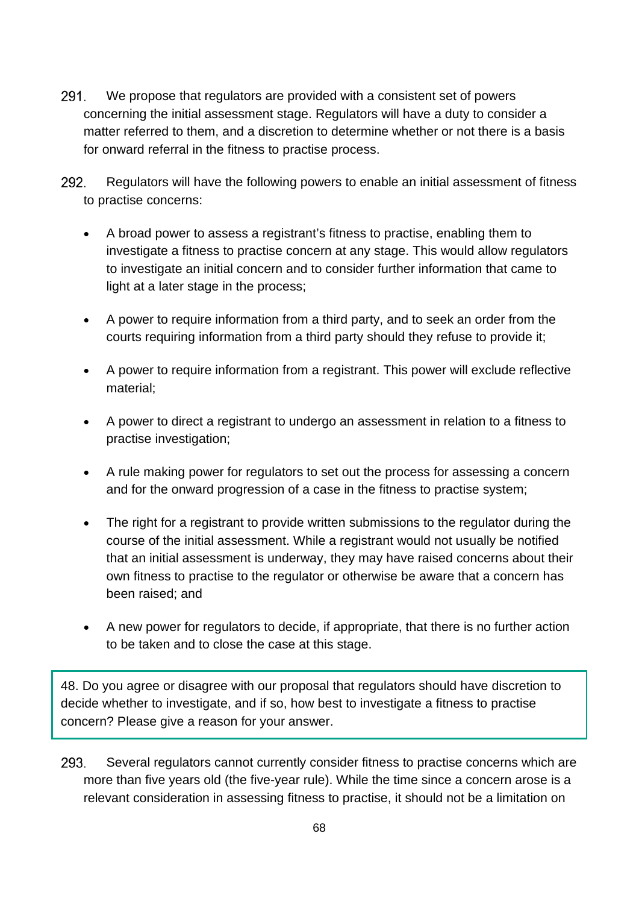291. We propose that regulators are provided with a consistent set of powers concerning the initial assessment stage. Regulators will have a duty to consider a matter referred to them, and a discretion to determine whether or not there is a basis for onward referral in the fitness to practise process.

292. Regulators will have the following powers to enable an initial assessment of fitness to practise concerns:

- A broad power to assess a registrant's fitness to practise, enabling them to investigate a fitness to practise concern at any stage. This would allow regulators to investigate an initial concern and to consider further information that came to light at a later stage in the process;
- A power to require information from a third party, and to seek an order from the courts requiring information from a third party should they refuse to provide it;
- A power to require information from a registrant. This power will exclude reflective material;
- A power to direct a registrant to undergo an assessment in relation to a fitness to practise investigation;
- A rule making power for regulators to set out the process for assessing a concern and for the onward progression of a case in the fitness to practise system;
- The right for a registrant to provide written submissions to the regulator during the course of the initial assessment. While a registrant would not usually be notified that an initial assessment is underway, they may have raised concerns about their own fitness to practise to the regulator or otherwise be aware that a concern has been raised; and
- A new power for regulators to decide, if appropriate, that there is no further action to be taken and to close the case at this stage.

> 48. Do you agree or disagree with our proposal that regulators should have discretion to decide whether to investigate, and if so, how best to investigate a fitness to practise concern? Please give a reason for your answer.

293. Several regulators cannot currently consider fitness to practise concerns which are more than five years old (the five-year rule). While the time since a concern arose is a relevant consideration in assessing fitness to practise, it should not be a limitation on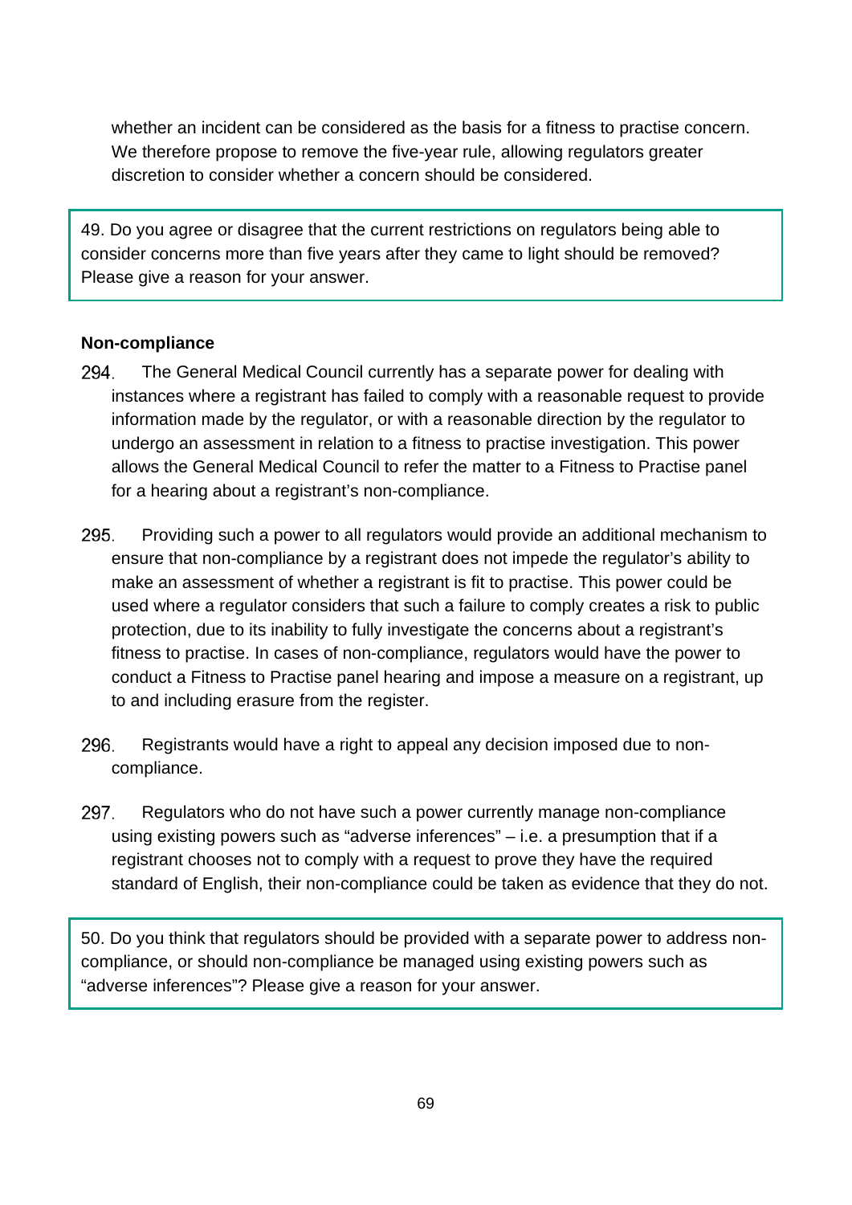whether an incident can be considered as the basis for a fitness to practise concern. We therefore propose to remove the five-year rule, allowing regulators greater discretion to consider whether a concern should be considered.

> 49. Do you agree or disagree that the current restrictions on regulators being able to consider concerns more than five years after they came to light should be removed? Please give a reason for your answer.

**Non-compliance**

294. The General Medical Council currently has a separate power for dealing with instances where a registrant has failed to comply with a reasonable request to provide information made by the regulator, or with a reasonable direction by the regulator to undergo an assessment in relation to a fitness to practise investigation. This power allows the General Medical Council to refer the matter to a Fitness to Practise panel for a hearing about a registrant's non-compliance.

295. Providing such a power to all regulators would provide an additional mechanism to ensure that non-compliance by a registrant does not impede the regulator's ability to make an assessment of whether a registrant is fit to practise. This power could be used where a regulator considers that such a failure to comply creates a risk to public protection, due to its inability to fully investigate the concerns about a registrant's fitness to practise. In cases of non-compliance, regulators would have the power to conduct a Fitness to Practise panel hearing and impose a measure on a registrant, up to and including erasure from the register.

296. Registrants would have a right to appeal any decision imposed due to non-compliance.

297. Regulators who do not have such a power currently manage non-compliance using existing powers such as "adverse inferences" – i.e. a presumption that if a registrant chooses not to comply with a request to prove they have the required standard of English, their non-compliance could be taken as evidence that they do not.

> 50. Do you think that regulators should be provided with a separate power to address non-compliance, or should non-compliance be managed using existing powers such as "adverse inferences"? Please give a reason for your answer.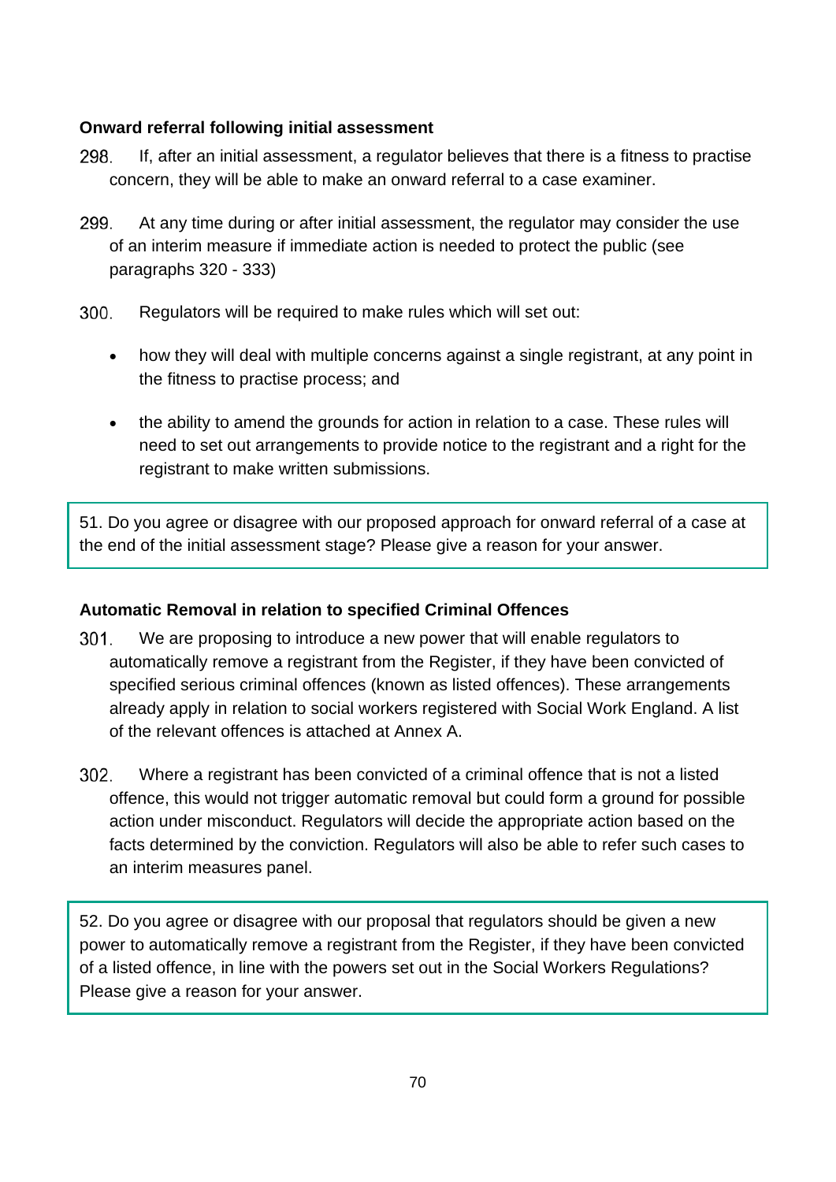### Onward referral following initial assessment

298. If, after an initial assessment, a regulator believes that there is a fitness to practise concern, they will be able to make an onward referral to a case examiner.

299. At any time during or after initial assessment, the regulator may consider the use of an interim measure if immediate action is needed to protect the public (see paragraphs 320 - 333)

300. Regulators will be required to make rules which will set out:

- how they will deal with multiple concerns against a single registrant, at any point in the fitness to practise process; and
- the ability to amend the grounds for action in relation to a case. These rules will need to set out arrangements to provide notice to the registrant and a right for the registrant to make written submissions.

> 51. Do you agree or disagree with our proposed approach for onward referral of a case at the end of the initial assessment stage? Please give a reason for your answer.

### Automatic Removal in relation to specified Criminal Offences

301. We are proposing to introduce a new power that will enable regulators to automatically remove a registrant from the Register, if they have been convicted of specified serious criminal offences (known as listed offences). These arrangements already apply in relation to social workers registered with Social Work England. A list of the relevant offences is attached at Annex A.

302. Where a registrant has been convicted of a criminal offence that is not a listed offence, this would not trigger automatic removal but could form a ground for possible action under misconduct. Regulators will decide the appropriate action based on the facts determined by the conviction. Regulators will also be able to refer such cases to an interim measures panel.

> 52. Do you agree or disagree with our proposal that regulators should be given a new power to automatically remove a registrant from the Register, if they have been convicted of a listed offence, in line with the powers set out in the Social Workers Regulations? Please give a reason for your answer.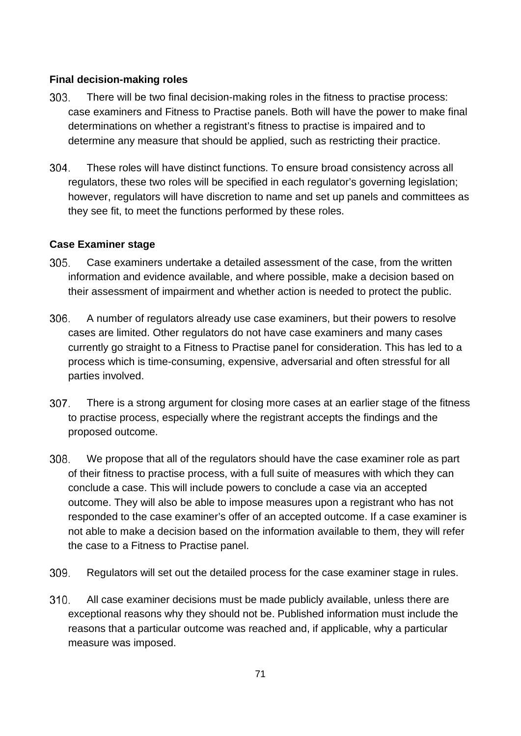**Final decision-making roles**

303. There will be two final decision-making roles in the fitness to practise process: case examiners and Fitness to Practise panels. Both will have the power to make final determinations on whether a registrant's fitness to practise is impaired and to determine any measure that should be applied, such as restricting their practice.

304. These roles will have distinct functions. To ensure broad consistency across all regulators, these two roles will be specified in each regulator's governing legislation; however, regulators will have discretion to name and set up panels and committees as they see fit, to meet the functions performed by these roles.

**Case Examiner stage**

305. Case examiners undertake a detailed assessment of the case, from the written information and evidence available, and where possible, make a decision based on their assessment of impairment and whether action is needed to protect the public.

306. A number of regulators already use case examiners, but their powers to resolve cases are limited. Other regulators do not have case examiners and many cases currently go straight to a Fitness to Practise panel for consideration. This has led to a process which is time-consuming, expensive, adversarial and often stressful for all parties involved.

307. There is a strong argument for closing more cases at an earlier stage of the fitness to practise process, especially where the registrant accepts the findings and the proposed outcome.

308. We propose that all of the regulators should have the case examiner role as part of their fitness to practise process, with a full suite of measures with which they can conclude a case. This will include powers to conclude a case via an accepted outcome. They will also be able to impose measures upon a registrant who has not responded to the case examiner's offer of an accepted outcome. If a case examiner is not able to make a decision based on the information available to them, they will refer the case to a Fitness to Practise panel.

309. Regulators will set out the detailed process for the case examiner stage in rules.

310. All case examiner decisions must be made publicly available, unless there are exceptional reasons why they should not be. Published information must include the reasons that a particular outcome was reached and, if applicable, why a particular measure was imposed.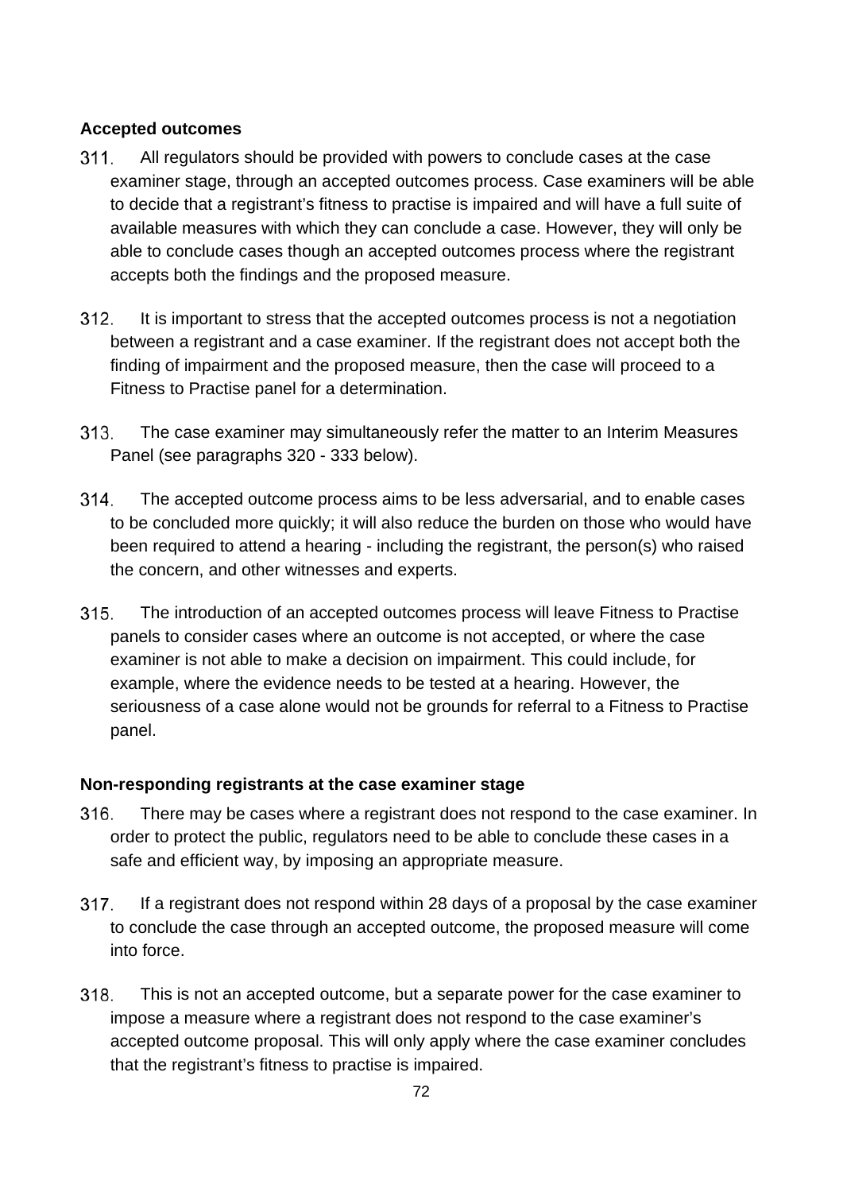**Accepted outcomes**

311. All regulators should be provided with powers to conclude cases at the case examiner stage, through an accepted outcomes process. Case examiners will be able to decide that a registrant's fitness to practise is impaired and will have a full suite of available measures with which they can conclude a case. However, they will only be able to conclude cases though an accepted outcomes process where the registrant accepts both the findings and the proposed measure.

312. It is important to stress that the accepted outcomes process is not a negotiation between a registrant and a case examiner. If the registrant does not accept both the finding of impairment and the proposed measure, then the case will proceed to a Fitness to Practise panel for a determination.

313. The case examiner may simultaneously refer the matter to an Interim Measures Panel (see paragraphs 320 - 333 below).

314. The accepted outcome process aims to be less adversarial, and to enable cases to be concluded more quickly; it will also reduce the burden on those who would have been required to attend a hearing - including the registrant, the person(s) who raised the concern, and other witnesses and experts.

315. The introduction of an accepted outcomes process will leave Fitness to Practise panels to consider cases where an outcome is not accepted, or where the case examiner is not able to make a decision on impairment. This could include, for example, where the evidence needs to be tested at a hearing. However, the seriousness of a case alone would not be grounds for referral to a Fitness to Practise panel.

**Non-responding registrants at the case examiner stage**

316. There may be cases where a registrant does not respond to the case examiner. In order to protect the public, regulators need to be able to conclude these cases in a safe and efficient way, by imposing an appropriate measure.

317. If a registrant does not respond within 28 days of a proposal by the case examiner to conclude the case through an accepted outcome, the proposed measure will come into force.

318. This is not an accepted outcome, but a separate power for the case examiner to impose a measure where a registrant does not respond to the case examiner's accepted outcome proposal. This will only apply where the case examiner concludes that the registrant's fitness to practise is impaired.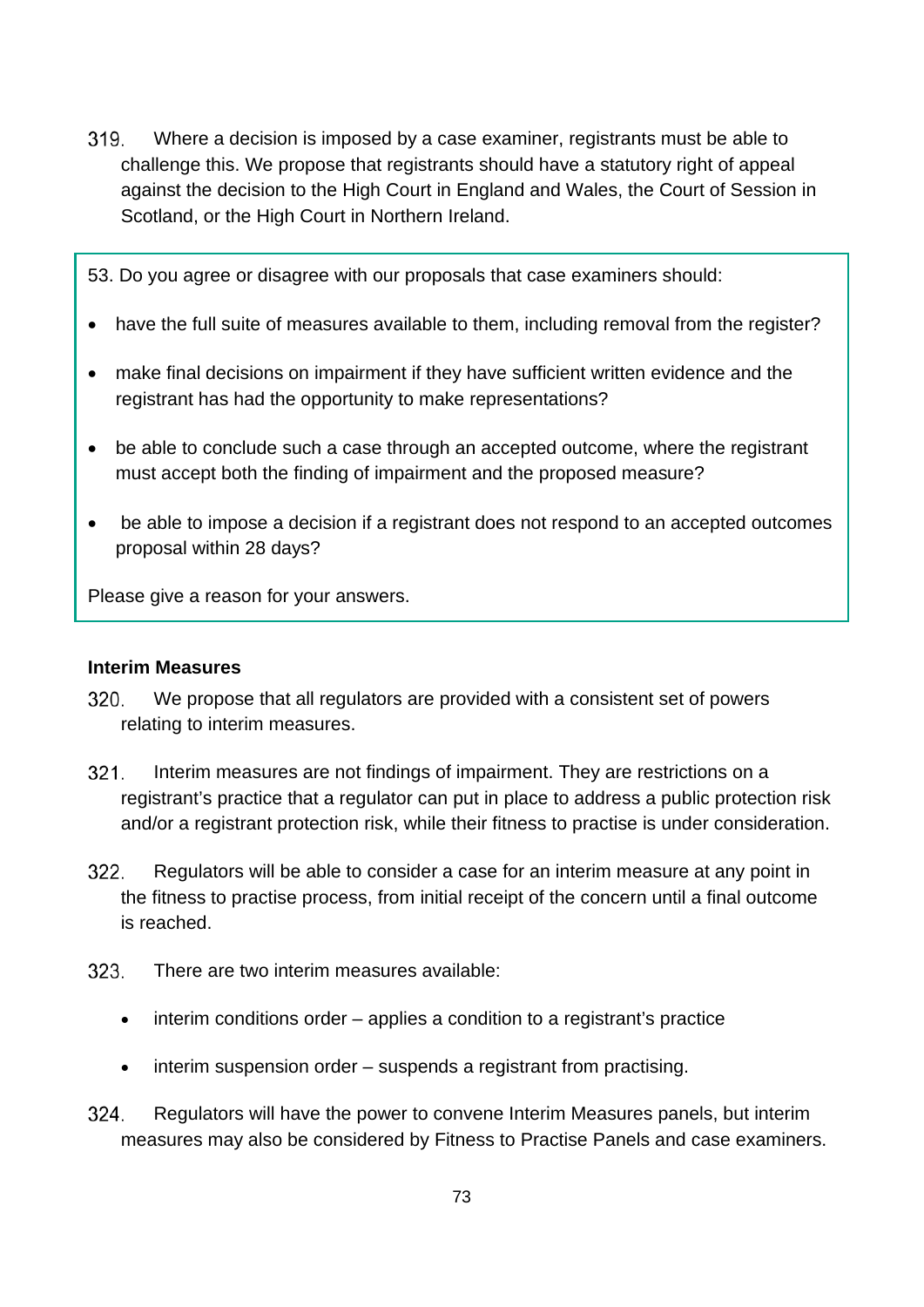319. Where a decision is imposed by a case examiner, registrants must be able to challenge this. We propose that registrants should have a statutory right of appeal against the decision to the High Court in England and Wales, the Court of Session in Scotland, or the High Court in Northern Ireland.

> 53. Do you agree or disagree with our proposals that case examiners should:
>
> - have the full suite of measures available to them, including removal from the register?
> - make final decisions on impairment if they have sufficient written evidence and the registrant has had the opportunity to make representations?
> - be able to conclude such a case through an accepted outcome, where the registrant must accept both the finding of impairment and the proposed measure?
> - be able to impose a decision if a registrant does not respond to an accepted outcomes proposal within 28 days?
>
> Please give a reason for your answers.

**Interim Measures**

320. We propose that all regulators are provided with a consistent set of powers relating to interim measures.

321. Interim measures are not findings of impairment. They are restrictions on a registrant's practice that a regulator can put in place to address a public protection risk and/or a registrant protection risk, while their fitness to practise is under consideration.

322. Regulators will be able to consider a case for an interim measure at any point in the fitness to practise process, from initial receipt of the concern until a final outcome is reached.

323. There are two interim measures available:

- interim conditions order – applies a condition to a registrant's practice
- interim suspension order – suspends a registrant from practising.

324. Regulators will have the power to convene Interim Measures panels, but interim measures may also be considered by Fitness to Practise Panels and case examiners.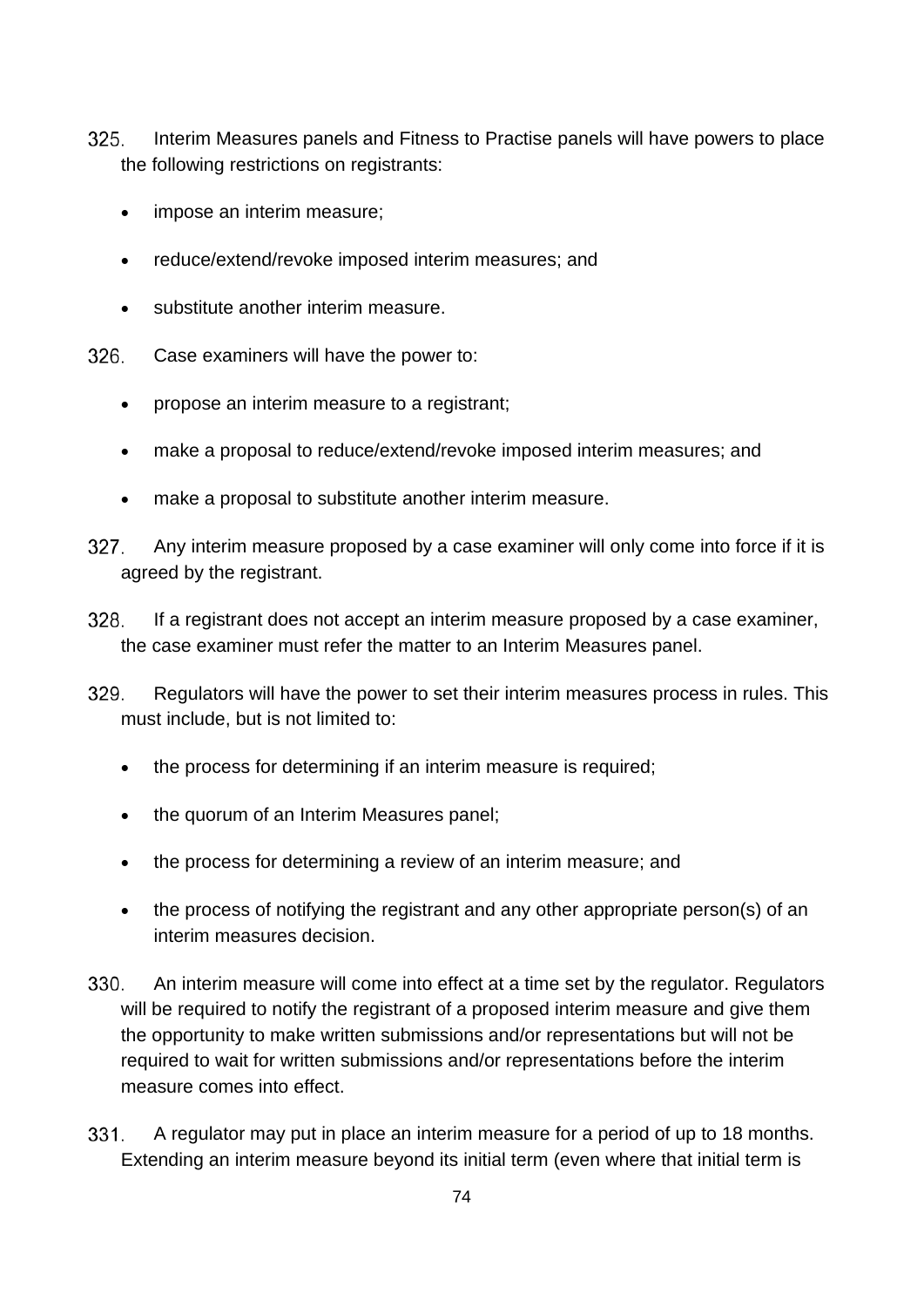325. Interim Measures panels and Fitness to Practise panels will have powers to place the following restrictions on registrants:

- impose an interim measure;
- reduce/extend/revoke imposed interim measures; and
- substitute another interim measure.

326. Case examiners will have the power to:

- propose an interim measure to a registrant;
- make a proposal to reduce/extend/revoke imposed interim measures; and
- make a proposal to substitute another interim measure.

327. Any interim measure proposed by a case examiner will only come into force if it is agreed by the registrant.

328. If a registrant does not accept an interim measure proposed by a case examiner, the case examiner must refer the matter to an Interim Measures panel.

329. Regulators will have the power to set their interim measures process in rules. This must include, but is not limited to:

- the process for determining if an interim measure is required;
- the quorum of an Interim Measures panel;
- the process for determining a review of an interim measure; and
- the process of notifying the registrant and any other appropriate person(s) of an interim measures decision.

330. An interim measure will come into effect at a time set by the regulator. Regulators will be required to notify the registrant of a proposed interim measure and give them the opportunity to make written submissions and/or representations but will not be required to wait for written submissions and/or representations before the interim measure comes into effect.

331. A regulator may put in place an interim measure for a period of up to 18 months. Extending an interim measure beyond its initial term (even where that initial term is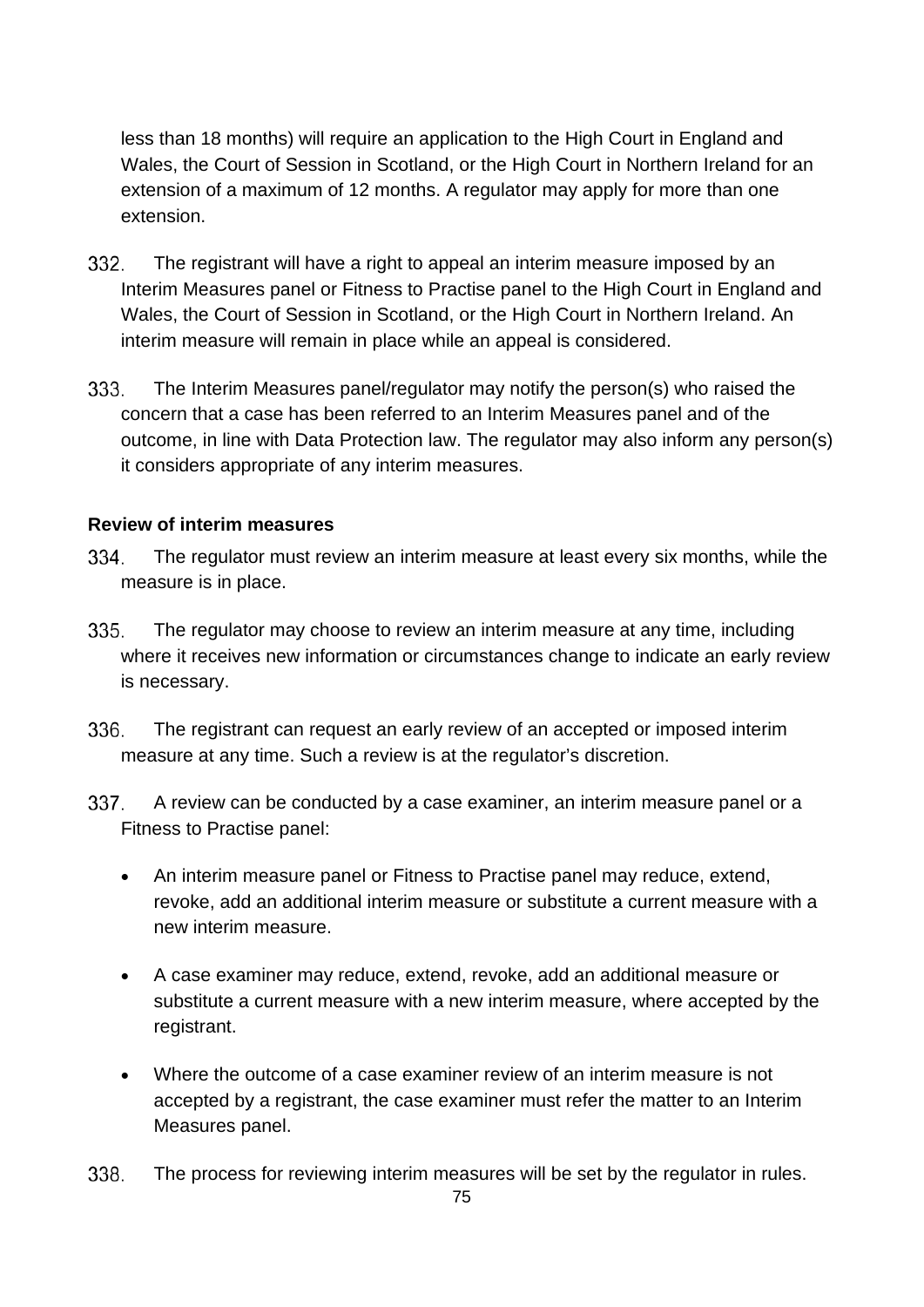less than 18 months) will require an application to the High Court in England and Wales, the Court of Session in Scotland, or the High Court in Northern Ireland for an extension of a maximum of 12 months. A regulator may apply for more than one extension.

332. The registrant will have a right to appeal an interim measure imposed by an Interim Measures panel or Fitness to Practise panel to the High Court in England and Wales, the Court of Session in Scotland, or the High Court in Northern Ireland. An interim measure will remain in place while an appeal is considered.

333. The Interim Measures panel/regulator may notify the person(s) who raised the concern that a case has been referred to an Interim Measures panel and of the outcome, in line with Data Protection law. The regulator may also inform any person(s) it considers appropriate of any interim measures.

**Review of interim measures**

334. The regulator must review an interim measure at least every six months, while the measure is in place.

335. The regulator may choose to review an interim measure at any time, including where it receives new information or circumstances change to indicate an early review is necessary.

336. The registrant can request an early review of an accepted or imposed interim measure at any time. Such a review is at the regulator's discretion.

337. A review can be conducted by a case examiner, an interim measure panel or a Fitness to Practise panel:

- An interim measure panel or Fitness to Practise panel may reduce, extend, revoke, add an additional interim measure or substitute a current measure with a new interim measure.
- A case examiner may reduce, extend, revoke, add an additional measure or substitute a current measure with a new interim measure, where accepted by the registrant.
- Where the outcome of a case examiner review of an interim measure is not accepted by a registrant, the case examiner must refer the matter to an Interim Measures panel.

338. The process for reviewing interim measures will be set by the regulator in rules.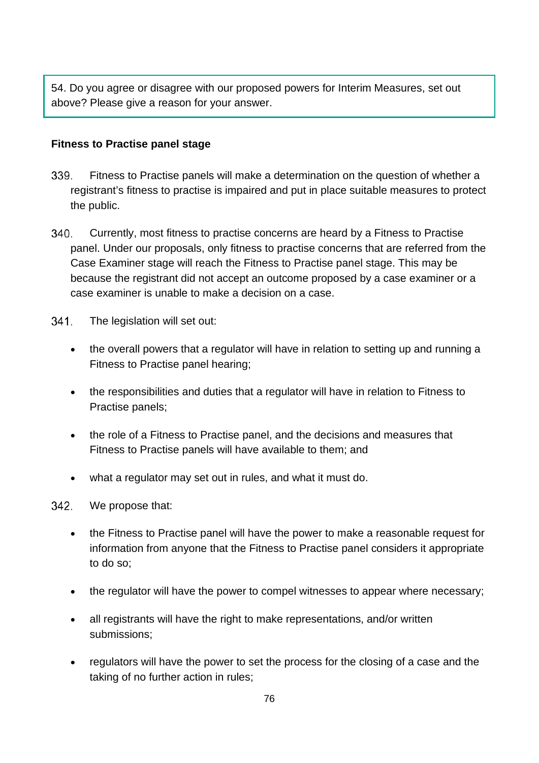> 54. Do you agree or disagree with our proposed powers for Interim Measures, set out above? Please give a reason for your answer.

**Fitness to Practise panel stage**

339. Fitness to Practise panels will make a determination on the question of whether a registrant's fitness to practise is impaired and put in place suitable measures to protect the public.

340. Currently, most fitness to practise concerns are heard by a Fitness to Practise panel. Under our proposals, only fitness to practise concerns that are referred from the Case Examiner stage will reach the Fitness to Practise panel stage. This may be because the registrant did not accept an outcome proposed by a case examiner or a case examiner is unable to make a decision on a case.

341. The legislation will set out:

- the overall powers that a regulator will have in relation to setting up and running a Fitness to Practise panel hearing;
- the responsibilities and duties that a regulator will have in relation to Fitness to Practise panels;
- the role of a Fitness to Practise panel, and the decisions and measures that Fitness to Practise panels will have available to them; and
- what a regulator may set out in rules, and what it must do.

342. We propose that:

- the Fitness to Practise panel will have the power to make a reasonable request for information from anyone that the Fitness to Practise panel considers it appropriate to do so;
- the regulator will have the power to compel witnesses to appear where necessary;
- all registrants will have the right to make representations, and/or written submissions;
- regulators will have the power to set the process for the closing of a case and the taking of no further action in rules;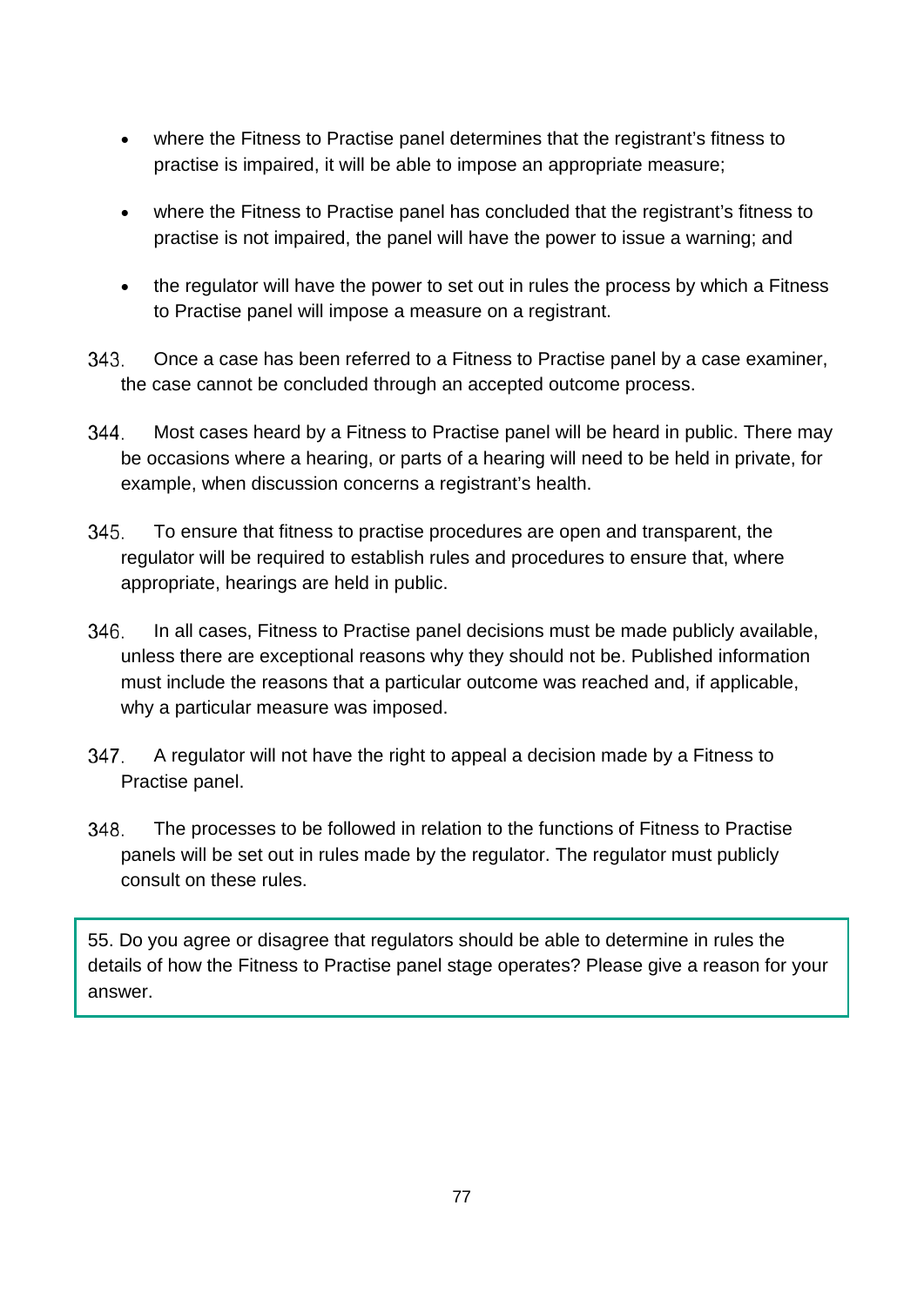- where the Fitness to Practise panel determines that the registrant's fitness to practise is impaired, it will be able to impose an appropriate measure;
- where the Fitness to Practise panel has concluded that the registrant's fitness to practise is not impaired, the panel will have the power to issue a warning; and
- the regulator will have the power to set out in rules the process by which a Fitness to Practise panel will impose a measure on a registrant.

343. Once a case has been referred to a Fitness to Practise panel by a case examiner, the case cannot be concluded through an accepted outcome process.

344. Most cases heard by a Fitness to Practise panel will be heard in public. There may be occasions where a hearing, or parts of a hearing will need to be held in private, for example, when discussion concerns a registrant's health.

345. To ensure that fitness to practise procedures are open and transparent, the regulator will be required to establish rules and procedures to ensure that, where appropriate, hearings are held in public.

346. In all cases, Fitness to Practise panel decisions must be made publicly available, unless there are exceptional reasons why they should not be. Published information must include the reasons that a particular outcome was reached and, if applicable, why a particular measure was imposed.

347. A regulator will not have the right to appeal a decision made by a Fitness to Practise panel.

348. The processes to be followed in relation to the functions of Fitness to Practise panels will be set out in rules made by the regulator. The regulator must publicly consult on these rules.

> 55. Do you agree or disagree that regulators should be able to determine in rules the details of how the Fitness to Practise panel stage operates? Please give a reason for your answer.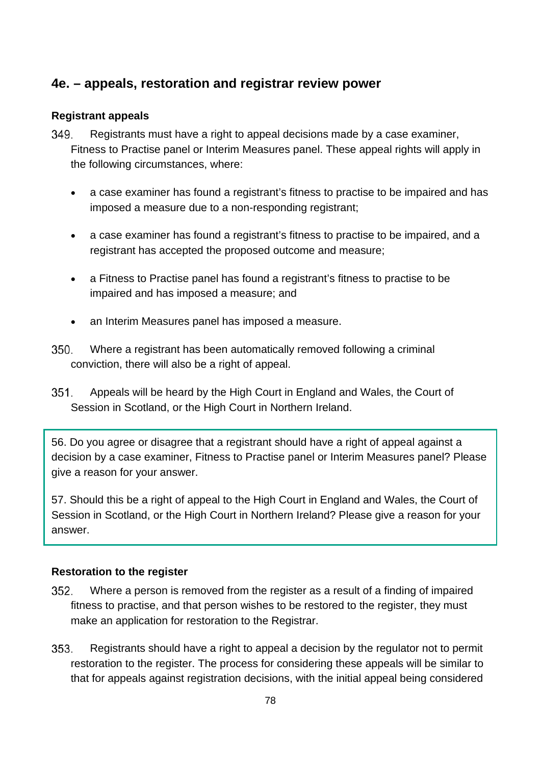## 4e. – appeals, restoration and registrar review power

### Registrant appeals

349. Registrants must have a right to appeal decisions made by a case examiner, Fitness to Practise panel or Interim Measures panel. These appeal rights will apply in the following circumstances, where:

- a case examiner has found a registrant's fitness to practise to be impaired and has imposed a measure due to a non-responding registrant;
- a case examiner has found a registrant's fitness to practise to be impaired, and a registrant has accepted the proposed outcome and measure;
- a Fitness to Practise panel has found a registrant's fitness to practise to be impaired and has imposed a measure; and
- an Interim Measures panel has imposed a measure.

350. Where a registrant has been automatically removed following a criminal conviction, there will also be a right of appeal.

351. Appeals will be heard by the High Court in England and Wales, the Court of Session in Scotland, or the High Court in Northern Ireland.

> 56. Do you agree or disagree that a registrant should have a right of appeal against a decision by a case examiner, Fitness to Practise panel or Interim Measures panel? Please give a reason for your answer.
>
> 57. Should this be a right of appeal to the High Court in England and Wales, the Court of Session in Scotland, or the High Court in Northern Ireland? Please give a reason for your answer.

### Restoration to the register

352. Where a person is removed from the register as a result of a finding of impaired fitness to practise, and that person wishes to be restored to the register, they must make an application for restoration to the Registrar.

353. Registrants should have a right to appeal a decision by the regulator not to permit restoration to the register. The process for considering these appeals will be similar to that for appeals against registration decisions, with the initial appeal being considered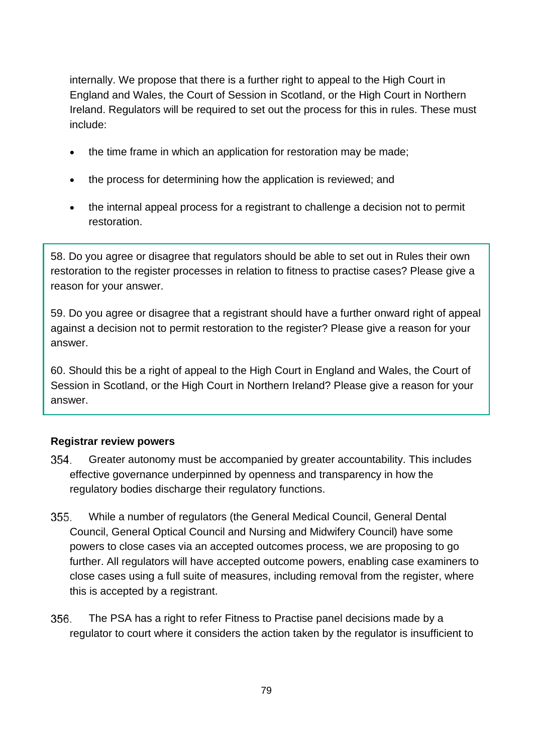internally. We propose that there is a further right to appeal to the High Court in England and Wales, the Court of Session in Scotland, or the High Court in Northern Ireland. Regulators will be required to set out the process for this in rules. These must include:

- the time frame in which an application for restoration may be made;
- the process for determining how the application is reviewed; and
- the internal appeal process for a registrant to challenge a decision not to permit restoration.

> 58. Do you agree or disagree that regulators should be able to set out in Rules their own restoration to the register processes in relation to fitness to practise cases? Please give a reason for your answer.
>
> 59. Do you agree or disagree that a registrant should have a further onward right of appeal against a decision not to permit restoration to the register? Please give a reason for your answer.
>
> 60. Should this be a right of appeal to the High Court in England and Wales, the Court of Session in Scotland, or the High Court in Northern Ireland? Please give a reason for your answer.

**Registrar review powers**

354. Greater autonomy must be accompanied by greater accountability. This includes effective governance underpinned by openness and transparency in how the regulatory bodies discharge their regulatory functions.

355. While a number of regulators (the General Medical Council, General Dental Council, General Optical Council and Nursing and Midwifery Council) have some powers to close cases via an accepted outcomes process, we are proposing to go further. All regulators will have accepted outcome powers, enabling case examiners to close cases using a full suite of measures, including removal from the register, where this is accepted by a registrant.

356. The PSA has a right to refer Fitness to Practise panel decisions made by a regulator to court where it considers the action taken by the regulator is insufficient to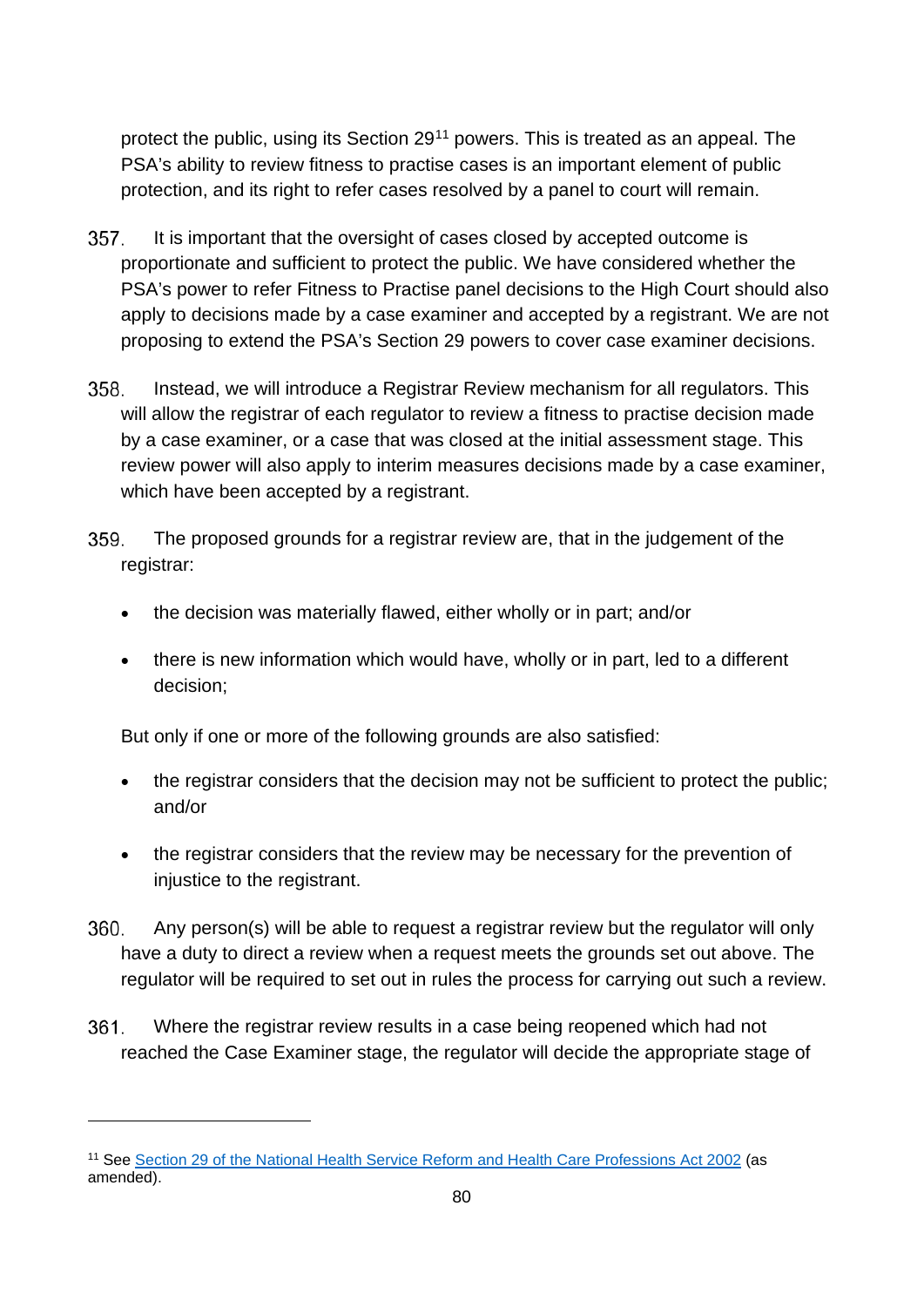protect the public, using its Section 29[11] powers. This is treated as an appeal. The PSA's ability to review fitness to practise cases is an important element of public protection, and its right to refer cases resolved by a panel to court will remain.

357. It is important that the oversight of cases closed by accepted outcome is proportionate and sufficient to protect the public. We have considered whether the PSA's power to refer Fitness to Practise panel decisions to the High Court should also apply to decisions made by a case examiner and accepted by a registrant. We are not proposing to extend the PSA's Section 29 powers to cover case examiner decisions.

358. Instead, we will introduce a Registrar Review mechanism for all regulators. This will allow the registrar of each regulator to review a fitness to practise decision made by a case examiner, or a case that was closed at the initial assessment stage. This review power will also apply to interim measures decisions made by a case examiner, which have been accepted by a registrant.

359. The proposed grounds for a registrar review are, that in the judgement of the registrar:

- the decision was materially flawed, either wholly or in part; and/or
- there is new information which would have, wholly or in part, led to a different decision;

But only if one or more of the following grounds are also satisfied:

- the registrar considers that the decision may not be sufficient to protect the public; and/or
- the registrar considers that the review may be necessary for the prevention of injustice to the registrant.

360. Any person(s) will be able to request a registrar review but the regulator will only have a duty to direct a review when a request meets the grounds set out above. The regulator will be required to set out in rules the process for carrying out such a review.

361. Where the registrar review results in a case being reopened which had not reached the Case Examiner stage, the regulator will decide the appropriate stage of

[11] See Section 29 of the National Health Service Reform and Health Care Professions Act 2002 (as amended).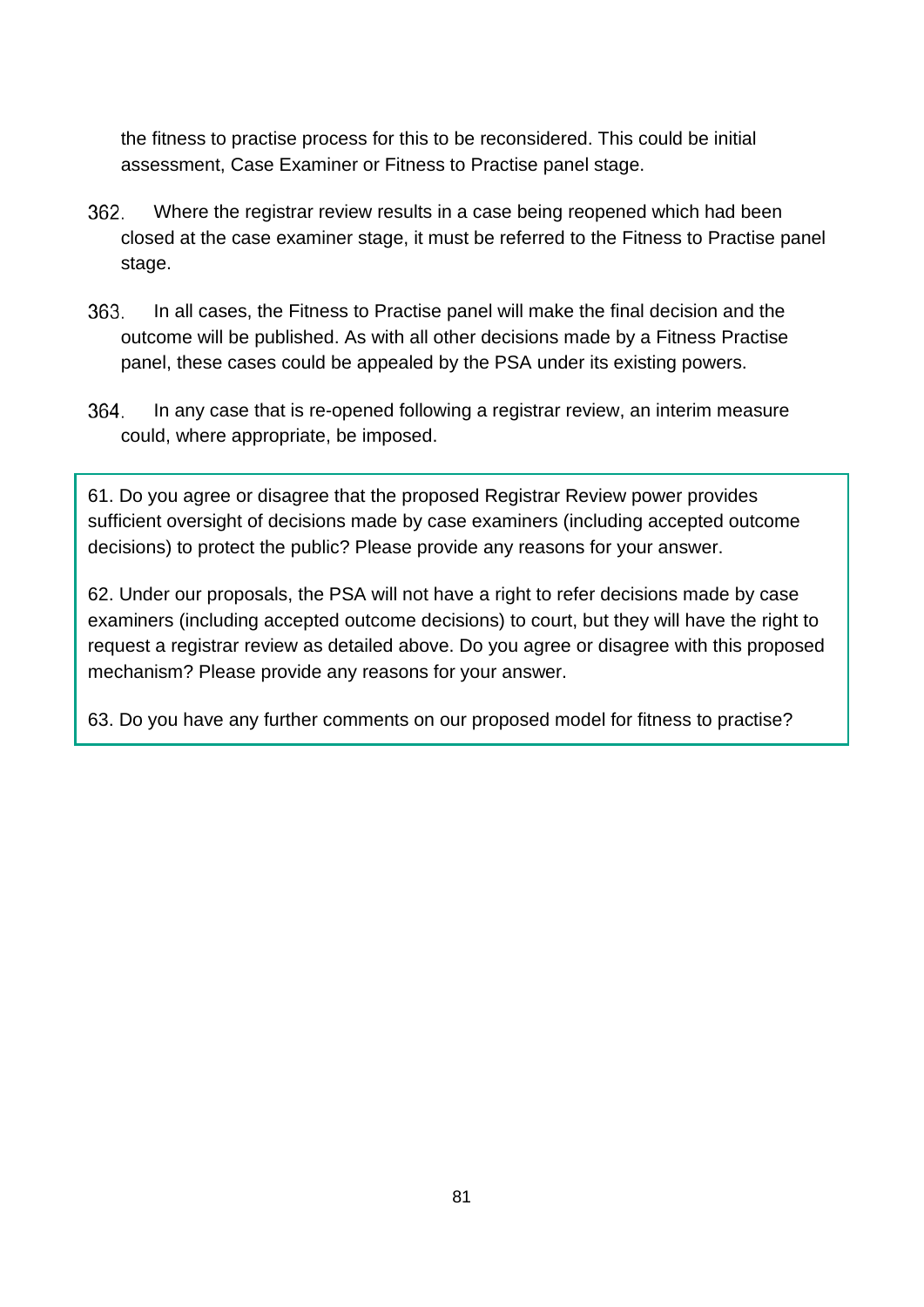the fitness to practise process for this to be reconsidered. This could be initial assessment, Case Examiner or Fitness to Practise panel stage.

362. Where the registrar review results in a case being reopened which had been closed at the case examiner stage, it must be referred to the Fitness to Practise panel stage.

363. In all cases, the Fitness to Practise panel will make the final decision and the outcome will be published. As with all other decisions made by a Fitness Practise panel, these cases could be appealed by the PSA under its existing powers.

364. In any case that is re-opened following a registrar review, an interim measure could, where appropriate, be imposed.

> 61. Do you agree or disagree that the proposed Registrar Review power provides sufficient oversight of decisions made by case examiners (including accepted outcome decisions) to protect the public? Please provide any reasons for your answer.
>
> 62. Under our proposals, the PSA will not have a right to refer decisions made by case examiners (including accepted outcome decisions) to court, but they will have the right to request a registrar review as detailed above. Do you agree or disagree with this proposed mechanism? Please provide any reasons for your answer.
>
> 63. Do you have any further comments on our proposed model for fitness to practise?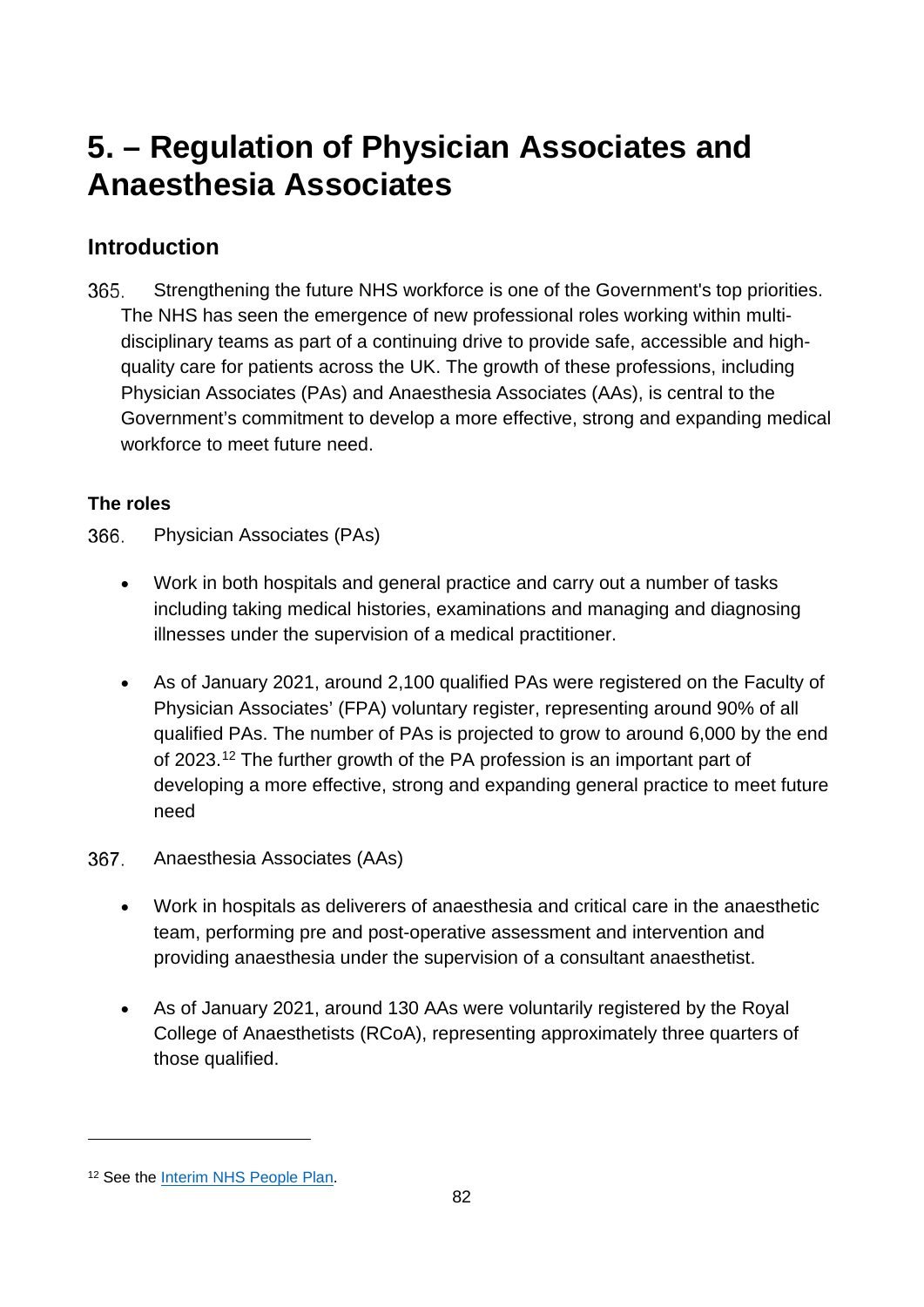# 5. – Regulation of Physician Associates and Anaesthesia Associates

## Introduction

365. Strengthening the future NHS workforce is one of the Government's top priorities. The NHS has seen the emergence of new professional roles working within multi-disciplinary teams as part of a continuing drive to provide safe, accessible and high-quality care for patients across the UK. The growth of these professions, including Physician Associates (PAs) and Anaesthesia Associates (AAs), is central to the Government's commitment to develop a more effective, strong and expanding medical workforce to meet future need.

### The roles

366. Physician Associates (PAs)

- Work in both hospitals and general practice and carry out a number of tasks including taking medical histories, examinations and managing and diagnosing illnesses under the supervision of a medical practitioner.

- As of January 2021, around 2,100 qualified PAs were registered on the Faculty of Physician Associates' (FPA) voluntary register, representing around 90% of all qualified PAs. The number of PAs is projected to grow to around 6,000 by the end of 2023.[12] The further growth of the PA profession is an important part of developing a more effective, strong and expanding general practice to meet future need

367. Anaesthesia Associates (AAs)

- Work in hospitals as deliverers of anaesthesia and critical care in the anaesthetic team, performing pre and post-operative assessment and intervention and providing anaesthesia under the supervision of a consultant anaesthetist.

- As of January 2021, around 130 AAs were voluntarily registered by the Royal College of Anaesthetists (RCoA), representing approximately three quarters of those qualified.

---

[12] See the Interim NHS People Plan.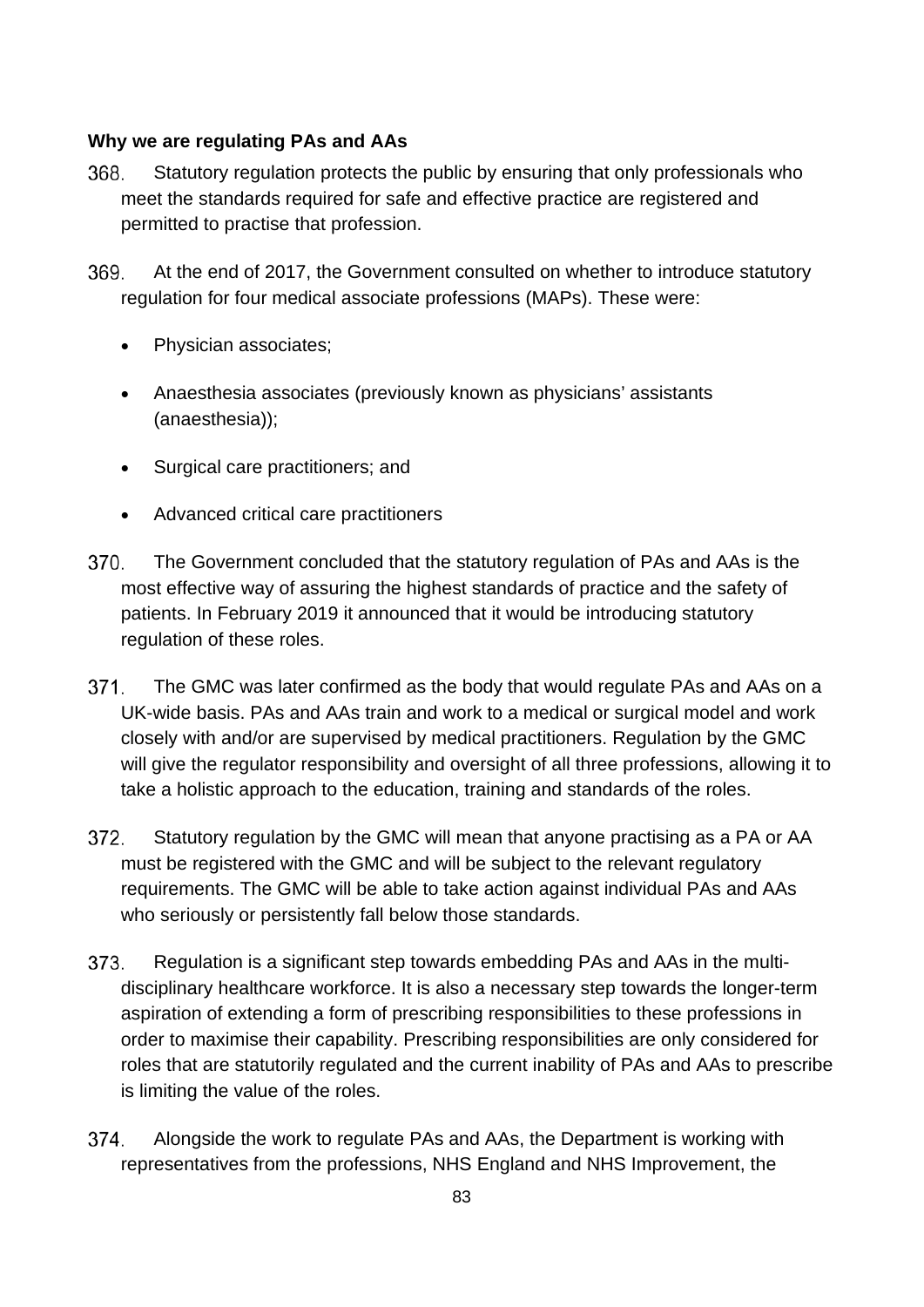**Why we are regulating PAs and AAs**

368. Statutory regulation protects the public by ensuring that only professionals who meet the standards required for safe and effective practice are registered and permitted to practise that profession.

369. At the end of 2017, the Government consulted on whether to introduce statutory regulation for four medical associate professions (MAPs). These were:

- Physician associates;
- Anaesthesia associates (previously known as physicians' assistants (anaesthesia));
- Surgical care practitioners; and
- Advanced critical care practitioners

370. The Government concluded that the statutory regulation of PAs and AAs is the most effective way of assuring the highest standards of practice and the safety of patients. In February 2019 it announced that it would be introducing statutory regulation of these roles.

371. The GMC was later confirmed as the body that would regulate PAs and AAs on a UK-wide basis. PAs and AAs train and work to a medical or surgical model and work closely with and/or are supervised by medical practitioners. Regulation by the GMC will give the regulator responsibility and oversight of all three professions, allowing it to take a holistic approach to the education, training and standards of the roles.

372. Statutory regulation by the GMC will mean that anyone practising as a PA or AA must be registered with the GMC and will be subject to the relevant regulatory requirements. The GMC will be able to take action against individual PAs and AAs who seriously or persistently fall below those standards.

373. Regulation is a significant step towards embedding PAs and AAs in the multi-disciplinary healthcare workforce. It is also a necessary step towards the longer-term aspiration of extending a form of prescribing responsibilities to these professions in order to maximise their capability. Prescribing responsibilities are only considered for roles that are statutorily regulated and the current inability of PAs and AAs to prescribe is limiting the value of the roles.

374. Alongside the work to regulate PAs and AAs, the Department is working with representatives from the professions, NHS England and NHS Improvement, the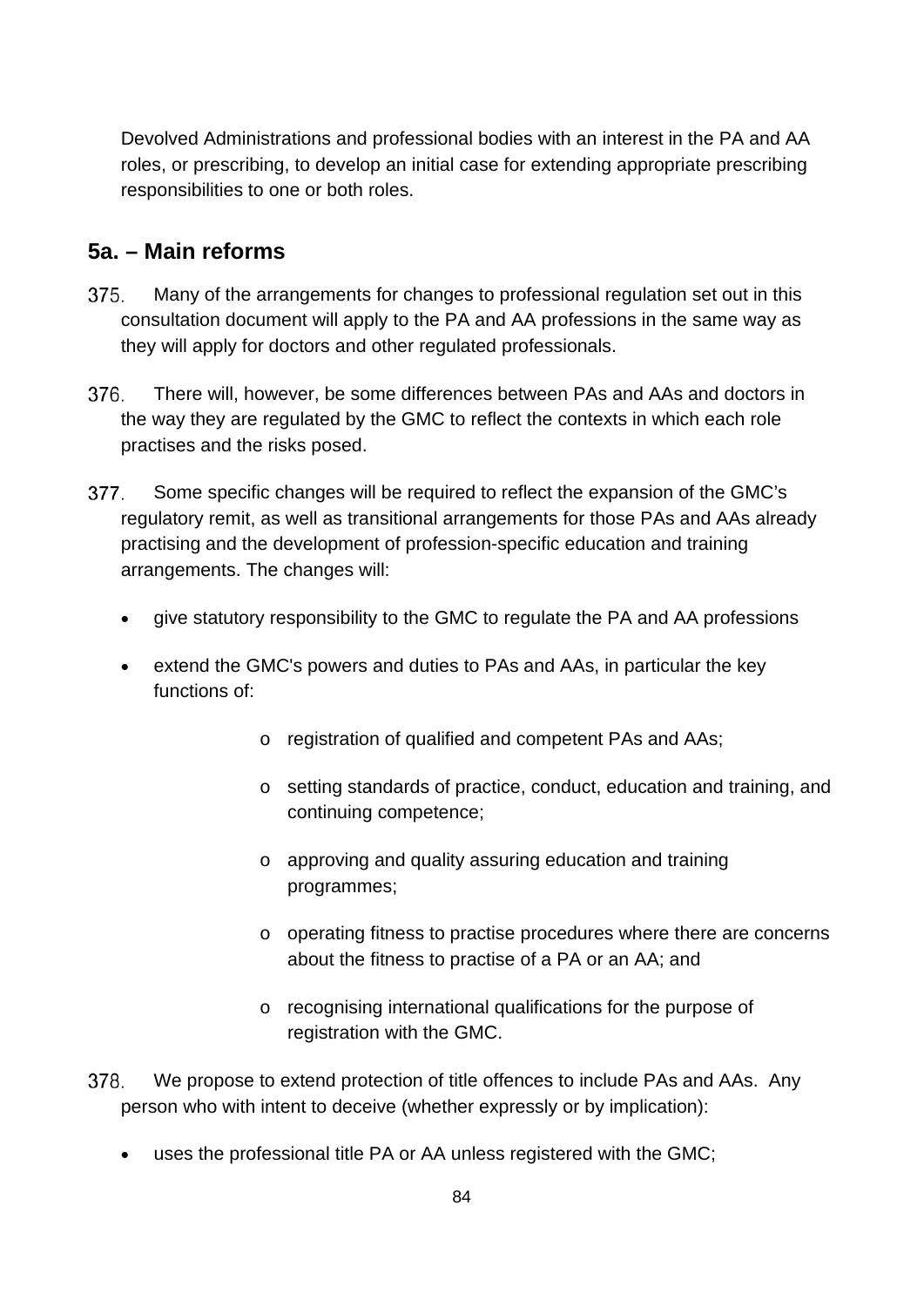Devolved Administrations and professional bodies with an interest in the PA and AA roles, or prescribing, to develop an initial case for extending appropriate prescribing responsibilities to one or both roles.

## 5a. – Main reforms

375. Many of the arrangements for changes to professional regulation set out in this consultation document will apply to the PA and AA professions in the same way as they will apply for doctors and other regulated professionals.

376. There will, however, be some differences between PAs and AAs and doctors in the way they are regulated by the GMC to reflect the contexts in which each role practises and the risks posed.

377. Some specific changes will be required to reflect the expansion of the GMC's regulatory remit, as well as transitional arrangements for those PAs and AAs already practising and the development of profession-specific education and training arrangements. The changes will:

- give statutory responsibility to the GMC to regulate the PA and AA professions
- extend the GMC's powers and duties to PAs and AAs, in particular the key functions of:
    - registration of qualified and competent PAs and AAs;
    - setting standards of practice, conduct, education and training, and continuing competence;
    - approving and quality assuring education and training programmes;
    - operating fitness to practise procedures where there are concerns about the fitness to practise of a PA or an AA; and
    - recognising international qualifications for the purpose of registration with the GMC.

378. We propose to extend protection of title offences to include PAs and AAs. Any person who with intent to deceive (whether expressly or by implication):

- uses the professional title PA or AA unless registered with the GMC;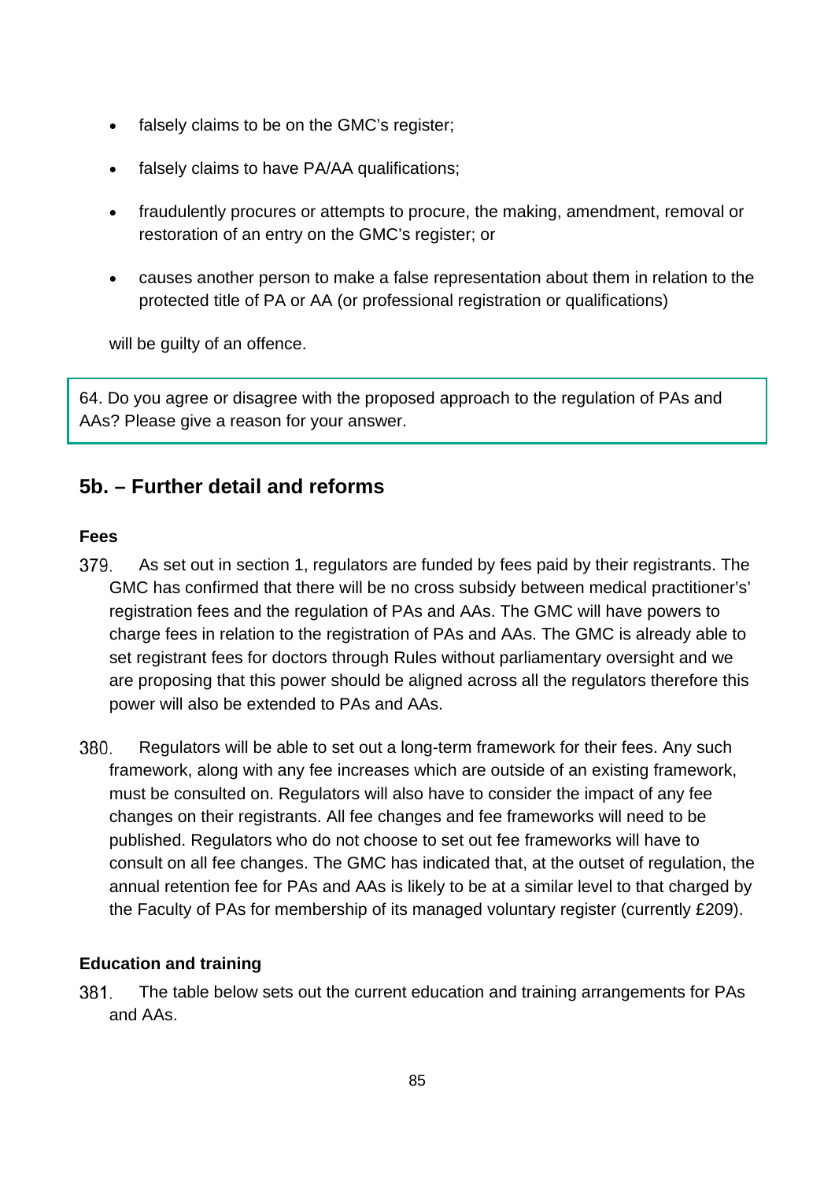- falsely claims to be on the GMC's register;
- falsely claims to have PA/AA qualifications;
- fraudulently procures or attempts to procure, the making, amendment, removal or restoration of an entry on the GMC's register; or
- causes another person to make a false representation about them in relation to the protected title of PA or AA (or professional registration or qualifications)

will be guilty of an offence.

> 64. Do you agree or disagree with the proposed approach to the regulation of PAs and AAs? Please give a reason for your answer.

## 5b. – Further detail and reforms

### Fees

379. As set out in section 1, regulators are funded by fees paid by their registrants. The GMC has confirmed that there will be no cross subsidy between medical practitioner's' registration fees and the regulation of PAs and AAs. The GMC will have powers to charge fees in relation to the registration of PAs and AAs. The GMC is already able to set registrant fees for doctors through Rules without parliamentary oversight and we are proposing that this power should be aligned across all the regulators therefore this power will also be extended to PAs and AAs.

380. Regulators will be able to set out a long-term framework for their fees. Any such framework, along with any fee increases which are outside of an existing framework, must be consulted on. Regulators will also have to consider the impact of any fee changes on their registrants. All fee changes and fee frameworks will need to be published. Regulators who do not choose to set out fee frameworks will have to consult on all fee changes. The GMC has indicated that, at the outset of regulation, the annual retention fee for PAs and AAs is likely to be at a similar level to that charged by the Faculty of PAs for membership of its managed voluntary register (currently £209).

### Education and training

381. The table below sets out the current education and training arrangements for PAs and AAs.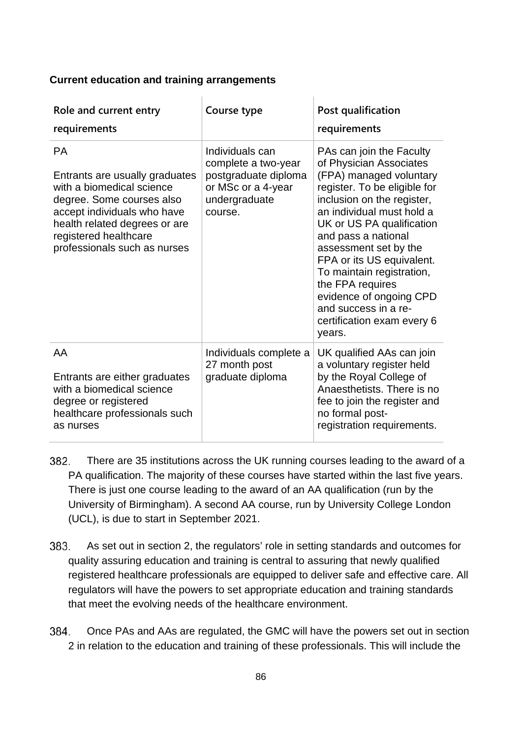**Current education and training arrangements**

| Role and current entry requirements | Course type | Post qualification requirements |
|---|---|---|
| PA<br><br>Entrants are usually graduates with a biomedical science degree. Some courses also accept individuals who have health related degrees or are registered healthcare professionals such as nurses | Individuals can complete a two-year postgraduate diploma or MSc or a 4-year undergraduate course. | PAs can join the Faculty of Physician Associates (FPA) managed voluntary register. To be eligible for inclusion on the register, an individual must hold a UK or US PA qualification and pass a national assessment set by the FPA or its US equivalent. To maintain registration, the FPA requires evidence of ongoing CPD and success in a re-certification exam every 6 years. |
| AA<br><br>Entrants are either graduates with a biomedical science degree or registered healthcare professionals such as nurses | Individuals complete a 27 month post graduate diploma | UK qualified AAs can join a voluntary register held by the Royal College of Anaesthetists. There is no fee to join the register and no formal post-registration requirements. |

382. There are 35 institutions across the UK running courses leading to the award of a PA qualification. The majority of these courses have started within the last five years. There is just one course leading to the award of an AA qualification (run by the University of Birmingham). A second AA course, run by University College London (UCL), is due to start in September 2021.

383. As set out in section 2, the regulators' role in setting standards and outcomes for quality assuring education and training is central to assuring that newly qualified registered healthcare professionals are equipped to deliver safe and effective care. All regulators will have the powers to set appropriate education and training standards that meet the evolving needs of the healthcare environment.

384. Once PAs and AAs are regulated, the GMC will have the powers set out in section 2 in relation to the education and training of these professionals. This will include the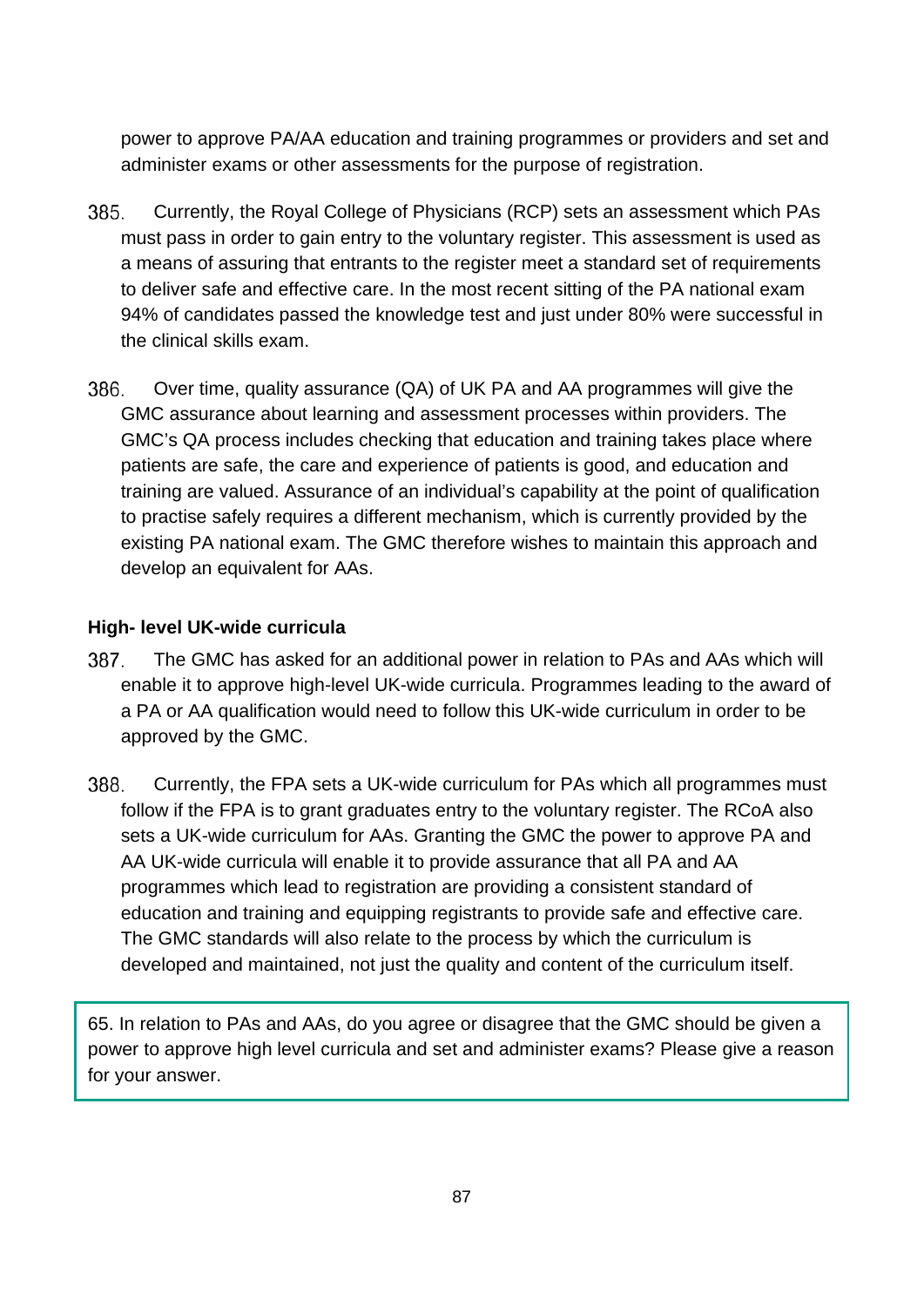power to approve PA/AA education and training programmes or providers and set and administer exams or other assessments for the purpose of registration.

385. Currently, the Royal College of Physicians (RCP) sets an assessment which PAs must pass in order to gain entry to the voluntary register. This assessment is used as a means of assuring that entrants to the register meet a standard set of requirements to deliver safe and effective care. In the most recent sitting of the PA national exam 94% of candidates passed the knowledge test and just under 80% were successful in the clinical skills exam.

386. Over time, quality assurance (QA) of UK PA and AA programmes will give the GMC assurance about learning and assessment processes within providers. The GMC's QA process includes checking that education and training takes place where patients are safe, the care and experience of patients is good, and education and training are valued. Assurance of an individual's capability at the point of qualification to practise safely requires a different mechanism, which is currently provided by the existing PA national exam. The GMC therefore wishes to maintain this approach and develop an equivalent for AAs.

**High- level UK-wide curricula**

387. The GMC has asked for an additional power in relation to PAs and AAs which will enable it to approve high-level UK-wide curricula. Programmes leading to the award of a PA or AA qualification would need to follow this UK-wide curriculum in order to be approved by the GMC.

388. Currently, the FPA sets a UK-wide curriculum for PAs which all programmes must follow if the FPA is to grant graduates entry to the voluntary register. The RCoA also sets a UK-wide curriculum for AAs. Granting the GMC the power to approve PA and AA UK-wide curricula will enable it to provide assurance that all PA and AA programmes which lead to registration are providing a consistent standard of education and training and equipping registrants to provide safe and effective care. The GMC standards will also relate to the process by which the curriculum is developed and maintained, not just the quality and content of the curriculum itself.

65. In relation to PAs and AAs, do you agree or disagree that the GMC should be given a power to approve high level curricula and set and administer exams? Please give a reason for your answer.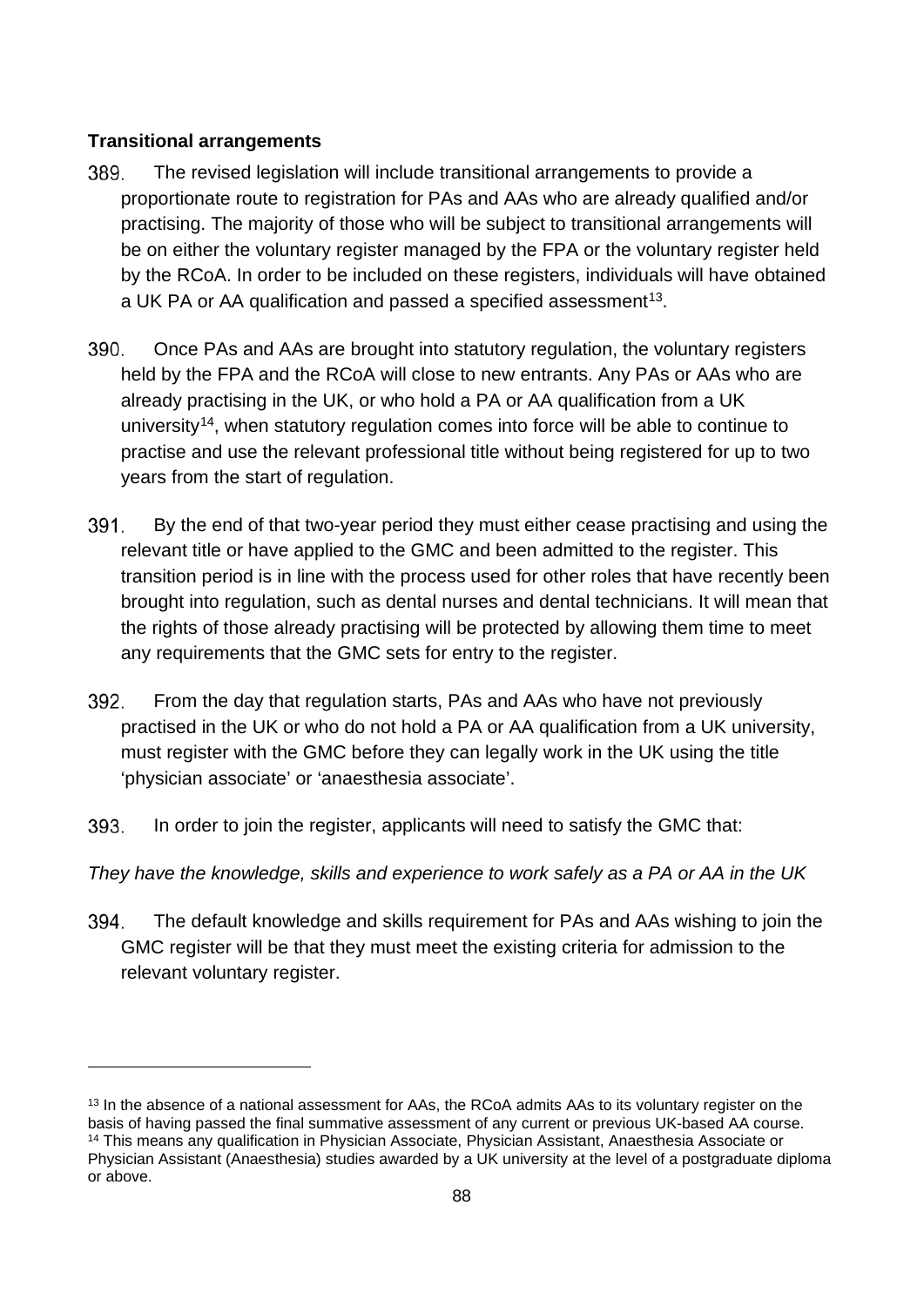**Transitional arrangements**

389. The revised legislation will include transitional arrangements to provide a proportionate route to registration for PAs and AAs who are already qualified and/or practising. The majority of those who will be subject to transitional arrangements will be on either the voluntary register managed by the FPA or the voluntary register held by the RCoA. In order to be included on these registers, individuals will have obtained a UK PA or AA qualification and passed a specified assessment[13].

390. Once PAs and AAs are brought into statutory regulation, the voluntary registers held by the FPA and the RCoA will close to new entrants. Any PAs or AAs who are already practising in the UK, or who hold a PA or AA qualification from a UK university[14], when statutory regulation comes into force will be able to continue to practise and use the relevant professional title without being registered for up to two years from the start of regulation.

391. By the end of that two-year period they must either cease practising and using the relevant title or have applied to the GMC and been admitted to the register. This transition period is in line with the process used for other roles that have recently been brought into regulation, such as dental nurses and dental technicians. It will mean that the rights of those already practising will be protected by allowing them time to meet any requirements that the GMC sets for entry to the register.

392. From the day that regulation starts, PAs and AAs who have not previously practised in the UK or who do not hold a PA or AA qualification from a UK university, must register with the GMC before they can legally work in the UK using the title 'physician associate' or 'anaesthesia associate'.

393. In order to join the register, applicants will need to satisfy the GMC that:

*They have the knowledge, skills and experience to work safely as a PA or AA in the UK*

394. The default knowledge and skills requirement for PAs and AAs wishing to join the GMC register will be that they must meet the existing criteria for admission to the relevant voluntary register.

---

[13] In the absence of a national assessment for AAs, the RCoA admits AAs to its voluntary register on the basis of having passed the final summative assessment of any current or previous UK-based AA course.

[14] This means any qualification in Physician Associate, Physician Assistant, Anaesthesia Associate or Physician Assistant (Anaesthesia) studies awarded by a UK university at the level of a postgraduate diploma or above.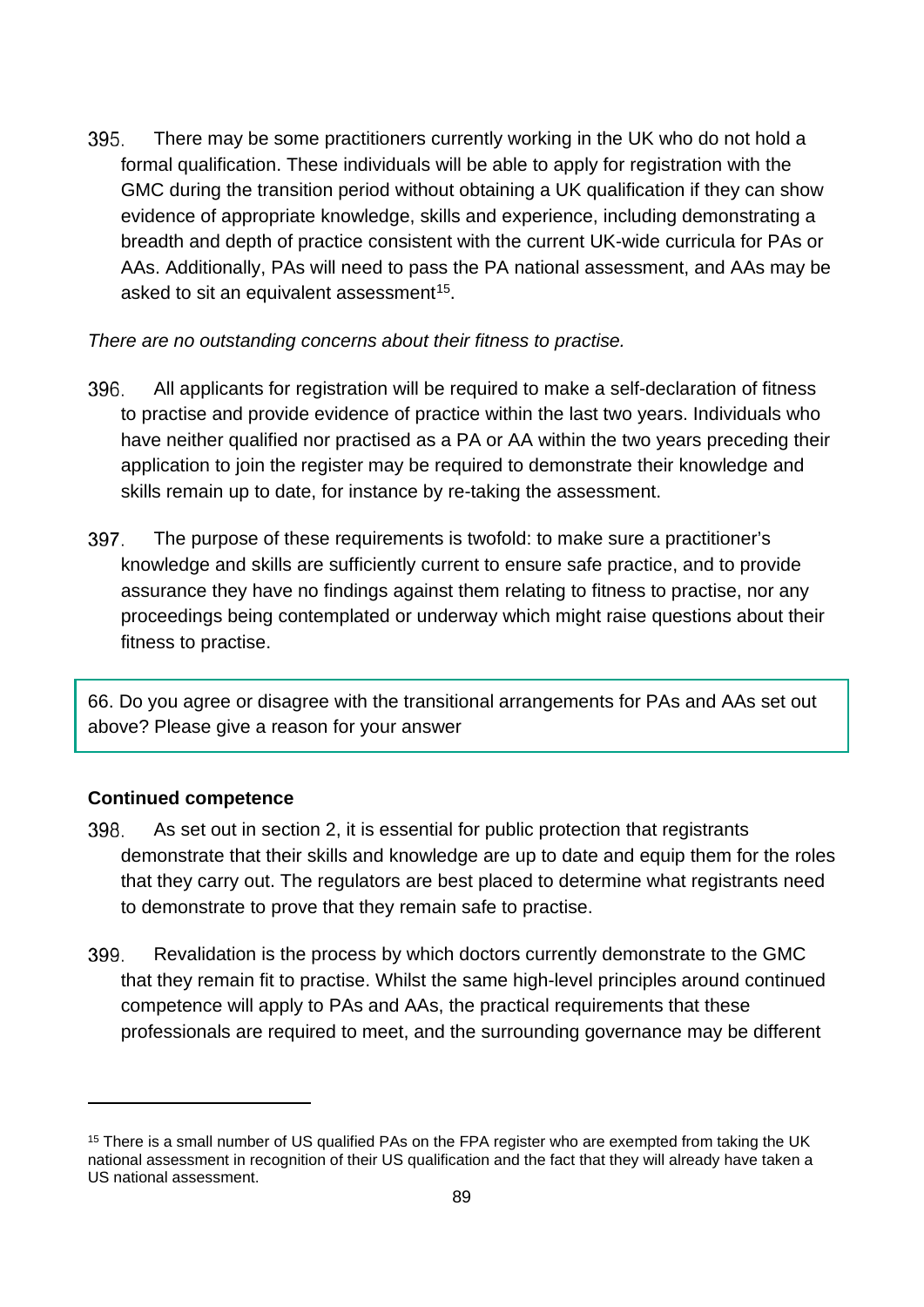395. There may be some practitioners currently working in the UK who do not hold a formal qualification. These individuals will be able to apply for registration with the GMC during the transition period without obtaining a UK qualification if they can show evidence of appropriate knowledge, skills and experience, including demonstrating a breadth and depth of practice consistent with the current UK-wide curricula for PAs or AAs. Additionally, PAs will need to pass the PA national assessment, and AAs may be asked to sit an equivalent assessment[15].

*There are no outstanding concerns about their fitness to practise.*

396. All applicants for registration will be required to make a self-declaration of fitness to practise and provide evidence of practice within the last two years. Individuals who have neither qualified nor practised as a PA or AA within the two years preceding their application to join the register may be required to demonstrate their knowledge and skills remain up to date, for instance by re-taking the assessment.

397. The purpose of these requirements is twofold: to make sure a practitioner's knowledge and skills are sufficiently current to ensure safe practice, and to provide assurance they have no findings against them relating to fitness to practise, nor any proceedings being contemplated or underway which might raise questions about their fitness to practise.

> 66. Do you agree or disagree with the transitional arrangements for PAs and AAs set out above? Please give a reason for your answer

**Continued competence**

398. As set out in section 2, it is essential for public protection that registrants demonstrate that their skills and knowledge are up to date and equip them for the roles that they carry out. The regulators are best placed to determine what registrants need to demonstrate to prove that they remain safe to practise.

399. Revalidation is the process by which doctors currently demonstrate to the GMC that they remain fit to practise. Whilst the same high-level principles around continued competence will apply to PAs and AAs, the practical requirements that these professionals are required to meet, and the surrounding governance may be different

---

[15] There is a small number of US qualified PAs on the FPA register who are exempted from taking the UK national assessment in recognition of their US qualification and the fact that they will already have taken a US national assessment.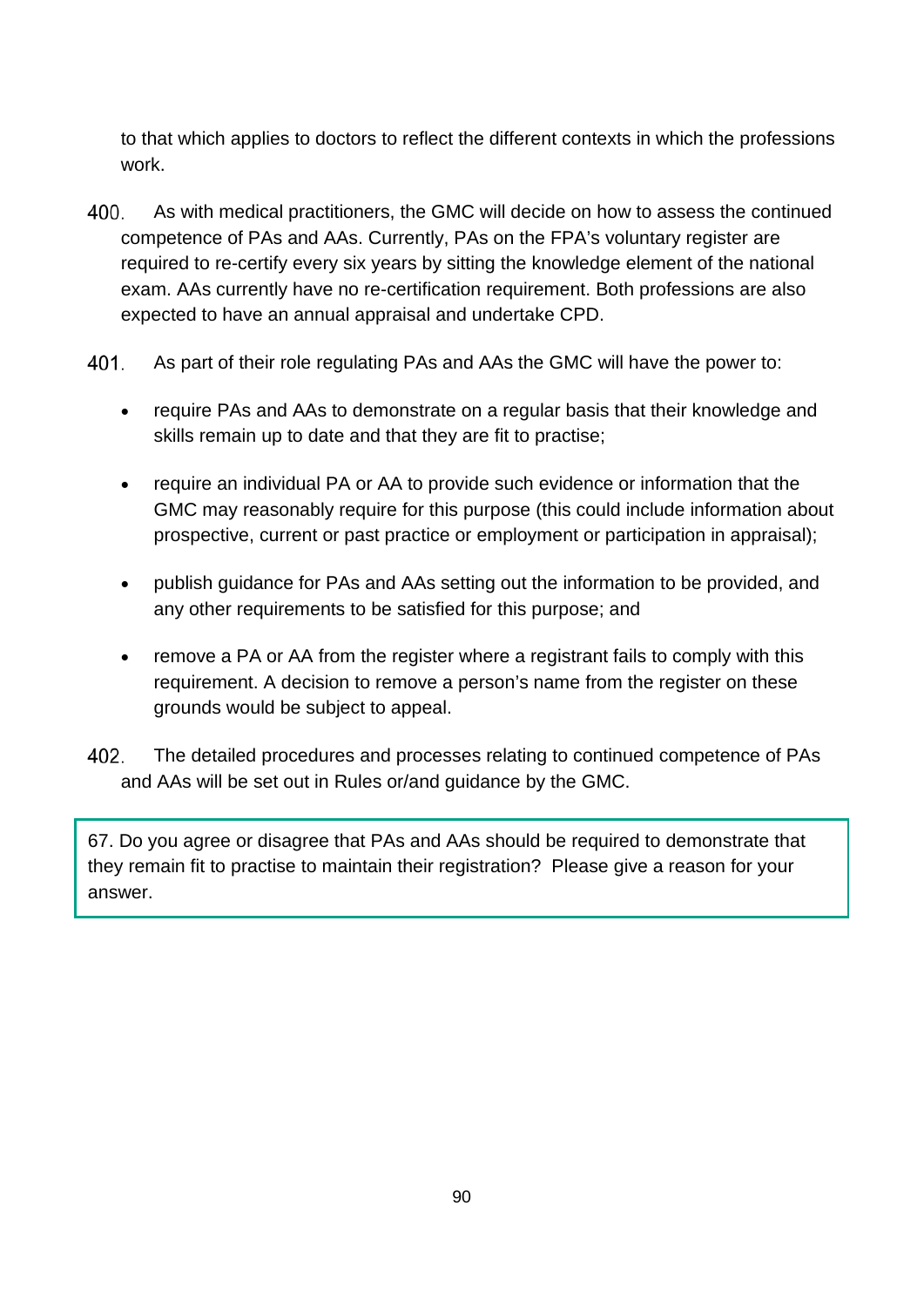to that which applies to doctors to reflect the different contexts in which the professions work.

400. As with medical practitioners, the GMC will decide on how to assess the continued competence of PAs and AAs. Currently, PAs on the FPA's voluntary register are required to re-certify every six years by sitting the knowledge element of the national exam. AAs currently have no re-certification requirement. Both professions are also expected to have an annual appraisal and undertake CPD.

401. As part of their role regulating PAs and AAs the GMC will have the power to:

- require PAs and AAs to demonstrate on a regular basis that their knowledge and skills remain up to date and that they are fit to practise;
- require an individual PA or AA to provide such evidence or information that the GMC may reasonably require for this purpose (this could include information about prospective, current or past practice or employment or participation in appraisal);
- publish guidance for PAs and AAs setting out the information to be provided, and any other requirements to be satisfied for this purpose; and
- remove a PA or AA from the register where a registrant fails to comply with this requirement. A decision to remove a person's name from the register on these grounds would be subject to appeal.

402. The detailed procedures and processes relating to continued competence of PAs and AAs will be set out in Rules or/and guidance by the GMC.

> 67. Do you agree or disagree that PAs and AAs should be required to demonstrate that they remain fit to practise to maintain their registration? Please give a reason for your answer.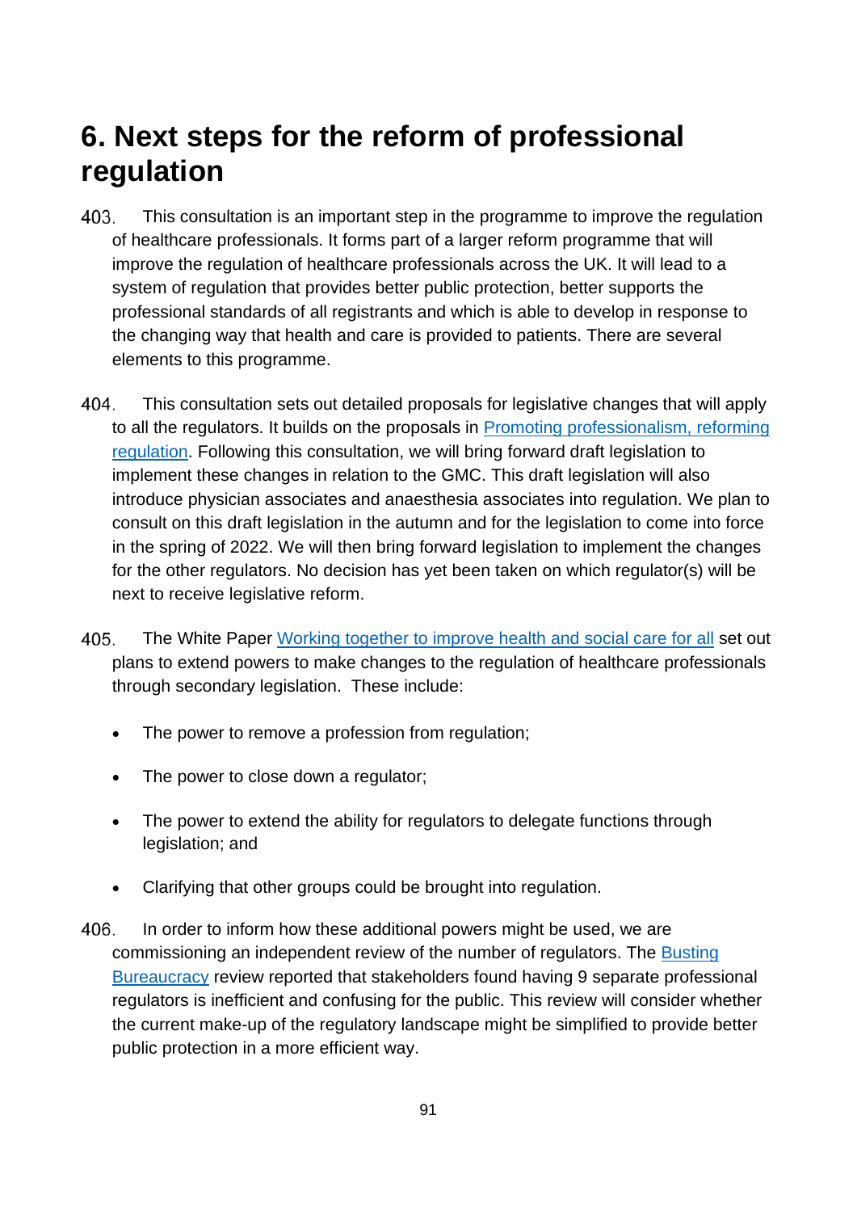# 6. Next steps for the reform of professional regulation

403. This consultation is an important step in the programme to improve the regulation of healthcare professionals. It forms part of a larger reform programme that will improve the regulation of healthcare professionals across the UK. It will lead to a system of regulation that provides better public protection, better supports the professional standards of all registrants and which is able to develop in response to the changing way that health and care is provided to patients. There are several elements to this programme.

404. This consultation sets out detailed proposals for legislative changes that will apply to all the regulators. It builds on the proposals in [Promoting professionalism, reforming regulation](). Following this consultation, we will bring forward draft legislation to implement these changes in relation to the GMC. This draft legislation will also introduce physician associates and anaesthesia associates into regulation. We plan to consult on this draft legislation in the autumn and for the legislation to come into force in the spring of 2022. We will then bring forward legislation to implement the changes for the other regulators. No decision has yet been taken on which regulator(s) will be next to receive legislative reform.

405. The White Paper [Working together to improve health and social care for all]() set out plans to extend powers to make changes to the regulation of healthcare professionals through secondary legislation. These include:

- The power to remove a profession from regulation;
- The power to close down a regulator;
- The power to extend the ability for regulators to delegate functions through legislation; and
- Clarifying that other groups could be brought into regulation.

406. In order to inform how these additional powers might be used, we are commissioning an independent review of the number of regulators. The [Busting Bureaucracy]() review reported that stakeholders found having 9 separate professional regulators is inefficient and confusing for the public. This review will consider whether the current make-up of the regulatory landscape might be simplified to provide better public protection in a more efficient way.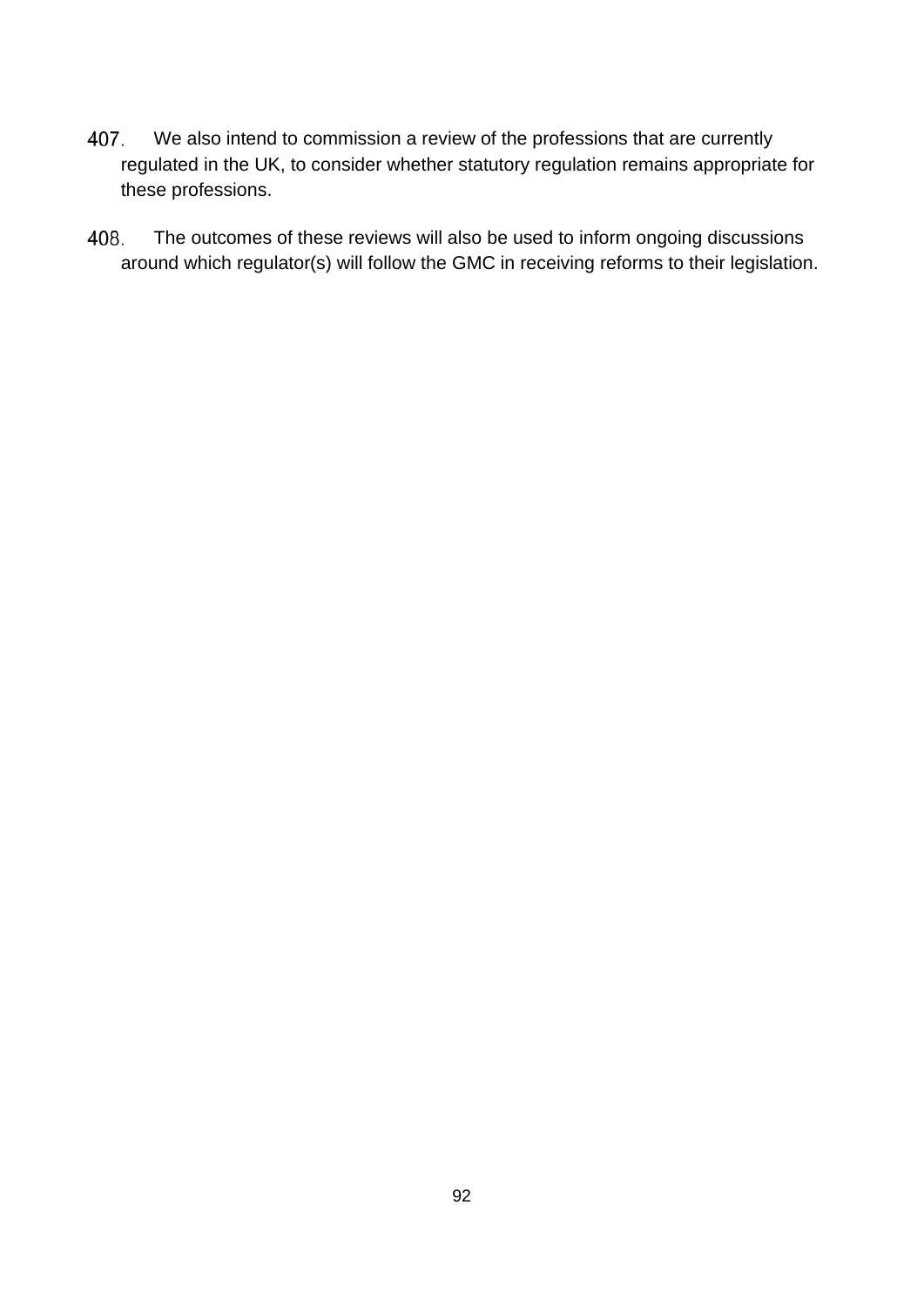407. We also intend to commission a review of the professions that are currently regulated in the UK, to consider whether statutory regulation remains appropriate for these professions.

408. The outcomes of these reviews will also be used to inform ongoing discussions around which regulator(s) will follow the GMC in receiving reforms to their legislation.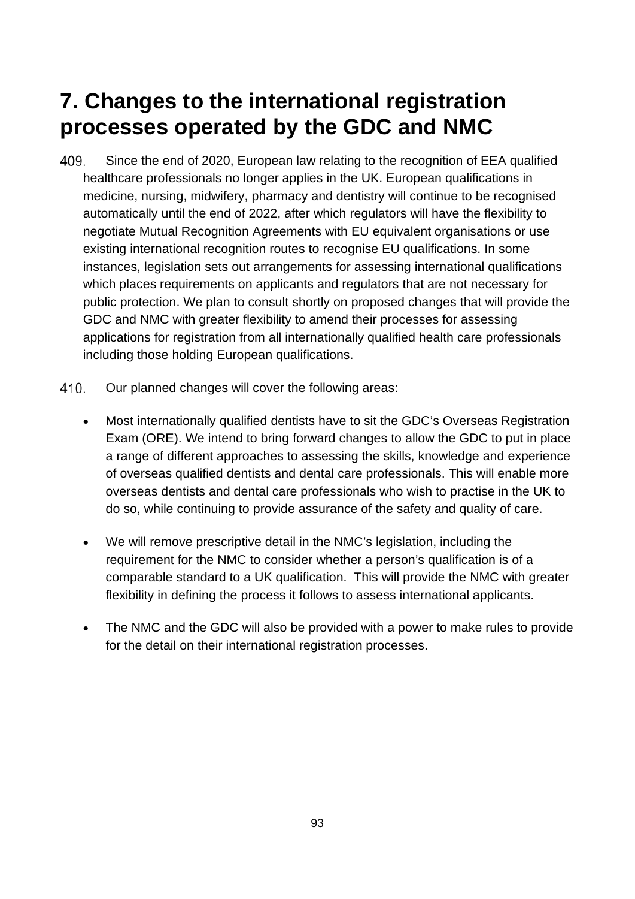# 7. Changes to the international registration processes operated by the GDC and NMC

409. Since the end of 2020, European law relating to the recognition of EEA qualified healthcare professionals no longer applies in the UK. European qualifications in medicine, nursing, midwifery, pharmacy and dentistry will continue to be recognised automatically until the end of 2022, after which regulators will have the flexibility to negotiate Mutual Recognition Agreements with EU equivalent organisations or use existing international recognition routes to recognise EU qualifications. In some instances, legislation sets out arrangements for assessing international qualifications which places requirements on applicants and regulators that are not necessary for public protection. We plan to consult shortly on proposed changes that will provide the GDC and NMC with greater flexibility to amend their processes for assessing applications for registration from all internationally qualified health care professionals including those holding European qualifications.

410. Our planned changes will cover the following areas:

- Most internationally qualified dentists have to sit the GDC's Overseas Registration Exam (ORE). We intend to bring forward changes to allow the GDC to put in place a range of different approaches to assessing the skills, knowledge and experience of overseas qualified dentists and dental care professionals. This will enable more overseas dentists and dental care professionals who wish to practise in the UK to do so, while continuing to provide assurance of the safety and quality of care.

- We will remove prescriptive detail in the NMC's legislation, including the requirement for the NMC to consider whether a person's qualification is of a comparable standard to a UK qualification. This will provide the NMC with greater flexibility in defining the process it follows to assess international applicants.

- The NMC and the GDC will also be provided with a power to make rules to provide for the detail on their international registration processes.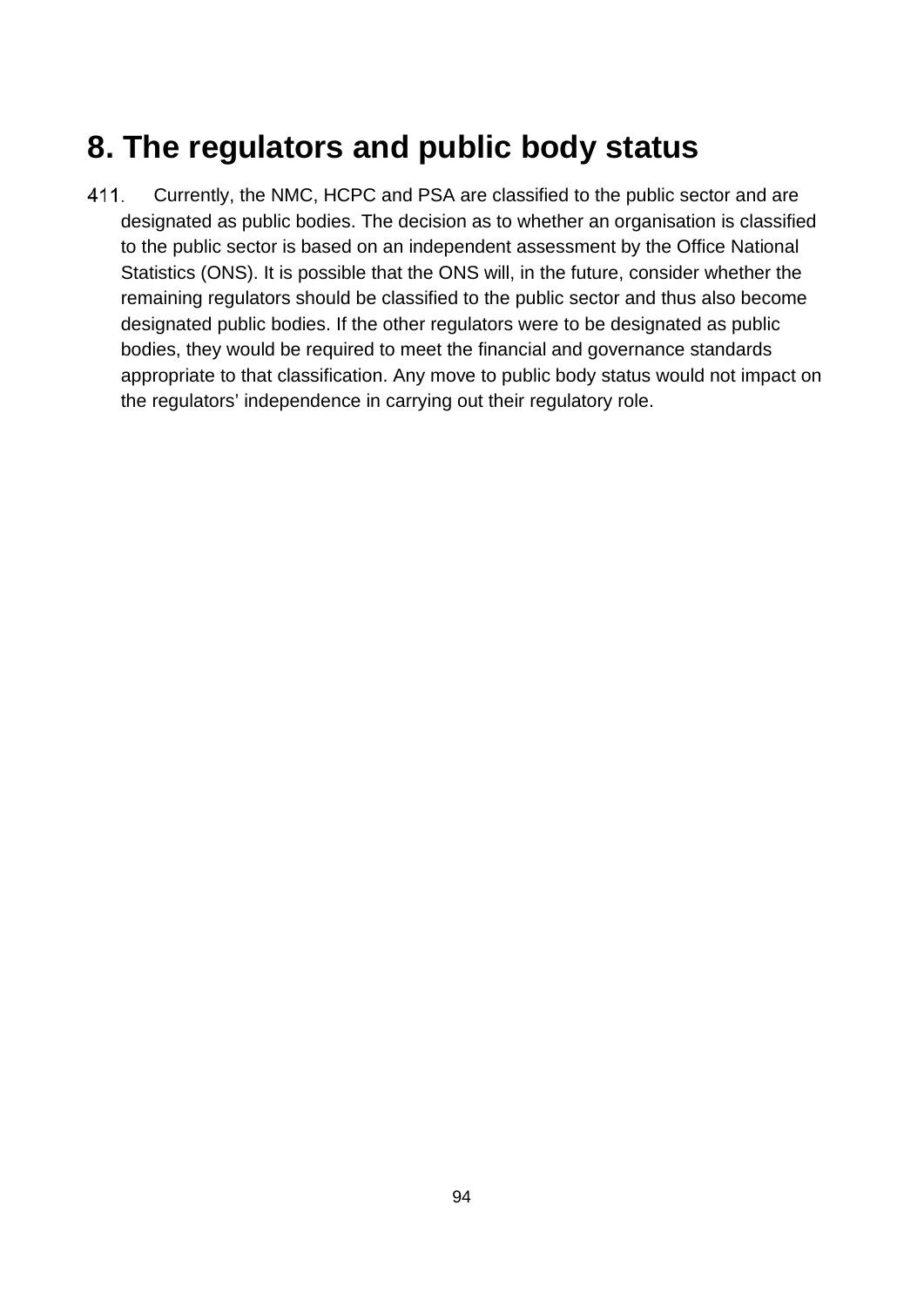# 8. The regulators and public body status

411. Currently, the NMC, HCPC and PSA are classified to the public sector and are designated as public bodies. The decision as to whether an organisation is classified to the public sector is based on an independent assessment by the Office National Statistics (ONS). It is possible that the ONS will, in the future, consider whether the remaining regulators should be classified to the public sector and thus also become designated public bodies. If the other regulators were to be designated as public bodies, they would be required to meet the financial and governance standards appropriate to that classification. Any move to public body status would not impact on the regulators' independence in carrying out their regulatory role.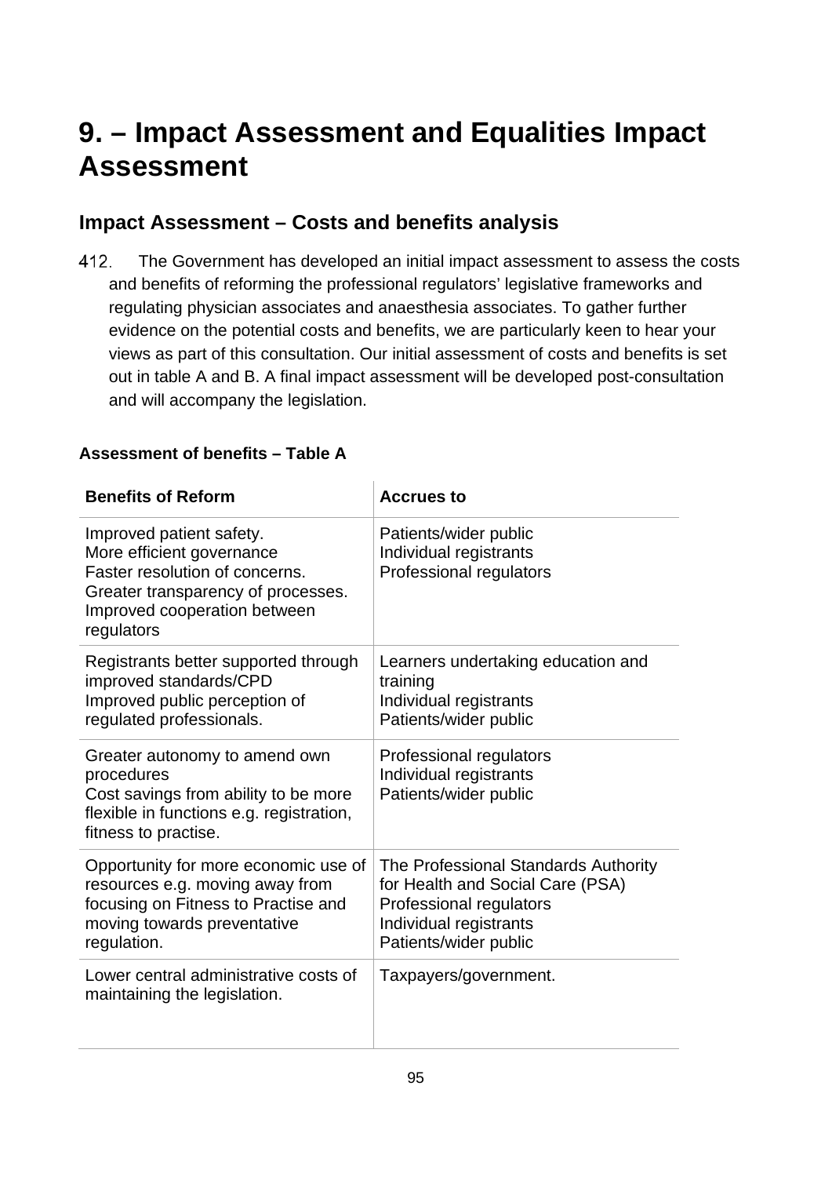# 9. – Impact Assessment and Equalities Impact Assessment

## Impact Assessment – Costs and benefits analysis

412. The Government has developed an initial impact assessment to assess the costs and benefits of reforming the professional regulators' legislative frameworks and regulating physician associates and anaesthesia associates. To gather further evidence on the potential costs and benefits, we are particularly keen to hear your views as part of this consultation. Our initial assessment of costs and benefits is set out in table A and B. A final impact assessment will be developed post-consultation and will accompany the legislation.

**Assessment of benefits – Table A**

| Benefits of Reform | Accrues to |
|---|---|
| Improved patient safety.<br>More efficient governance<br>Faster resolution of concerns.<br>Greater transparency of processes.<br>Improved cooperation between regulators | Patients/wider public<br>Individual registrants<br>Professional regulators |
| Registrants better supported through improved standards/CPD<br>Improved public perception of regulated professionals. | Learners undertaking education and training<br>Individual registrants<br>Patients/wider public |
| Greater autonomy to amend own procedures<br>Cost savings from ability to be more flexible in functions e.g. registration, fitness to practise. | Professional regulators<br>Individual registrants<br>Patients/wider public |
| Opportunity for more economic use of resources e.g. moving away from focusing on Fitness to Practise and moving towards preventative regulation. | The Professional Standards Authority for Health and Social Care (PSA)<br>Professional regulators<br>Individual registrants<br>Patients/wider public |
| Lower central administrative costs of maintaining the legislation. | Taxpayers/government. |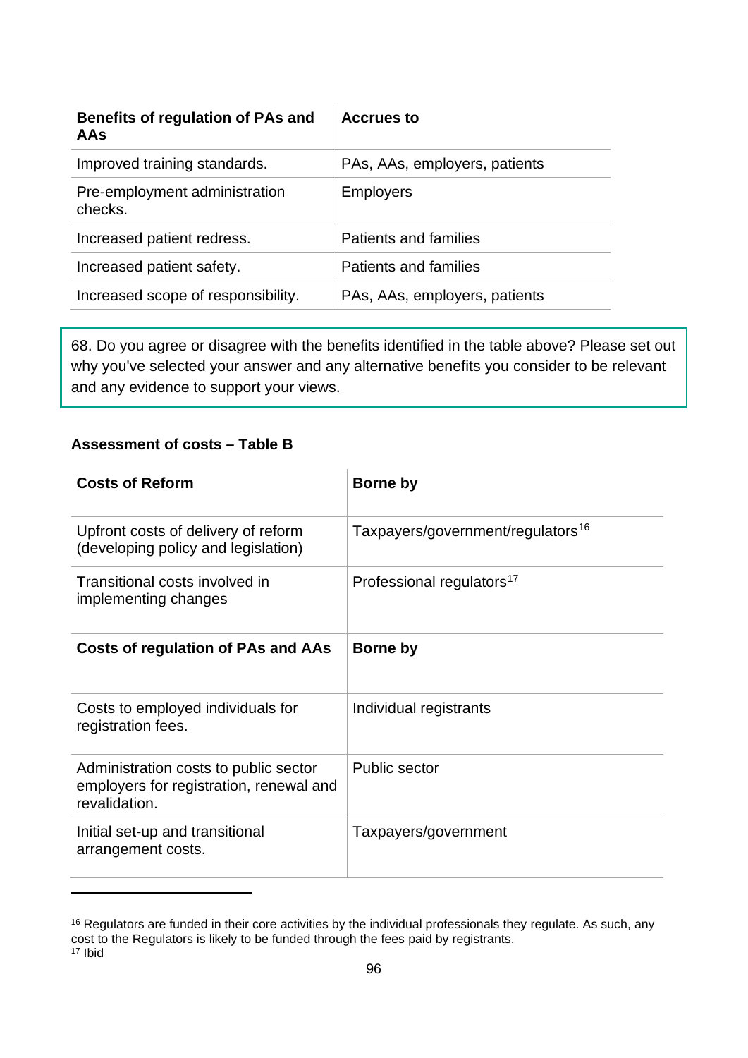| Benefits of regulation of PAs and AAs | Accrues to |
|---|---|
| Improved training standards. | PAs, AAs, employers, patients |
| Pre-employment administration checks. | Employers |
| Increased patient redress. | Patients and families |
| Increased patient safety. | Patients and families |
| Increased scope of responsibility. | PAs, AAs, employers, patients |

> 68. Do you agree or disagree with the benefits identified in the table above? Please set out why you've selected your answer and any alternative benefits you consider to be relevant and any evidence to support your views.

**Assessment of costs – Table B**

| Costs of Reform | Borne by |
|---|---|
| Upfront costs of delivery of reform (developing policy and legislation) | Taxpayers/government/regulators[16] |
| Transitional costs involved in implementing changes | Professional regulators[17] |
| **Costs of regulation of PAs and AAs** | **Borne by** |
| Costs to employed individuals for registration fees. | Individual registrants |
| Administration costs to public sector employers for registration, renewal and revalidation. | Public sector |
| Initial set-up and transitional arrangement costs. | Taxpayers/government |

---

[16] Regulators are funded in their core activities by the individual professionals they regulate. As such, any cost to the Regulators is likely to be funded through the fees paid by registrants.
[17] Ibid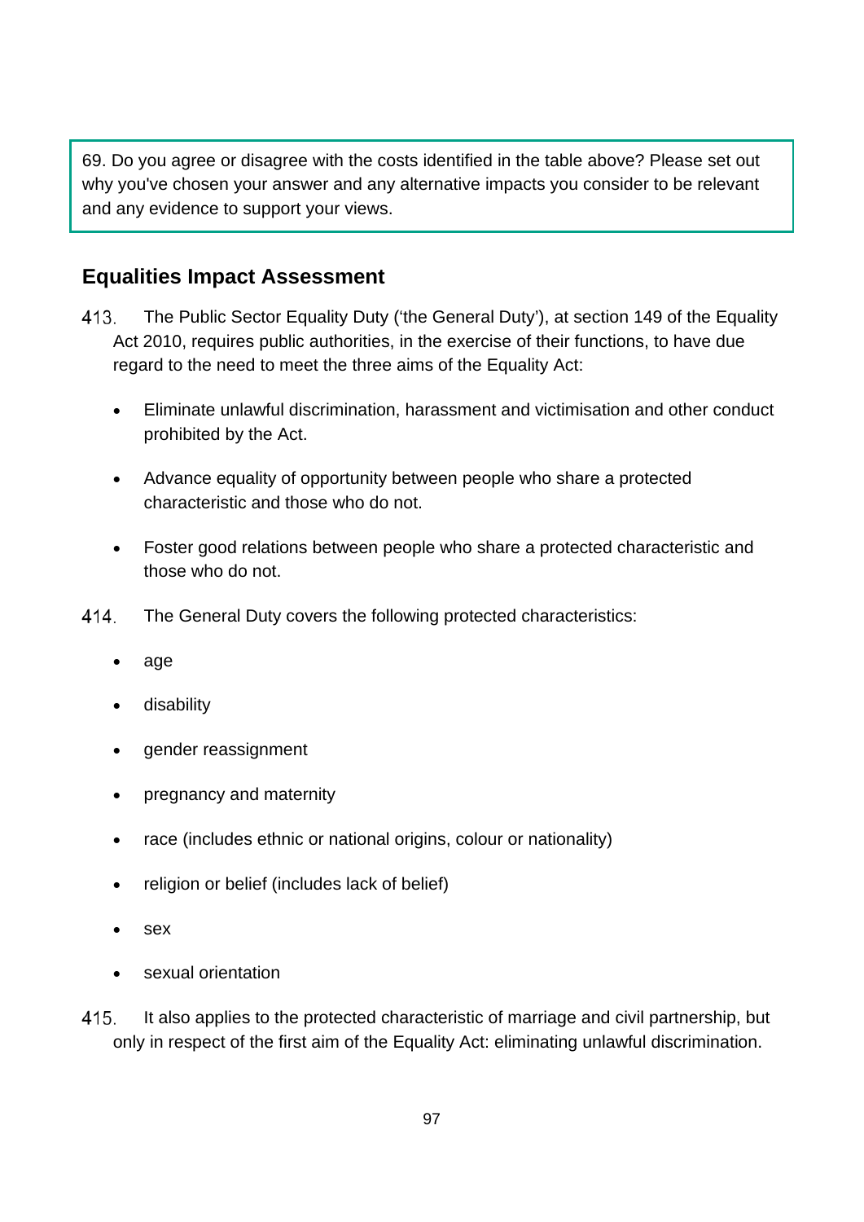> 69. Do you agree or disagree with the costs identified in the table above? Please set out why you've chosen your answer and any alternative impacts you consider to be relevant and any evidence to support your views.

## Equalities Impact Assessment

413. The Public Sector Equality Duty ('the General Duty'), at section 149 of the Equality Act 2010, requires public authorities, in the exercise of their functions, to have due regard to the need to meet the three aims of the Equality Act:

- Eliminate unlawful discrimination, harassment and victimisation and other conduct prohibited by the Act.
- Advance equality of opportunity between people who share a protected characteristic and those who do not.
- Foster good relations between people who share a protected characteristic and those who do not.

414. The General Duty covers the following protected characteristics:

- age
- disability
- gender reassignment
- pregnancy and maternity
- race (includes ethnic or national origins, colour or nationality)
- religion or belief (includes lack of belief)
- sex
- sexual orientation

415. It also applies to the protected characteristic of marriage and civil partnership, but only in respect of the first aim of the Equality Act: eliminating unlawful discrimination.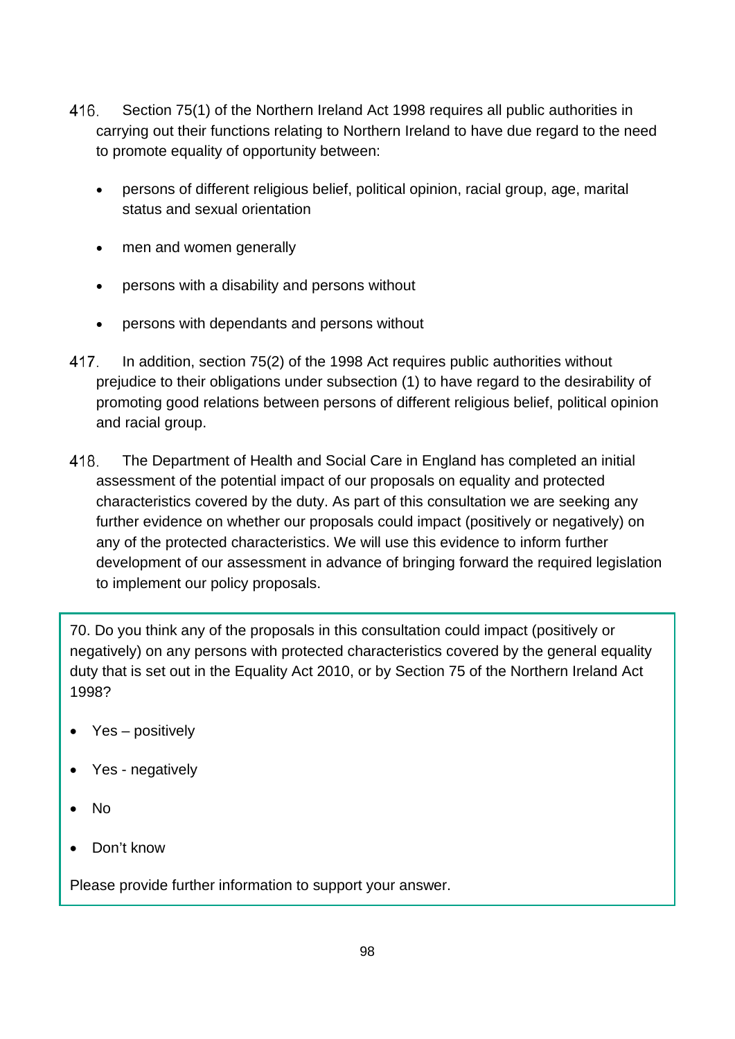416. Section 75(1) of the Northern Ireland Act 1998 requires all public authorities in carrying out their functions relating to Northern Ireland to have due regard to the need to promote equality of opportunity between:

- persons of different religious belief, political opinion, racial group, age, marital status and sexual orientation
- men and women generally
- persons with a disability and persons without
- persons with dependants and persons without

417. In addition, section 75(2) of the 1998 Act requires public authorities without prejudice to their obligations under subsection (1) to have regard to the desirability of promoting good relations between persons of different religious belief, political opinion and racial group.

418. The Department of Health and Social Care in England has completed an initial assessment of the potential impact of our proposals on equality and protected characteristics covered by the duty. As part of this consultation we are seeking any further evidence on whether our proposals could impact (positively or negatively) on any of the protected characteristics. We will use this evidence to inform further development of our assessment in advance of bringing forward the required legislation to implement our policy proposals.

70. Do you think any of the proposals in this consultation could impact (positively or negatively) on any persons with protected characteristics covered by the general equality duty that is set out in the Equality Act 2010, or by Section 75 of the Northern Ireland Act 1998?

- Yes – positively
- Yes - negatively
- No
- Don't know

Please provide further information to support your answer.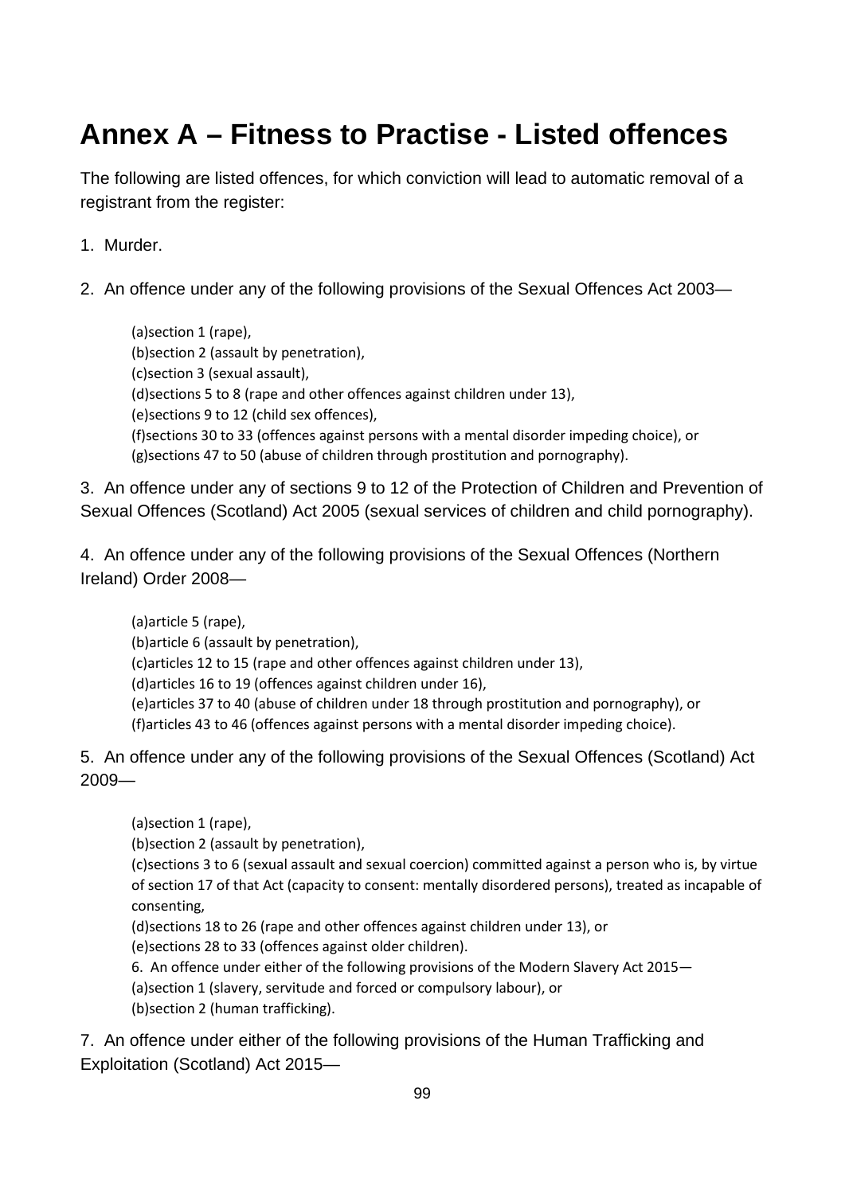# Annex A – Fitness to Practise - Listed offences

The following are listed offences, for which conviction will lead to automatic removal of a registrant from the register:

1. Murder.

2. An offence under any of the following provisions of the Sexual Offences Act 2003—

   (a)section 1 (rape),
   (b)section 2 (assault by penetration),
   (c)section 3 (sexual assault),
   (d)sections 5 to 8 (rape and other offences against children under 13),
   (e)sections 9 to 12 (child sex offences),
   (f)sections 30 to 33 (offences against persons with a mental disorder impeding choice), or
   (g)sections 47 to 50 (abuse of children through prostitution and pornography).

3. An offence under any of sections 9 to 12 of the Protection of Children and Prevention of Sexual Offences (Scotland) Act 2005 (sexual services of children and child pornography).

4. An offence under any of the following provisions of the Sexual Offences (Northern Ireland) Order 2008—

   (a)article 5 (rape),
   (b)article 6 (assault by penetration),
   (c)articles 12 to 15 (rape and other offences against children under 13),
   (d)articles 16 to 19 (offences against children under 16),
   (e)articles 37 to 40 (abuse of children under 18 through prostitution and pornography), or
   (f)articles 43 to 46 (offences against persons with a mental disorder impeding choice).

5. An offence under any of the following provisions of the Sexual Offences (Scotland) Act 2009—

   (a)section 1 (rape),
   (b)section 2 (assault by penetration),
   (c)sections 3 to 6 (sexual assault and sexual coercion) committed against a person who is, by virtue of section 17 of that Act (capacity to consent: mentally disordered persons), treated as incapable of consenting,
   (d)sections 18 to 26 (rape and other offences against children under 13), or
   (e)sections 28 to 33 (offences against older children).

6. An offence under either of the following provisions of the Modern Slavery Act 2015—

   (a)section 1 (slavery, servitude and forced or compulsory labour), or
   (b)section 2 (human trafficking).

7. An offence under either of the following provisions of the Human Trafficking and Exploitation (Scotland) Act 2015—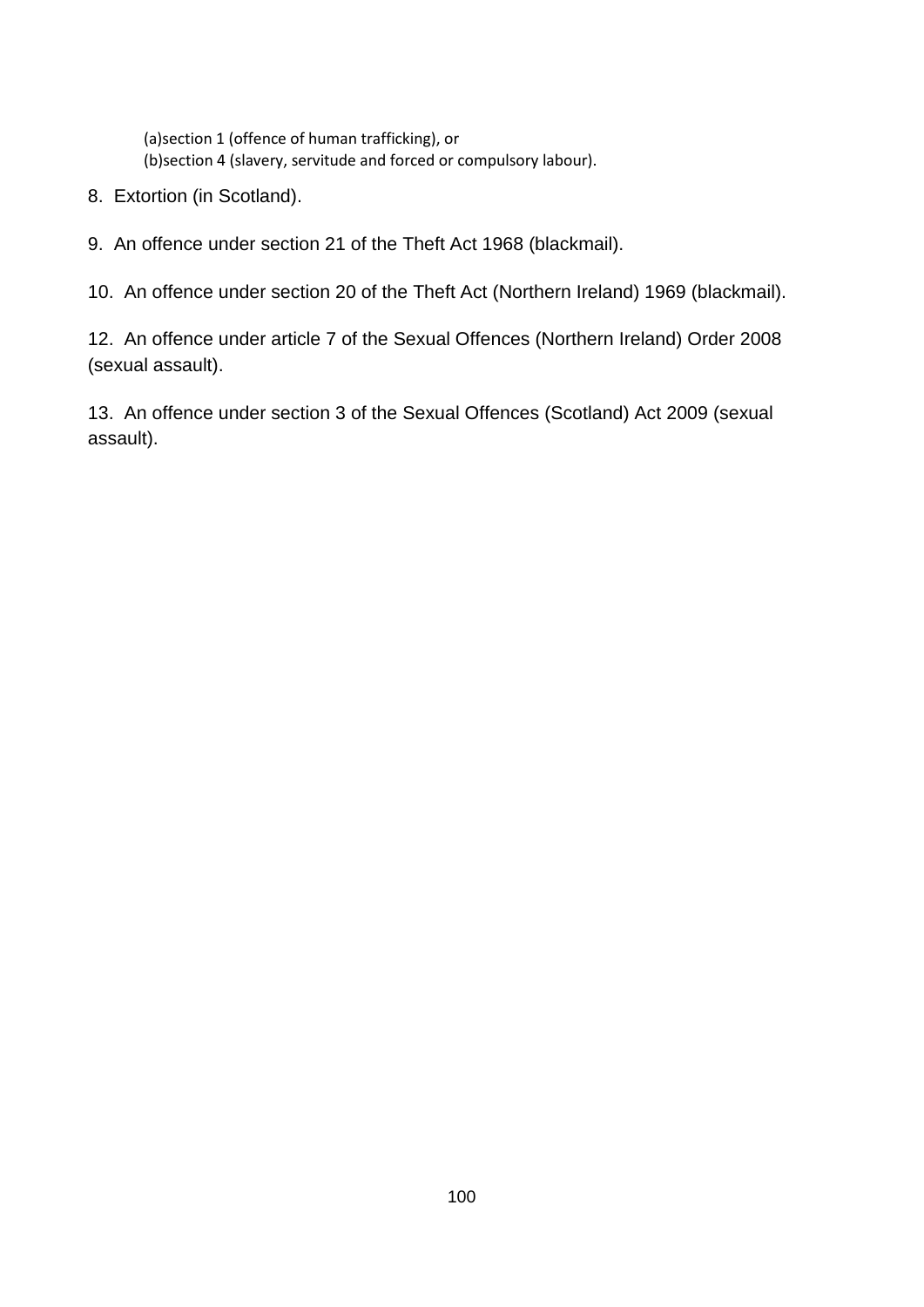(a)section 1 (offence of human trafficking), or
(b)section 4 (slavery, servitude and forced or compulsory labour).

8. Extortion (in Scotland).

9. An offence under section 21 of the Theft Act 1968 (blackmail).

10. An offence under section 20 of the Theft Act (Northern Ireland) 1969 (blackmail).

12. An offence under article 7 of the Sexual Offences (Northern Ireland) Order 2008 (sexual assault).

13. An offence under section 3 of the Sexual Offences (Scotland) Act 2009 (sexual assault).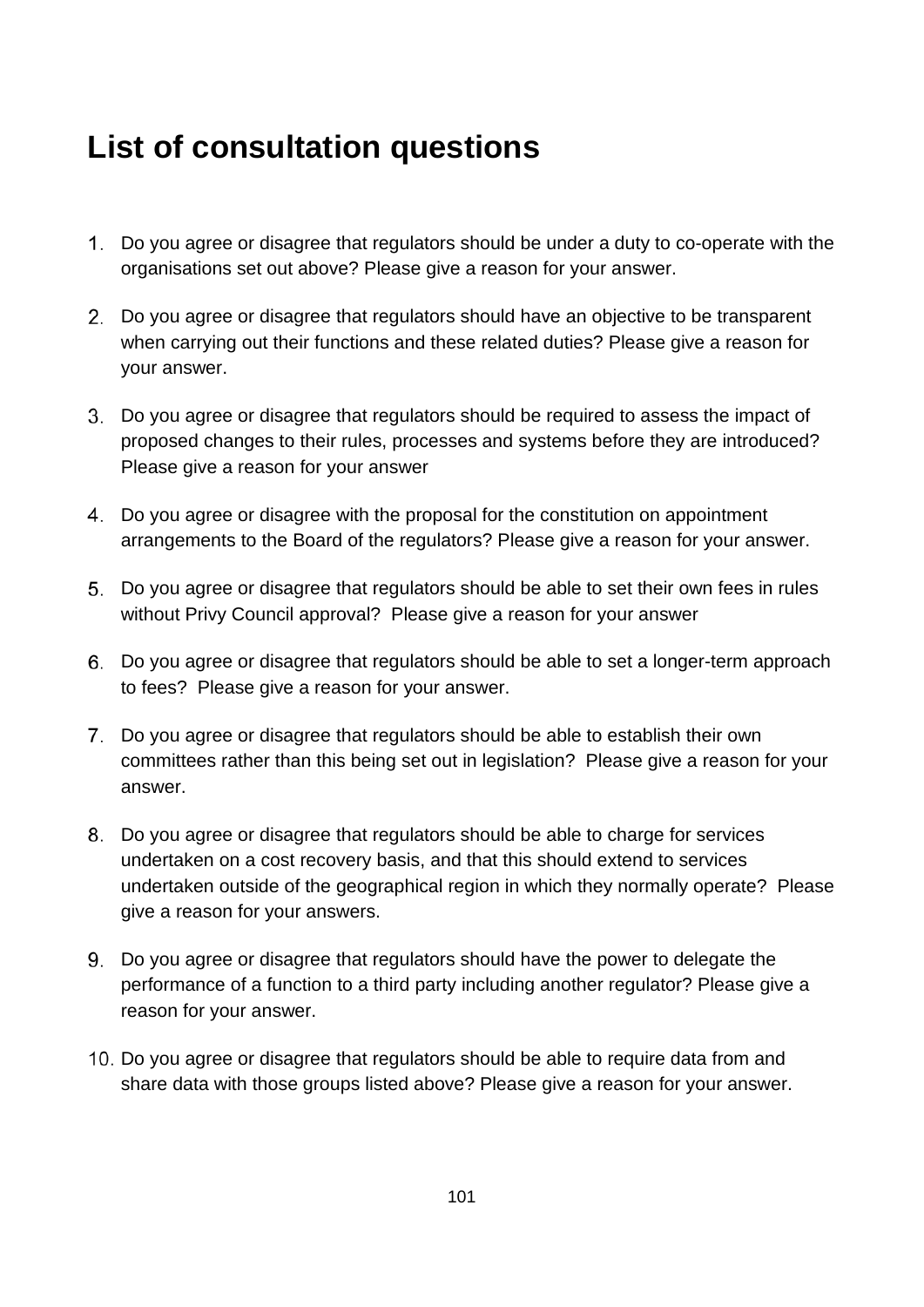# List of consultation questions

1. Do you agree or disagree that regulators should be under a duty to co-operate with the organisations set out above? Please give a reason for your answer.
2. Do you agree or disagree that regulators should have an objective to be transparent when carrying out their functions and these related duties? Please give a reason for your answer.
3. Do you agree or disagree that regulators should be required to assess the impact of proposed changes to their rules, processes and systems before they are introduced? Please give a reason for your answer
4. Do you agree or disagree with the proposal for the constitution on appointment arrangements to the Board of the regulators? Please give a reason for your answer.
5. Do you agree or disagree that regulators should be able to set their own fees in rules without Privy Council approval? Please give a reason for your answer
6. Do you agree or disagree that regulators should be able to set a longer-term approach to fees? Please give a reason for your answer.
7. Do you agree or disagree that regulators should be able to establish their own committees rather than this being set out in legislation? Please give a reason for your answer.
8. Do you agree or disagree that regulators should be able to charge for services undertaken on a cost recovery basis, and that this should extend to services undertaken outside of the geographical region in which they normally operate? Please give a reason for your answers.
9. Do you agree or disagree that regulators should have the power to delegate the performance of a function to a third party including another regulator? Please give a reason for your answer.
10. Do you agree or disagree that regulators should be able to require data from and share data with those groups listed above? Please give a reason for your answer.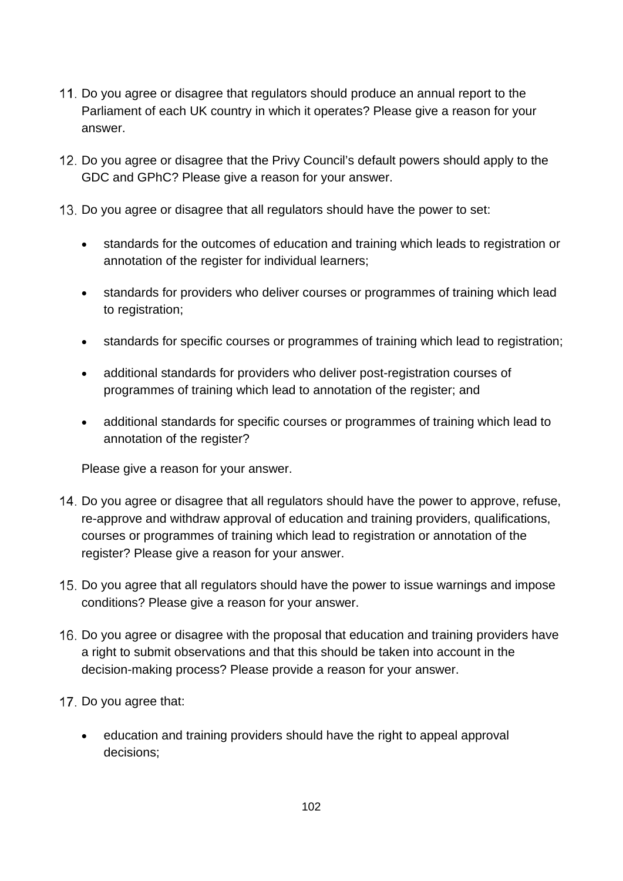11. Do you agree or disagree that regulators should produce an annual report to the Parliament of each UK country in which it operates? Please give a reason for your answer.

12. Do you agree or disagree that the Privy Council's default powers should apply to the GDC and GPhC? Please give a reason for your answer.

13. Do you agree or disagree that all regulators should have the power to set:

    - standards for the outcomes of education and training which leads to registration or annotation of the register for individual learners;

    - standards for providers who deliver courses or programmes of training which lead to registration;

    - standards for specific courses or programmes of training which lead to registration;

    - additional standards for providers who deliver post-registration courses of programmes of training which lead to annotation of the register; and

    - additional standards for specific courses or programmes of training which lead to annotation of the register?

    Please give a reason for your answer.

14. Do you agree or disagree that all regulators should have the power to approve, refuse, re-approve and withdraw approval of education and training providers, qualifications, courses or programmes of training which lead to registration or annotation of the register? Please give a reason for your answer.

15. Do you agree that all regulators should have the power to issue warnings and impose conditions? Please give a reason for your answer.

16. Do you agree or disagree with the proposal that education and training providers have a right to submit observations and that this should be taken into account in the decision-making process? Please provide a reason for your answer.

17. Do you agree that:

    - education and training providers should have the right to appeal approval decisions;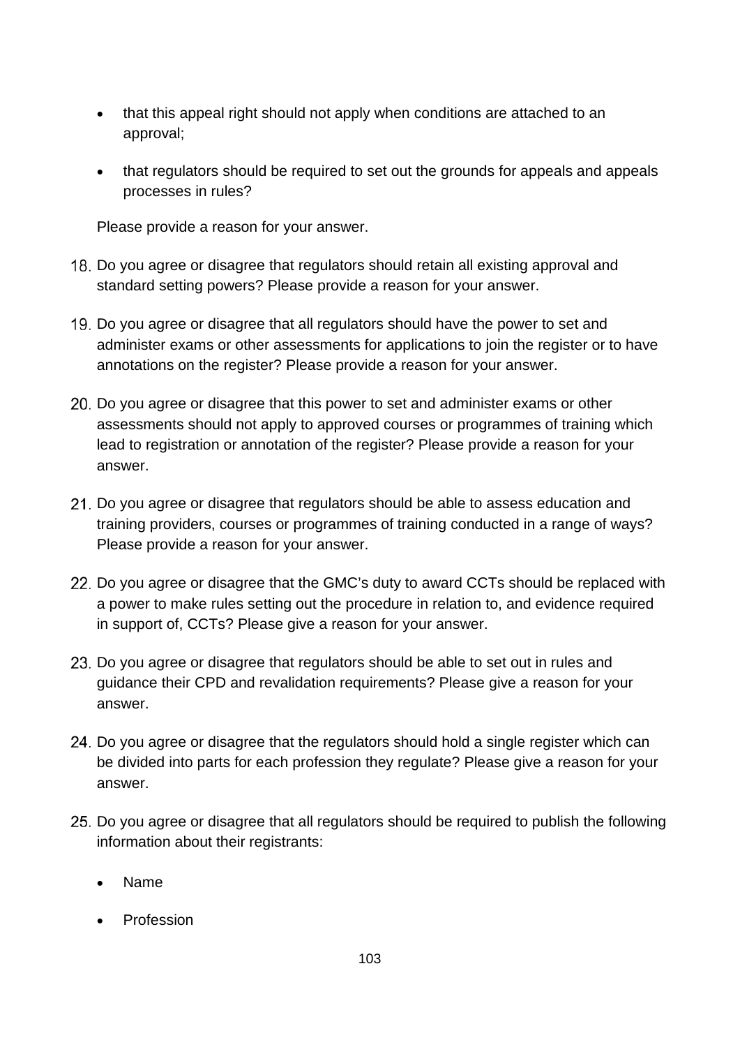- that this appeal right should not apply when conditions are attached to an approval;
- that regulators should be required to set out the grounds for appeals and appeals processes in rules?

Please provide a reason for your answer.

18. Do you agree or disagree that regulators should retain all existing approval and standard setting powers? Please provide a reason for your answer.

19. Do you agree or disagree that all regulators should have the power to set and administer exams or other assessments for applications to join the register or to have annotations on the register? Please provide a reason for your answer.

20. Do you agree or disagree that this power to set and administer exams or other assessments should not apply to approved courses or programmes of training which lead to registration or annotation of the register? Please provide a reason for your answer.

21. Do you agree or disagree that regulators should be able to assess education and training providers, courses or programmes of training conducted in a range of ways? Please provide a reason for your answer.

22. Do you agree or disagree that the GMC's duty to award CCTs should be replaced with a power to make rules setting out the procedure in relation to, and evidence required in support of, CCTs? Please give a reason for your answer.

23. Do you agree or disagree that regulators should be able to set out in rules and guidance their CPD and revalidation requirements? Please give a reason for your answer.

24. Do you agree or disagree that the regulators should hold a single register which can be divided into parts for each profession they regulate? Please give a reason for your answer.

25. Do you agree or disagree that all regulators should be required to publish the following information about their registrants:

    - Name
    - Profession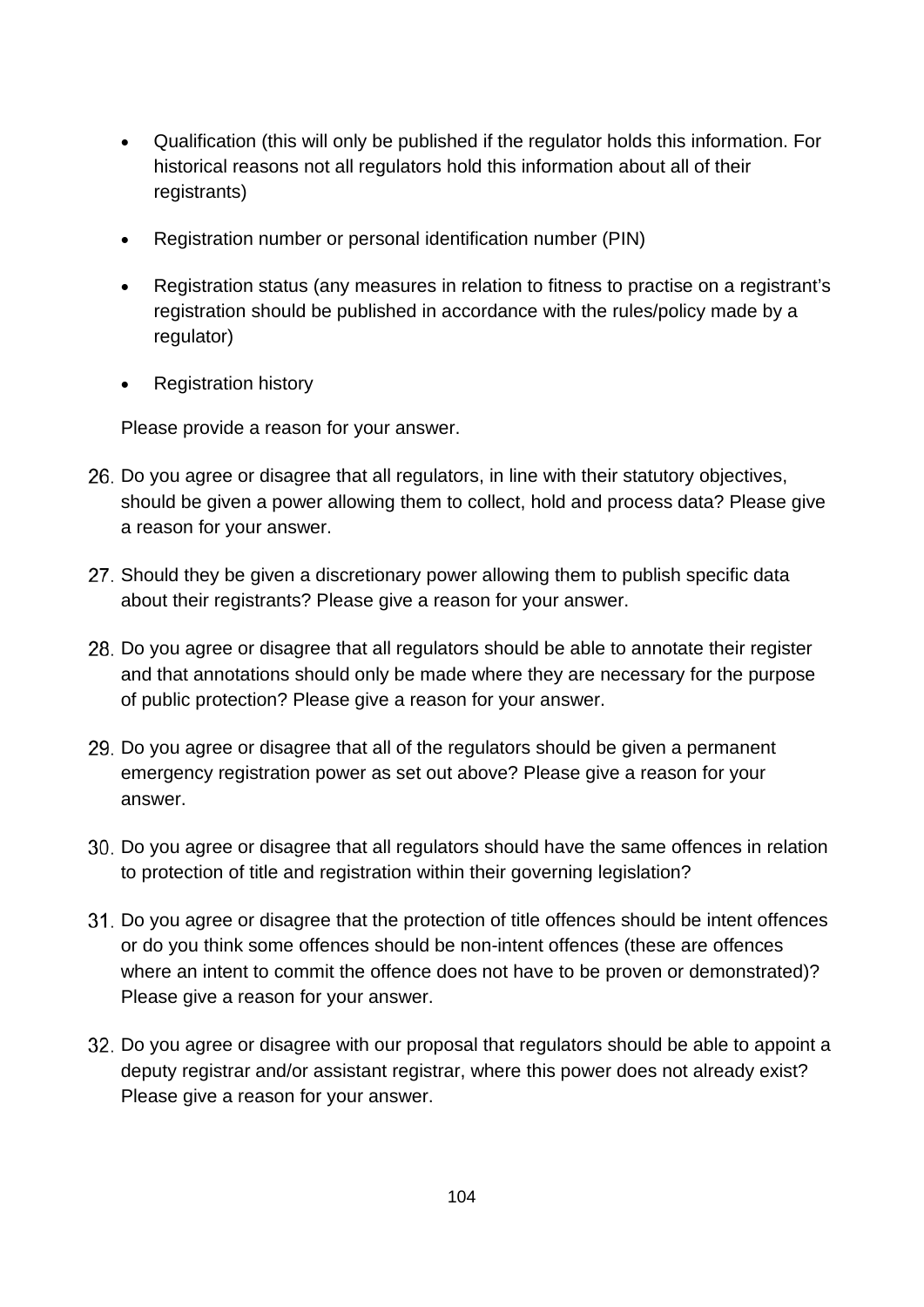- Qualification (this will only be published if the regulator holds this information. For historical reasons not all regulators hold this information about all of their registrants)
- Registration number or personal identification number (PIN)
- Registration status (any measures in relation to fitness to practise on a registrant's registration should be published in accordance with the rules/policy made by a regulator)
- Registration history

Please provide a reason for your answer.

26. Do you agree or disagree that all regulators, in line with their statutory objectives, should be given a power allowing them to collect, hold and process data? Please give a reason for your answer.

27. Should they be given a discretionary power allowing them to publish specific data about their registrants? Please give a reason for your answer.

28. Do you agree or disagree that all regulators should be able to annotate their register and that annotations should only be made where they are necessary for the purpose of public protection? Please give a reason for your answer.

29. Do you agree or disagree that all of the regulators should be given a permanent emergency registration power as set out above? Please give a reason for your answer.

30. Do you agree or disagree that all regulators should have the same offences in relation to protection of title and registration within their governing legislation?

31. Do you agree or disagree that the protection of title offences should be intent offences or do you think some offences should be non-intent offences (these are offences where an intent to commit the offence does not have to be proven or demonstrated)? Please give a reason for your answer.

32. Do you agree or disagree with our proposal that regulators should be able to appoint a deputy registrar and/or assistant registrar, where this power does not already exist? Please give a reason for your answer.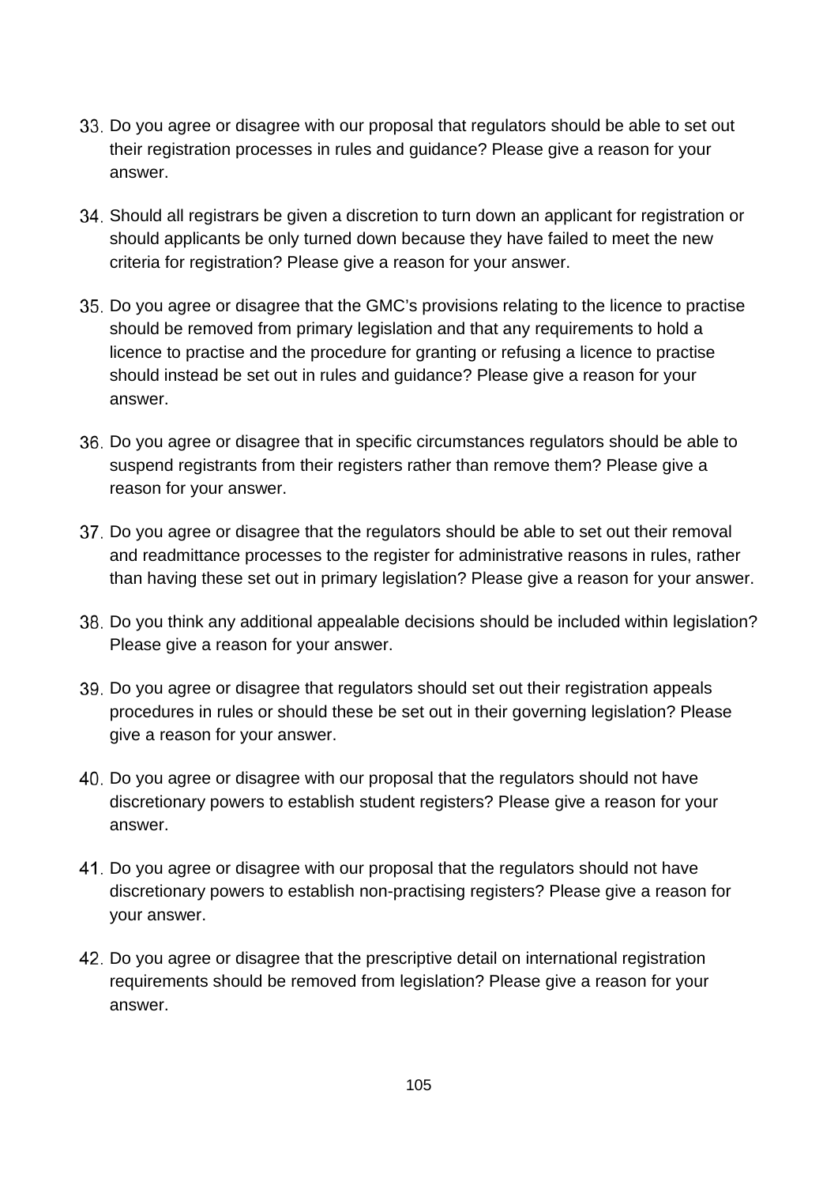33. Do you agree or disagree with our proposal that regulators should be able to set out their registration processes in rules and guidance? Please give a reason for your answer.

34. Should all registrars be given a discretion to turn down an applicant for registration or should applicants be only turned down because they have failed to meet the new criteria for registration? Please give a reason for your answer.

35. Do you agree or disagree that the GMC's provisions relating to the licence to practise should be removed from primary legislation and that any requirements to hold a licence to practise and the procedure for granting or refusing a licence to practise should instead be set out in rules and guidance? Please give a reason for your answer.

36. Do you agree or disagree that in specific circumstances regulators should be able to suspend registrants from their registers rather than remove them? Please give a reason for your answer.

37. Do you agree or disagree that the regulators should be able to set out their removal and readmittance processes to the register for administrative reasons in rules, rather than having these set out in primary legislation? Please give a reason for your answer.

38. Do you think any additional appealable decisions should be included within legislation? Please give a reason for your answer.

39. Do you agree or disagree that regulators should set out their registration appeals procedures in rules or should these be set out in their governing legislation? Please give a reason for your answer.

40. Do you agree or disagree with our proposal that the regulators should not have discretionary powers to establish student registers? Please give a reason for your answer.

41. Do you agree or disagree with our proposal that the regulators should not have discretionary powers to establish non-practising registers? Please give a reason for your answer.

42. Do you agree or disagree that the prescriptive detail on international registration requirements should be removed from legislation? Please give a reason for your answer.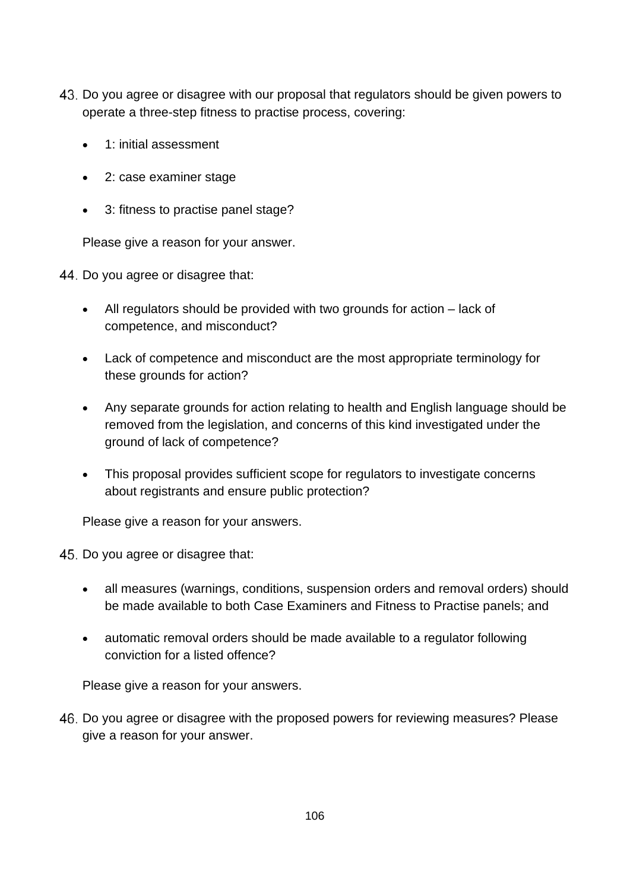43. Do you agree or disagree with our proposal that regulators should be given powers to operate a three-step fitness to practise process, covering:

    - 1: initial assessment
    - 2: case examiner stage
    - 3: fitness to practise panel stage?

    Please give a reason for your answer.

44. Do you agree or disagree that:

    - All regulators should be provided with two grounds for action – lack of competence, and misconduct?
    - Lack of competence and misconduct are the most appropriate terminology for these grounds for action?
    - Any separate grounds for action relating to health and English language should be removed from the legislation, and concerns of this kind investigated under the ground of lack of competence?
    - This proposal provides sufficient scope for regulators to investigate concerns about registrants and ensure public protection?

    Please give a reason for your answers.

45. Do you agree or disagree that:

    - all measures (warnings, conditions, suspension orders and removal orders) should be made available to both Case Examiners and Fitness to Practise panels; and
    - automatic removal orders should be made available to a regulator following conviction for a listed offence?

    Please give a reason for your answers.

46. Do you agree or disagree with the proposed powers for reviewing measures? Please give a reason for your answer.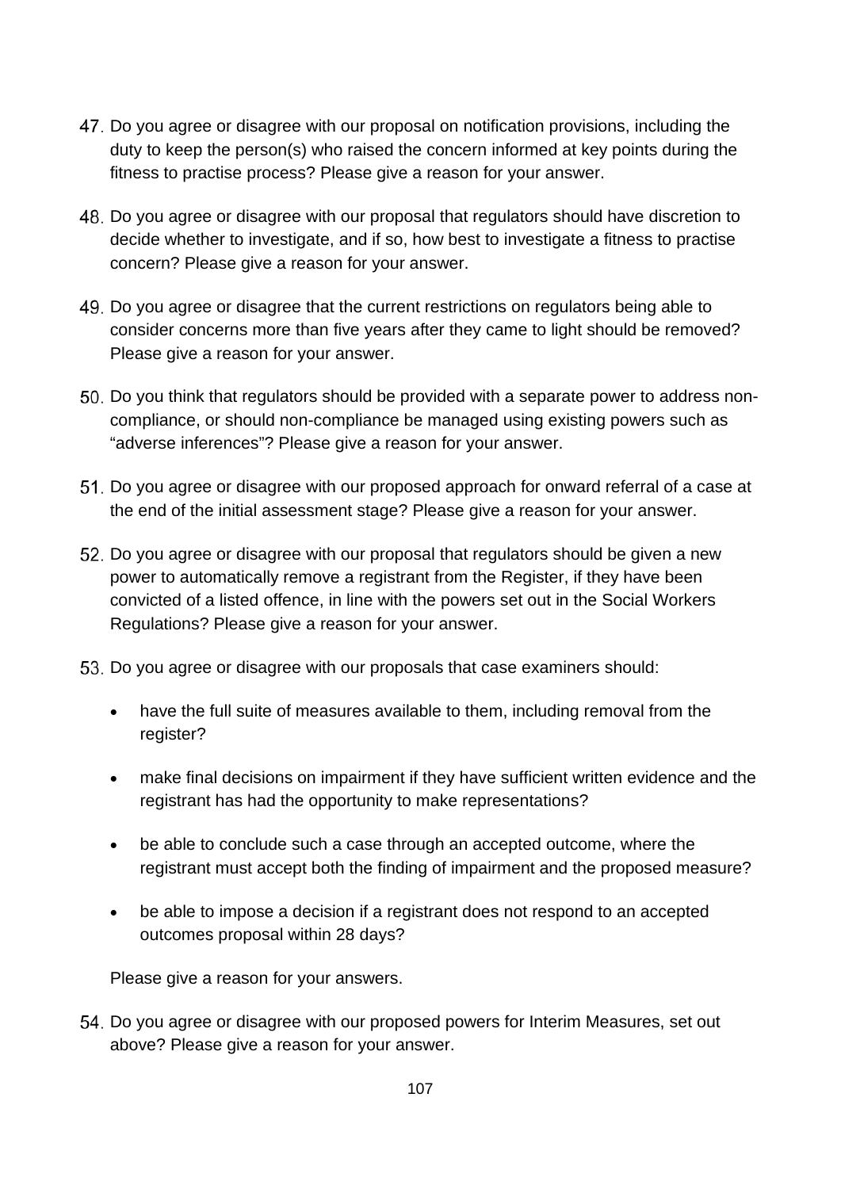47. Do you agree or disagree with our proposal on notification provisions, including the duty to keep the person(s) who raised the concern informed at key points during the fitness to practise process? Please give a reason for your answer.

48. Do you agree or disagree with our proposal that regulators should have discretion to decide whether to investigate, and if so, how best to investigate a fitness to practise concern? Please give a reason for your answer.

49. Do you agree or disagree that the current restrictions on regulators being able to consider concerns more than five years after they came to light should be removed? Please give a reason for your answer.

50. Do you think that regulators should be provided with a separate power to address non-compliance, or should non-compliance be managed using existing powers such as "adverse inferences"? Please give a reason for your answer.

51. Do you agree or disagree with our proposed approach for onward referral of a case at the end of the initial assessment stage? Please give a reason for your answer.

52. Do you agree or disagree with our proposal that regulators should be given a new power to automatically remove a registrant from the Register, if they have been convicted of a listed offence, in line with the powers set out in the Social Workers Regulations? Please give a reason for your answer.

53. Do you agree or disagree with our proposals that case examiners should:

    - have the full suite of measures available to them, including removal from the register?
    - make final decisions on impairment if they have sufficient written evidence and the registrant has had the opportunity to make representations?
    - be able to conclude such a case through an accepted outcome, where the registrant must accept both the finding of impairment and the proposed measure?
    - be able to impose a decision if a registrant does not respond to an accepted outcomes proposal within 28 days?

    Please give a reason for your answers.

54. Do you agree or disagree with our proposed powers for Interim Measures, set out above? Please give a reason for your answer.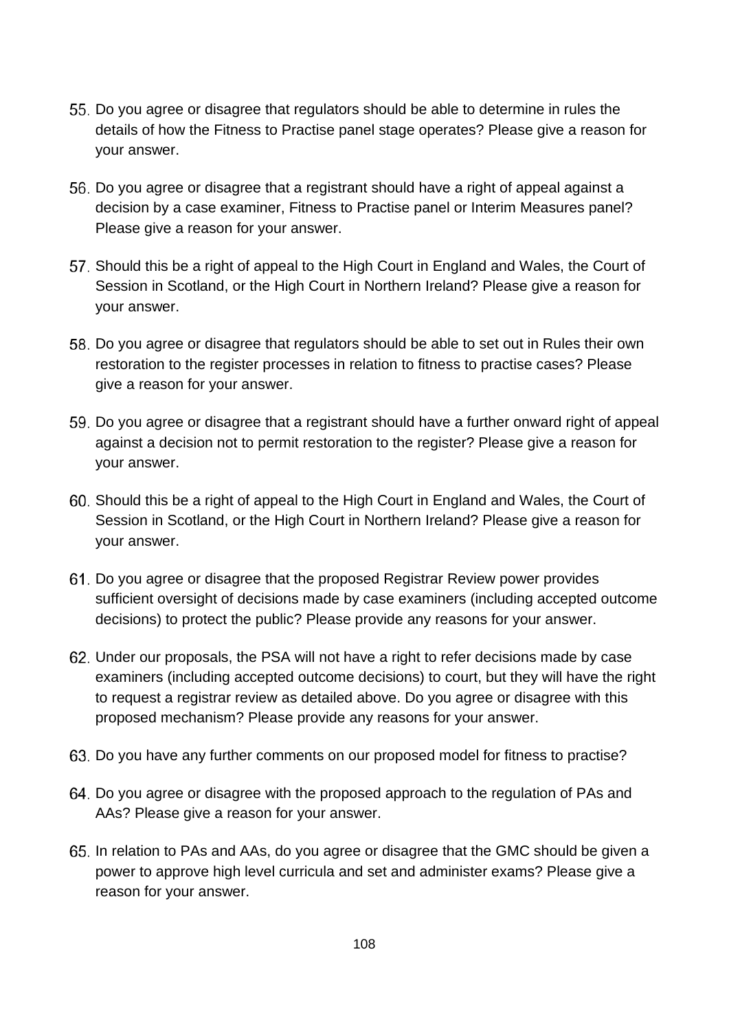55. Do you agree or disagree that regulators should be able to determine in rules the details of how the Fitness to Practise panel stage operates? Please give a reason for your answer.

56. Do you agree or disagree that a registrant should have a right of appeal against a decision by a case examiner, Fitness to Practise panel or Interim Measures panel? Please give a reason for your answer.

57. Should this be a right of appeal to the High Court in England and Wales, the Court of Session in Scotland, or the High Court in Northern Ireland? Please give a reason for your answer.

58. Do you agree or disagree that regulators should be able to set out in Rules their own restoration to the register processes in relation to fitness to practise cases? Please give a reason for your answer.

59. Do you agree or disagree that a registrant should have a further onward right of appeal against a decision not to permit restoration to the register? Please give a reason for your answer.

60. Should this be a right of appeal to the High Court in England and Wales, the Court of Session in Scotland, or the High Court in Northern Ireland? Please give a reason for your answer.

61. Do you agree or disagree that the proposed Registrar Review power provides sufficient oversight of decisions made by case examiners (including accepted outcome decisions) to protect the public? Please provide any reasons for your answer.

62. Under our proposals, the PSA will not have a right to refer decisions made by case examiners (including accepted outcome decisions) to court, but they will have the right to request a registrar review as detailed above. Do you agree or disagree with this proposed mechanism? Please provide any reasons for your answer.

63. Do you have any further comments on our proposed model for fitness to practise?

64. Do you agree or disagree with the proposed approach to the regulation of PAs and AAs? Please give a reason for your answer.

65. In relation to PAs and AAs, do you agree or disagree that the GMC should be given a power to approve high level curricula and set and administer exams? Please give a reason for your answer.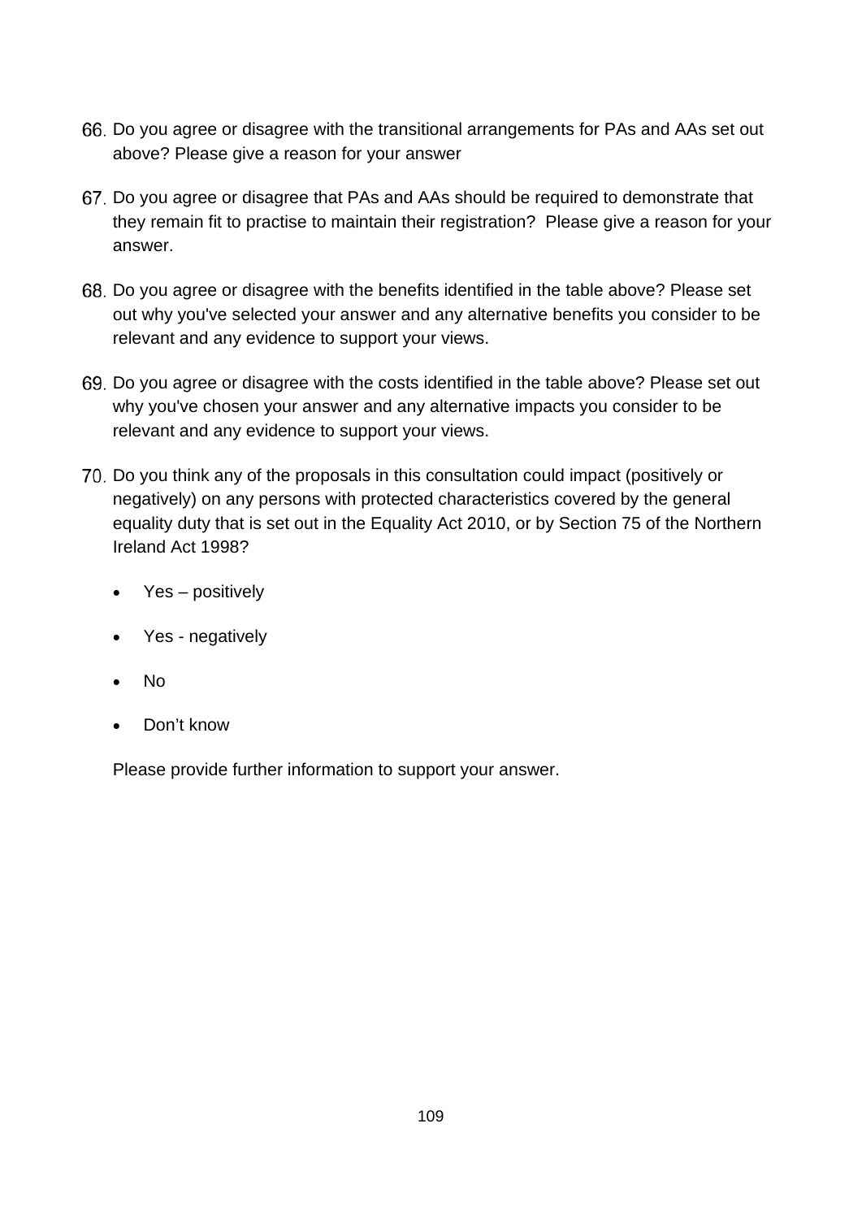66. Do you agree or disagree with the transitional arrangements for PAs and AAs set out above? Please give a reason for your answer

67. Do you agree or disagree that PAs and AAs should be required to demonstrate that they remain fit to practise to maintain their registration? Please give a reason for your answer.

68. Do you agree or disagree with the benefits identified in the table above? Please set out why you've selected your answer and any alternative benefits you consider to be relevant and any evidence to support your views.

69. Do you agree or disagree with the costs identified in the table above? Please set out why you've chosen your answer and any alternative impacts you consider to be relevant and any evidence to support your views.

70. Do you think any of the proposals in this consultation could impact (positively or negatively) on any persons with protected characteristics covered by the general equality duty that is set out in the Equality Act 2010, or by Section 75 of the Northern Ireland Act 1998?

    - Yes – positively
    - Yes - negatively
    - No
    - Don't know

    Please provide further information to support your answer.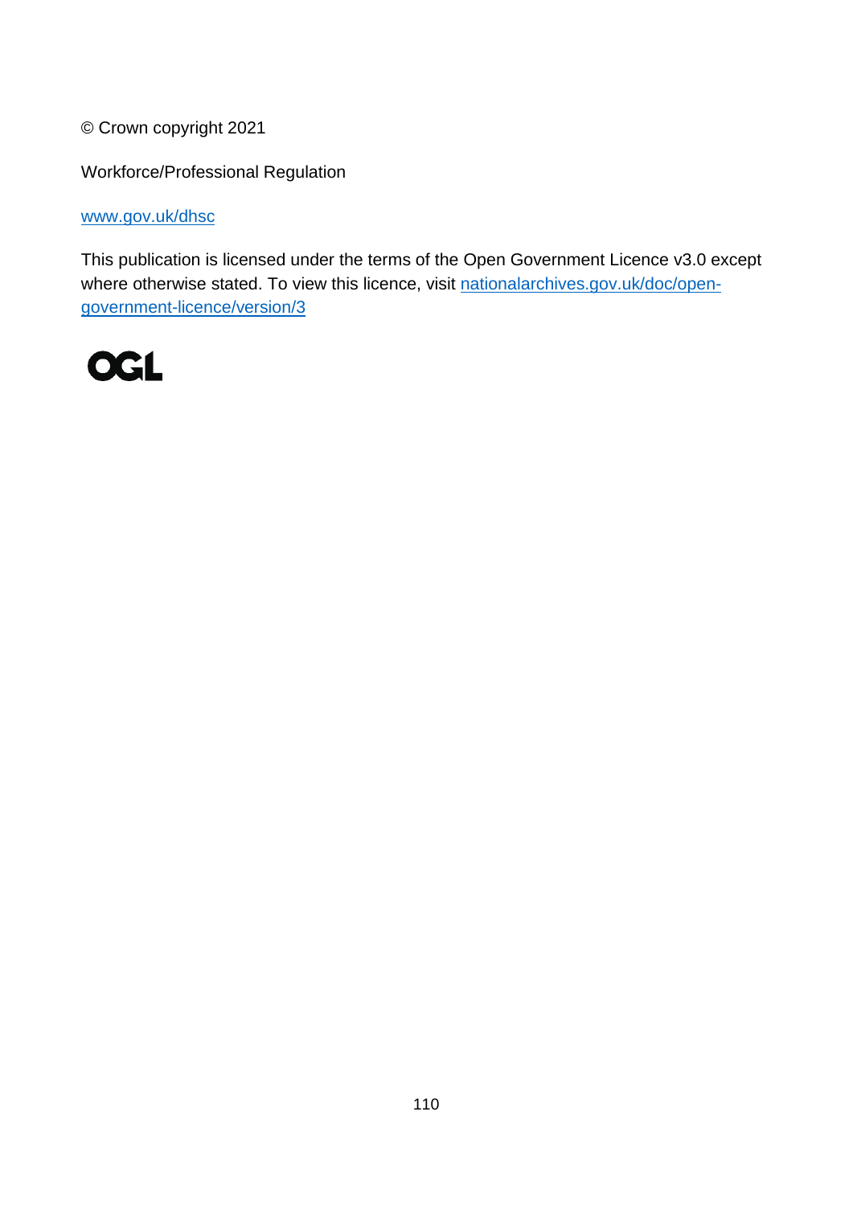© Crown copyright 2021

Workforce/Professional Regulation

[www.gov.uk/dhsc](http://www.gov.uk/dhsc)

This publication is licensed under the terms of the Open Government Licence v3.0 except where otherwise stated. To view this licence, visit [nationalarchives.gov.uk/doc/open-government-licence/version/3](http://nationalarchives.gov.uk/doc/open-government-licence/version/3)

OGL